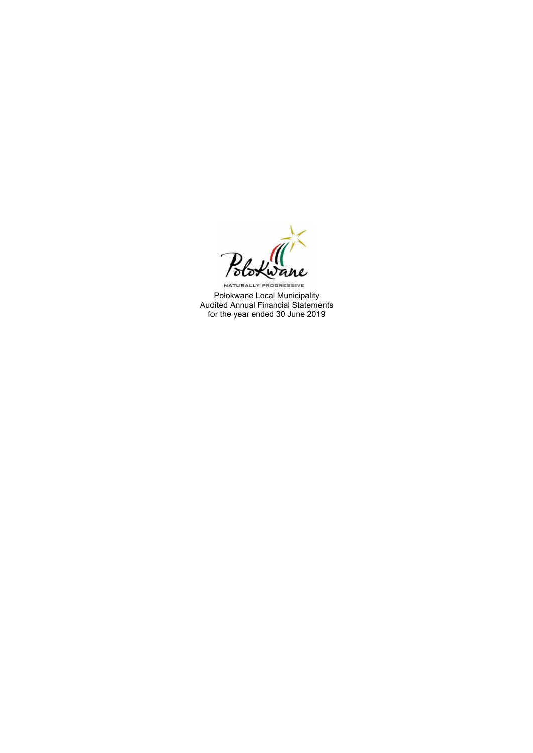Polokwane

NATURALLY PROGRESSIVE

Polokwane Local Municipality
Audited Annual Financial Statements
for the year ended 30 June 2019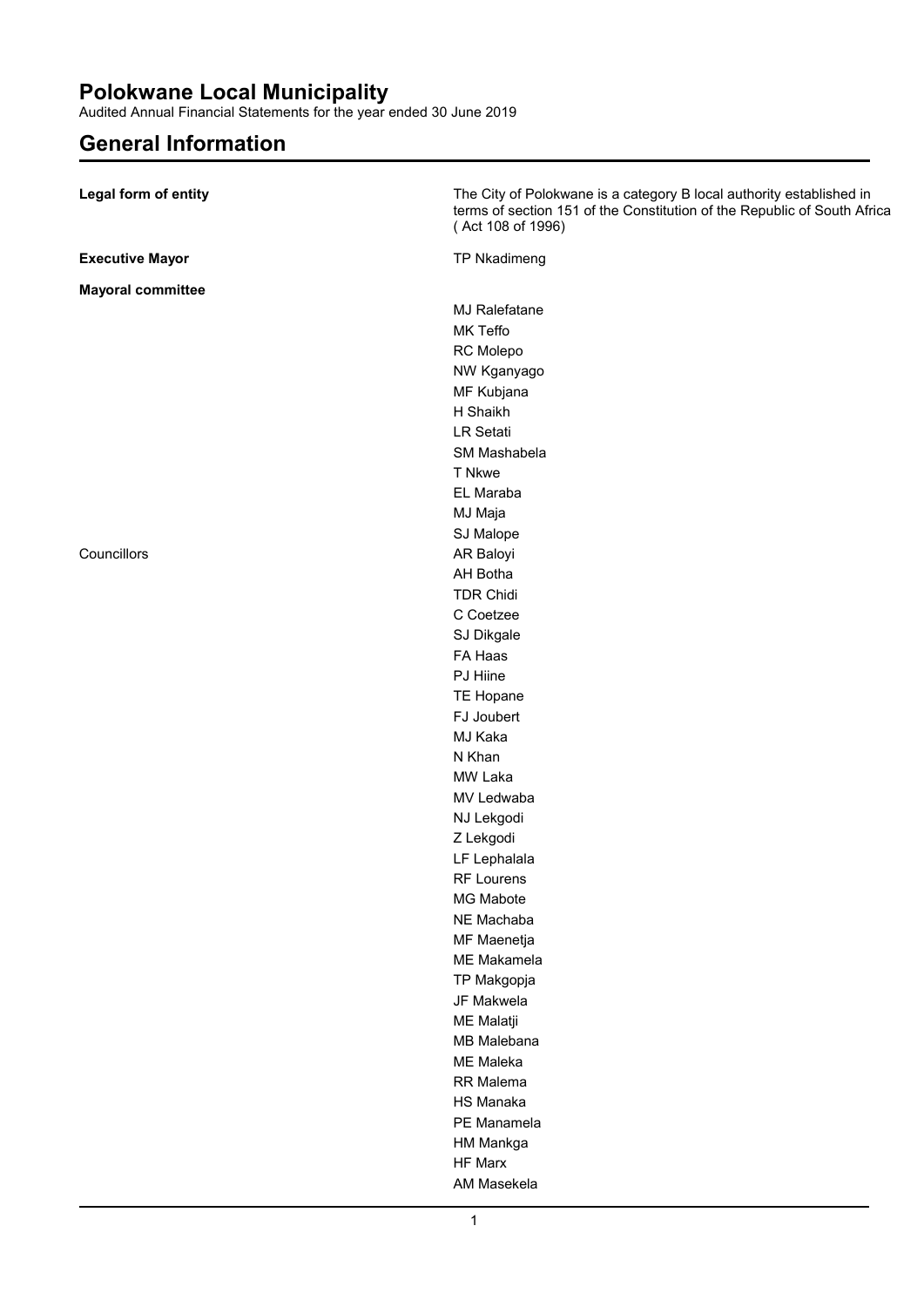# Polokwane Local Municipality

Audited Annual Financial Statements for the year ended 30 June 2019

## General Information

| | |
|---|---|
| **Legal form of entity** | The City of Polokwane is a category B local authority established in terms of section 151 of the Constitution of the Republic of South Africa ( Act 108 of 1996) |
| **Executive Mayor** | TP Nkadimeng |
| **Mayoral committee** | |
| | MJ Ralefatane |
| | MK Teffo |
| | RC Molepo |
| | NW Kganyago |
| | MF Kubjana |
| | H Shaikh |
| | LR Setati |
| | SM Mashabela |
| | T Nkwe |
| | EL Maraba |
| | MJ Maja |
| | SJ Malope |
| Councillors | AR Baloyi |
| | AH Botha |
| | TDR Chidi |
| | C Coetzee |
| | SJ Dikgale |
| | FA Haas |
| | PJ Hiine |
| | TE Hopane |
| | FJ Joubert |
| | MJ Kaka |
| | N Khan |
| | MW Laka |
| | MV Ledwaba |
| | NJ Lekgodi |
| | Z Lekgodi |
| | LF Lephalala |
| | RF Lourens |
| | MG Mabote |
| | NE Machaba |
| | MF Maenetja |
| | ME Makamela |
| | TP Makgopja |
| | JF Makwela |
| | ME Malatji |
| | MB Malebana |
| | ME Maleka |
| | RR Malema |
| | HS Manaka |
| | PE Manamela |
| | HM Mankga |
| | HF Marx |
| | AM Masekela |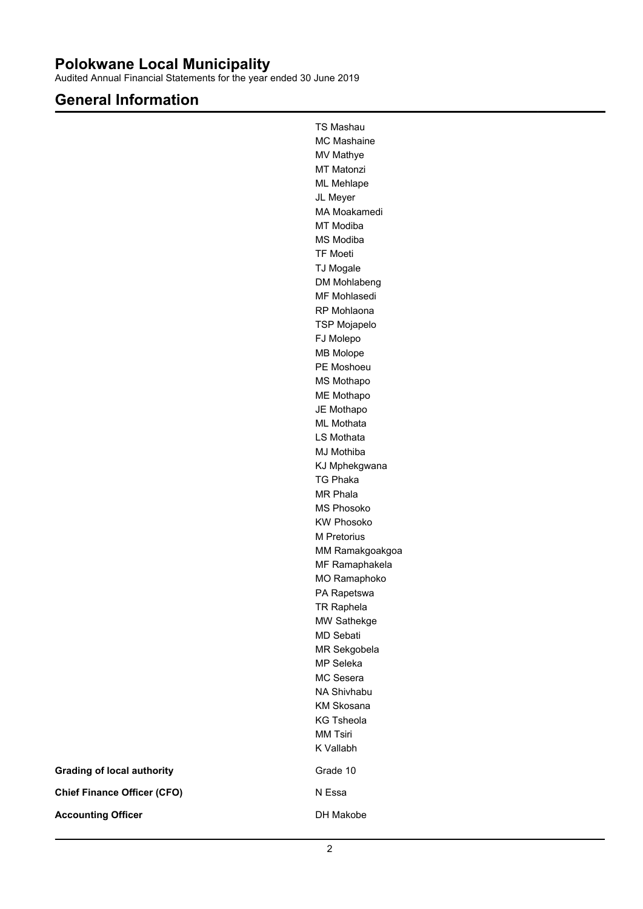# Polokwane Local Municipality

Audited Annual Financial Statements for the year ended 30 June 2019

## General Information

| | |
|---|---|
| | TS Mashau |
| | MC Mashaine |
| | MV Mathye |
| | MT Matonzi |
| | ML Mehlape |
| | JL Meyer |
| | MA Moakamedi |
| | MT Modiba |
| | MS Modiba |
| | TF Moeti |
| | TJ Mogale |
| | DM Mohlabeng |
| | MF Mohlasedi |
| | RP Mohlaona |
| | TSP Mojapelo |
| | FJ Molepo |
| | MB Molope |
| | PE Moshoeu |
| | MS Mothapo |
| | ME Mothapo |
| | JE Mothapo |
| | ML Mothata |
| | LS Mothata |
| | MJ Mothiba |
| | KJ Mphekgwana |
| | TG Phaka |
| | MR Phala |
| | MS Phosoko |
| | KW Phosoko |
| | M Pretorius |
| | MM Ramakgoakgoa |
| | MF Ramaphakela |
| | MO Ramaphoko |
| | PA Rapetswa |
| | TR Raphela |
| | MW Sathekge |
| | MD Sebati |
| | MR Sekgobela |
| | MP Seleka |
| | MC Sesera |
| | NA Shivhabu |
| | KM Skosana |
| | KG Tsheola |
| | MM Tsiri |
| | K Vallabh |
| **Grading of local authority** | Grade 10 |
| **Chief Finance Officer (CFO)** | N Essa |
| **Accounting Officer** | DH Makobe |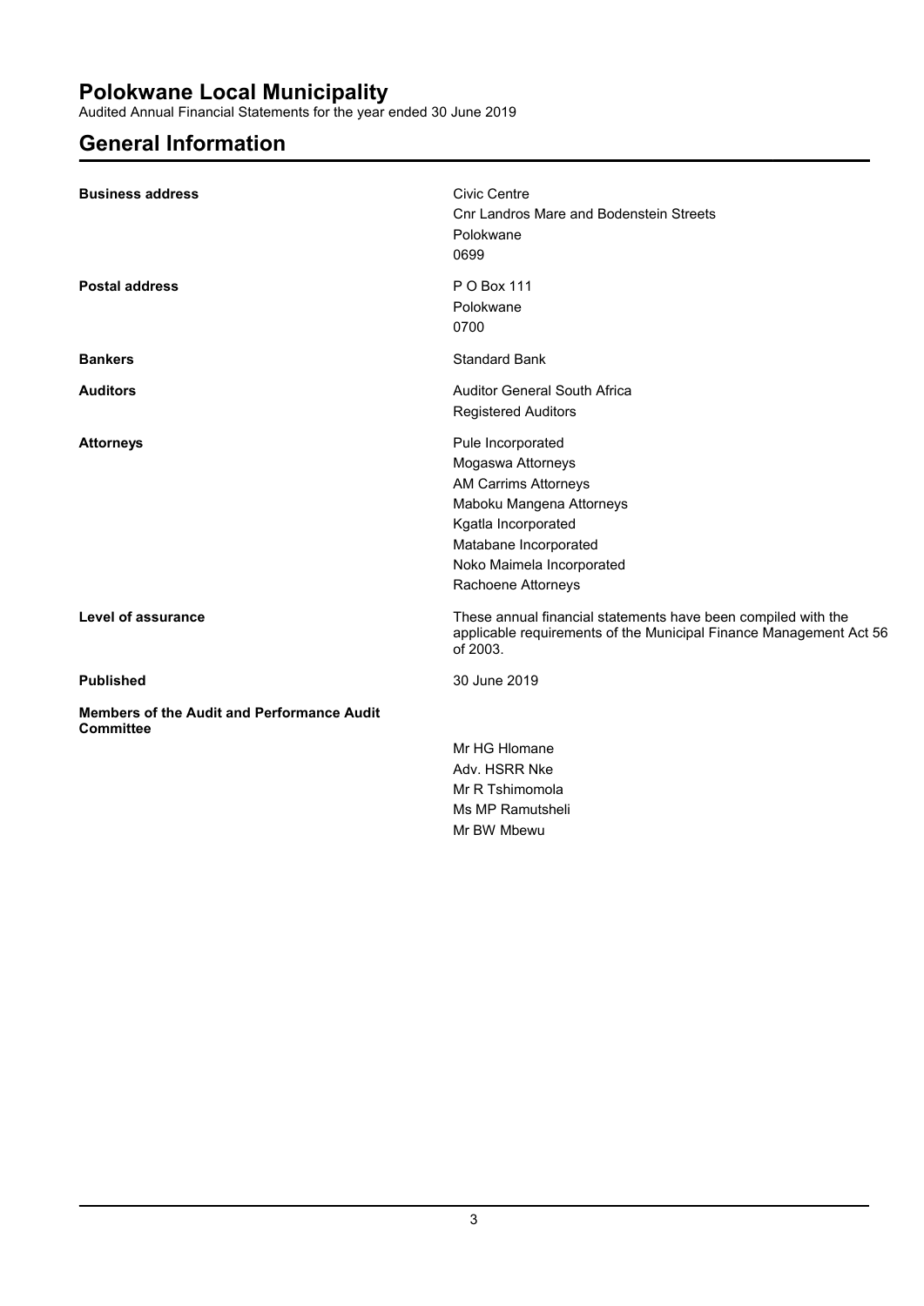# Polokwane Local Municipality

Audited Annual Financial Statements for the year ended 30 June 2019

## General Information

| | |
|---|---|
| **Business address** | Civic Centre<br>Cnr Landros Mare and Bodenstein Streets<br>Polokwane<br>0699 |
| **Postal address** | P O Box 111<br>Polokwane<br>0700 |
| **Bankers** | Standard Bank |
| **Auditors** | Auditor General South Africa<br>Registered Auditors |
| **Attorneys** | Pule Incorporated<br>Mogaswa Attorneys<br>AM Carrims Attorneys<br>Maboku Mangena Attorneys<br>Kgatla Incorporated<br>Matabane Incorporated<br>Noko Maimela Incorporated<br>Rachoene Attorneys |
| **Level of assurance** | These annual financial statements have been compiled with the applicable requirements of the Municipal Finance Management Act 56 of 2003. |
| **Published** | 30 June 2019 |
| **Members of the Audit and Performance Audit Committee** | Mr HG Hlomane<br>Adv. HSRR Nke<br>Mr R Tshimomola<br>Ms MP Ramutsheli<br>Mr BW Mbewu |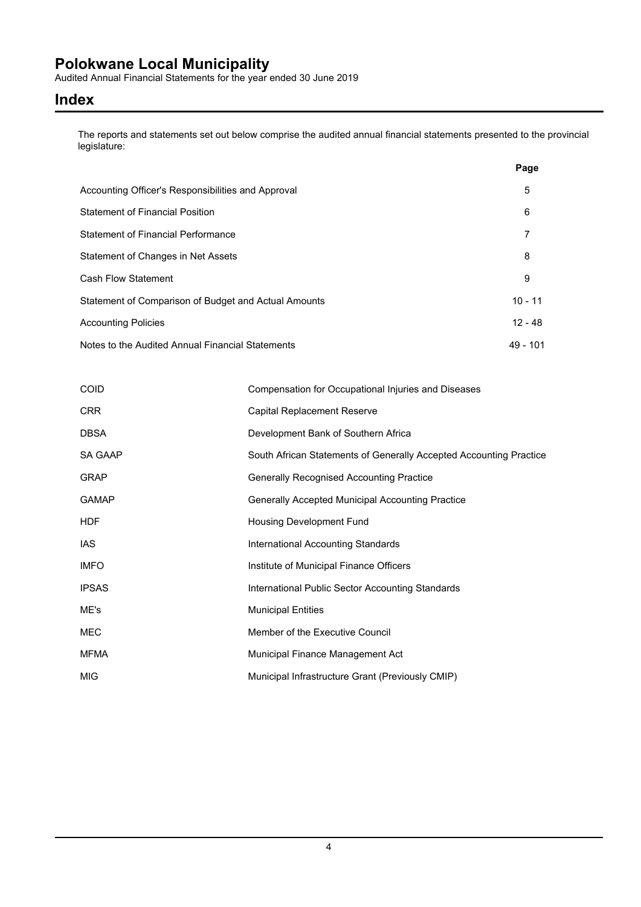# Polokwane Local Municipality

Audited Annual Financial Statements for the year ended 30 June 2019

## Index

The reports and statements set out below comprise the audited annual financial statements presented to the provincial legislature:

| | Page |
|---|---|
| Accounting Officer's Responsibilities and Approval | 5 |
| Statement of Financial Position | 6 |
| Statement of Financial Performance | 7 |
| Statement of Changes in Net Assets | 8 |
| Cash Flow Statement | 9 |
| Statement of Comparison of Budget and Actual Amounts | 10 - 11 |
| Accounting Policies | 12 - 48 |
| Notes to the Audited Annual Financial Statements | 49 - 101 |

| | |
|---|---|
| COID | Compensation for Occupational Injuries and Diseases |
| CRR | Capital Replacement Reserve |
| DBSA | Development Bank of Southern Africa |
| SA GAAP | South African Statements of Generally Accepted Accounting Practice |
| GRAP | Generally Recognised Accounting Practice |
| GAMAP | Generally Accepted Municipal Accounting Practice |
| HDF | Housing Development Fund |
| IAS | International Accounting Standards |
| IMFO | Institute of Municipal Finance Officers |
| IPSAS | International Public Sector Accounting Standards |
| ME's | Municipal Entities |
| MEC | Member of the Executive Council |
| MFMA | Municipal Finance Management Act |
| MIG | Municipal Infrastructure Grant (Previously CMIP) |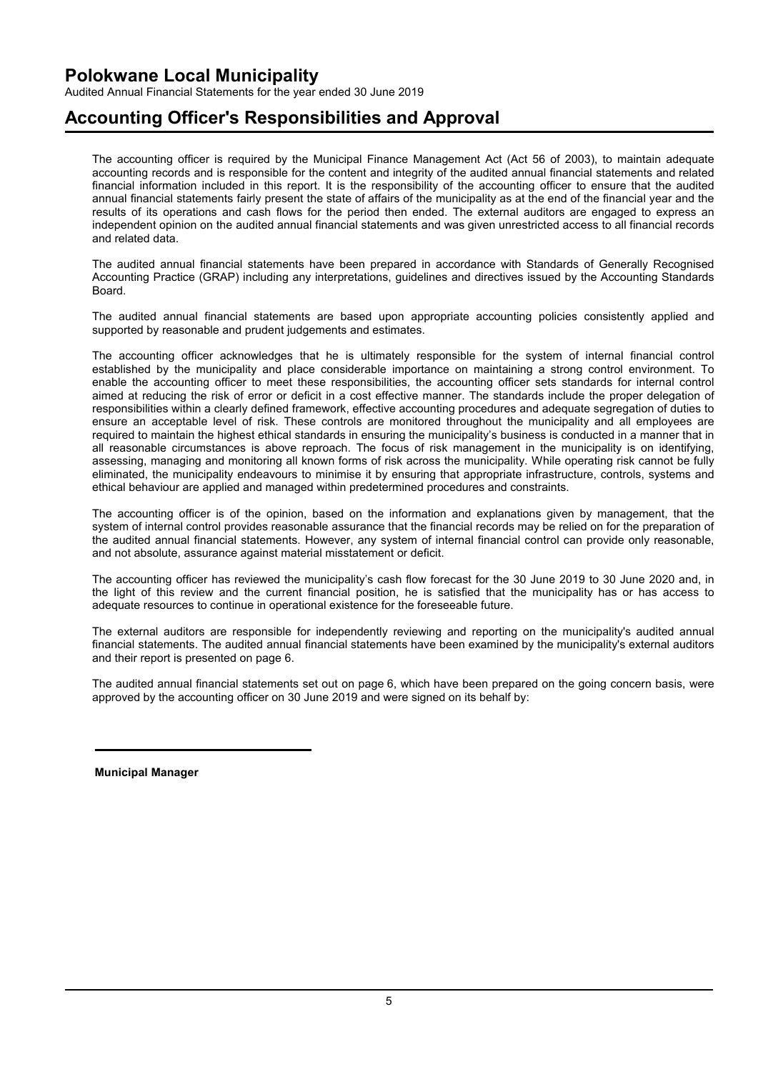# Polokwane Local Municipality

Audited Annual Financial Statements for the year ended 30 June 2019

## Accounting Officer's Responsibilities and Approval

The accounting officer is required by the Municipal Finance Management Act (Act 56 of 2003), to maintain adequate accounting records and is responsible for the content and integrity of the audited annual financial statements and related financial information included in this report. It is the responsibility of the accounting officer to ensure that the audited annual financial statements fairly present the state of affairs of the municipality as at the end of the financial year and the results of its operations and cash flows for the period then ended. The external auditors are engaged to express an independent opinion on the audited annual financial statements and was given unrestricted access to all financial records and related data.

The audited annual financial statements have been prepared in accordance with Standards of Generally Recognised Accounting Practice (GRAP) including any interpretations, guidelines and directives issued by the Accounting Standards Board.

The audited annual financial statements are based upon appropriate accounting policies consistently applied and supported by reasonable and prudent judgements and estimates.

The accounting officer acknowledges that he is ultimately responsible for the system of internal financial control established by the municipality and place considerable importance on maintaining a strong control environment. To enable the accounting officer to meet these responsibilities, the accounting officer sets standards for internal control aimed at reducing the risk of error or deficit in a cost effective manner. The standards include the proper delegation of responsibilities within a clearly defined framework, effective accounting procedures and adequate segregation of duties to ensure an acceptable level of risk. These controls are monitored throughout the municipality and all employees are required to maintain the highest ethical standards in ensuring the municipality's business is conducted in a manner that in all reasonable circumstances is above reproach. The focus of risk management in the municipality is on identifying, assessing, managing and monitoring all known forms of risk across the municipality. While operating risk cannot be fully eliminated, the municipality endeavours to minimise it by ensuring that appropriate infrastructure, controls, systems and ethical behaviour are applied and managed within predetermined procedures and constraints.

The accounting officer is of the opinion, based on the information and explanations given by management, that the system of internal control provides reasonable assurance that the financial records may be relied on for the preparation of the audited annual financial statements. However, any system of internal financial control can provide only reasonable, and not absolute, assurance against material misstatement or deficit.

The accounting officer has reviewed the municipality's cash flow forecast for the 30 June 2019 to 30 June 2020 and, in the light of this review and the current financial position, he is satisfied that the municipality has or has access to adequate resources to continue in operational existence for the foreseeable future.

The external auditors are responsible for independently reviewing and reporting on the municipality's audited annual financial statements. The audited annual financial statements have been examined by the municipality's external auditors and their report is presented on page 6.

The audited annual financial statements set out on page 6, which have been prepared on the going concern basis, were approved by the accounting officer on 30 June 2019 and were signed on its behalf by:

**Municipal Manager**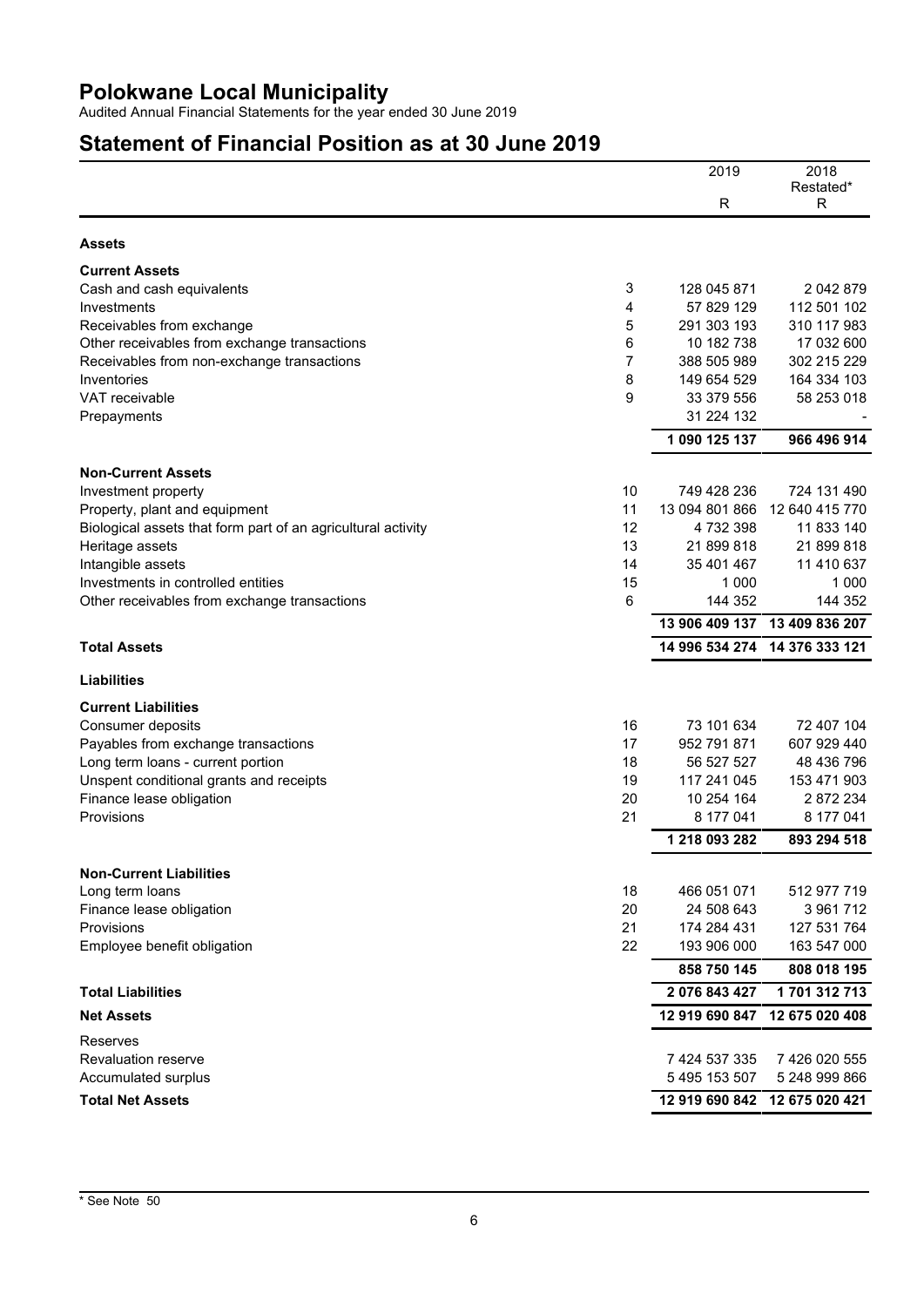# Polokwane Local Municipality

Audited Annual Financial Statements for the year ended 30 June 2019

## Statement of Financial Position as at 30 June 2019

| | | 2019 | 2018 Restated* |
|---|---|---|---|
| | | R | R |
| **Assets** | | | |
| **Current Assets** | | | |
| Cash and cash equivalents | 3 | 128 045 871 | 2 042 879 |
| Investments | 4 | 57 829 129 | 112 501 102 |
| Receivables from exchange | 5 | 291 303 193 | 310 117 983 |
| Other receivables from exchange transactions | 6 | 10 182 738 | 17 032 600 |
| Receivables from non-exchange transactions | 7 | 388 505 989 | 302 215 229 |
| Inventories | 8 | 149 654 529 | 164 334 103 |
| VAT receivable | 9 | 33 379 556 | 58 253 018 |
| Prepayments | | 31 224 132 | - |
| | | **1 090 125 137** | **966 496 914** |
| **Non-Current Assets** | | | |
| Investment property | 10 | 749 428 236 | 724 131 490 |
| Property, plant and equipment | 11 | 13 094 801 866 | 12 640 415 770 |
| Biological assets that form part of an agricultural activity | 12 | 4 732 398 | 11 833 140 |
| Heritage assets | 13 | 21 899 818 | 21 899 818 |
| Intangible assets | 14 | 35 401 467 | 11 410 637 |
| Investments in controlled entities | 15 | 1 000 | 1 000 |
| Other receivables from exchange transactions | 6 | 144 352 | 144 352 |
| | | **13 906 409 137** | **13 409 836 207** |
| **Total Assets** | | **14 996 534 274** | **14 376 333 121** |
| **Liabilities** | | | |
| **Current Liabilities** | | | |
| Consumer deposits | 16 | 73 101 634 | 72 407 104 |
| Payables from exchange transactions | 17 | 952 791 871 | 607 929 440 |
| Long term loans - current portion | 18 | 56 527 527 | 48 436 796 |
| Unspent conditional grants and receipts | 19 | 117 241 045 | 153 471 903 |
| Finance lease obligation | 20 | 10 254 164 | 2 872 234 |
| Provisions | 21 | 8 177 041 | 8 177 041 |
| | | **1 218 093 282** | **893 294 518** |
| **Non-Current Liabilities** | | | |
| Long term loans | 18 | 466 051 071 | 512 977 719 |
| Finance lease obligation | 20 | 24 508 643 | 3 961 712 |
| Provisions | 21 | 174 284 431 | 127 531 764 |
| Employee benefit obligation | 22 | 193 906 000 | 163 547 000 |
| | | **858 750 145** | **808 018 195** |
| **Total Liabilities** | | **2 076 843 427** | **1 701 312 713** |
| **Net Assets** | | **12 919 690 847** | **12 675 020 408** |
| Reserves | | | |
| Revaluation reserve | | 7 424 537 335 | 7 426 020 555 |
| Accumulated surplus | | 5 495 153 507 | 5 248 999 866 |
| **Total Net Assets** | | **12 919 690 842** | **12 675 020 421** |

* See Note 50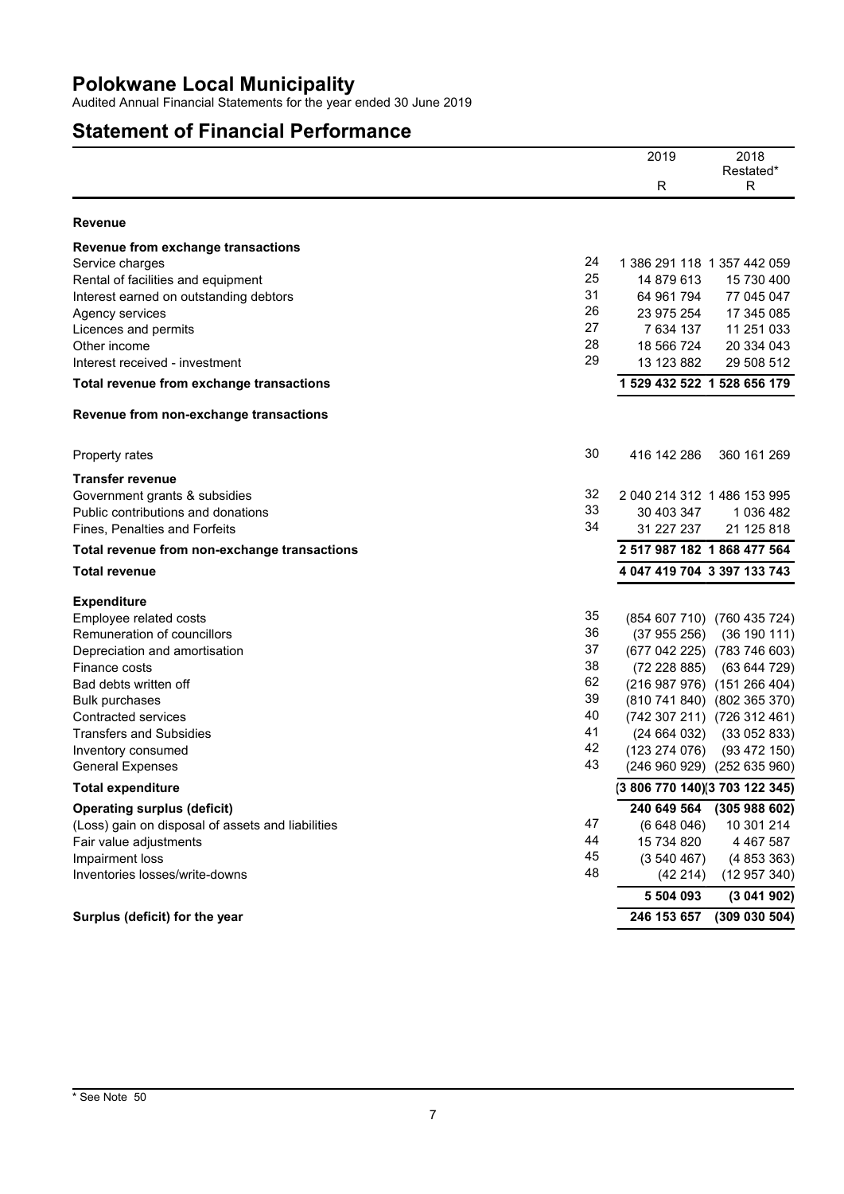# Polokwane Local Municipality

Audited Annual Financial Statements for the year ended 30 June 2019

## Statement of Financial Performance

| | | 2019 | 2018 Restated* |
|---|---|---|---|
| | | R | R |
| **Revenue** | | | |
| **Revenue from exchange transactions** | | | |
| Service charges | 24 | 1 386 291 118 | 1 357 442 059 |
| Rental of facilities and equipment | 25 | 14 879 613 | 15 730 400 |
| Interest earned on outstanding debtors | 31 | 64 961 794 | 77 045 047 |
| Agency services | 26 | 23 975 254 | 17 345 085 |
| Licences and permits | 27 | 7 634 137 | 11 251 033 |
| Other income | 28 | 18 566 724 | 20 334 043 |
| Interest received - investment | 29 | 13 123 882 | 29 508 512 |
| **Total revenue from exchange transactions** | | **1 529 432 522** | **1 528 656 179** |
| **Revenue from non-exchange transactions** | | | |
| Property rates | 30 | 416 142 286 | 360 161 269 |
| **Transfer revenue** | | | |
| Government grants & subsidies | 32 | 2 040 214 312 | 1 486 153 995 |
| Public contributions and donations | 33 | 30 403 347 | 1 036 482 |
| Fines, Penalties and Forfeits | 34 | 31 227 237 | 21 125 818 |
| **Total revenue from non-exchange transactions** | | **2 517 987 182** | **1 868 477 564** |
| **Total revenue** | | **4 047 419 704** | **3 397 133 743** |
| **Expenditure** | | | |
| Employee related costs | 35 | (854 607 710) | (760 435 724) |
| Remuneration of councillors | 36 | (37 955 256) | (36 190 111) |
| Depreciation and amortisation | 37 | (677 042 225) | (783 746 603) |
| Finance costs | 38 | (72 228 885) | (63 644 729) |
| Bad debts written off | 62 | (216 987 976) | (151 266 404) |
| Bulk purchases | 39 | (810 741 840) | (802 365 370) |
| Contracted services | 40 | (742 307 211) | (726 312 461) |
| Transfers and Subsidies | 41 | (24 664 032) | (33 052 833) |
| Inventory consumed | 42 | (123 274 076) | (93 472 150) |
| General Expenses | 43 | (246 960 929) | (252 635 960) |
| **Total expenditure** | | **(3 806 770 140)** | **(3 703 122 345)** |
| **Operating surplus (deficit)** | | **240 649 564** | **(305 988 602)** |
| (Loss) gain on disposal of assets and liabilities | 47 | (6 648 046) | 10 301 214 |
| Fair value adjustments | 44 | 15 734 820 | 4 467 587 |
| Impairment loss | 45 | (3 540 467) | (4 853 363) |
| Inventories losses/write-downs | 48 | (42 214) | (12 957 340) |
| | | **5 504 093** | **(3 041 902)** |
| **Surplus (deficit) for the year** | | **246 153 657** | **(309 030 504)** |

\* See Note 50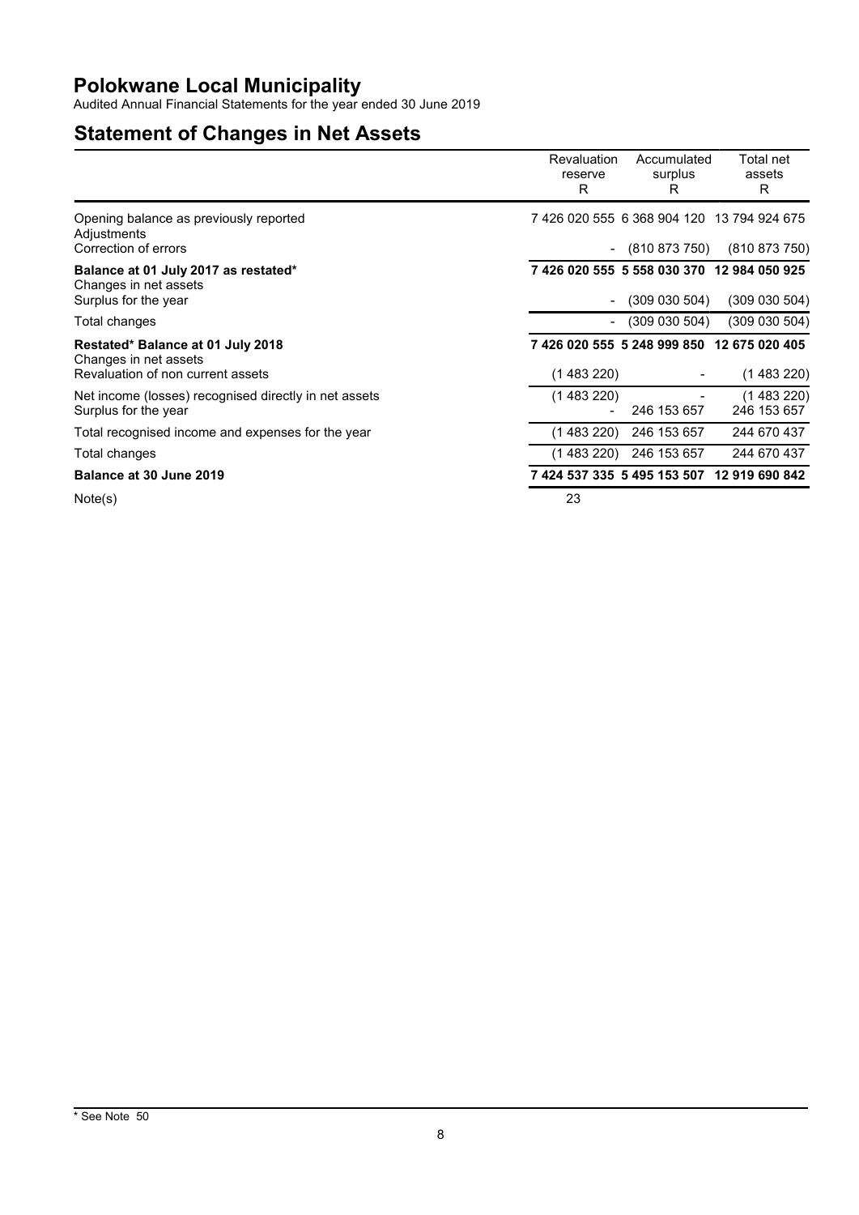# Polokwane Local Municipality

Audited Annual Financial Statements for the year ended 30 June 2019

## Statement of Changes in Net Assets

| | Revaluation reserve R | Accumulated surplus R | Total net assets R |
|---|---|---|---|
| Opening balance as previously reported | 7 426 020 555 | 6 368 904 120 | 13 794 924 675 |
| Adjustments | | | |
| Correction of errors | - | (810 873 750) | (810 873 750) |
| **Balance at 01 July 2017 as restated*** | **7 426 020 555** | **5 558 030 370** | **12 984 050 925** |
| Changes in net assets | | | |
| Surplus for the year | - | (309 030 504) | (309 030 504) |
| Total changes | - | (309 030 504) | (309 030 504) |
| **Restated* Balance at 01 July 2018** | **7 426 020 555** | **5 248 999 850** | **12 675 020 405** |
| Changes in net assets | | | |
| Revaluation of non current assets | (1 483 220) | - | (1 483 220) |
| Net income (losses) recognised directly in net assets | (1 483 220) | - | (1 483 220) |
| Surplus for the year | - | 246 153 657 | 246 153 657 |
| Total recognised income and expenses for the year | (1 483 220) | 246 153 657 | 244 670 437 |
| Total changes | (1 483 220) | 246 153 657 | 244 670 437 |
| **Balance at 30 June 2019** | **7 424 537 335** | **5 495 153 507** | **12 919 690 842** |
| Note(s) | 23 | | |

\* See Note 50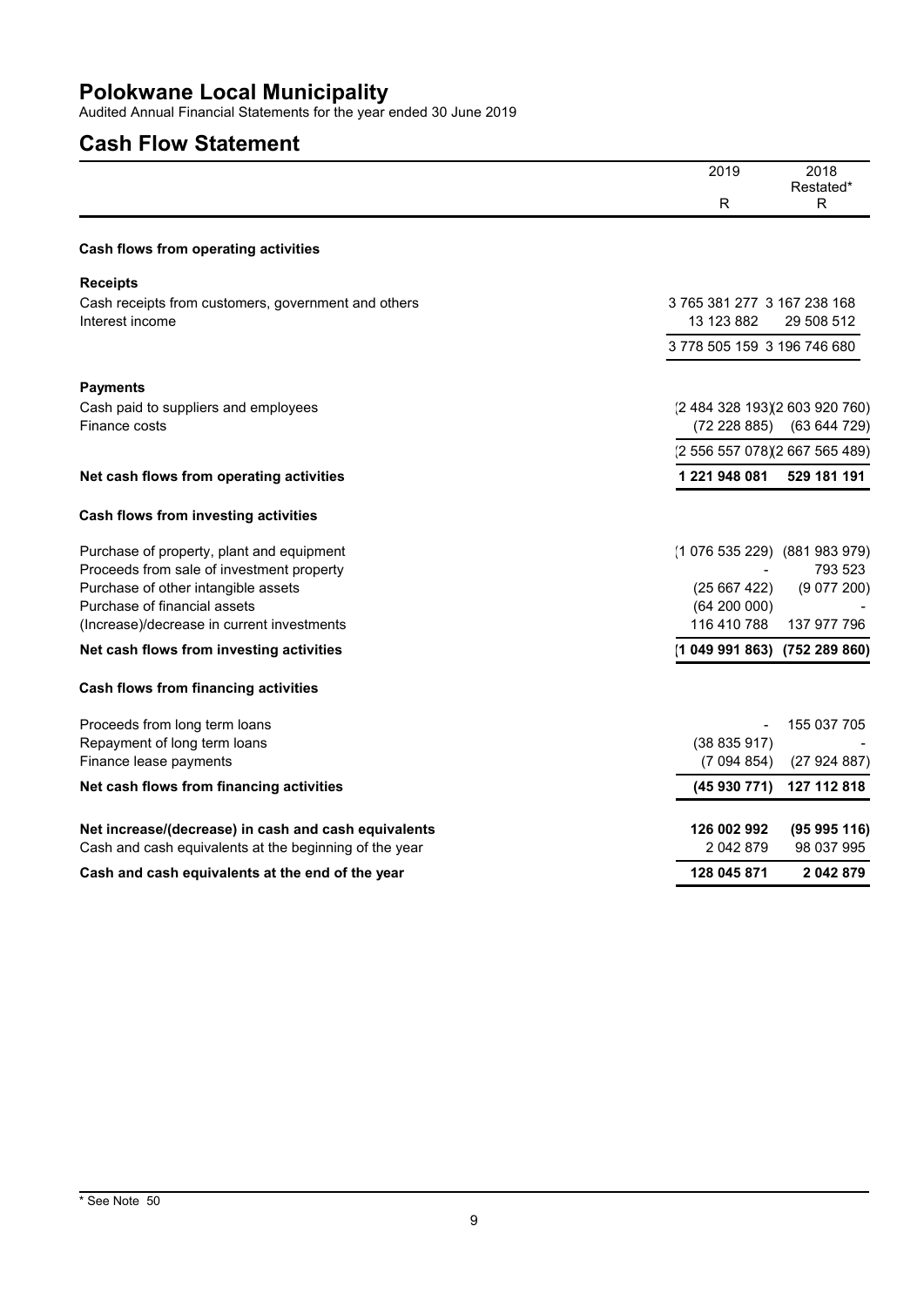# Polokwane Local Municipality

Audited Annual Financial Statements for the year ended 30 June 2019

## Cash Flow Statement

| | 2019<br>R | 2018<br>Restated*<br>R |
|---|---|---|
| **Cash flows from operating activities** | | |
| **Receipts** | | |
| Cash receipts from customers, government and others | 3 765 381 277 | 3 167 238 168 |
| Interest income | 13 123 882 | 29 508 512 |
| | 3 778 505 159 | 3 196 746 680 |
| **Payments** | | |
| Cash paid to suppliers and employees | (2 484 328 193) | (2 603 920 760) |
| Finance costs | (72 228 885) | (63 644 729) |
| | (2 556 557 078) | (2 667 565 489) |
| **Net cash flows from operating activities** | **1 221 948 081** | **529 181 191** |
| **Cash flows from investing activities** | | |
| Purchase of property, plant and equipment | (1 076 535 229) | (881 983 979) |
| Proceeds from sale of investment property | - | 793 523 |
| Purchase of other intangible assets | (25 667 422) | (9 077 200) |
| Purchase of financial assets | (64 200 000) | - |
| (Increase)/decrease in current investments | 116 410 788 | 137 977 796 |
| **Net cash flows from investing activities** | **(1 049 991 863)** | **(752 289 860)** |
| **Cash flows from financing activities** | | |
| Proceeds from long term loans | - | 155 037 705 |
| Repayment of long term loans | (38 835 917) | - |
| Finance lease payments | (7 094 854) | (27 924 887) |
| **Net cash flows from financing activities** | **(45 930 771)** | **127 112 818** |
| **Net increase/(decrease) in cash and cash equivalents** | **126 002 992** | **(95 995 116)** |
| Cash and cash equivalents at the beginning of the year | 2 042 879 | 98 037 995 |
| **Cash and cash equivalents at the end of the year** | **128 045 871** | **2 042 879** |

\* See Note 50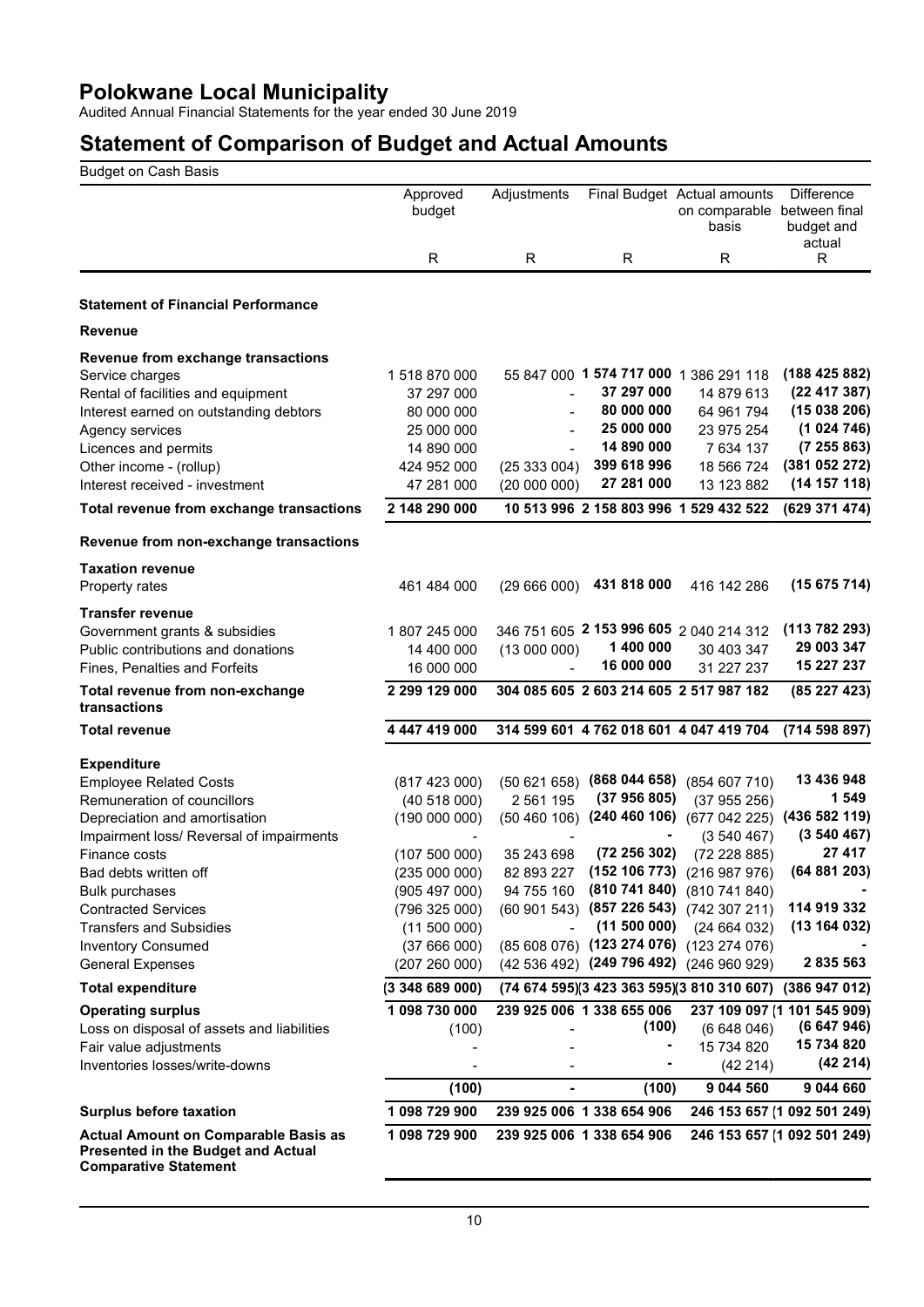# Polokwane Local Municipality

Audited Annual Financial Statements for the year ended 30 June 2019

## Statement of Comparison of Budget and Actual Amounts

Budget on Cash Basis

| | Approved budget | Adjustments | Final Budget | Actual amounts on comparable basis | Difference between final budget and actual |
|---|---|---|---|---|---|
| | R | R | R | R | R |
| **Statement of Financial Performance** | | | | | |
| **Revenue** | | | | | |
| **Revenue from exchange transactions** | | | | | |
| Service charges | 1 518 870 000 | 55 847 000 | **1 574 717 000** | 1 386 291 118 | **(188 425 882)** |
| Rental of facilities and equipment | 37 297 000 | - | **37 297 000** | 14 879 613 | **(22 417 387)** |
| Interest earned on outstanding debtors | 80 000 000 | - | **80 000 000** | 64 961 794 | **(15 038 206)** |
| Agency services | 25 000 000 | - | **25 000 000** | 23 975 254 | **(1 024 746)** |
| Licences and permits | 14 890 000 | - | **14 890 000** | 7 634 137 | **(7 255 863)** |
| Other income - (rollup) | 424 952 000 | (25 333 004) | **399 618 996** | 18 566 724 | **(381 052 272)** |
| Interest received - investment | 47 281 000 | (20 000 000) | **27 281 000** | 13 123 882 | **(14 157 118)** |
| **Total revenue from exchange transactions** | **2 148 290 000** | **10 513 996** | **2 158 803 996** | **1 529 432 522** | **(629 371 474)** |
| **Revenue from non-exchange transactions** | | | | | |
| **Taxation revenue** | | | | | |
| Property rates | 461 484 000 | (29 666 000) | **431 818 000** | 416 142 286 | **(15 675 714)** |
| **Transfer revenue** | | | | | |
| Government grants & subsidies | 1 807 245 000 | 346 751 605 | **2 153 996 605** | 2 040 214 312 | **(113 782 293)** |
| Public contributions and donations | 14 400 000 | (13 000 000) | **1 400 000** | 30 403 347 | **29 003 347** |
| Fines, Penalties and Forfeits | 16 000 000 | - | **16 000 000** | 31 227 237 | **15 227 237** |
| **Total revenue from non-exchange transactions** | **2 299 129 000** | **304 085 605** | **2 603 214 605** | **2 517 987 182** | **(85 227 423)** |
| **Total revenue** | **4 447 419 000** | **314 599 601** | **4 762 018 601** | **4 047 419 704** | **(714 598 897)** |
| **Expenditure** | | | | | |
| Employee Related Costs | (817 423 000) | (50 621 658) | **(868 044 658)** | (854 607 710) | **13 436 948** |
| Remuneration of councillors | (40 518 000) | 2 561 195 | **(37 956 805)** | (37 955 256) | **1 549** |
| Depreciation and amortisation | (190 000 000) | (50 460 106) | **(240 460 106)** | (677 042 225) | **(436 582 119)** |
| Impairment loss/ Reversal of impairments | - | - | **-** | (3 540 467) | **(3 540 467)** |
| Finance costs | (107 500 000) | 35 243 698 | **(72 256 302)** | (72 228 885) | **27 417** |
| Bad debts written off | (235 000 000) | 82 893 227 | **(152 106 773)** | (216 987 976) | **(64 881 203)** |
| Bulk purchases | (905 497 000) | 94 755 160 | **(810 741 840)** | (810 741 840) | **-** |
| Contracted Services | (796 325 000) | (60 901 543) | **(857 226 543)** | (742 307 211) | **114 919 332** |
| Transfers and Subsidies | (11 500 000) | - | **(11 500 000)** | (24 664 032) | **(13 164 032)** |
| Inventory Consumed | (37 666 000) | (85 608 076) | **(123 274 076)** | (123 274 076) | **-** |
| General Expenses | (207 260 000) | (42 536 492) | **(249 796 492)** | (246 960 929) | **2 835 563** |
| **Total expenditure** | **(3 348 689 000)** | **(74 674 595)** | **(3 423 363 595)** | **(3 810 310 607)** | **(386 947 012)** |
| **Operating surplus** | **1 098 730 000** | **239 925 006** | **1 338 655 006** | **237 109 097** | **(1 101 545 909)** |
| Loss on disposal of assets and liabilities | (100) | - | **(100)** | (6 648 046) | **(6 647 946)** |
| Fair value adjustments | - | - | **-** | 15 734 820 | **15 734 820** |
| Inventories losses/write-downs | - | - | **-** | (42 214) | **(42 214)** |
| | **(100)** | **-** | **(100)** | **9 044 560** | **9 044 660** |
| **Surplus before taxation** | **1 098 729 900** | **239 925 006** | **1 338 654 906** | **246 153 657** | **(1 092 501 249)** |
| **Actual Amount on Comparable Basis as Presented in the Budget and Actual Comparative Statement** | **1 098 729 900** | **239 925 006** | **1 338 654 906** | **246 153 657** | **(1 092 501 249)** |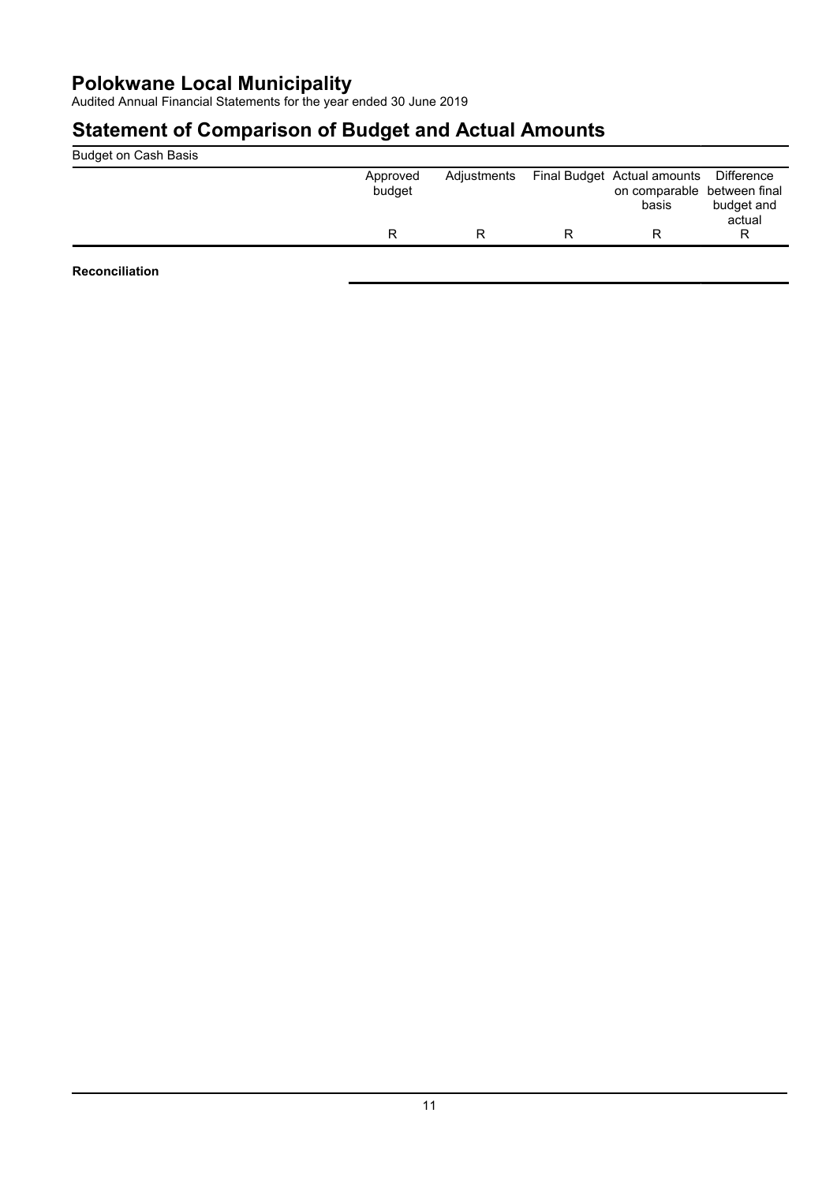# Polokwane Local Municipality

Audited Annual Financial Statements for the year ended 30 June 2019

## Statement of Comparison of Budget and Actual Amounts

Budget on Cash Basis

| | Approved budget | Adjustments | Final Budget | Actual amounts on comparable basis | Difference between final budget and actual |
|---|---|---|---|---|---|
| | R | R | R | R | R |
| **Reconciliation** | | | | | |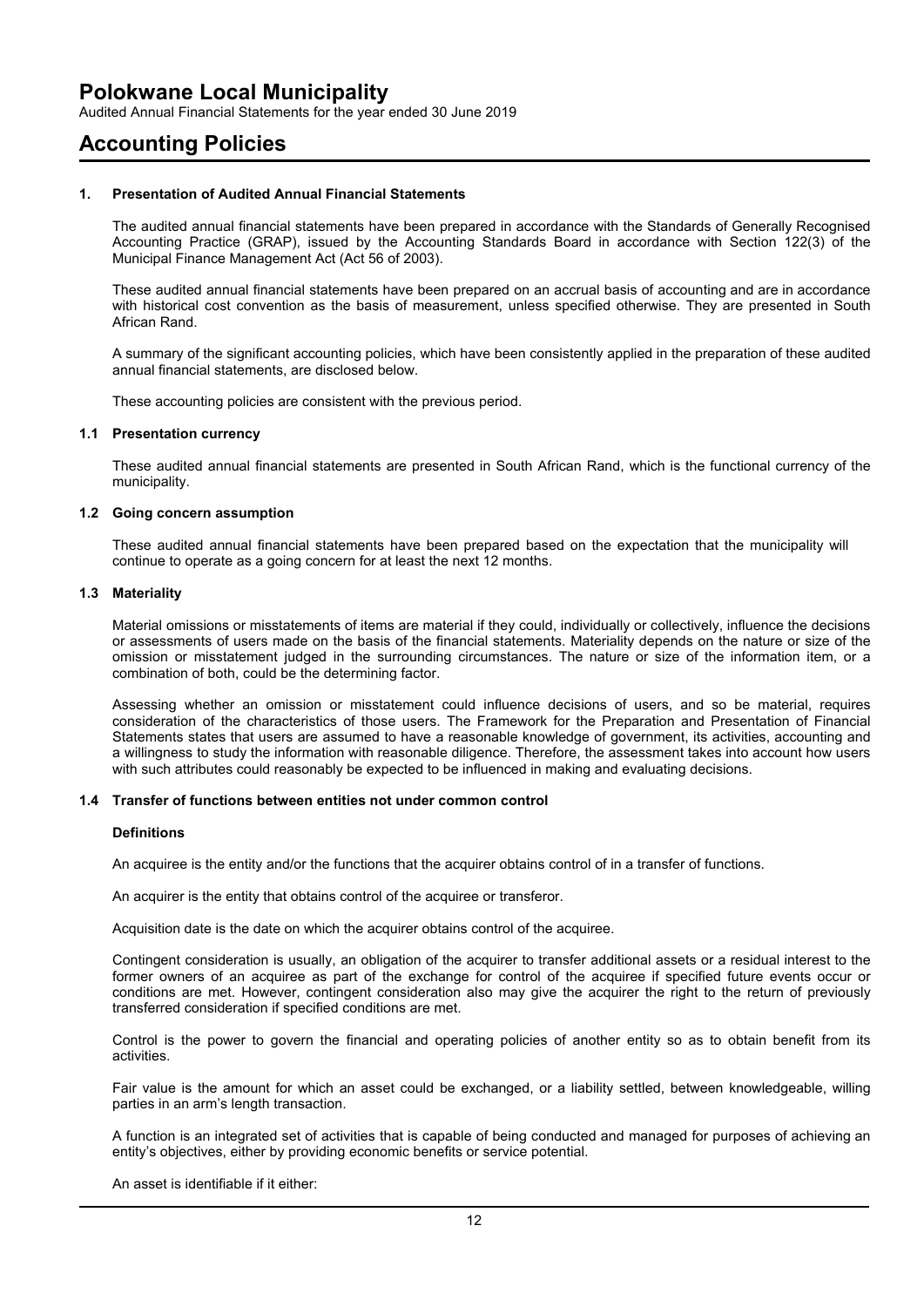# Accounting Policies

## 1. Presentation of Audited Annual Financial Statements

The audited annual financial statements have been prepared in accordance with the Standards of Generally Recognised Accounting Practice (GRAP), issued by the Accounting Standards Board in accordance with Section 122(3) of the Municipal Finance Management Act (Act 56 of 2003).

These audited annual financial statements have been prepared on an accrual basis of accounting and are in accordance with historical cost convention as the basis of measurement, unless specified otherwise. They are presented in South African Rand.

A summary of the significant accounting policies, which have been consistently applied in the preparation of these audited annual financial statements, are disclosed below.

These accounting policies are consistent with the previous period.

### 1.1 Presentation currency

These audited annual financial statements are presented in South African Rand, which is the functional currency of the municipality.

### 1.2 Going concern assumption

These audited annual financial statements have been prepared based on the expectation that the municipality will continue to operate as a going concern for at least the next 12 months.

### 1.3 Materiality

Material omissions or misstatements of items are material if they could, individually or collectively, influence the decisions or assessments of users made on the basis of the financial statements. Materiality depends on the nature or size of the omission or misstatement judged in the surrounding circumstances. The nature or size of the information item, or a combination of both, could be the determining factor.

Assessing whether an omission or misstatement could influence decisions of users, and so be material, requires consideration of the characteristics of those users. The Framework for the Preparation and Presentation of Financial Statements states that users are assumed to have a reasonable knowledge of government, its activities, accounting and a willingness to study the information with reasonable diligence. Therefore, the assessment takes into account how users with such attributes could reasonably be expected to be influenced in making and evaluating decisions.

### 1.4 Transfer of functions between entities not under common control

**Definitions**

An acquiree is the entity and/or the functions that the acquirer obtains control of in a transfer of functions.

An acquirer is the entity that obtains control of the acquiree or transferor.

Acquisition date is the date on which the acquirer obtains control of the acquiree.

Contingent consideration is usually, an obligation of the acquirer to transfer additional assets or a residual interest to the former owners of an acquiree as part of the exchange for control of the acquiree if specified future events occur or conditions are met. However, contingent consideration also may give the acquirer the right to the return of previously transferred consideration if specified conditions are met.

Control is the power to govern the financial and operating policies of another entity so as to obtain benefit from its activities.

Fair value is the amount for which an asset could be exchanged, or a liability settled, between knowledgeable, willing parties in an arm's length transaction.

A function is an integrated set of activities that is capable of being conducted and managed for purposes of achieving an entity's objectives, either by providing economic benefits or service potential.

An asset is identifiable if it either: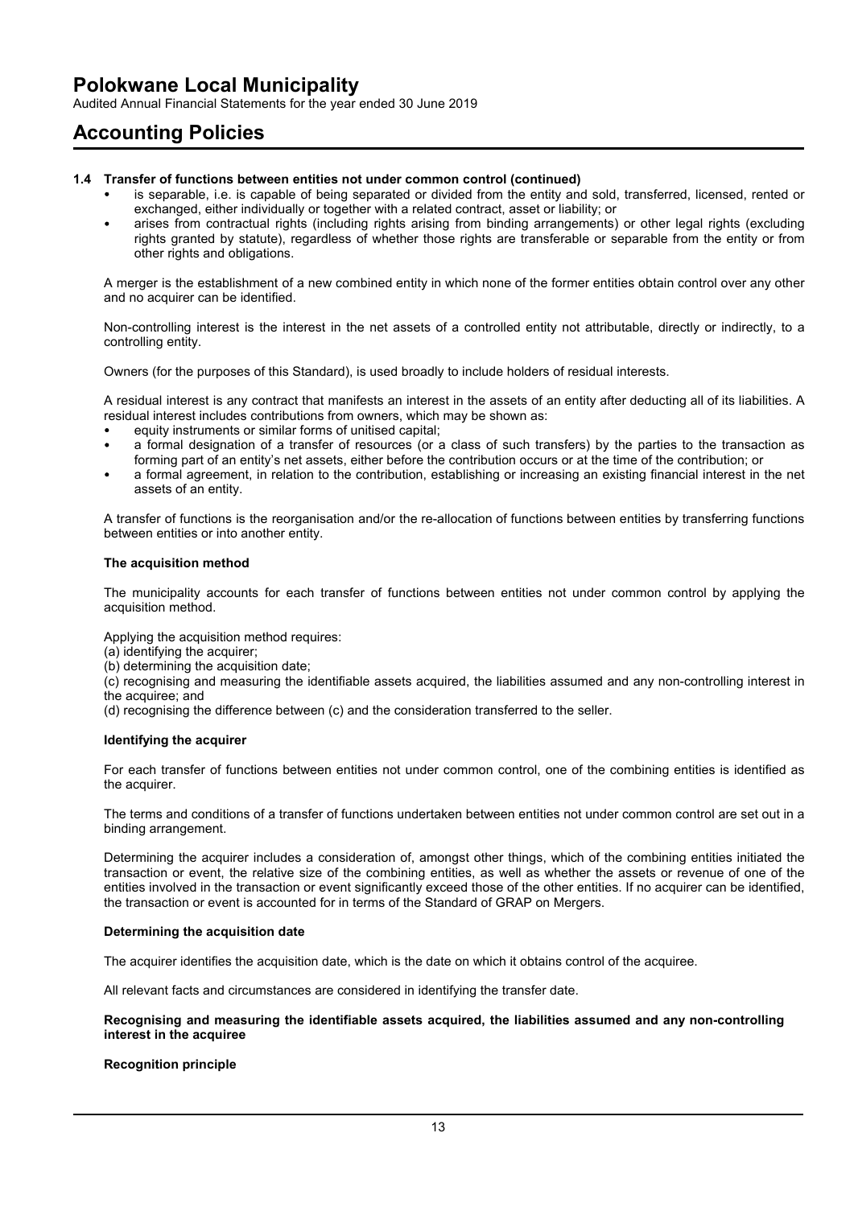# Accounting Policies

### 1.4 Transfer of functions between entities not under common control (continued)

- is separable, i.e. is capable of being separated or divided from the entity and sold, transferred, licensed, rented or exchanged, either individually or together with a related contract, asset or liability; or
- arises from contractual rights (including rights arising from binding arrangements) or other legal rights (excluding rights granted by statute), regardless of whether those rights are transferable or separable from the entity or from other rights and obligations.

A merger is the establishment of a new combined entity in which none of the former entities obtain control over any other and no acquirer can be identified.

Non-controlling interest is the interest in the net assets of a controlled entity not attributable, directly or indirectly, to a controlling entity.

Owners (for the purposes of this Standard), is used broadly to include holders of residual interests.

A residual interest is any contract that manifests an interest in the assets of an entity after deducting all of its liabilities. A residual interest includes contributions from owners, which may be shown as:

- equity instruments or similar forms of unitised capital;
- a formal designation of a transfer of resources (or a class of such transfers) by the parties to the transaction as forming part of an entity's net assets, either before the contribution occurs or at the time of the contribution; or
- a formal agreement, in relation to the contribution, establishing or increasing an existing financial interest in the net assets of an entity.

A transfer of functions is the reorganisation and/or the re-allocation of functions between entities by transferring functions between entities or into another entity.

**The acquisition method**

The municipality accounts for each transfer of functions between entities not under common control by applying the acquisition method.

Applying the acquisition method requires:
(a) identifying the acquirer;
(b) determining the acquisition date;
(c) recognising and measuring the identifiable assets acquired, the liabilities assumed and any non-controlling interest in the acquiree; and
(d) recognising the difference between (c) and the consideration transferred to the seller.

**Identifying the acquirer**

For each transfer of functions between entities not under common control, one of the combining entities is identified as the acquirer.

The terms and conditions of a transfer of functions undertaken between entities not under common control are set out in a binding arrangement.

Determining the acquirer includes a consideration of, amongst other things, which of the combining entities initiated the transaction or event, the relative size of the combining entities, as well as whether the assets or revenue of one of the entities involved in the transaction or event significantly exceed those of the other entities. If no acquirer can be identified, the transaction or event is accounted for in terms of the Standard of GRAP on Mergers.

**Determining the acquisition date**

The acquirer identifies the acquisition date, which is the date on which it obtains control of the acquiree.

All relevant facts and circumstances are considered in identifying the transfer date.

**Recognising and measuring the identifiable assets acquired, the liabilities assumed and any non-controlling interest in the acquiree**

**Recognition principle**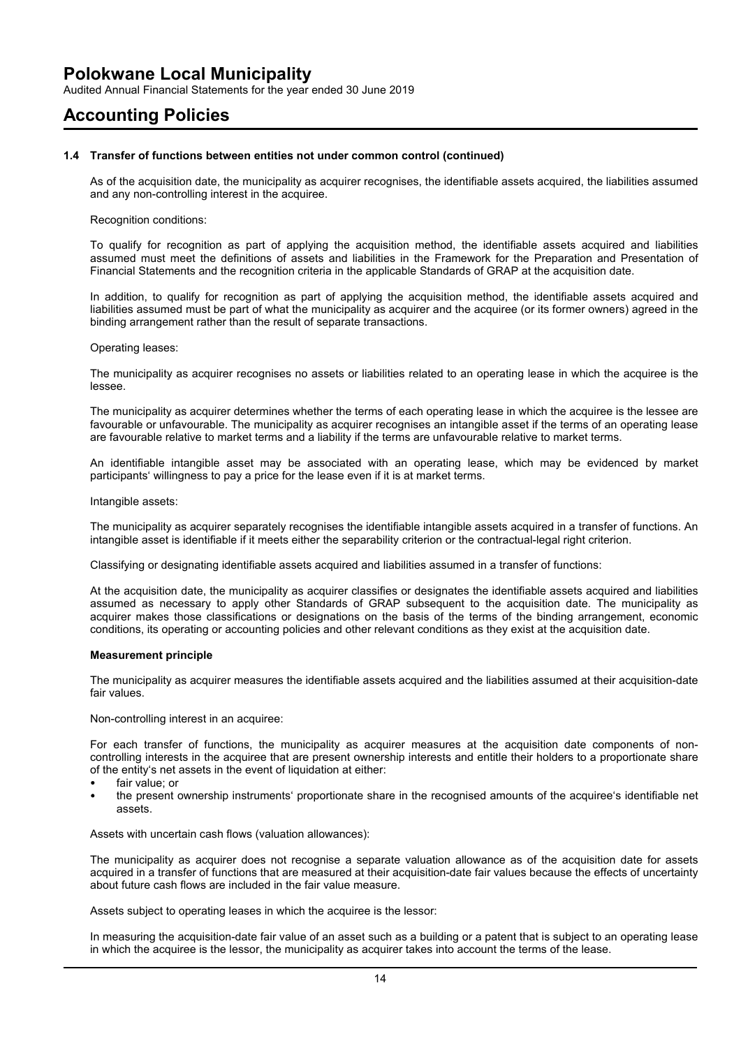### 1.4 Transfer of functions between entities not under common control (continued)

As of the acquisition date, the municipality as acquirer recognises, the identifiable assets acquired, the liabilities assumed and any non-controlling interest in the acquiree.

Recognition conditions:

To qualify for recognition as part of applying the acquisition method, the identifiable assets acquired and liabilities assumed must meet the definitions of assets and liabilities in the Framework for the Preparation and Presentation of Financial Statements and the recognition criteria in the applicable Standards of GRAP at the acquisition date.

In addition, to qualify for recognition as part of applying the acquisition method, the identifiable assets acquired and liabilities assumed must be part of what the municipality as acquirer and the acquiree (or its former owners) agreed in the binding arrangement rather than the result of separate transactions.

Operating leases:

The municipality as acquirer recognises no assets or liabilities related to an operating lease in which the acquiree is the lessee.

The municipality as acquirer determines whether the terms of each operating lease in which the acquiree is the lessee are favourable or unfavourable. The municipality as acquirer recognises an intangible asset if the terms of an operating lease are favourable relative to market terms and a liability if the terms are unfavourable relative to market terms.

An identifiable intangible asset may be associated with an operating lease, which may be evidenced by market participants' willingness to pay a price for the lease even if it is at market terms.

Intangible assets:

The municipality as acquirer separately recognises the identifiable intangible assets acquired in a transfer of functions. An intangible asset is identifiable if it meets either the separability criterion or the contractual-legal right criterion.

Classifying or designating identifiable assets acquired and liabilities assumed in a transfer of functions:

At the acquisition date, the municipality as acquirer classifies or designates the identifiable assets acquired and liabilities assumed as necessary to apply other Standards of GRAP subsequent to the acquisition date. The municipality as acquirer makes those classifications or designations on the basis of the terms of the binding arrangement, economic conditions, its operating or accounting policies and other relevant conditions as they exist at the acquisition date.

**Measurement principle**

The municipality as acquirer measures the identifiable assets acquired and the liabilities assumed at their acquisition-date fair values.

Non-controlling interest in an acquiree:

For each transfer of functions, the municipality as acquirer measures at the acquisition date components of non-controlling interests in the acquiree that are present ownership interests and entitle their holders to a proportionate share of the entity's net assets in the event of liquidation at either:

- fair value; or
- the present ownership instruments' proportionate share in the recognised amounts of the acquiree's identifiable net assets.

Assets with uncertain cash flows (valuation allowances):

The municipality as acquirer does not recognise a separate valuation allowance as of the acquisition date for assets acquired in a transfer of functions that are measured at their acquisition-date fair values because the effects of uncertainty about future cash flows are included in the fair value measure.

Assets subject to operating leases in which the acquiree is the lessor:

In measuring the acquisition-date fair value of an asset such as a building or a patent that is subject to an operating lease in which the acquiree is the lessor, the municipality as acquirer takes into account the terms of the lease.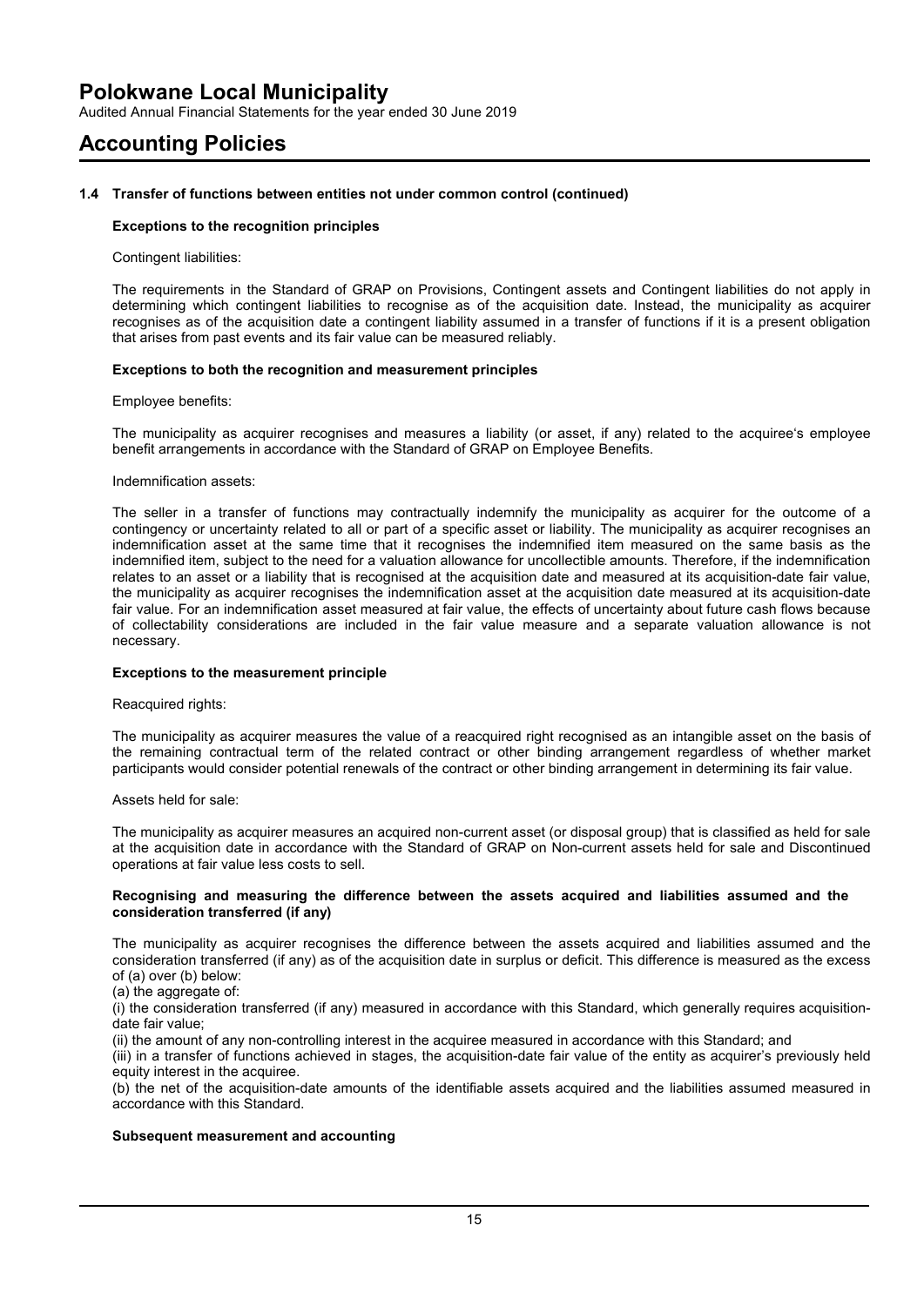### 1.4 Transfer of functions between entities not under common control (continued)

**Exceptions to the recognition principles**

Contingent liabilities:

The requirements in the Standard of GRAP on Provisions, Contingent assets and Contingent liabilities do not apply in determining which contingent liabilities to recognise as of the acquisition date. Instead, the municipality as acquirer recognises as of the acquisition date a contingent liability assumed in a transfer of functions if it is a present obligation that arises from past events and its fair value can be measured reliably.

**Exceptions to both the recognition and measurement principles**

Employee benefits:

The municipality as acquirer recognises and measures a liability (or asset, if any) related to the acquiree's employee benefit arrangements in accordance with the Standard of GRAP on Employee Benefits.

Indemnification assets:

The seller in a transfer of functions may contractually indemnify the municipality as acquirer for the outcome of a contingency or uncertainty related to all or part of a specific asset or liability. The municipality as acquirer recognises an indemnification asset at the same time that it recognises the indemnified item measured on the same basis as the indemnified item, subject to the need for a valuation allowance for uncollectible amounts. Therefore, if the indemnification relates to an asset or a liability that is recognised at the acquisition date and measured at its acquisition-date fair value, the municipality as acquirer recognises the indemnification asset at the acquisition date measured at its acquisition-date fair value. For an indemnification asset measured at fair value, the effects of uncertainty about future cash flows because of collectability considerations are included in the fair value measure and a separate valuation allowance is not necessary.

**Exceptions to the measurement principle**

Reacquired rights:

The municipality as acquirer measures the value of a reacquired right recognised as an intangible asset on the basis of the remaining contractual term of the related contract or other binding arrangement regardless of whether market participants would consider potential renewals of the contract or other binding arrangement in determining its fair value.

Assets held for sale:

The municipality as acquirer measures an acquired non-current asset (or disposal group) that is classified as held for sale at the acquisition date in accordance with the Standard of GRAP on Non-current assets held for sale and Discontinued operations at fair value less costs to sell.

**Recognising and measuring the difference between the assets acquired and liabilities assumed and the consideration transferred (if any)**

The municipality as acquirer recognises the difference between the assets acquired and liabilities assumed and the consideration transferred (if any) as of the acquisition date in surplus or deficit. This difference is measured as the excess of (a) over (b) below:

(a) the aggregate of:

(i) the consideration transferred (if any) measured in accordance with this Standard, which generally requires acquisition-date fair value;

(ii) the amount of any non-controlling interest in the acquiree measured in accordance with this Standard; and

(iii) in a transfer of functions achieved in stages, the acquisition-date fair value of the entity as acquirer's previously held equity interest in the acquiree.

(b) the net of the acquisition-date amounts of the identifiable assets acquired and the liabilities assumed measured in accordance with this Standard.

**Subsequent measurement and accounting**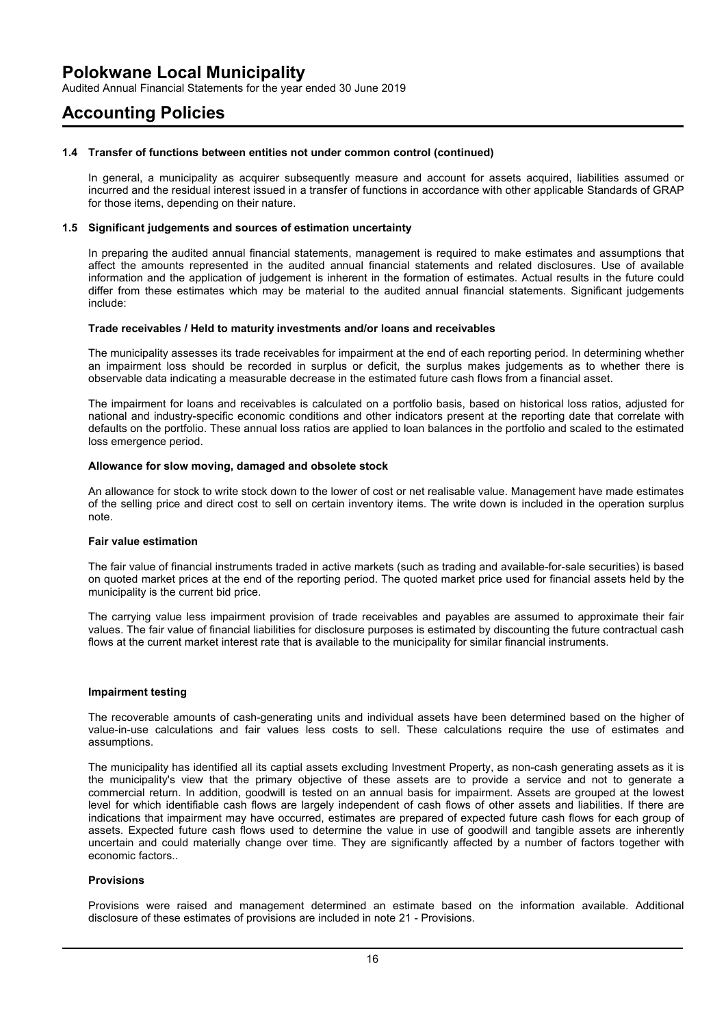## Accounting Policies

### 1.4 Transfer of functions between entities not under common control (continued)

In general, a municipality as acquirer subsequently measure and account for assets acquired, liabilities assumed or incurred and the residual interest issued in a transfer of functions in accordance with other applicable Standards of GRAP for those items, depending on their nature.

### 1.5 Significant judgements and sources of estimation uncertainty

In preparing the audited annual financial statements, management is required to make estimates and assumptions that affect the amounts represented in the audited annual financial statements and related disclosures. Use of available information and the application of judgement is inherent in the formation of estimates. Actual results in the future could differ from these estimates which may be material to the audited annual financial statements. Significant judgements include:

**Trade receivables / Held to maturity investments and/or loans and receivables**

The municipality assesses its trade receivables for impairment at the end of each reporting period. In determining whether an impairment loss should be recorded in surplus or deficit, the surplus makes judgements as to whether there is observable data indicating a measurable decrease in the estimated future cash flows from a financial asset.

The impairment for loans and receivables is calculated on a portfolio basis, based on historical loss ratios, adjusted for national and industry-specific economic conditions and other indicators present at the reporting date that correlate with defaults on the portfolio. These annual loss ratios are applied to loan balances in the portfolio and scaled to the estimated loss emergence period.

**Allowance for slow moving, damaged and obsolete stock**

An allowance for stock to write stock down to the lower of cost or net realisable value. Management have made estimates of the selling price and direct cost to sell on certain inventory items. The write down is included in the operation surplus note.

**Fair value estimation**

The fair value of financial instruments traded in active markets (such as trading and available-for-sale securities) is based on quoted market prices at the end of the reporting period. The quoted market price used for financial assets held by the municipality is the current bid price.

The carrying value less impairment provision of trade receivables and payables are assumed to approximate their fair values. The fair value of financial liabilities for disclosure purposes is estimated by discounting the future contractual cash flows at the current market interest rate that is available to the municipality for similar financial instruments.

**Impairment testing**

The recoverable amounts of cash-generating units and individual assets have been determined based on the higher of value-in-use calculations and fair values less costs to sell. These calculations require the use of estimates and assumptions.

The municipality has identified all its captial assets excluding Investment Property, as non-cash generating assets as it is the municipality's view that the primary objective of these assets are to provide a service and not to generate a commercial return. In addition, goodwill is tested on an annual basis for impairment. Assets are grouped at the lowest level for which identifiable cash flows are largely independent of cash flows of other assets and liabilities. If there are indications that impairment may have occurred, estimates are prepared of expected future cash flows for each group of assets. Expected future cash flows used to determine the value in use of goodwill and tangible assets are inherently uncertain and could materially change over time. They are significantly affected by a number of factors together with economic factors..

**Provisions**

Provisions were raised and management determined an estimate based on the information available. Additional disclosure of these estimates of provisions are included in note 21 - Provisions.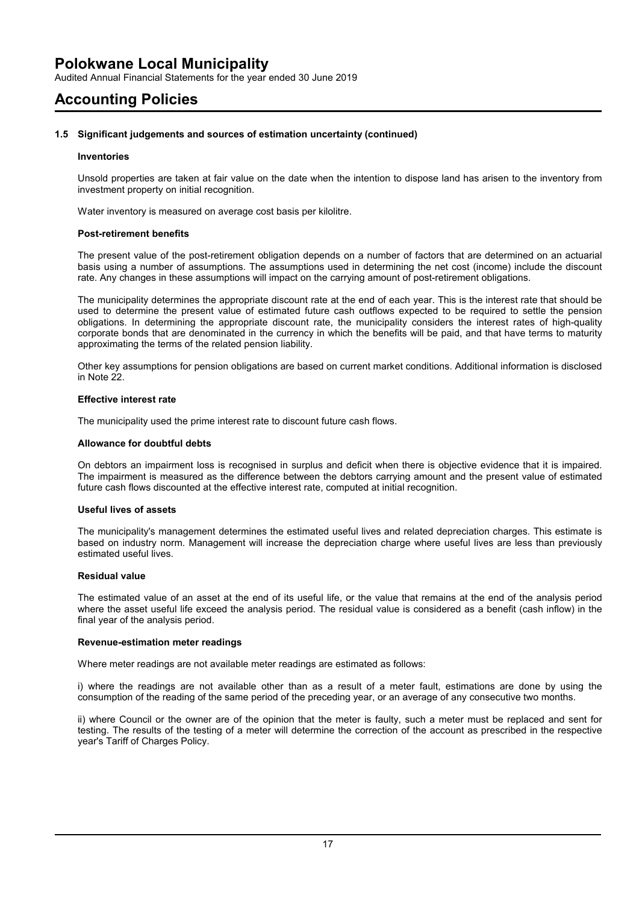## 1.5 Significant judgements and sources of estimation uncertainty (continued)

### Inventories

Unsold properties are taken at fair value on the date when the intention to dispose land has arisen to the inventory from investment property on initial recognition.

Water inventory is measured on average cost basis per kilolitre.

### Post-retirement benefits

The present value of the post-retirement obligation depends on a number of factors that are determined on an actuarial basis using a number of assumptions. The assumptions used in determining the net cost (income) include the discount rate. Any changes in these assumptions will impact on the carrying amount of post-retirement obligations.

The municipality determines the appropriate discount rate at the end of each year. This is the interest rate that should be used to determine the present value of estimated future cash outflows expected to be required to settle the pension obligations. In determining the appropriate discount rate, the municipality considers the interest rates of high-quality corporate bonds that are denominated in the currency in which the benefits will be paid, and that have terms to maturity approximating the terms of the related pension liability.

Other key assumptions for pension obligations are based on current market conditions. Additional information is disclosed in Note 22.

### Effective interest rate

The municipality used the prime interest rate to discount future cash flows.

### Allowance for doubtful debts

On debtors an impairment loss is recognised in surplus and deficit when there is objective evidence that it is impaired. The impairment is measured as the difference between the debtors carrying amount and the present value of estimated future cash flows discounted at the effective interest rate, computed at initial recognition.

### Useful lives of assets

The municipality's management determines the estimated useful lives and related depreciation charges. This estimate is based on industry norm. Management will increase the depreciation charge where useful lives are less than previously estimated useful lives.

### Residual value

The estimated value of an asset at the end of its useful life, or the value that remains at the end of the analysis period where the asset useful life exceed the analysis period. The residual value is considered as a benefit (cash inflow) in the final year of the analysis period.

### Revenue-estimation meter readings

Where meter readings are not available meter readings are estimated as follows:

i) where the readings are not available other than as a result of a meter fault, estimations are done by using the consumption of the reading of the same period of the preceding year, or an average of any consecutive two months.

ii) where Council or the owner are of the opinion that the meter is faulty, such a meter must be replaced and sent for testing. The results of the testing of a meter will determine the correction of the account as prescribed in the respective year's Tariff of Charges Policy.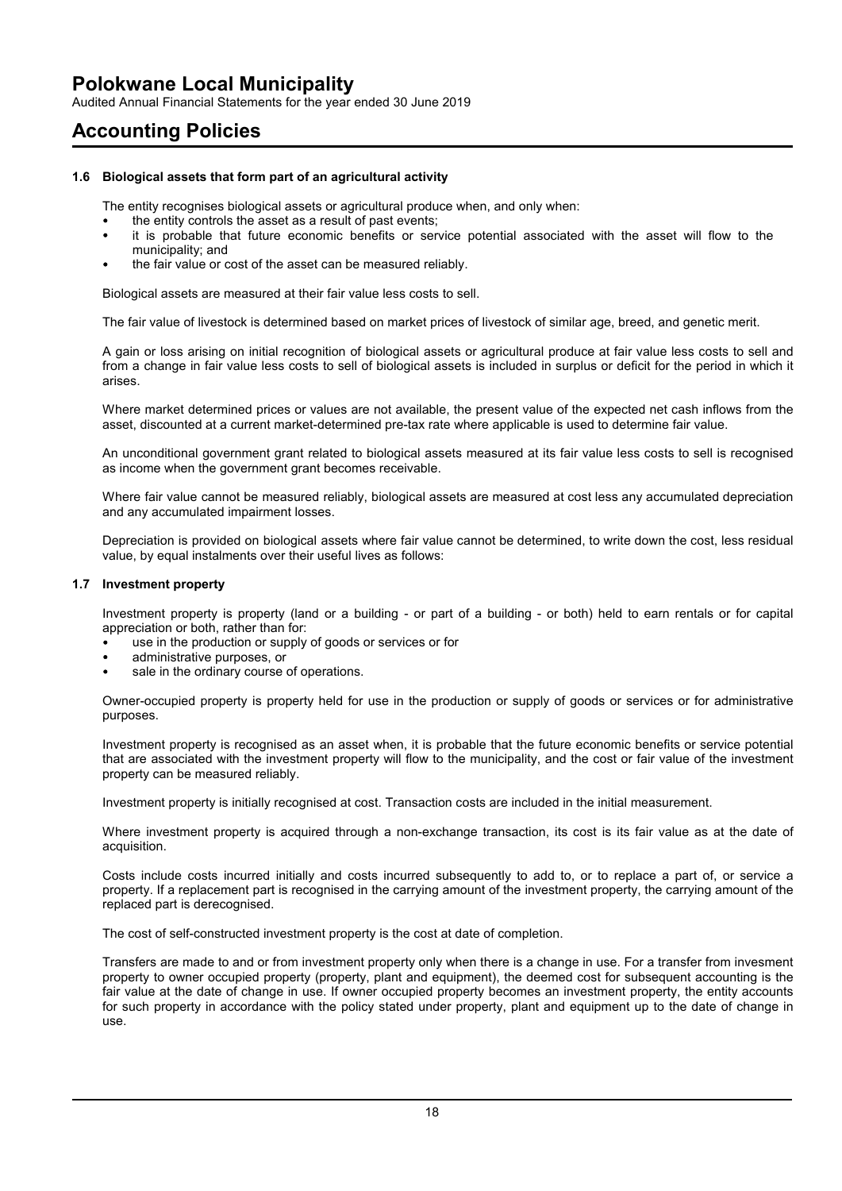### 1.6 Biological assets that form part of an agricultural activity

The entity recognises biological assets or agricultural produce when, and only when:

- the entity controls the asset as a result of past events;
- it is probable that future economic benefits or service potential associated with the asset will flow to the municipality; and
- the fair value or cost of the asset can be measured reliably.

Biological assets are measured at their fair value less costs to sell.

The fair value of livestock is determined based on market prices of livestock of similar age, breed, and genetic merit.

A gain or loss arising on initial recognition of biological assets or agricultural produce at fair value less costs to sell and from a change in fair value less costs to sell of biological assets is included in surplus or deficit for the period in which it arises.

Where market determined prices or values are not available, the present value of the expected net cash inflows from the asset, discounted at a current market-determined pre-tax rate where applicable is used to determine fair value.

An unconditional government grant related to biological assets measured at its fair value less costs to sell is recognised as income when the government grant becomes receivable.

Where fair value cannot be measured reliably, biological assets are measured at cost less any accumulated depreciation and any accumulated impairment losses.

Depreciation is provided on biological assets where fair value cannot be determined, to write down the cost, less residual value, by equal instalments over their useful lives as follows:

### 1.7 Investment property

Investment property is property (land or a building - or part of a building - or both) held to earn rentals or for capital appreciation or both, rather than for:

- use in the production or supply of goods or services or for
- administrative purposes, or
- sale in the ordinary course of operations.

Owner-occupied property is property held for use in the production or supply of goods or services or for administrative purposes.

Investment property is recognised as an asset when, it is probable that the future economic benefits or service potential that are associated with the investment property will flow to the municipality, and the cost or fair value of the investment property can be measured reliably.

Investment property is initially recognised at cost. Transaction costs are included in the initial measurement.

Where investment property is acquired through a non-exchange transaction, its cost is its fair value as at the date of acquisition.

Costs include costs incurred initially and costs incurred subsequently to add to, or to replace a part of, or service a property. If a replacement part is recognised in the carrying amount of the investment property, the carrying amount of the replaced part is derecognised.

The cost of self-constructed investment property is the cost at date of completion.

Transfers are made to and or from investment property only when there is a change in use. For a transfer from invesment property to owner occupied property (property, plant and equipment), the deemed cost for subsequent accounting is the fair value at the date of change in use. If owner occupied property becomes an investment property, the entity accounts for such property in accordance with the policy stated under property, plant and equipment up to the date of change in use.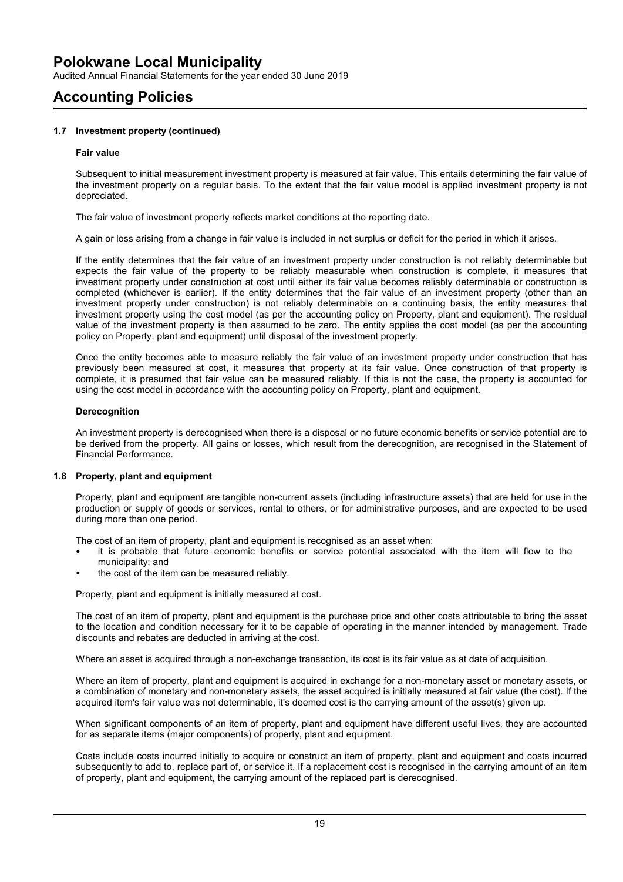## 1.7 Investment property (continued)

### Fair value

Subsequent to initial measurement investment property is measured at fair value. This entails determining the fair value of the investment property on a regular basis. To the extent that the fair value model is applied investment property is not depreciated.

The fair value of investment property reflects market conditions at the reporting date.

A gain or loss arising from a change in fair value is included in net surplus or deficit for the period in which it arises.

If the entity determines that the fair value of an investment property under construction is not reliably determinable but expects the fair value of the property to be reliably measurable when construction is complete, it measures that investment property under construction at cost until either its fair value becomes reliably determinable or construction is completed (whichever is earlier). If the entity determines that the fair value of an investment property (other than an investment property under construction) is not reliably determinable on a continuing basis, the entity measures that investment property using the cost model (as per the accounting policy on Property, plant and equipment). The residual value of the investment property is then assumed to be zero. The entity applies the cost model (as per the accounting policy on Property, plant and equipment) until disposal of the investment property.

Once the entity becomes able to measure reliably the fair value of an investment property under construction that has previously been measured at cost, it measures that property at its fair value. Once construction of that property is complete, it is presumed that fair value can be measured reliably. If this is not the case, the property is accounted for using the cost model in accordance with the accounting policy on Property, plant and equipment.

### Derecognition

An investment property is derecognised when there is a disposal or no future economic benefits or service potential are to be derived from the property. All gains or losses, which result from the derecognition, are recognised in the Statement of Financial Performance.

## 1.8 Property, plant and equipment

Property, plant and equipment are tangible non-current assets (including infrastructure assets) that are held for use in the production or supply of goods or services, rental to others, or for administrative purposes, and are expected to be used during more than one period.

The cost of an item of property, plant and equipment is recognised as an asset when:

- it is probable that future economic benefits or service potential associated with the item will flow to the municipality; and
- the cost of the item can be measured reliably.

Property, plant and equipment is initially measured at cost.

The cost of an item of property, plant and equipment is the purchase price and other costs attributable to bring the asset to the location and condition necessary for it to be capable of operating in the manner intended by management. Trade discounts and rebates are deducted in arriving at the cost.

Where an asset is acquired through a non-exchange transaction, its cost is its fair value as at date of acquisition.

Where an item of property, plant and equipment is acquired in exchange for a non-monetary asset or monetary assets, or a combination of monetary and non-monetary assets, the asset acquired is initially measured at fair value (the cost). If the acquired item's fair value was not determinable, it's deemed cost is the carrying amount of the asset(s) given up.

When significant components of an item of property, plant and equipment have different useful lives, they are accounted for as separate items (major components) of property, plant and equipment.

Costs include costs incurred initially to acquire or construct an item of property, plant and equipment and costs incurred subsequently to add to, replace part of, or service it. If a replacement cost is recognised in the carrying amount of an item of property, plant and equipment, the carrying amount of the replaced part is derecognised.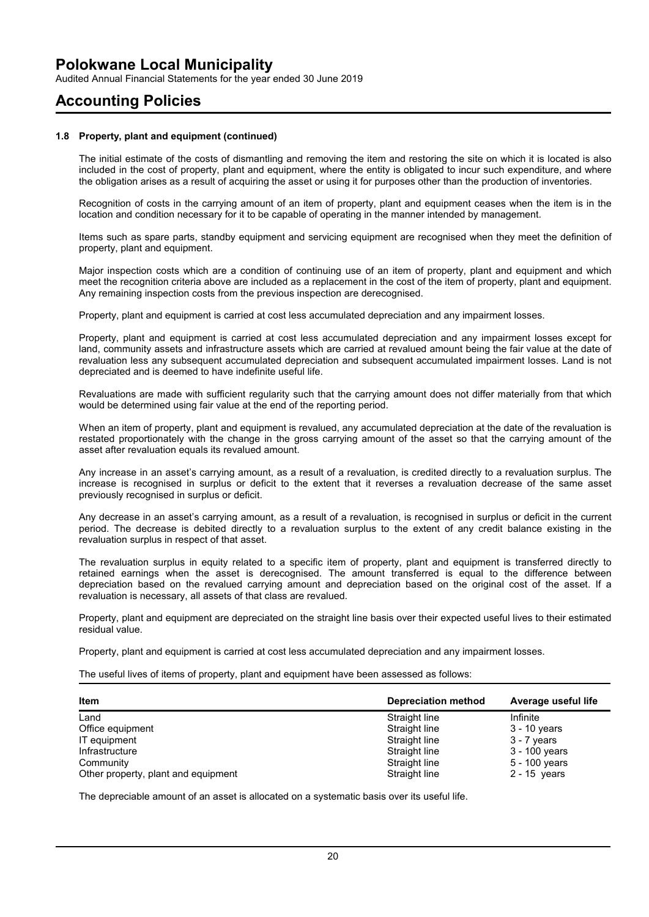# Polokwane Local Municipality

Audited Annual Financial Statements for the year ended 30 June 2019

# Accounting Policies

### 1.8 Property, plant and equipment (continued)

The initial estimate of the costs of dismantling and removing the item and restoring the site on which it is located is also included in the cost of property, plant and equipment, where the entity is obligated to incur such expenditure, and where the obligation arises as a result of acquiring the asset or using it for purposes other than the production of inventories.

Recognition of costs in the carrying amount of an item of property, plant and equipment ceases when the item is in the location and condition necessary for it to be capable of operating in the manner intended by management.

Items such as spare parts, standby equipment and servicing equipment are recognised when they meet the definition of property, plant and equipment.

Major inspection costs which are a condition of continuing use of an item of property, plant and equipment and which meet the recognition criteria above are included as a replacement in the cost of the item of property, plant and equipment. Any remaining inspection costs from the previous inspection are derecognised.

Property, plant and equipment is carried at cost less accumulated depreciation and any impairment losses.

Property, plant and equipment is carried at cost less accumulated depreciation and any impairment losses except for land, community assets and infrastructure assets which are carried at revalued amount being the fair value at the date of revaluation less any subsequent accumulated depreciation and subsequent accumulated impairment losses. Land is not depreciated and is deemed to have indefinite useful life.

Revaluations are made with sufficient regularity such that the carrying amount does not differ materially from that which would be determined using fair value at the end of the reporting period.

When an item of property, plant and equipment is revalued, any accumulated depreciation at the date of the revaluation is restated proportionately with the change in the gross carrying amount of the asset so that the carrying amount of the asset after revaluation equals its revalued amount.

Any increase in an asset's carrying amount, as a result of a revaluation, is credited directly to a revaluation surplus. The increase is recognised in surplus or deficit to the extent that it reverses a revaluation decrease of the same asset previously recognised in surplus or deficit.

Any decrease in an asset's carrying amount, as a result of a revaluation, is recognised in surplus or deficit in the current period. The decrease is debited directly to a revaluation surplus to the extent of any credit balance existing in the revaluation surplus in respect of that asset.

The revaluation surplus in equity related to a specific item of property, plant and equipment is transferred directly to retained earnings when the asset is derecognised. The amount transferred is equal to the difference between depreciation based on the revalued carrying amount and depreciation based on the original cost of the asset. If a revaluation is necessary, all assets of that class are revalued.

Property, plant and equipment are depreciated on the straight line basis over their expected useful lives to their estimated residual value.

Property, plant and equipment is carried at cost less accumulated depreciation and any impairment losses.

The useful lives of items of property, plant and equipment have been assessed as follows:

| Item | Depreciation method | Average useful life |
|---|---|---|
| Land | Straight line | Infinite |
| Office equipment | Straight line | 3 - 10 years |
| IT equipment | Straight line | 3 - 7 years |
| Infrastructure | Straight line | 3 - 100 years |
| Community | Straight line | 5 - 100 years |
| Other property, plant and equipment | Straight line | 2 - 15 years |

The depreciable amount of an asset is allocated on a systematic basis over its useful life.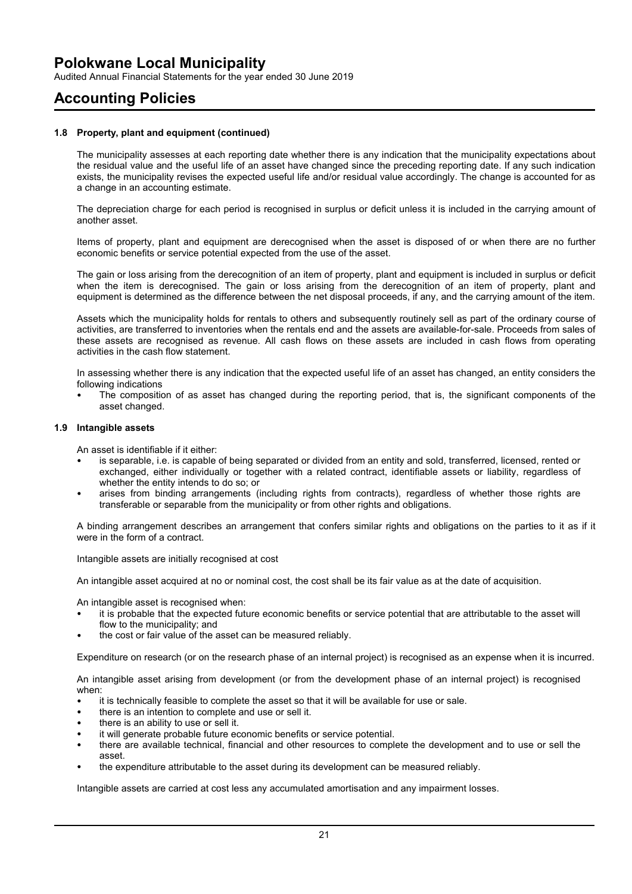# Polokwane Local Municipality

Audited Annual Financial Statements for the year ended 30 June 2019

# Accounting Policies

### 1.8 Property, plant and equipment (continued)

The municipality assesses at each reporting date whether there is any indication that the municipality expectations about the residual value and the useful life of an asset have changed since the preceding reporting date. If any such indication exists, the municipality revises the expected useful life and/or residual value accordingly. The change is accounted for as a change in an accounting estimate.

The depreciation charge for each period is recognised in surplus or deficit unless it is included in the carrying amount of another asset.

Items of property, plant and equipment are derecognised when the asset is disposed of or when there are no further economic benefits or service potential expected from the use of the asset.

The gain or loss arising from the derecognition of an item of property, plant and equipment is included in surplus or deficit when the item is derecognised. The gain or loss arising from the derecognition of an item of property, plant and equipment is determined as the difference between the net disposal proceeds, if any, and the carrying amount of the item.

Assets which the municipality holds for rentals to others and subsequently routinely sell as part of the ordinary course of activities, are transferred to inventories when the rentals end and the assets are available-for-sale. Proceeds from sales of these assets are recognised as revenue. All cash flows on these assets are included in cash flows from operating activities in the cash flow statement.

In assessing whether there is any indication that the expected useful life of an asset has changed, an entity considers the following indications

- The composition of as asset has changed during the reporting period, that is, the significant components of the asset changed.

### 1.9 Intangible assets

An asset is identifiable if it either:

- is separable, i.e. is capable of being separated or divided from an entity and sold, transferred, licensed, rented or exchanged, either individually or together with a related contract, identifiable assets or liability, regardless of whether the entity intends to do so; or
- arises from binding arrangements (including rights from contracts), regardless of whether those rights are transferable or separable from the municipality or from other rights and obligations.

A binding arrangement describes an arrangement that confers similar rights and obligations on the parties to it as if it were in the form of a contract.

Intangible assets are initially recognised at cost

An intangible asset acquired at no or nominal cost, the cost shall be its fair value as at the date of acquisition.

An intangible asset is recognised when:

- it is probable that the expected future economic benefits or service potential that are attributable to the asset will flow to the municipality; and
- the cost or fair value of the asset can be measured reliably.

Expenditure on research (or on the research phase of an internal project) is recognised as an expense when it is incurred.

An intangible asset arising from development (or from the development phase of an internal project) is recognised when:

- it is technically feasible to complete the asset so that it will be available for use or sale.
- there is an intention to complete and use or sell it.
- there is an ability to use or sell it.
- it will generate probable future economic benefits or service potential.
- there are available technical, financial and other resources to complete the development and to use or sell the asset.
- the expenditure attributable to the asset during its development can be measured reliably.

Intangible assets are carried at cost less any accumulated amortisation and any impairment losses.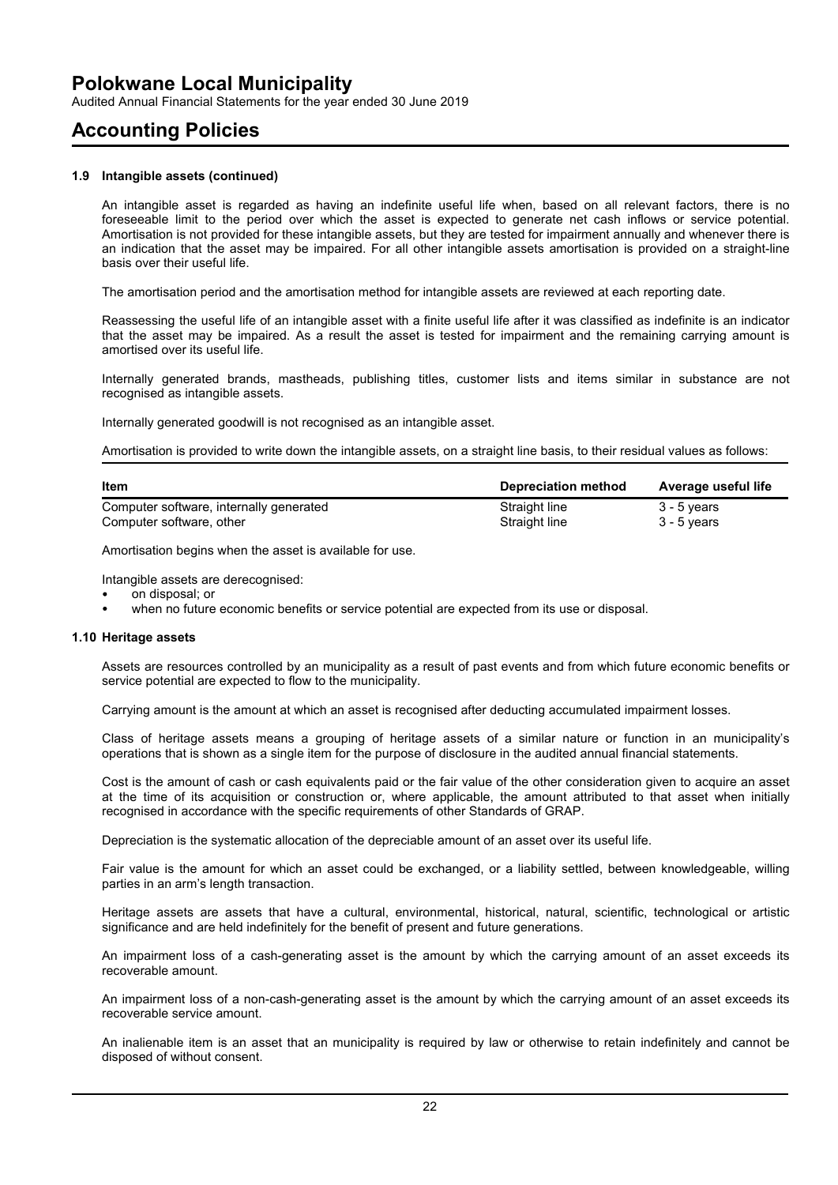### 1.9 Intangible assets (continued)

An intangible asset is regarded as having an indefinite useful life when, based on all relevant factors, there is no foreseeable limit to the period over which the asset is expected to generate net cash inflows or service potential. Amortisation is not provided for these intangible assets, but they are tested for impairment annually and whenever there is an indication that the asset may be impaired. For all other intangible assets amortisation is provided on a straight-line basis over their useful life.

The amortisation period and the amortisation method for intangible assets are reviewed at each reporting date.

Reassessing the useful life of an intangible asset with a finite useful life after it was classified as indefinite is an indicator that the asset may be impaired. As a result the asset is tested for impairment and the remaining carrying amount is amortised over its useful life.

Internally generated brands, mastheads, publishing titles, customer lists and items similar in substance are not recognised as intangible assets.

Internally generated goodwill is not recognised as an intangible asset.

Amortisation is provided to write down the intangible assets, on a straight line basis, to their residual values as follows:

| Item | Depreciation method | Average useful life |
|---|---|---|
| Computer software, internally generated | Straight line | 3 - 5 years |
| Computer software, other | Straight line | 3 - 5 years |

Amortisation begins when the asset is available for use.

Intangible assets are derecognised:

- on disposal; or
- when no future economic benefits or service potential are expected from its use or disposal.

### 1.10 Heritage assets

Assets are resources controlled by an municipality as a result of past events and from which future economic benefits or service potential are expected to flow to the municipality.

Carrying amount is the amount at which an asset is recognised after deducting accumulated impairment losses.

Class of heritage assets means a grouping of heritage assets of a similar nature or function in an municipality's operations that is shown as a single item for the purpose of disclosure in the audited annual financial statements.

Cost is the amount of cash or cash equivalents paid or the fair value of the other consideration given to acquire an asset at the time of its acquisition or construction or, where applicable, the amount attributed to that asset when initially recognised in accordance with the specific requirements of other Standards of GRAP.

Depreciation is the systematic allocation of the depreciable amount of an asset over its useful life.

Fair value is the amount for which an asset could be exchanged, or a liability settled, between knowledgeable, willing parties in an arm's length transaction.

Heritage assets are assets that have a cultural, environmental, historical, natural, scientific, technological or artistic significance and are held indefinitely for the benefit of present and future generations.

An impairment loss of a cash-generating asset is the amount by which the carrying amount of an asset exceeds its recoverable amount.

An impairment loss of a non-cash-generating asset is the amount by which the carrying amount of an asset exceeds its recoverable service amount.

An inalienable item is an asset that an municipality is required by law or otherwise to retain indefinitely and cannot be disposed of without consent.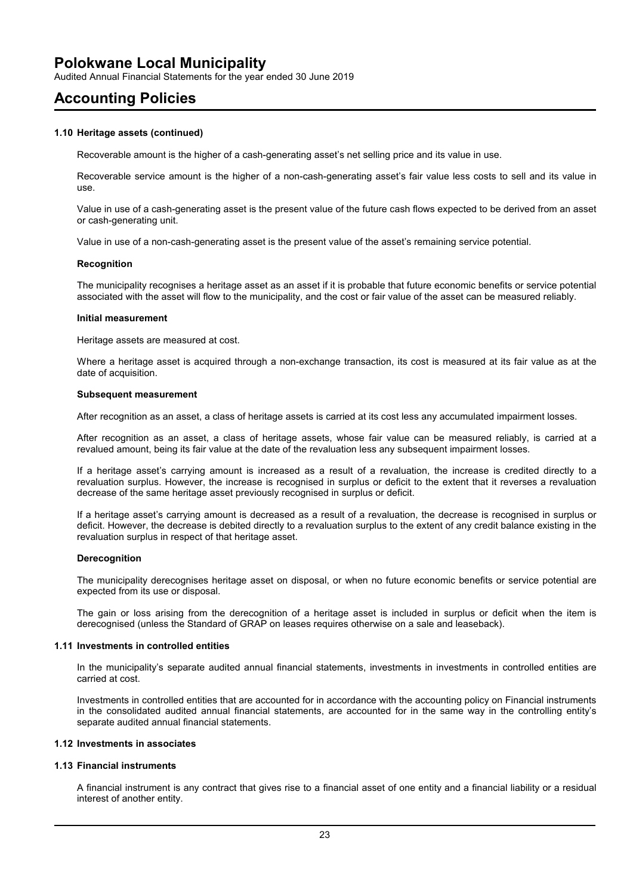### 1.10 Heritage assets (continued)

Recoverable amount is the higher of a cash-generating asset's net selling price and its value in use.

Recoverable service amount is the higher of a non-cash-generating asset's fair value less costs to sell and its value in use.

Value in use of a cash-generating asset is the present value of the future cash flows expected to be derived from an asset or cash-generating unit.

Value in use of a non-cash-generating asset is the present value of the asset's remaining service potential.

**Recognition**

The municipality recognises a heritage asset as an asset if it is probable that future economic benefits or service potential associated with the asset will flow to the municipality, and the cost or fair value of the asset can be measured reliably.

**Initial measurement**

Heritage assets are measured at cost.

Where a heritage asset is acquired through a non-exchange transaction, its cost is measured at its fair value as at the date of acquisition.

**Subsequent measurement**

After recognition as an asset, a class of heritage assets is carried at its cost less any accumulated impairment losses.

After recognition as an asset, a class of heritage assets, whose fair value can be measured reliably, is carried at a revalued amount, being its fair value at the date of the revaluation less any subsequent impairment losses.

If a heritage asset's carrying amount is increased as a result of a revaluation, the increase is credited directly to a revaluation surplus. However, the increase is recognised in surplus or deficit to the extent that it reverses a revaluation decrease of the same heritage asset previously recognised in surplus or deficit.

If a heritage asset's carrying amount is decreased as a result of a revaluation, the decrease is recognised in surplus or deficit. However, the decrease is debited directly to a revaluation surplus to the extent of any credit balance existing in the revaluation surplus in respect of that heritage asset.

**Derecognition**

The municipality derecognises heritage asset on disposal, or when no future economic benefits or service potential are expected from its use or disposal.

The gain or loss arising from the derecognition of a heritage asset is included in surplus or deficit when the item is derecognised (unless the Standard of GRAP on leases requires otherwise on a sale and leaseback).

### 1.11 Investments in controlled entities

In the municipality's separate audited annual financial statements, investments in investments in controlled entities are carried at cost.

Investments in controlled entities that are accounted for in accordance with the accounting policy on Financial instruments in the consolidated audited annual financial statements, are accounted for in the same way in the controlling entity's separate audited annual financial statements.

### 1.12 Investments in associates

### 1.13 Financial instruments

A financial instrument is any contract that gives rise to a financial asset of one entity and a financial liability or a residual interest of another entity.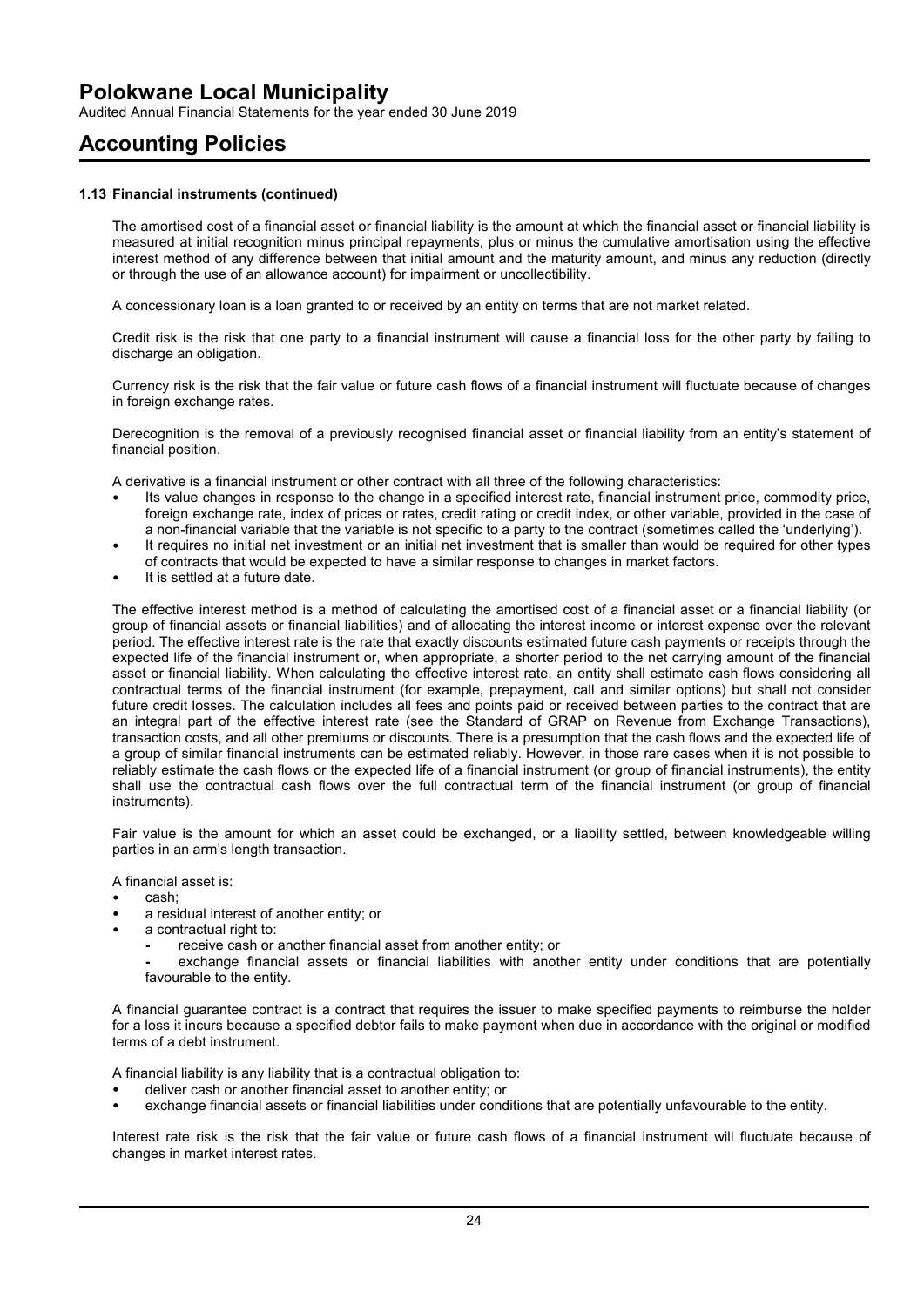### 1.13 Financial instruments (continued)

The amortised cost of a financial asset or financial liability is the amount at which the financial asset or financial liability is measured at initial recognition minus principal repayments, plus or minus the cumulative amortisation using the effective interest method of any difference between that initial amount and the maturity amount, and minus any reduction (directly or through the use of an allowance account) for impairment or uncollectibility.

A concessionary loan is a loan granted to or received by an entity on terms that are not market related.

Credit risk is the risk that one party to a financial instrument will cause a financial loss for the other party by failing to discharge an obligation.

Currency risk is the risk that the fair value or future cash flows of a financial instrument will fluctuate because of changes in foreign exchange rates.

Derecognition is the removal of a previously recognised financial asset or financial liability from an entity's statement of financial position.

A derivative is a financial instrument or other contract with all three of the following characteristics:

- Its value changes in response to the change in a specified interest rate, financial instrument price, commodity price, foreign exchange rate, index of prices or rates, credit rating or credit index, or other variable, provided in the case of a non-financial variable that the variable is not specific to a party to the contract (sometimes called the 'underlying').
- It requires no initial net investment or an initial net investment that is smaller than would be required for other types of contracts that would be expected to have a similar response to changes in market factors.
- It is settled at a future date.

The effective interest method is a method of calculating the amortised cost of a financial asset or a financial liability (or group of financial assets or financial liabilities) and of allocating the interest income or interest expense over the relevant period. The effective interest rate is the rate that exactly discounts estimated future cash payments or receipts through the expected life of the financial instrument or, when appropriate, a shorter period to the net carrying amount of the financial asset or financial liability. When calculating the effective interest rate, an entity shall estimate cash flows considering all contractual terms of the financial instrument (for example, prepayment, call and similar options) but shall not consider future credit losses. The calculation includes all fees and points paid or received between parties to the contract that are an integral part of the effective interest rate (see the Standard of GRAP on Revenue from Exchange Transactions), transaction costs, and all other premiums or discounts. There is a presumption that the cash flows and the expected life of a group of similar financial instruments can be estimated reliably. However, in those rare cases when it is not possible to reliably estimate the cash flows or the expected life of a financial instrument (or group of financial instruments), the entity shall use the contractual cash flows over the full contractual term of the financial instrument (or group of financial instruments).

Fair value is the amount for which an asset could be exchanged, or a liability settled, between knowledgeable willing parties in an arm's length transaction.

A financial asset is:

- cash;
- a residual interest of another entity; or
- a contractual right to:
  - receive cash or another financial asset from another entity; or
  - exchange financial assets or financial liabilities with another entity under conditions that are potentially favourable to the entity.

A financial guarantee contract is a contract that requires the issuer to make specified payments to reimburse the holder for a loss it incurs because a specified debtor fails to make payment when due in accordance with the original or modified terms of a debt instrument.

A financial liability is any liability that is a contractual obligation to:

- deliver cash or another financial asset to another entity; or
- exchange financial assets or financial liabilities under conditions that are potentially unfavourable to the entity.

Interest rate risk is the risk that the fair value or future cash flows of a financial instrument will fluctuate because of changes in market interest rates.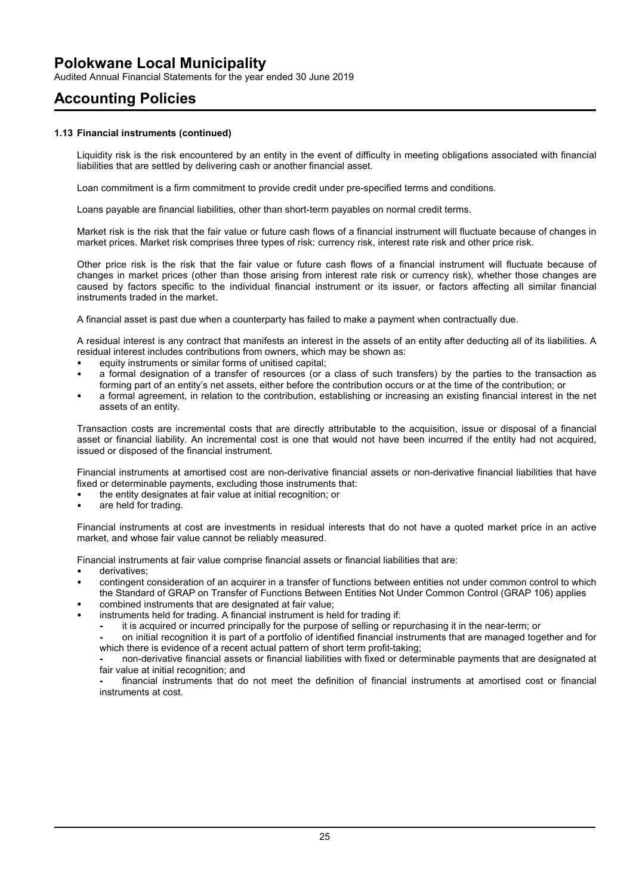## 1.13 Financial instruments (continued)

Liquidity risk is the risk encountered by an entity in the event of difficulty in meeting obligations associated with financial liabilities that are settled by delivering cash or another financial asset.

Loan commitment is a firm commitment to provide credit under pre-specified terms and conditions.

Loans payable are financial liabilities, other than short-term payables on normal credit terms.

Market risk is the risk that the fair value or future cash flows of a financial instrument will fluctuate because of changes in market prices. Market risk comprises three types of risk: currency risk, interest rate risk and other price risk.

Other price risk is the risk that the fair value or future cash flows of a financial instrument will fluctuate because of changes in market prices (other than those arising from interest rate risk or currency risk), whether those changes are caused by factors specific to the individual financial instrument or its issuer, or factors affecting all similar financial instruments traded in the market.

A financial asset is past due when a counterparty has failed to make a payment when contractually due.

A residual interest is any contract that manifests an interest in the assets of an entity after deducting all of its liabilities. A residual interest includes contributions from owners, which may be shown as:

- equity instruments or similar forms of unitised capital;
- a formal designation of a transfer of resources (or a class of such transfers) by the parties to the transaction as forming part of an entity's net assets, either before the contribution occurs or at the time of the contribution; or
- a formal agreement, in relation to the contribution, establishing or increasing an existing financial interest in the net assets of an entity.

Transaction costs are incremental costs that are directly attributable to the acquisition, issue or disposal of a financial asset or financial liability. An incremental cost is one that would not have been incurred if the entity had not acquired, issued or disposed of the financial instrument.

Financial instruments at amortised cost are non-derivative financial assets or non-derivative financial liabilities that have fixed or determinable payments, excluding those instruments that:

- the entity designates at fair value at initial recognition; or
- are held for trading.

Financial instruments at cost are investments in residual interests that do not have a quoted market price in an active market, and whose fair value cannot be reliably measured.

Financial instruments at fair value comprise financial assets or financial liabilities that are:

- derivatives;
- contingent consideration of an acquirer in a transfer of functions between entities not under common control to which the Standard of GRAP on Transfer of Functions Between Entities Not Under Common Control (GRAP 106) applies
- combined instruments that are designated at fair value;
- instruments held for trading. A financial instrument is held for trading if:
  - it is acquired or incurred principally for the purpose of selling or repurchasing it in the near-term; or
  - on initial recognition it is part of a portfolio of identified financial instruments that are managed together and for which there is evidence of a recent actual pattern of short term profit-taking;
  - non-derivative financial assets or financial liabilities with fixed or determinable payments that are designated at fair value at initial recognition; and
  - financial instruments that do not meet the definition of financial instruments at amortised cost or financial instruments at cost.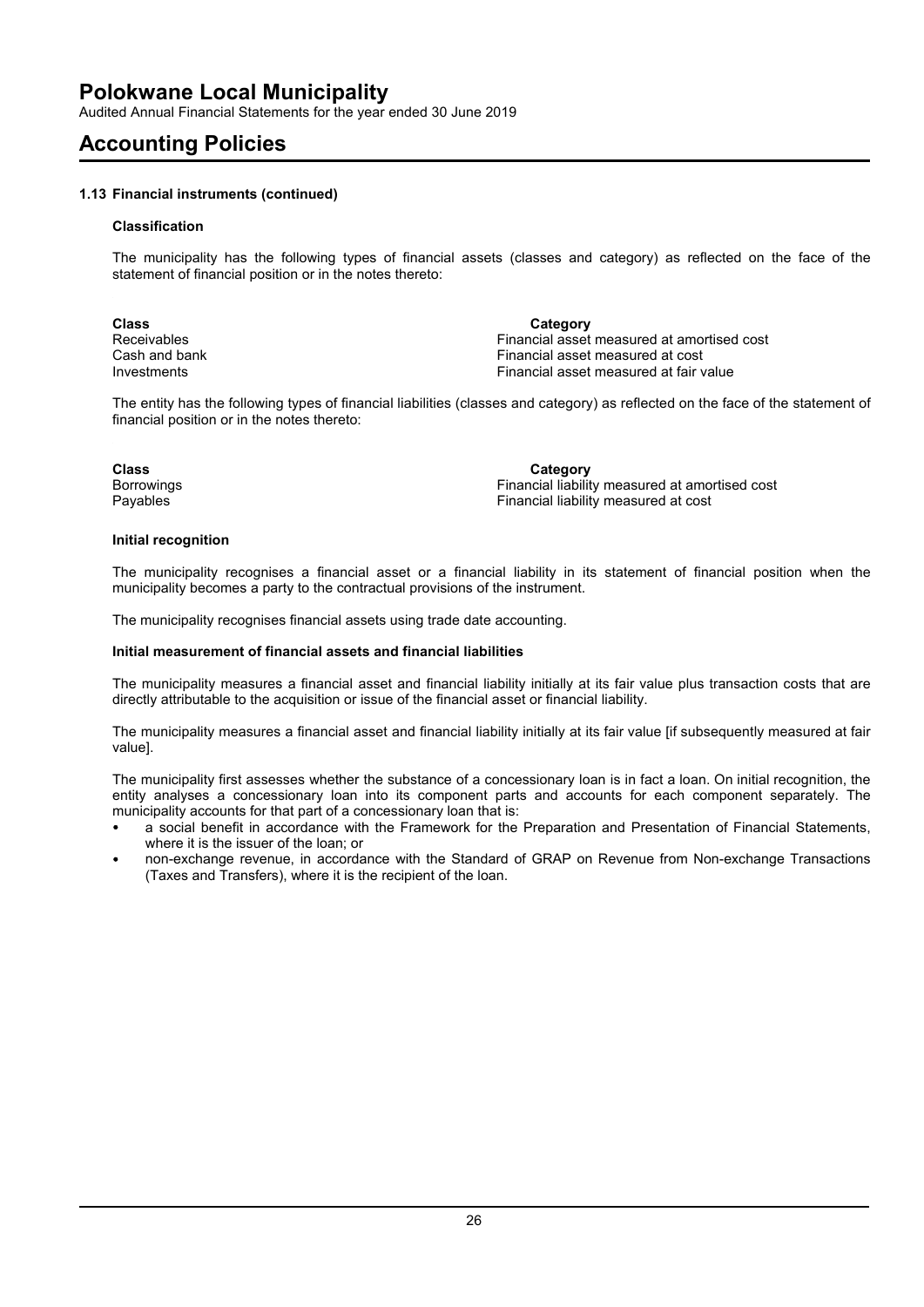# Polokwane Local Municipality

Audited Annual Financial Statements for the year ended 30 June 2019

# Accounting Policies

### 1.13 Financial instruments (continued)

#### Classification

The municipality has the following types of financial assets (classes and category) as reflected on the face of the statement of financial position or in the notes thereto:

| Class | Category |
|---|---|
| Receivables | Financial asset measured at amortised cost |
| Cash and bank | Financial asset measured at cost |
| Investments | Financial asset measured at fair value |

The entity has the following types of financial liabilities (classes and category) as reflected on the face of the statement of financial position or in the notes thereto:

| Class | Category |
|---|---|
| Borrowings | Financial liability measured at amortised cost |
| Payables | Financial liability measured at cost |

#### Initial recognition

The municipality recognises a financial asset or a financial liability in its statement of financial position when the municipality becomes a party to the contractual provisions of the instrument.

The municipality recognises financial assets using trade date accounting.

#### Initial measurement of financial assets and financial liabilities

The municipality measures a financial asset and financial liability initially at its fair value plus transaction costs that are directly attributable to the acquisition or issue of the financial asset or financial liability.

The municipality measures a financial asset and financial liability initially at its fair value [if subsequently measured at fair value].

The municipality first assesses whether the substance of a concessionary loan is in fact a loan. On initial recognition, the entity analyses a concessionary loan into its component parts and accounts for each component separately. The municipality accounts for that part of a concessionary loan that is:

- a social benefit in accordance with the Framework for the Preparation and Presentation of Financial Statements, where it is the issuer of the loan; or
- non-exchange revenue, in accordance with the Standard of GRAP on Revenue from Non-exchange Transactions (Taxes and Transfers), where it is the recipient of the loan.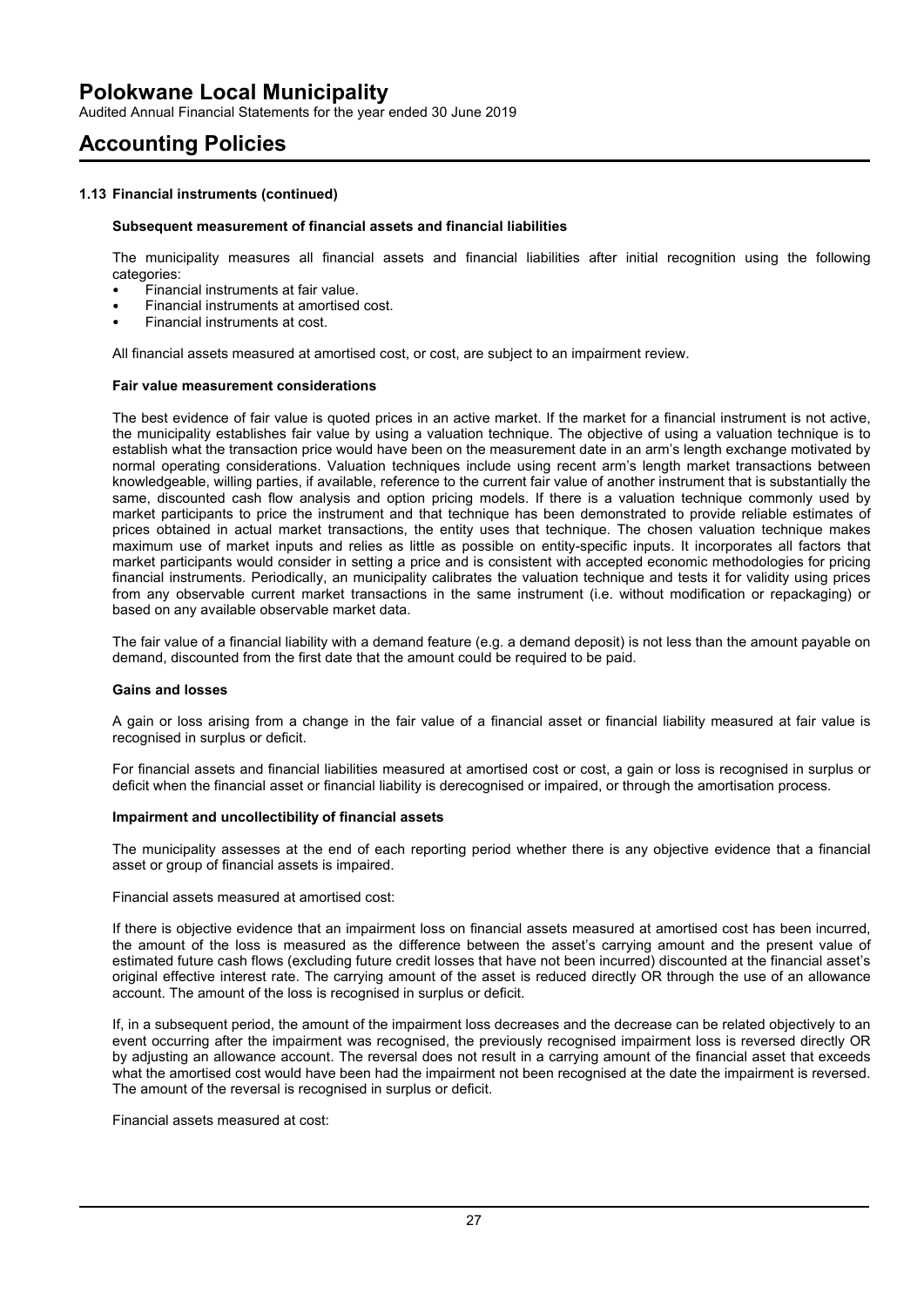### 1.13 Financial instruments (continued)

#### Subsequent measurement of financial assets and financial liabilities

The municipality measures all financial assets and financial liabilities after initial recognition using the following categories:

- Financial instruments at fair value.
- Financial instruments at amortised cost.
- Financial instruments at cost.

All financial assets measured at amortised cost, or cost, are subject to an impairment review.

#### Fair value measurement considerations

The best evidence of fair value is quoted prices in an active market. If the market for a financial instrument is not active, the municipality establishes fair value by using a valuation technique. The objective of using a valuation technique is to establish what the transaction price would have been on the measurement date in an arm's length exchange motivated by normal operating considerations. Valuation techniques include using recent arm's length market transactions between knowledgeable, willing parties, if available, reference to the current fair value of another instrument that is substantially the same, discounted cash flow analysis and option pricing models. If there is a valuation technique commonly used by market participants to price the instrument and that technique has been demonstrated to provide reliable estimates of prices obtained in actual market transactions, the entity uses that technique. The chosen valuation technique makes maximum use of market inputs and relies as little as possible on entity-specific inputs. It incorporates all factors that market participants would consider in setting a price and is consistent with accepted economic methodologies for pricing financial instruments. Periodically, an municipality calibrates the valuation technique and tests it for validity using prices from any observable current market transactions in the same instrument (i.e. without modification or repackaging) or based on any available observable market data.

The fair value of a financial liability with a demand feature (e.g. a demand deposit) is not less than the amount payable on demand, discounted from the first date that the amount could be required to be paid.

#### Gains and losses

A gain or loss arising from a change in the fair value of a financial asset or financial liability measured at fair value is recognised in surplus or deficit.

For financial assets and financial liabilities measured at amortised cost or cost, a gain or loss is recognised in surplus or deficit when the financial asset or financial liability is derecognised or impaired, or through the amortisation process.

#### Impairment and uncollectibility of financial assets

The municipality assesses at the end of each reporting period whether there is any objective evidence that a financial asset or group of financial assets is impaired.

Financial assets measured at amortised cost:

If there is objective evidence that an impairment loss on financial assets measured at amortised cost has been incurred, the amount of the loss is measured as the difference between the asset's carrying amount and the present value of estimated future cash flows (excluding future credit losses that have not been incurred) discounted at the financial asset's original effective interest rate. The carrying amount of the asset is reduced directly OR through the use of an allowance account. The amount of the loss is recognised in surplus or deficit.

If, in a subsequent period, the amount of the impairment loss decreases and the decrease can be related objectively to an event occurring after the impairment was recognised, the previously recognised impairment loss is reversed directly OR by adjusting an allowance account. The reversal does not result in a carrying amount of the financial asset that exceeds what the amortised cost would have been had the impairment not been recognised at the date the impairment is reversed. The amount of the reversal is recognised in surplus or deficit.

Financial assets measured at cost: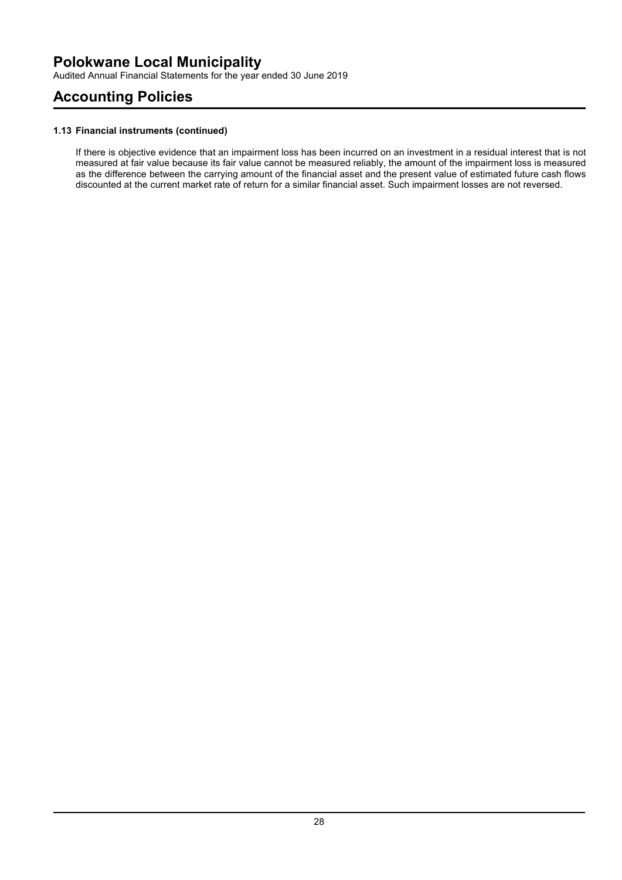### 1.13 Financial instruments (continued)

If there is objective evidence that an impairment loss has been incurred on an investment in a residual interest that is not measured at fair value because its fair value cannot be measured reliably, the amount of the impairment loss is measured as the difference between the carrying amount of the financial asset and the present value of estimated future cash flows discounted at the current market rate of return for a similar financial asset. Such impairment losses are not reversed.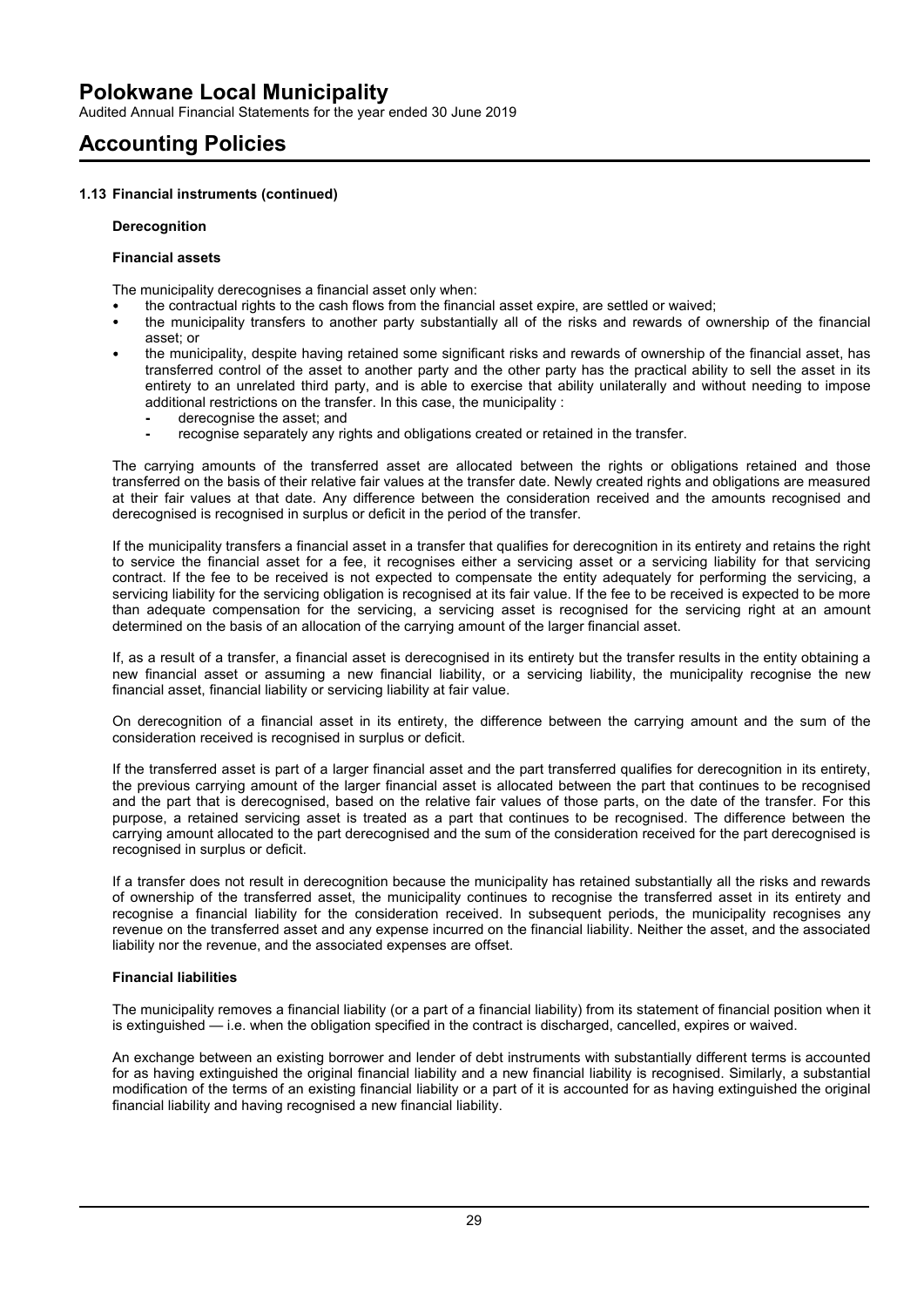#### 1.13 Financial instruments (continued)

**Derecognition**

**Financial assets**

The municipality derecognises a financial asset only when:

- the contractual rights to the cash flows from the financial asset expire, are settled or waived;
- the municipality transfers to another party substantially all of the risks and rewards of ownership of the financial asset; or
- the municipality, despite having retained some significant risks and rewards of ownership of the financial asset, has transferred control of the asset to another party and the other party has the practical ability to sell the asset in its entirety to an unrelated third party, and is able to exercise that ability unilaterally and without needing to impose additional restrictions on the transfer. In this case, the municipality :
  - derecognise the asset; and
  - recognise separately any rights and obligations created or retained in the transfer.

The carrying amounts of the transferred asset are allocated between the rights or obligations retained and those transferred on the basis of their relative fair values at the transfer date. Newly created rights and obligations are measured at their fair values at that date. Any difference between the consideration received and the amounts recognised and derecognised is recognised in surplus or deficit in the period of the transfer.

If the municipality transfers a financial asset in a transfer that qualifies for derecognition in its entirety and retains the right to service the financial asset for a fee, it recognises either a servicing asset or a servicing liability for that servicing contract. If the fee to be received is not expected to compensate the entity adequately for performing the servicing, a servicing liability for the servicing obligation is recognised at its fair value. If the fee to be received is expected to be more than adequate compensation for the servicing, a servicing asset is recognised for the servicing right at an amount determined on the basis of an allocation of the carrying amount of the larger financial asset.

If, as a result of a transfer, a financial asset is derecognised in its entirety but the transfer results in the entity obtaining a new financial asset or assuming a new financial liability, or a servicing liability, the municipality recognise the new financial asset, financial liability or servicing liability at fair value.

On derecognition of a financial asset in its entirety, the difference between the carrying amount and the sum of the consideration received is recognised in surplus or deficit.

If the transferred asset is part of a larger financial asset and the part transferred qualifies for derecognition in its entirety, the previous carrying amount of the larger financial asset is allocated between the part that continues to be recognised and the part that is derecognised, based on the relative fair values of those parts, on the date of the transfer. For this purpose, a retained servicing asset is treated as a part that continues to be recognised. The difference between the carrying amount allocated to the part derecognised and the sum of the consideration received for the part derecognised is recognised in surplus or deficit.

If a transfer does not result in derecognition because the municipality has retained substantially all the risks and rewards of ownership of the transferred asset, the municipality continues to recognise the transferred asset in its entirety and recognise a financial liability for the consideration received. In subsequent periods, the municipality recognises any revenue on the transferred asset and any expense incurred on the financial liability. Neither the asset, and the associated liability nor the revenue, and the associated expenses are offset.

**Financial liabilities**

The municipality removes a financial liability (or a part of a financial liability) from its statement of financial position when it is extinguished — i.e. when the obligation specified in the contract is discharged, cancelled, expires or waived.

An exchange between an existing borrower and lender of debt instruments with substantially different terms is accounted for as having extinguished the original financial liability and a new financial liability is recognised. Similarly, a substantial modification of the terms of an existing financial liability or a part of it is accounted for as having extinguished the original financial liability and having recognised a new financial liability.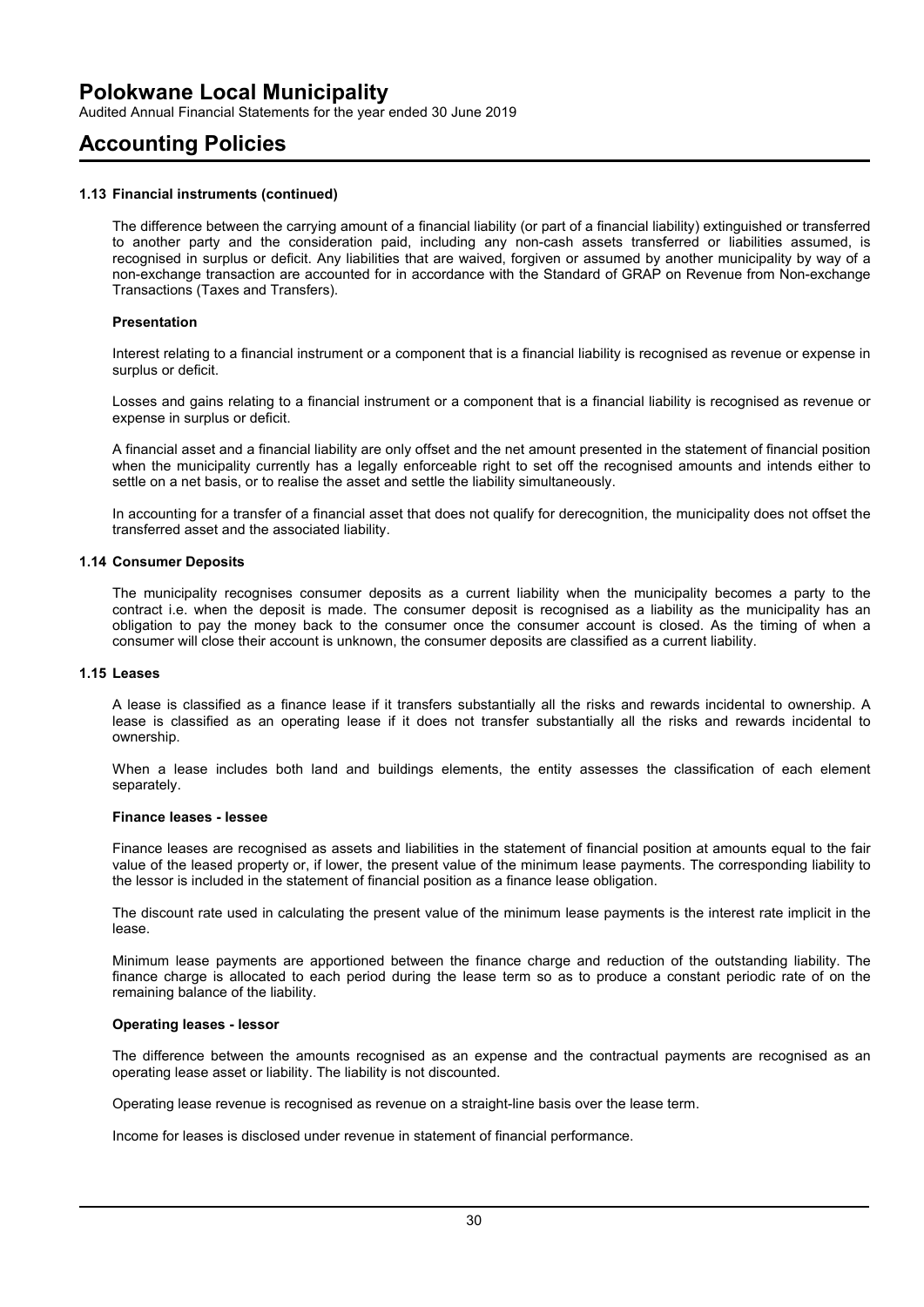#### 1.13 Financial instruments (continued)

The difference between the carrying amount of a financial liability (or part of a financial liability) extinguished or transferred to another party and the consideration paid, including any non-cash assets transferred or liabilities assumed, is recognised in surplus or deficit. Any liabilities that are waived, forgiven or assumed by another municipality by way of a non-exchange transaction are accounted for in accordance with the Standard of GRAP on Revenue from Non-exchange Transactions (Taxes and Transfers).

**Presentation**

Interest relating to a financial instrument or a component that is a financial liability is recognised as revenue or expense in surplus or deficit.

Losses and gains relating to a financial instrument or a component that is a financial liability is recognised as revenue or expense in surplus or deficit.

A financial asset and a financial liability are only offset and the net amount presented in the statement of financial position when the municipality currently has a legally enforceable right to set off the recognised amounts and intends either to settle on a net basis, or to realise the asset and settle the liability simultaneously.

In accounting for a transfer of a financial asset that does not qualify for derecognition, the municipality does not offset the transferred asset and the associated liability.

#### 1.14 Consumer Deposits

The municipality recognises consumer deposits as a current liability when the municipality becomes a party to the contract i.e. when the deposit is made. The consumer deposit is recognised as a liability as the municipality has an obligation to pay the money back to the consumer once the consumer account is closed. As the timing of when a consumer will close their account is unknown, the consumer deposits are classified as a current liability.

#### 1.15 Leases

A lease is classified as a finance lease if it transfers substantially all the risks and rewards incidental to ownership. A lease is classified as an operating lease if it does not transfer substantially all the risks and rewards incidental to ownership.

When a lease includes both land and buildings elements, the entity assesses the classification of each element separately.

**Finance leases - lessee**

Finance leases are recognised as assets and liabilities in the statement of financial position at amounts equal to the fair value of the leased property or, if lower, the present value of the minimum lease payments. The corresponding liability to the lessor is included in the statement of financial position as a finance lease obligation.

The discount rate used in calculating the present value of the minimum lease payments is the interest rate implicit in the lease.

Minimum lease payments are apportioned between the finance charge and reduction of the outstanding liability. The finance charge is allocated to each period during the lease term so as to produce a constant periodic rate of on the remaining balance of the liability.

**Operating leases - lessor**

The difference between the amounts recognised as an expense and the contractual payments are recognised as an operating lease asset or liability. The liability is not discounted.

Operating lease revenue is recognised as revenue on a straight-line basis over the lease term.

Income for leases is disclosed under revenue in statement of financial performance.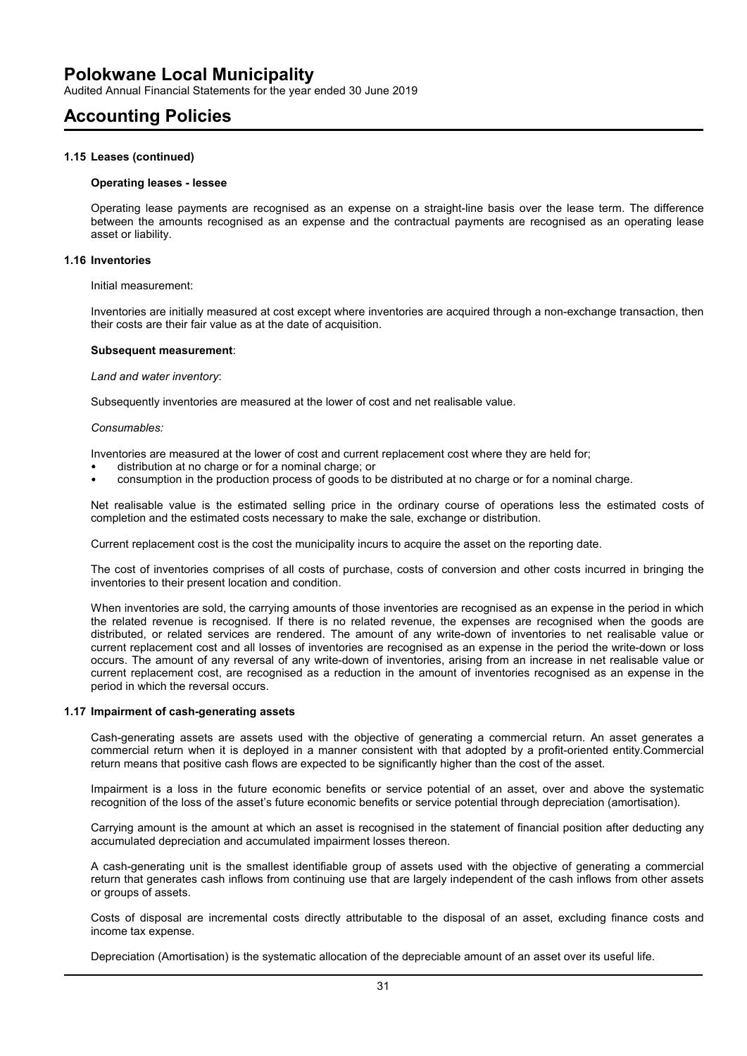### 1.15 Leases (continued)

**Operating leases - lessee**

Operating lease payments are recognised as an expense on a straight-line basis over the lease term. The difference between the amounts recognised as an expense and the contractual payments are recognised as an operating lease asset or liability.

### 1.16 Inventories

Initial measurement:

Inventories are initially measured at cost except where inventories are acquired through a non-exchange transaction, then their costs are their fair value as at the date of acquisition.

**Subsequent measurement**:

*Land and water inventory*:

Subsequently inventories are measured at the lower of cost and net realisable value.

*Consumables:*

Inventories are measured at the lower of cost and current replacement cost where they are held for;

- distribution at no charge or for a nominal charge; or
- consumption in the production process of goods to be distributed at no charge or for a nominal charge.

Net realisable value is the estimated selling price in the ordinary course of operations less the estimated costs of completion and the estimated costs necessary to make the sale, exchange or distribution.

Current replacement cost is the cost the municipality incurs to acquire the asset on the reporting date.

The cost of inventories comprises of all costs of purchase, costs of conversion and other costs incurred in bringing the inventories to their present location and condition.

When inventories are sold, the carrying amounts of those inventories are recognised as an expense in the period in which the related revenue is recognised. If there is no related revenue, the expenses are recognised when the goods are distributed, or related services are rendered. The amount of any write-down of inventories to net realisable value or current replacement cost and all losses of inventories are recognised as an expense in the period the write-down or loss occurs. The amount of any reversal of any write-down of inventories, arising from an increase in net realisable value or current replacement cost, are recognised as a reduction in the amount of inventories recognised as an expense in the period in which the reversal occurs.

### 1.17 Impairment of cash-generating assets

Cash-generating assets are assets used with the objective of generating a commercial return. An asset generates a commercial return when it is deployed in a manner consistent with that adopted by a profit-oriented entity.Commercial return means that positive cash flows are expected to be significantly higher than the cost of the asset.

Impairment is a loss in the future economic benefits or service potential of an asset, over and above the systematic recognition of the loss of the asset's future economic benefits or service potential through depreciation (amortisation).

Carrying amount is the amount at which an asset is recognised in the statement of financial position after deducting any accumulated depreciation and accumulated impairment losses thereon.

A cash-generating unit is the smallest identifiable group of assets used with the objective of generating a commercial return that generates cash inflows from continuing use that are largely independent of the cash inflows from other assets or groups of assets.

Costs of disposal are incremental costs directly attributable to the disposal of an asset, excluding finance costs and income tax expense.

Depreciation (Amortisation) is the systematic allocation of the depreciable amount of an asset over its useful life.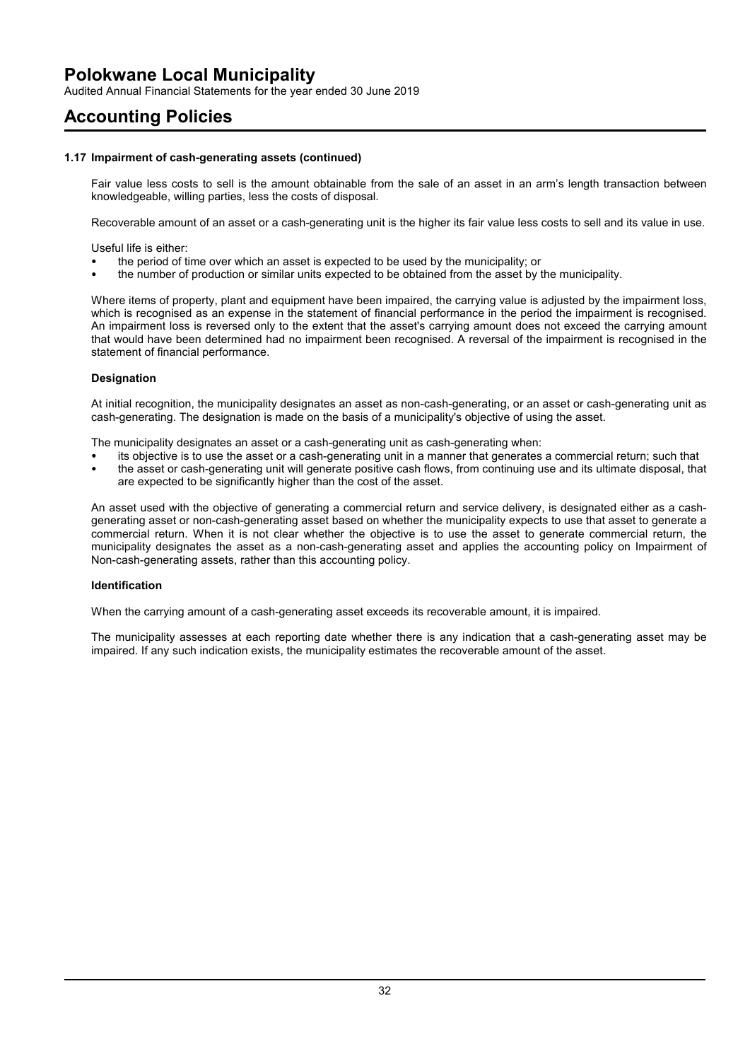## 1.17 Impairment of cash-generating assets (continued)

Fair value less costs to sell is the amount obtainable from the sale of an asset in an arm's length transaction between knowledgeable, willing parties, less the costs of disposal.

Recoverable amount of an asset or a cash-generating unit is the higher its fair value less costs to sell and its value in use.

Useful life is either:

- the period of time over which an asset is expected to be used by the municipality; or
- the number of production or similar units expected to be obtained from the asset by the municipality.

Where items of property, plant and equipment have been impaired, the carrying value is adjusted by the impairment loss, which is recognised as an expense in the statement of financial performance in the period the impairment is recognised. An impairment loss is reversed only to the extent that the asset's carrying amount does not exceed the carrying amount that would have been determined had no impairment been recognised. A reversal of the impairment is recognised in the statement of financial performance.

### Designation

At initial recognition, the municipality designates an asset as non-cash-generating, or an asset or cash-generating unit as cash-generating. The designation is made on the basis of a municipality's objective of using the asset.

The municipality designates an asset or a cash-generating unit as cash-generating when:

- its objective is to use the asset or a cash-generating unit in a manner that generates a commercial return; such that
- the asset or cash-generating unit will generate positive cash flows, from continuing use and its ultimate disposal, that are expected to be significantly higher than the cost of the asset.

An asset used with the objective of generating a commercial return and service delivery, is designated either as a cash-generating asset or non-cash-generating asset based on whether the municipality expects to use that asset to generate a commercial return. When it is not clear whether the objective is to use the asset to generate commercial return, the municipality designates the asset as a non-cash-generating asset and applies the accounting policy on Impairment of Non-cash-generating assets, rather than this accounting policy.

### Identification

When the carrying amount of a cash-generating asset exceeds its recoverable amount, it is impaired.

The municipality assesses at each reporting date whether there is any indication that a cash-generating asset may be impaired. If any such indication exists, the municipality estimates the recoverable amount of the asset.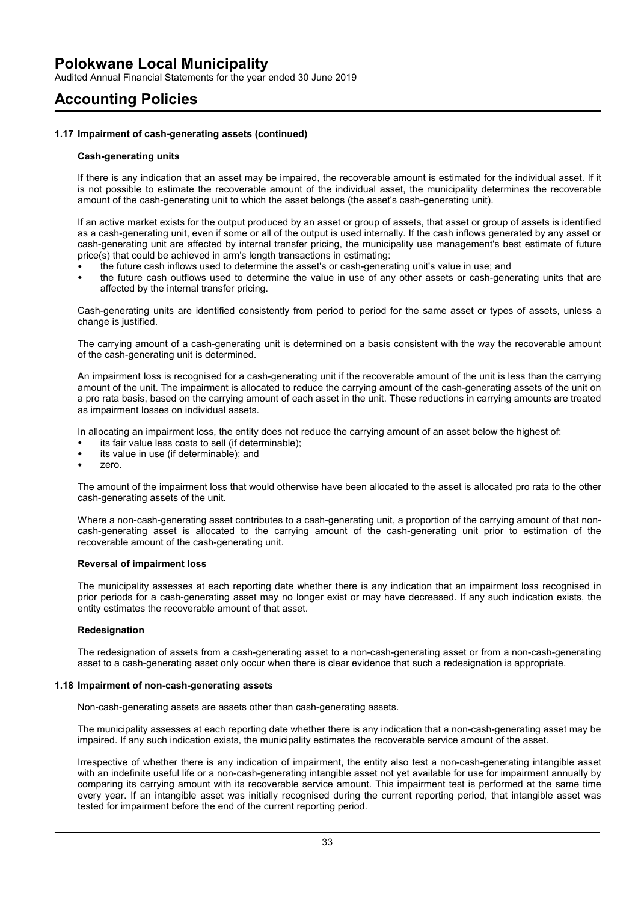### 1.17 Impairment of cash-generating assets (continued)

**Cash-generating units**

If there is any indication that an asset may be impaired, the recoverable amount is estimated for the individual asset. If it is not possible to estimate the recoverable amount of the individual asset, the municipality determines the recoverable amount of the cash-generating unit to which the asset belongs (the asset's cash-generating unit).

If an active market exists for the output produced by an asset or group of assets, that asset or group of assets is identified as a cash-generating unit, even if some or all of the output is used internally. If the cash inflows generated by any asset or cash-generating unit are affected by internal transfer pricing, the municipality use management's best estimate of future price(s) that could be achieved in arm's length transactions in estimating:

- the future cash inflows used to determine the asset's or cash-generating unit's value in use; and
- the future cash outflows used to determine the value in use of any other assets or cash-generating units that are affected by the internal transfer pricing.

Cash-generating units are identified consistently from period to period for the same asset or types of assets, unless a change is justified.

The carrying amount of a cash-generating unit is determined on a basis consistent with the way the recoverable amount of the cash-generating unit is determined.

An impairment loss is recognised for a cash-generating unit if the recoverable amount of the unit is less than the carrying amount of the unit. The impairment is allocated to reduce the carrying amount of the cash-generating assets of the unit on a pro rata basis, based on the carrying amount of each asset in the unit. These reductions in carrying amounts are treated as impairment losses on individual assets.

In allocating an impairment loss, the entity does not reduce the carrying amount of an asset below the highest of:

- its fair value less costs to sell (if determinable);
- its value in use (if determinable); and
- zero.

The amount of the impairment loss that would otherwise have been allocated to the asset is allocated pro rata to the other cash-generating assets of the unit.

Where a non-cash-generating asset contributes to a cash-generating unit, a proportion of the carrying amount of that non-cash-generating asset is allocated to the carrying amount of the cash-generating unit prior to estimation of the recoverable amount of the cash-generating unit.

**Reversal of impairment loss**

The municipality assesses at each reporting date whether there is any indication that an impairment loss recognised in prior periods for a cash-generating asset may no longer exist or may have decreased. If any such indication exists, the entity estimates the recoverable amount of that asset.

**Redesignation**

The redesignation of assets from a cash-generating asset to a non-cash-generating asset or from a non-cash-generating asset to a cash-generating asset only occur when there is clear evidence that such a redesignation is appropriate.

### 1.18 Impairment of non-cash-generating assets

Non-cash-generating assets are assets other than cash-generating assets.

The municipality assesses at each reporting date whether there is any indication that a non-cash-generating asset may be impaired. If any such indication exists, the municipality estimates the recoverable service amount of the asset.

Irrespective of whether there is any indication of impairment, the entity also test a non-cash-generating intangible asset with an indefinite useful life or a non-cash-generating intangible asset not yet available for use for impairment annually by comparing its carrying amount with its recoverable service amount. This impairment test is performed at the same time every year. If an intangible asset was initially recognised during the current reporting period, that intangible asset was tested for impairment before the end of the current reporting period.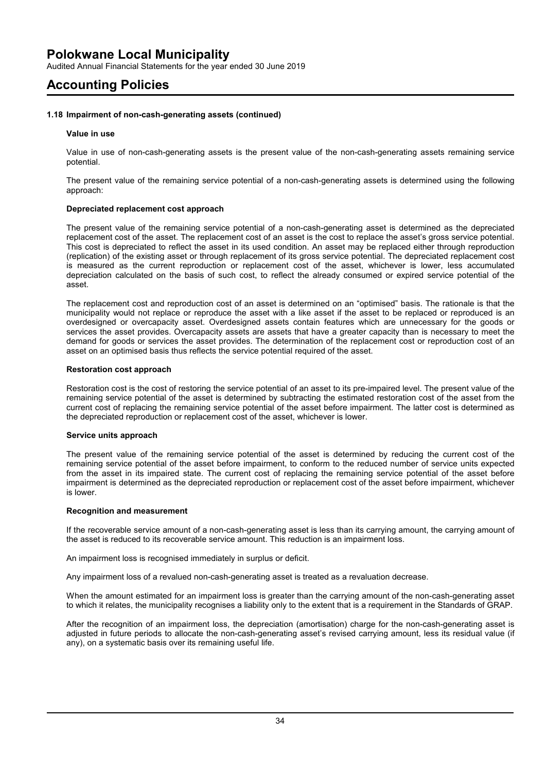## 1.18 Impairment of non-cash-generating assets (continued)

### Value in use

Value in use of non-cash-generating assets is the present value of the non-cash-generating assets remaining service potential.

The present value of the remaining service potential of a non-cash-generating assets is determined using the following approach:

#### Depreciated replacement cost approach

The present value of the remaining service potential of a non-cash-generating asset is determined as the depreciated replacement cost of the asset. The replacement cost of an asset is the cost to replace the asset's gross service potential. This cost is depreciated to reflect the asset in its used condition. An asset may be replaced either through reproduction (replication) of the existing asset or through replacement of its gross service potential. The depreciated replacement cost is measured as the current reproduction or replacement cost of the asset, whichever is lower, less accumulated depreciation calculated on the basis of such cost, to reflect the already consumed or expired service potential of the asset.

The replacement cost and reproduction cost of an asset is determined on an "optimised" basis. The rationale is that the municipality would not replace or reproduce the asset with a like asset if the asset to be replaced or reproduced is an overdesigned or overcapacity asset. Overdesigned assets contain features which are unnecessary for the goods or services the asset provides. Overcapacity assets are assets that have a greater capacity than is necessary to meet the demand for goods or services the asset provides. The determination of the replacement cost or reproduction cost of an asset on an optimised basis thus reflects the service potential required of the asset.

#### Restoration cost approach

Restoration cost is the cost of restoring the service potential of an asset to its pre-impaired level. The present value of the remaining service potential of the asset is determined by subtracting the estimated restoration cost of the asset from the current cost of replacing the remaining service potential of the asset before impairment. The latter cost is determined as the depreciated reproduction or replacement cost of the asset, whichever is lower.

#### Service units approach

The present value of the remaining service potential of the asset is determined by reducing the current cost of the remaining service potential of the asset before impairment, to conform to the reduced number of service units expected from the asset in its impaired state. The current cost of replacing the remaining service potential of the asset before impairment is determined as the depreciated reproduction or replacement cost of the asset before impairment, whichever is lower.

### Recognition and measurement

If the recoverable service amount of a non-cash-generating asset is less than its carrying amount, the carrying amount of the asset is reduced to its recoverable service amount. This reduction is an impairment loss.

An impairment loss is recognised immediately in surplus or deficit.

Any impairment loss of a revalued non-cash-generating asset is treated as a revaluation decrease.

When the amount estimated for an impairment loss is greater than the carrying amount of the non-cash-generating asset to which it relates, the municipality recognises a liability only to the extent that is a requirement in the Standards of GRAP.

After the recognition of an impairment loss, the depreciation (amortisation) charge for the non-cash-generating asset is adjusted in future periods to allocate the non-cash-generating asset's revised carrying amount, less its residual value (if any), on a systematic basis over its remaining useful life.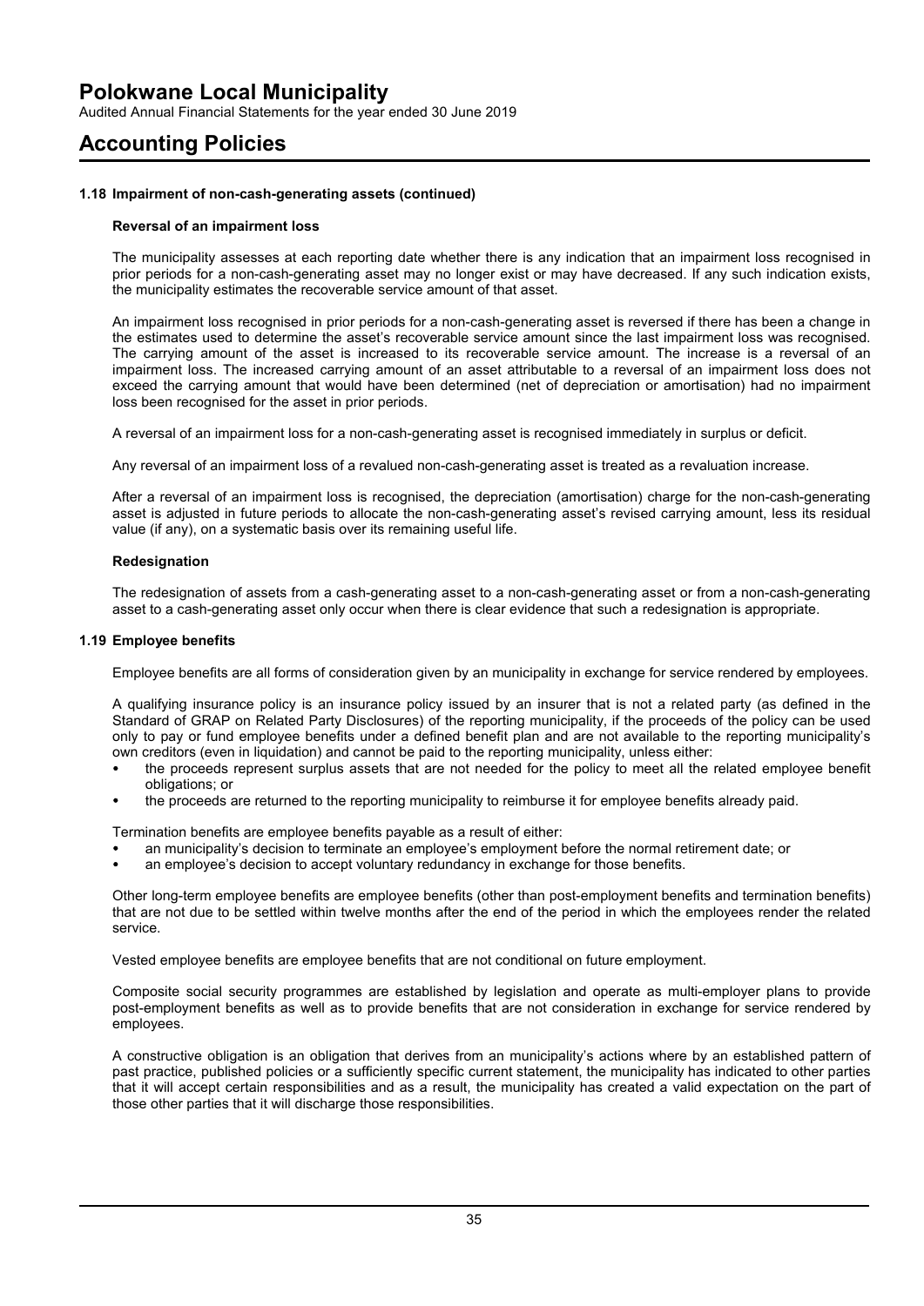## Accounting Policies

### 1.18 Impairment of non-cash-generating assets (continued)

**Reversal of an impairment loss**

The municipality assesses at each reporting date whether there is any indication that an impairment loss recognised in prior periods for a non-cash-generating asset may no longer exist or may have decreased. If any such indication exists, the municipality estimates the recoverable service amount of that asset.

An impairment loss recognised in prior periods for a non-cash-generating asset is reversed if there has been a change in the estimates used to determine the asset's recoverable service amount since the last impairment loss was recognised. The carrying amount of the asset is increased to its recoverable service amount. The increase is a reversal of an impairment loss. The increased carrying amount of an asset attributable to a reversal of an impairment loss does not exceed the carrying amount that would have been determined (net of depreciation or amortisation) had no impairment loss been recognised for the asset in prior periods.

A reversal of an impairment loss for a non-cash-generating asset is recognised immediately in surplus or deficit.

Any reversal of an impairment loss of a revalued non-cash-generating asset is treated as a revaluation increase.

After a reversal of an impairment loss is recognised, the depreciation (amortisation) charge for the non-cash-generating asset is adjusted in future periods to allocate the non-cash-generating asset's revised carrying amount, less its residual value (if any), on a systematic basis over its remaining useful life.

**Redesignation**

The redesignation of assets from a cash-generating asset to a non-cash-generating asset or from a non-cash-generating asset to a cash-generating asset only occur when there is clear evidence that such a redesignation is appropriate.

### 1.19 Employee benefits

Employee benefits are all forms of consideration given by an municipality in exchange for service rendered by employees.

A qualifying insurance policy is an insurance policy issued by an insurer that is not a related party (as defined in the Standard of GRAP on Related Party Disclosures) of the reporting municipality, if the proceeds of the policy can be used only to pay or fund employee benefits under a defined benefit plan and are not available to the reporting municipality's own creditors (even in liquidation) and cannot be paid to the reporting municipality, unless either:

- the proceeds represent surplus assets that are not needed for the policy to meet all the related employee benefit obligations; or
- the proceeds are returned to the reporting municipality to reimburse it for employee benefits already paid.

Termination benefits are employee benefits payable as a result of either:

- an municipality's decision to terminate an employee's employment before the normal retirement date; or
- an employee's decision to accept voluntary redundancy in exchange for those benefits.

Other long-term employee benefits are employee benefits (other than post-employment benefits and termination benefits) that are not due to be settled within twelve months after the end of the period in which the employees render the related service.

Vested employee benefits are employee benefits that are not conditional on future employment.

Composite social security programmes are established by legislation and operate as multi-employer plans to provide post-employment benefits as well as to provide benefits that are not consideration in exchange for service rendered by employees.

A constructive obligation is an obligation that derives from an municipality's actions where by an established pattern of past practice, published policies or a sufficiently specific current statement, the municipality has indicated to other parties that it will accept certain responsibilities and as a result, the municipality has created a valid expectation on the part of those other parties that it will discharge those responsibilities.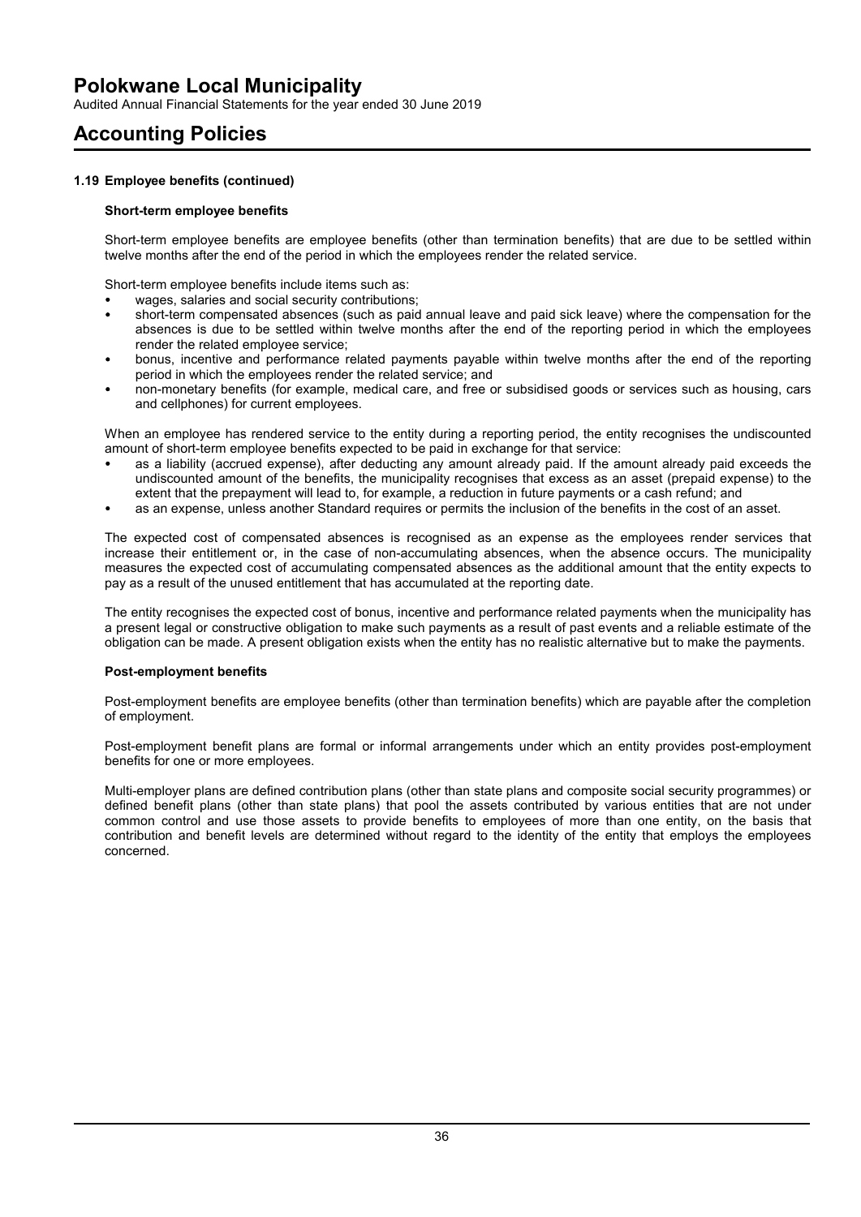### 1.19 Employee benefits (continued)

#### Short-term employee benefits

Short-term employee benefits are employee benefits (other than termination benefits) that are due to be settled within twelve months after the end of the period in which the employees render the related service.

Short-term employee benefits include items such as:

- wages, salaries and social security contributions;
- short-term compensated absences (such as paid annual leave and paid sick leave) where the compensation for the absences is due to be settled within twelve months after the end of the reporting period in which the employees render the related employee service;
- bonus, incentive and performance related payments payable within twelve months after the end of the reporting period in which the employees render the related service; and
- non-monetary benefits (for example, medical care, and free or subsidised goods or services such as housing, cars and cellphones) for current employees.

When an employee has rendered service to the entity during a reporting period, the entity recognises the undiscounted amount of short-term employee benefits expected to be paid in exchange for that service:

- as a liability (accrued expense), after deducting any amount already paid. If the amount already paid exceeds the undiscounted amount of the benefits, the municipality recognises that excess as an asset (prepaid expense) to the extent that the prepayment will lead to, for example, a reduction in future payments or a cash refund; and
- as an expense, unless another Standard requires or permits the inclusion of the benefits in the cost of an asset.

The expected cost of compensated absences is recognised as an expense as the employees render services that increase their entitlement or, in the case of non-accumulating absences, when the absence occurs. The municipality measures the expected cost of accumulating compensated absences as the additional amount that the entity expects to pay as a result of the unused entitlement that has accumulated at the reporting date.

The entity recognises the expected cost of bonus, incentive and performance related payments when the municipality has a present legal or constructive obligation to make such payments as a result of past events and a reliable estimate of the obligation can be made. A present obligation exists when the entity has no realistic alternative but to make the payments.

#### Post-employment benefits

Post-employment benefits are employee benefits (other than termination benefits) which are payable after the completion of employment.

Post-employment benefit plans are formal or informal arrangements under which an entity provides post-employment benefits for one or more employees.

Multi-employer plans are defined contribution plans (other than state plans and composite social security programmes) or defined benefit plans (other than state plans) that pool the assets contributed by various entities that are not under common control and use those assets to provide benefits to employees of more than one entity, on the basis that contribution and benefit levels are determined without regard to the identity of the entity that employs the employees concerned.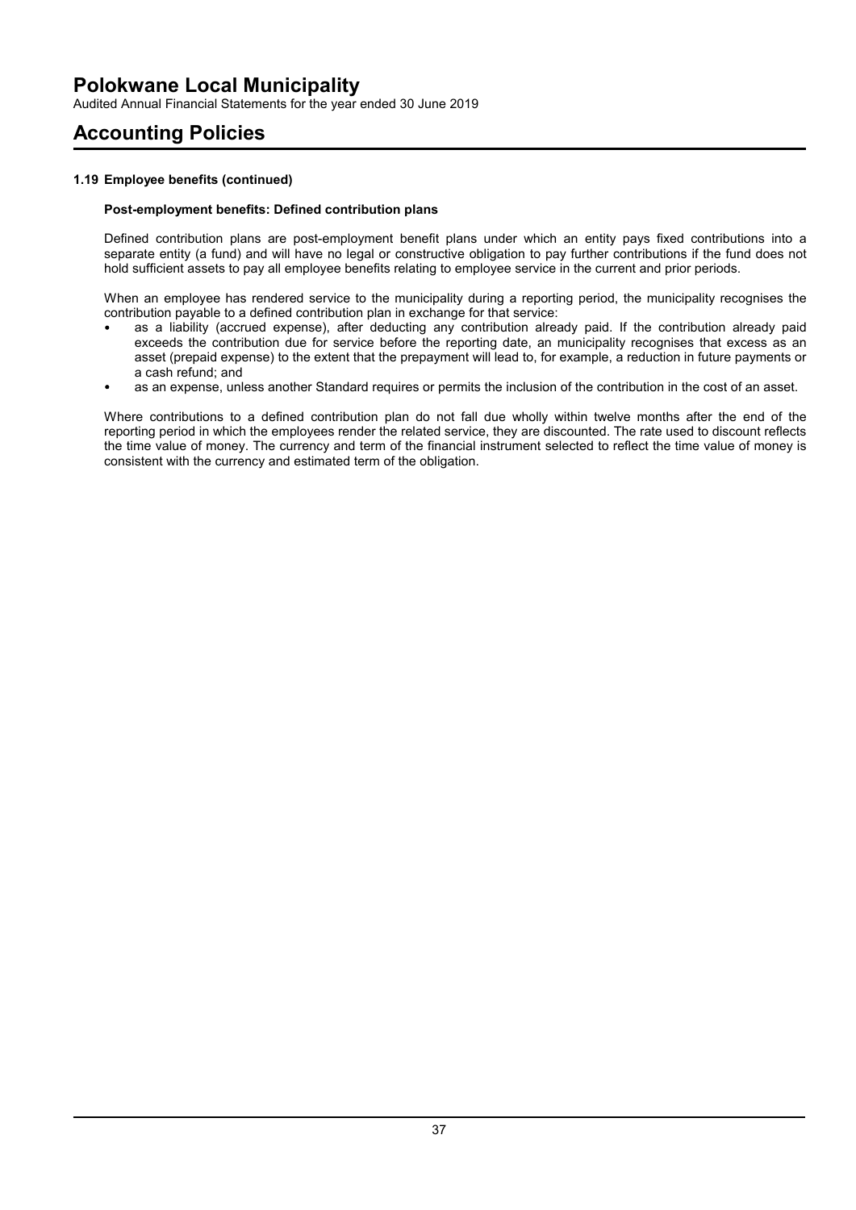### 1.19 Employee benefits (continued)

#### Post-employment benefits: Defined contribution plans

Defined contribution plans are post-employment benefit plans under which an entity pays fixed contributions into a separate entity (a fund) and will have no legal or constructive obligation to pay further contributions if the fund does not hold sufficient assets to pay all employee benefits relating to employee service in the current and prior periods.

When an employee has rendered service to the municipality during a reporting period, the municipality recognises the contribution payable to a defined contribution plan in exchange for that service:

- as a liability (accrued expense), after deducting any contribution already paid. If the contribution already paid exceeds the contribution due for service before the reporting date, an municipality recognises that excess as an asset (prepaid expense) to the extent that the prepayment will lead to, for example, a reduction in future payments or a cash refund; and
- as an expense, unless another Standard requires or permits the inclusion of the contribution in the cost of an asset.

Where contributions to a defined contribution plan do not fall due wholly within twelve months after the end of the reporting period in which the employees render the related service, they are discounted. The rate used to discount reflects the time value of money. The currency and term of the financial instrument selected to reflect the time value of money is consistent with the currency and estimated term of the obligation.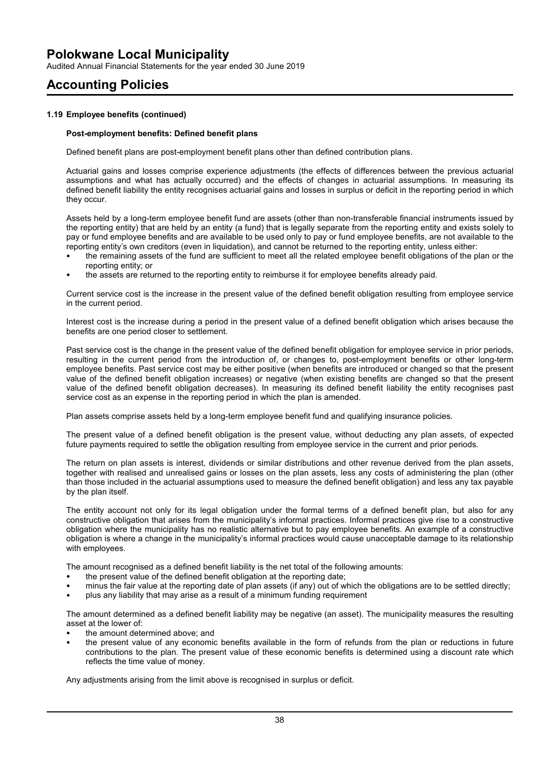# Polokwane Local Municipality

Audited Annual Financial Statements for the year ended 30 June 2019

## Accounting Policies

### 1.19 Employee benefits (continued)

#### Post-employment benefits: Defined benefit plans

Defined benefit plans are post-employment benefit plans other than defined contribution plans.

Actuarial gains and losses comprise experience adjustments (the effects of differences between the previous actuarial assumptions and what has actually occurred) and the effects of changes in actuarial assumptions. In measuring its defined benefit liability the entity recognises actuarial gains and losses in surplus or deficit in the reporting period in which they occur.

Assets held by a long-term employee benefit fund are assets (other than non-transferable financial instruments issued by the reporting entity) that are held by an entity (a fund) that is legally separate from the reporting entity and exists solely to pay or fund employee benefits and are available to be used only to pay or fund employee benefits, are not available to the reporting entity's own creditors (even in liquidation), and cannot be returned to the reporting entity, unless either:

- the remaining assets of the fund are sufficient to meet all the related employee benefit obligations of the plan or the reporting entity; or
- the assets are returned to the reporting entity to reimburse it for employee benefits already paid.

Current service cost is the increase in the present value of the defined benefit obligation resulting from employee service in the current period.

Interest cost is the increase during a period in the present value of a defined benefit obligation which arises because the benefits are one period closer to settlement.

Past service cost is the change in the present value of the defined benefit obligation for employee service in prior periods, resulting in the current period from the introduction of, or changes to, post-employment benefits or other long-term employee benefits. Past service cost may be either positive (when benefits are introduced or changed so that the present value of the defined benefit obligation increases) or negative (when existing benefits are changed so that the present value of the defined benefit obligation decreases). In measuring its defined benefit liability the entity recognises past service cost as an expense in the reporting period in which the plan is amended.

Plan assets comprise assets held by a long-term employee benefit fund and qualifying insurance policies.

The present value of a defined benefit obligation is the present value, without deducting any plan assets, of expected future payments required to settle the obligation resulting from employee service in the current and prior periods.

The return on plan assets is interest, dividends or similar distributions and other revenue derived from the plan assets, together with realised and unrealised gains or losses on the plan assets, less any costs of administering the plan (other than those included in the actuarial assumptions used to measure the defined benefit obligation) and less any tax payable by the plan itself.

The entity account not only for its legal obligation under the formal terms of a defined benefit plan, but also for any constructive obligation that arises from the municipality's informal practices. Informal practices give rise to a constructive obligation where the municipality has no realistic alternative but to pay employee benefits. An example of a constructive obligation is where a change in the municipality's informal practices would cause unacceptable damage to its relationship with employees.

The amount recognised as a defined benefit liability is the net total of the following amounts:

- the present value of the defined benefit obligation at the reporting date;
- minus the fair value at the reporting date of plan assets (if any) out of which the obligations are to be settled directly;
- plus any liability that may arise as a result of a minimum funding requirement

The amount determined as a defined benefit liability may be negative (an asset). The municipality measures the resulting asset at the lower of:

- the amount determined above; and
- the present value of any economic benefits available in the form of refunds from the plan or reductions in future contributions to the plan. The present value of these economic benefits is determined using a discount rate which reflects the time value of money.

Any adjustments arising from the limit above is recognised in surplus or deficit.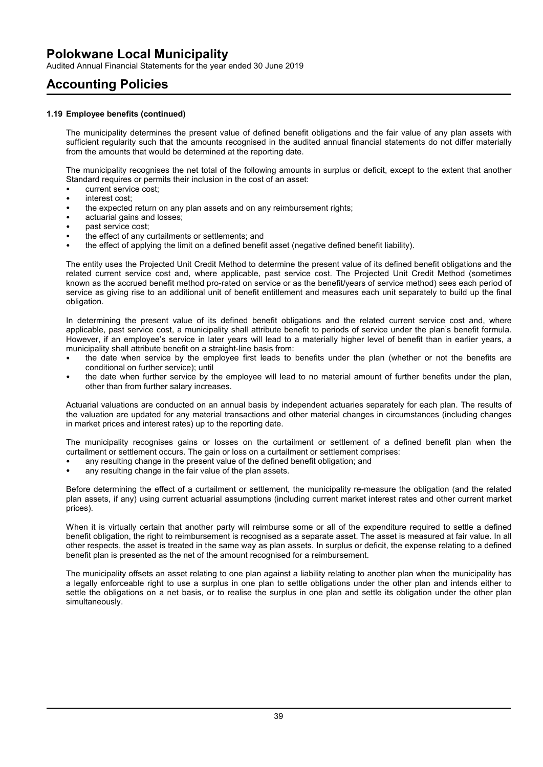#### 1.19 Employee benefits (continued)

The municipality determines the present value of defined benefit obligations and the fair value of any plan assets with sufficient regularity such that the amounts recognised in the audited annual financial statements do not differ materially from the amounts that would be determined at the reporting date.

The municipality recognises the net total of the following amounts in surplus or deficit, except to the extent that another Standard requires or permits their inclusion in the cost of an asset:

- current service cost;
- interest cost;
- the expected return on any plan assets and on any reimbursement rights;
- actuarial gains and losses;
- past service cost;
- the effect of any curtailments or settlements; and
- the effect of applying the limit on a defined benefit asset (negative defined benefit liability).

The entity uses the Projected Unit Credit Method to determine the present value of its defined benefit obligations and the related current service cost and, where applicable, past service cost. The Projected Unit Credit Method (sometimes known as the accrued benefit method pro-rated on service or as the benefit/years of service method) sees each period of service as giving rise to an additional unit of benefit entitlement and measures each unit separately to build up the final obligation.

In determining the present value of its defined benefit obligations and the related current service cost and, where applicable, past service cost, a municipality shall attribute benefit to periods of service under the plan's benefit formula. However, if an employee's service in later years will lead to a materially higher level of benefit than in earlier years, a municipality shall attribute benefit on a straight-line basis from:

- the date when service by the employee first leads to benefits under the plan (whether or not the benefits are conditional on further service); until
- the date when further service by the employee will lead to no material amount of further benefits under the plan, other than from further salary increases.

Actuarial valuations are conducted on an annual basis by independent actuaries separately for each plan. The results of the valuation are updated for any material transactions and other material changes in circumstances (including changes in market prices and interest rates) up to the reporting date.

The municipality recognises gains or losses on the curtailment or settlement of a defined benefit plan when the curtailment or settlement occurs. The gain or loss on a curtailment or settlement comprises:

- any resulting change in the present value of the defined benefit obligation; and
- any resulting change in the fair value of the plan assets.

Before determining the effect of a curtailment or settlement, the municipality re-measure the obligation (and the related plan assets, if any) using current actuarial assumptions (including current market interest rates and other current market prices).

When it is virtually certain that another party will reimburse some or all of the expenditure required to settle a defined benefit obligation, the right to reimbursement is recognised as a separate asset. The asset is measured at fair value. In all other respects, the asset is treated in the same way as plan assets. In surplus or deficit, the expense relating to a defined benefit plan is presented as the net of the amount recognised for a reimbursement.

The municipality offsets an asset relating to one plan against a liability relating to another plan when the municipality has a legally enforceable right to use a surplus in one plan to settle obligations under the other plan and intends either to settle the obligations on a net basis, or to realise the surplus in one plan and settle its obligation under the other plan simultaneously.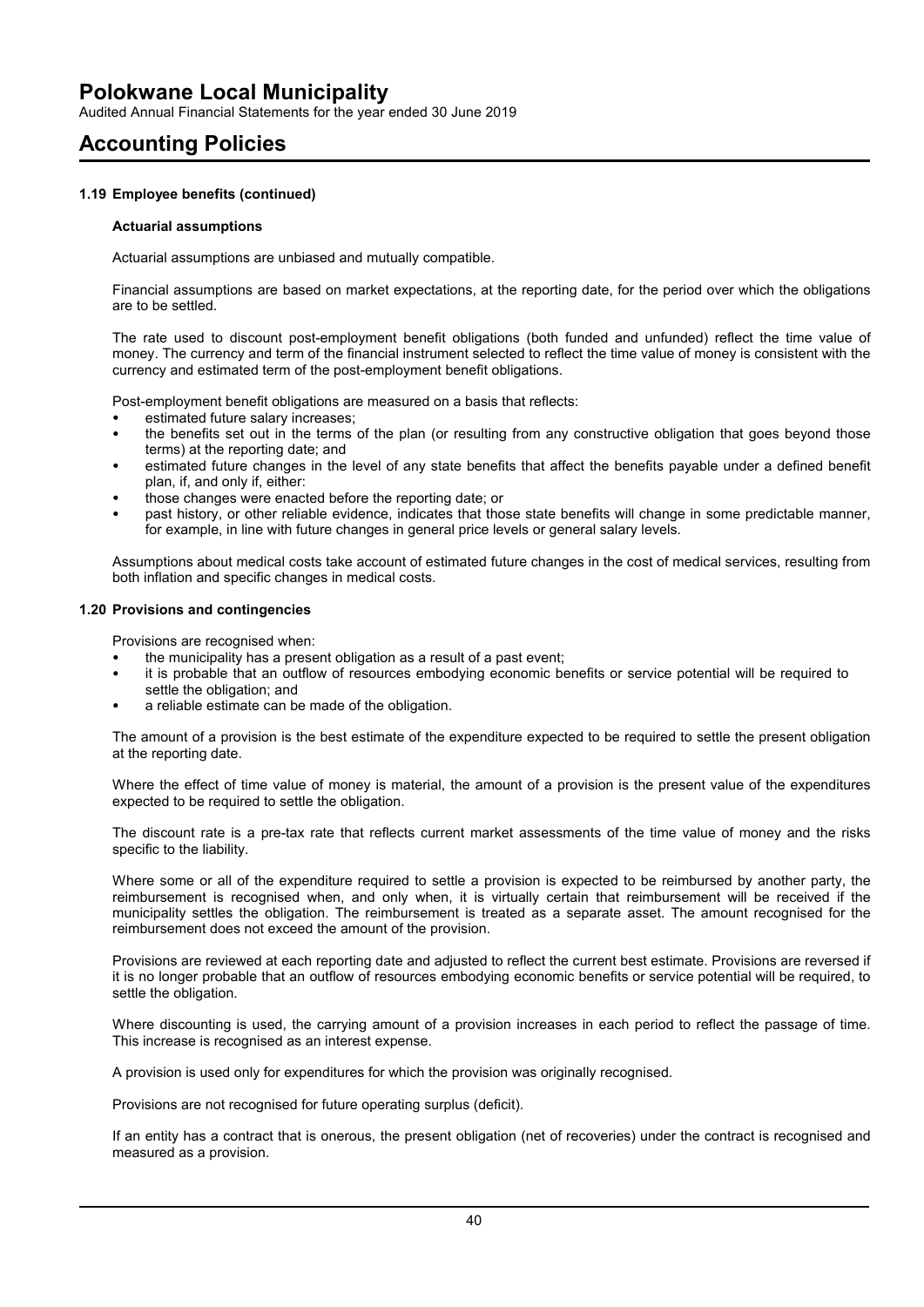### 1.19 Employee benefits (continued)

#### Actuarial assumptions

Actuarial assumptions are unbiased and mutually compatible.

Financial assumptions are based on market expectations, at the reporting date, for the period over which the obligations are to be settled.

The rate used to discount post-employment benefit obligations (both funded and unfunded) reflect the time value of money. The currency and term of the financial instrument selected to reflect the time value of money is consistent with the currency and estimated term of the post-employment benefit obligations.

Post-employment benefit obligations are measured on a basis that reflects:

- estimated future salary increases;
- the benefits set out in the terms of the plan (or resulting from any constructive obligation that goes beyond those terms) at the reporting date; and
- estimated future changes in the level of any state benefits that affect the benefits payable under a defined benefit plan, if, and only if, either:
- those changes were enacted before the reporting date; or
- past history, or other reliable evidence, indicates that those state benefits will change in some predictable manner, for example, in line with future changes in general price levels or general salary levels.

Assumptions about medical costs take account of estimated future changes in the cost of medical services, resulting from both inflation and specific changes in medical costs.

### 1.20 Provisions and contingencies

Provisions are recognised when:

- the municipality has a present obligation as a result of a past event;
- it is probable that an outflow of resources embodying economic benefits or service potential will be required to settle the obligation; and
- a reliable estimate can be made of the obligation.

The amount of a provision is the best estimate of the expenditure expected to be required to settle the present obligation at the reporting date.

Where the effect of time value of money is material, the amount of a provision is the present value of the expenditures expected to be required to settle the obligation.

The discount rate is a pre-tax rate that reflects current market assessments of the time value of money and the risks specific to the liability.

Where some or all of the expenditure required to settle a provision is expected to be reimbursed by another party, the reimbursement is recognised when, and only when, it is virtually certain that reimbursement will be received if the municipality settles the obligation. The reimbursement is treated as a separate asset. The amount recognised for the reimbursement does not exceed the amount of the provision.

Provisions are reviewed at each reporting date and adjusted to reflect the current best estimate. Provisions are reversed if it is no longer probable that an outflow of resources embodying economic benefits or service potential will be required, to settle the obligation.

Where discounting is used, the carrying amount of a provision increases in each period to reflect the passage of time. This increase is recognised as an interest expense.

A provision is used only for expenditures for which the provision was originally recognised.

Provisions are not recognised for future operating surplus (deficit).

If an entity has a contract that is onerous, the present obligation (net of recoveries) under the contract is recognised and measured as a provision.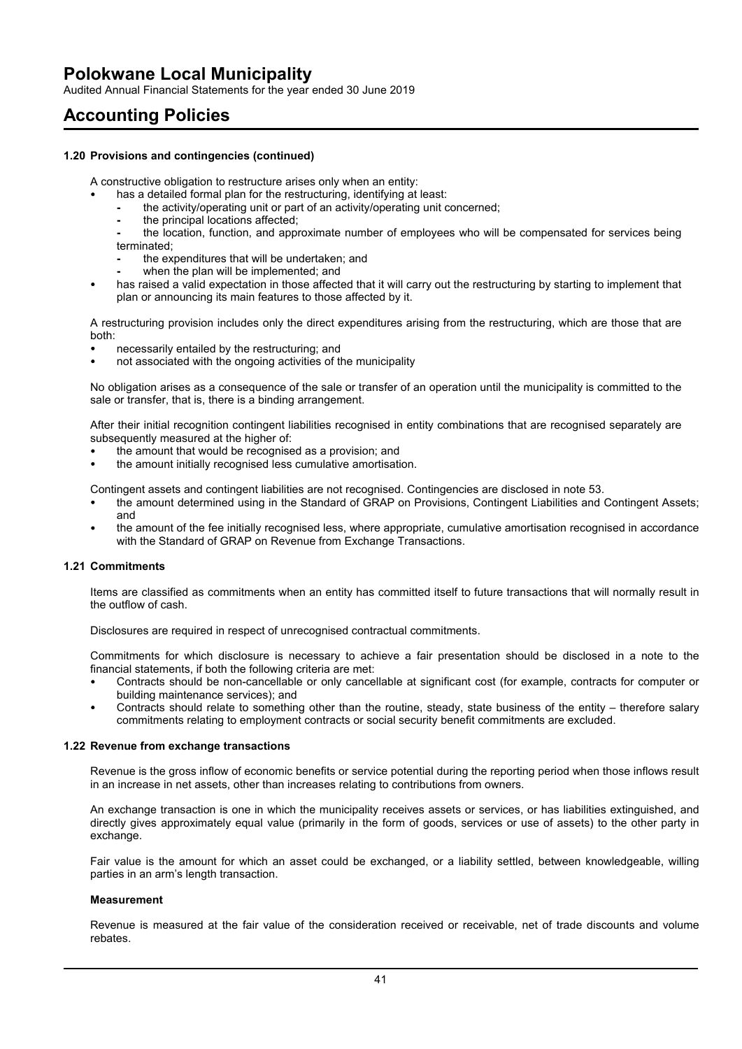### 1.20 Provisions and contingencies (continued)

A constructive obligation to restructure arises only when an entity:

- has a detailed formal plan for the restructuring, identifying at least:
  - the activity/operating unit or part of an activity/operating unit concerned;
  - the principal locations affected;
  - the location, function, and approximate number of employees who will be compensated for services being terminated;
  - the expenditures that will be undertaken; and
  - when the plan will be implemented; and
- has raised a valid expectation in those affected that it will carry out the restructuring by starting to implement that plan or announcing its main features to those affected by it.

A restructuring provision includes only the direct expenditures arising from the restructuring, which are those that are both:

- necessarily entailed by the restructuring; and
- not associated with the ongoing activities of the municipality

No obligation arises as a consequence of the sale or transfer of an operation until the municipality is committed to the sale or transfer, that is, there is a binding arrangement.

After their initial recognition contingent liabilities recognised in entity combinations that are recognised separately are subsequently measured at the higher of:

- the amount that would be recognised as a provision; and
- the amount initially recognised less cumulative amortisation.

Contingent assets and contingent liabilities are not recognised. Contingencies are disclosed in note 53.

- the amount determined using in the Standard of GRAP on Provisions, Contingent Liabilities and Contingent Assets; and
- the amount of the fee initially recognised less, where appropriate, cumulative amortisation recognised in accordance with the Standard of GRAP on Revenue from Exchange Transactions.

### 1.21 Commitments

Items are classified as commitments when an entity has committed itself to future transactions that will normally result in the outflow of cash.

Disclosures are required in respect of unrecognised contractual commitments.

Commitments for which disclosure is necessary to achieve a fair presentation should be disclosed in a note to the financial statements, if both the following criteria are met:

- Contracts should be non-cancellable or only cancellable at significant cost (for example, contracts for computer or building maintenance services); and
- Contracts should relate to something other than the routine, steady, state business of the entity – therefore salary commitments relating to employment contracts or social security benefit commitments are excluded.

### 1.22 Revenue from exchange transactions

Revenue is the gross inflow of economic benefits or service potential during the reporting period when those inflows result in an increase in net assets, other than increases relating to contributions from owners.

An exchange transaction is one in which the municipality receives assets or services, or has liabilities extinguished, and directly gives approximately equal value (primarily in the form of goods, services or use of assets) to the other party in exchange.

Fair value is the amount for which an asset could be exchanged, or a liability settled, between knowledgeable, willing parties in an arm's length transaction.

**Measurement**

Revenue is measured at the fair value of the consideration received or receivable, net of trade discounts and volume rebates.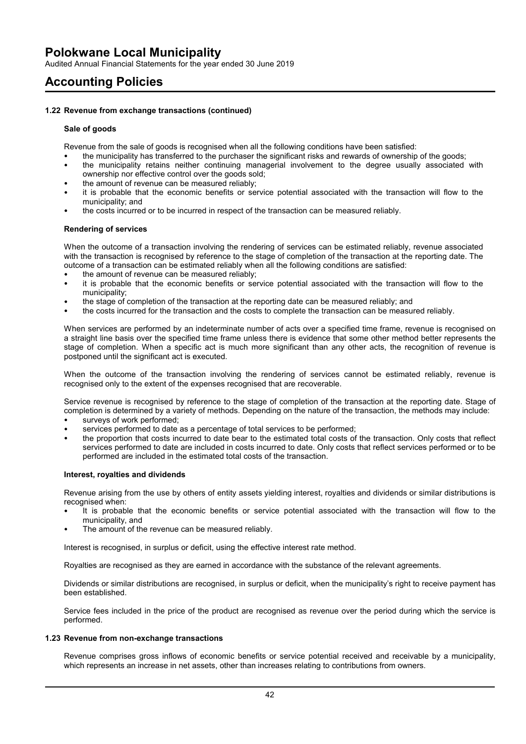## Accounting Policies

### 1.22 Revenue from exchange transactions (continued)

**Sale of goods**

Revenue from the sale of goods is recognised when all the following conditions have been satisfied:

- the municipality has transferred to the purchaser the significant risks and rewards of ownership of the goods;
- the municipality retains neither continuing managerial involvement to the degree usually associated with ownership nor effective control over the goods sold;
- the amount of revenue can be measured reliably;
- it is probable that the economic benefits or service potential associated with the transaction will flow to the municipality; and
- the costs incurred or to be incurred in respect of the transaction can be measured reliably.

**Rendering of services**

When the outcome of a transaction involving the rendering of services can be estimated reliably, revenue associated with the transaction is recognised by reference to the stage of completion of the transaction at the reporting date. The outcome of a transaction can be estimated reliably when all the following conditions are satisfied:

- the amount of revenue can be measured reliably;
- it is probable that the economic benefits or service potential associated with the transaction will flow to the municipality;
- the stage of completion of the transaction at the reporting date can be measured reliably; and
- the costs incurred for the transaction and the costs to complete the transaction can be measured reliably.

When services are performed by an indeterminate number of acts over a specified time frame, revenue is recognised on a straight line basis over the specified time frame unless there is evidence that some other method better represents the stage of completion. When a specific act is much more significant than any other acts, the recognition of revenue is postponed until the significant act is executed.

When the outcome of the transaction involving the rendering of services cannot be estimated reliably, revenue is recognised only to the extent of the expenses recognised that are recoverable.

Service revenue is recognised by reference to the stage of completion of the transaction at the reporting date. Stage of completion is determined by a variety of methods. Depending on the nature of the transaction, the methods may include:

- surveys of work performed;
- services performed to date as a percentage of total services to be performed;
- the proportion that costs incurred to date bear to the estimated total costs of the transaction. Only costs that reflect services performed to date are included in costs incurred to date. Only costs that reflect services performed or to be performed are included in the estimated total costs of the transaction.

**Interest, royalties and dividends**

Revenue arising from the use by others of entity assets yielding interest, royalties and dividends or similar distributions is recognised when:

- It is probable that the economic benefits or service potential associated with the transaction will flow to the municipality, and
- The amount of the revenue can be measured reliably.

Interest is recognised, in surplus or deficit, using the effective interest rate method.

Royalties are recognised as they are earned in accordance with the substance of the relevant agreements.

Dividends or similar distributions are recognised, in surplus or deficit, when the municipality's right to receive payment has been established.

Service fees included in the price of the product are recognised as revenue over the period during which the service is performed.

### 1.23 Revenue from non-exchange transactions

Revenue comprises gross inflows of economic benefits or service potential received and receivable by a municipality, which represents an increase in net assets, other than increases relating to contributions from owners.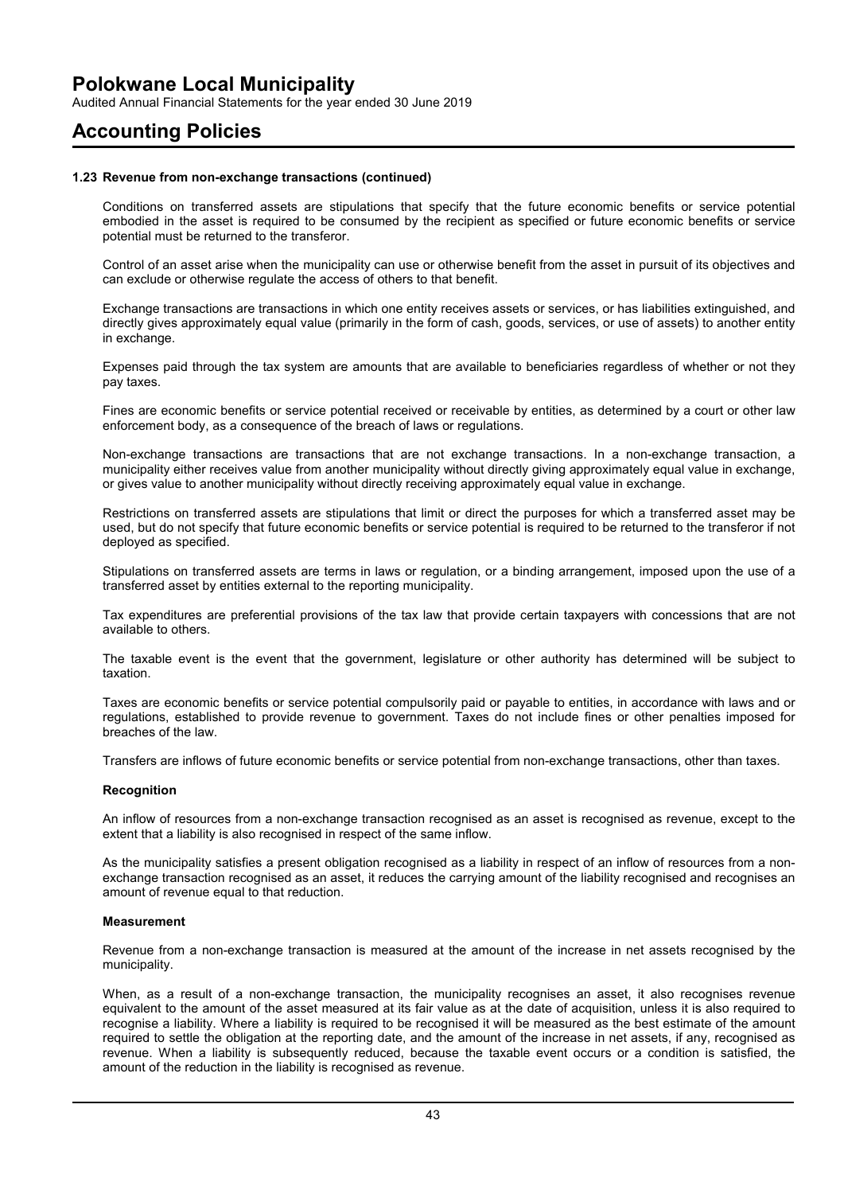# Accounting Policies

### 1.23 Revenue from non-exchange transactions (continued)

Conditions on transferred assets are stipulations that specify that the future economic benefits or service potential embodied in the asset is required to be consumed by the recipient as specified or future economic benefits or service potential must be returned to the transferor.

Control of an asset arise when the municipality can use or otherwise benefit from the asset in pursuit of its objectives and can exclude or otherwise regulate the access of others to that benefit.

Exchange transactions are transactions in which one entity receives assets or services, or has liabilities extinguished, and directly gives approximately equal value (primarily in the form of cash, goods, services, or use of assets) to another entity in exchange.

Expenses paid through the tax system are amounts that are available to beneficiaries regardless of whether or not they pay taxes.

Fines are economic benefits or service potential received or receivable by entities, as determined by a court or other law enforcement body, as a consequence of the breach of laws or regulations.

Non-exchange transactions are transactions that are not exchange transactions. In a non-exchange transaction, a municipality either receives value from another municipality without directly giving approximately equal value in exchange, or gives value to another municipality without directly receiving approximately equal value in exchange.

Restrictions on transferred assets are stipulations that limit or direct the purposes for which a transferred asset may be used, but do not specify that future economic benefits or service potential is required to be returned to the transferor if not deployed as specified.

Stipulations on transferred assets are terms in laws or regulation, or a binding arrangement, imposed upon the use of a transferred asset by entities external to the reporting municipality.

Tax expenditures are preferential provisions of the tax law that provide certain taxpayers with concessions that are not available to others.

The taxable event is the event that the government, legislature or other authority has determined will be subject to taxation.

Taxes are economic benefits or service potential compulsorily paid or payable to entities, in accordance with laws and or regulations, established to provide revenue to government. Taxes do not include fines or other penalties imposed for breaches of the law.

Transfers are inflows of future economic benefits or service potential from non-exchange transactions, other than taxes.

#### Recognition

An inflow of resources from a non-exchange transaction recognised as an asset is recognised as revenue, except to the extent that a liability is also recognised in respect of the same inflow.

As the municipality satisfies a present obligation recognised as a liability in respect of an inflow of resources from a non-exchange transaction recognised as an asset, it reduces the carrying amount of the liability recognised and recognises an amount of revenue equal to that reduction.

#### Measurement

Revenue from a non-exchange transaction is measured at the amount of the increase in net assets recognised by the municipality.

When, as a result of a non-exchange transaction, the municipality recognises an asset, it also recognises revenue equivalent to the amount of the asset measured at its fair value as at the date of acquisition, unless it is also required to recognise a liability. Where a liability is required to be recognised it will be measured as the best estimate of the amount required to settle the obligation at the reporting date, and the amount of the increase in net assets, if any, recognised as revenue. When a liability is subsequently reduced, because the taxable event occurs or a condition is satisfied, the amount of the reduction in the liability is recognised as revenue.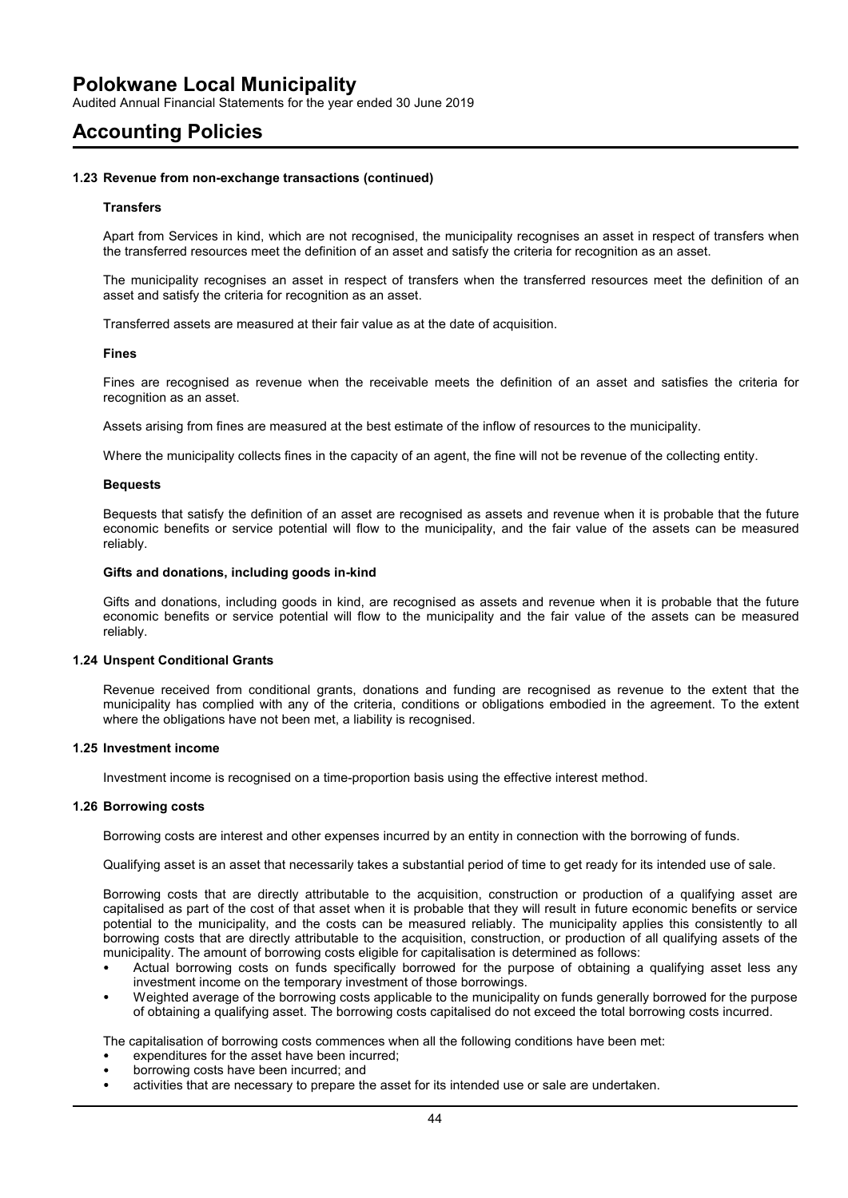### 1.23 Revenue from non-exchange transactions (continued)

#### Transfers

Apart from Services in kind, which are not recognised, the municipality recognises an asset in respect of transfers when the transferred resources meet the definition of an asset and satisfy the criteria for recognition as an asset.

The municipality recognises an asset in respect of transfers when the transferred resources meet the definition of an asset and satisfy the criteria for recognition as an asset.

Transferred assets are measured at their fair value as at the date of acquisition.

#### Fines

Fines are recognised as revenue when the receivable meets the definition of an asset and satisfies the criteria for recognition as an asset.

Assets arising from fines are measured at the best estimate of the inflow of resources to the municipality.

Where the municipality collects fines in the capacity of an agent, the fine will not be revenue of the collecting entity.

#### Bequests

Bequests that satisfy the definition of an asset are recognised as assets and revenue when it is probable that the future economic benefits or service potential will flow to the municipality, and the fair value of the assets can be measured reliably.

#### Gifts and donations, including goods in-kind

Gifts and donations, including goods in kind, are recognised as assets and revenue when it is probable that the future economic benefits or service potential will flow to the municipality and the fair value of the assets can be measured reliably.

### 1.24 Unspent Conditional Grants

Revenue received from conditional grants, donations and funding are recognised as revenue to the extent that the municipality has complied with any of the criteria, conditions or obligations embodied in the agreement. To the extent where the obligations have not been met, a liability is recognised.

### 1.25 Investment income

Investment income is recognised on a time-proportion basis using the effective interest method.

### 1.26 Borrowing costs

Borrowing costs are interest and other expenses incurred by an entity in connection with the borrowing of funds.

Qualifying asset is an asset that necessarily takes a substantial period of time to get ready for its intended use of sale.

Borrowing costs that are directly attributable to the acquisition, construction or production of a qualifying asset are capitalised as part of the cost of that asset when it is probable that they will result in future economic benefits or service potential to the municipality, and the costs can be measured reliably. The municipality applies this consistently to all borrowing costs that are directly attributable to the acquisition, construction, or production of all qualifying assets of the municipality. The amount of borrowing costs eligible for capitalisation is determined as follows:

- Actual borrowing costs on funds specifically borrowed for the purpose of obtaining a qualifying asset less any investment income on the temporary investment of those borrowings.
- Weighted average of the borrowing costs applicable to the municipality on funds generally borrowed for the purpose of obtaining a qualifying asset. The borrowing costs capitalised do not exceed the total borrowing costs incurred.

The capitalisation of borrowing costs commences when all the following conditions have been met:

- expenditures for the asset have been incurred;
- borrowing costs have been incurred; and
- activities that are necessary to prepare the asset for its intended use or sale are undertaken.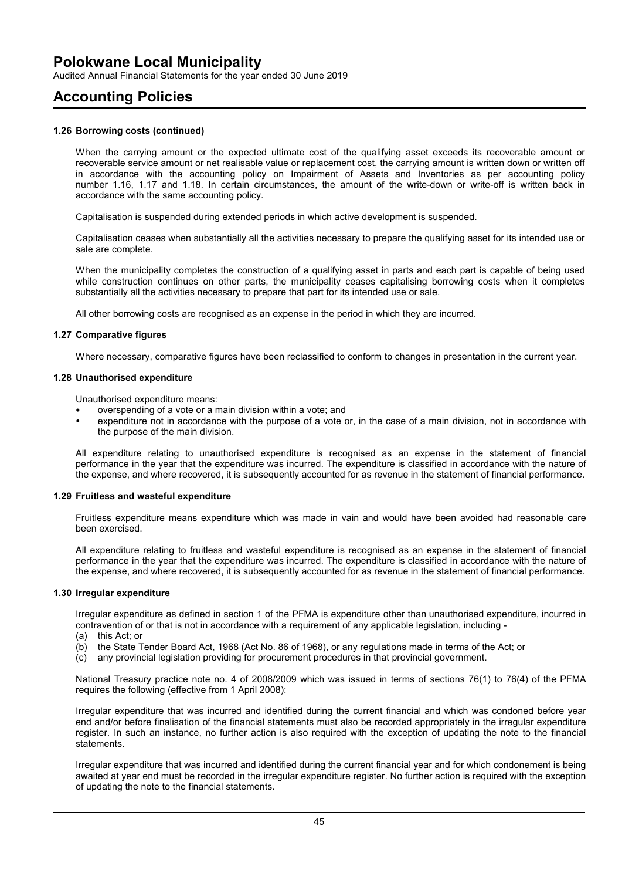## Accounting Policies

### 1.26 Borrowing costs (continued)

When the carrying amount or the expected ultimate cost of the qualifying asset exceeds its recoverable amount or recoverable service amount or net realisable value or replacement cost, the carrying amount is written down or written off in accordance with the accounting policy on Impairment of Assets and Inventories as per accounting policy number 1.16, 1.17 and 1.18. In certain circumstances, the amount of the write-down or write-off is written back in accordance with the same accounting policy.

Capitalisation is suspended during extended periods in which active development is suspended.

Capitalisation ceases when substantially all the activities necessary to prepare the qualifying asset for its intended use or sale are complete.

When the municipality completes the construction of a qualifying asset in parts and each part is capable of being used while construction continues on other parts, the municipality ceases capitalising borrowing costs when it completes substantially all the activities necessary to prepare that part for its intended use or sale.

All other borrowing costs are recognised as an expense in the period in which they are incurred.

### 1.27 Comparative figures

Where necessary, comparative figures have been reclassified to conform to changes in presentation in the current year.

### 1.28 Unauthorised expenditure

Unauthorised expenditure means:

- overspending of a vote or a main division within a vote; and
- expenditure not in accordance with the purpose of a vote or, in the case of a main division, not in accordance with the purpose of the main division.

All expenditure relating to unauthorised expenditure is recognised as an expense in the statement of financial performance in the year that the expenditure was incurred. The expenditure is classified in accordance with the nature of the expense, and where recovered, it is subsequently accounted for as revenue in the statement of financial performance.

### 1.29 Fruitless and wasteful expenditure

Fruitless expenditure means expenditure which was made in vain and would have been avoided had reasonable care been exercised.

All expenditure relating to fruitless and wasteful expenditure is recognised as an expense in the statement of financial performance in the year that the expenditure was incurred. The expenditure is classified in accordance with the nature of the expense, and where recovered, it is subsequently accounted for as revenue in the statement of financial performance.

### 1.30 Irregular expenditure

Irregular expenditure as defined in section 1 of the PFMA is expenditure other than unauthorised expenditure, incurred in contravention of or that is not in accordance with a requirement of any applicable legislation, including -

(a) this Act; or
(b) the State Tender Board Act, 1968 (Act No. 86 of 1968), or any regulations made in terms of the Act; or
(c) any provincial legislation providing for procurement procedures in that provincial government.

National Treasury practice note no. 4 of 2008/2009 which was issued in terms of sections 76(1) to 76(4) of the PFMA requires the following (effective from 1 April 2008):

Irregular expenditure that was incurred and identified during the current financial and which was condoned before year end and/or before finalisation of the financial statements must also be recorded appropriately in the irregular expenditure register. In such an instance, no further action is also required with the exception of updating the note to the financial statements.

Irregular expenditure that was incurred and identified during the current financial year and for which condonement is being awaited at year end must be recorded in the irregular expenditure register. No further action is required with the exception of updating the note to the financial statements.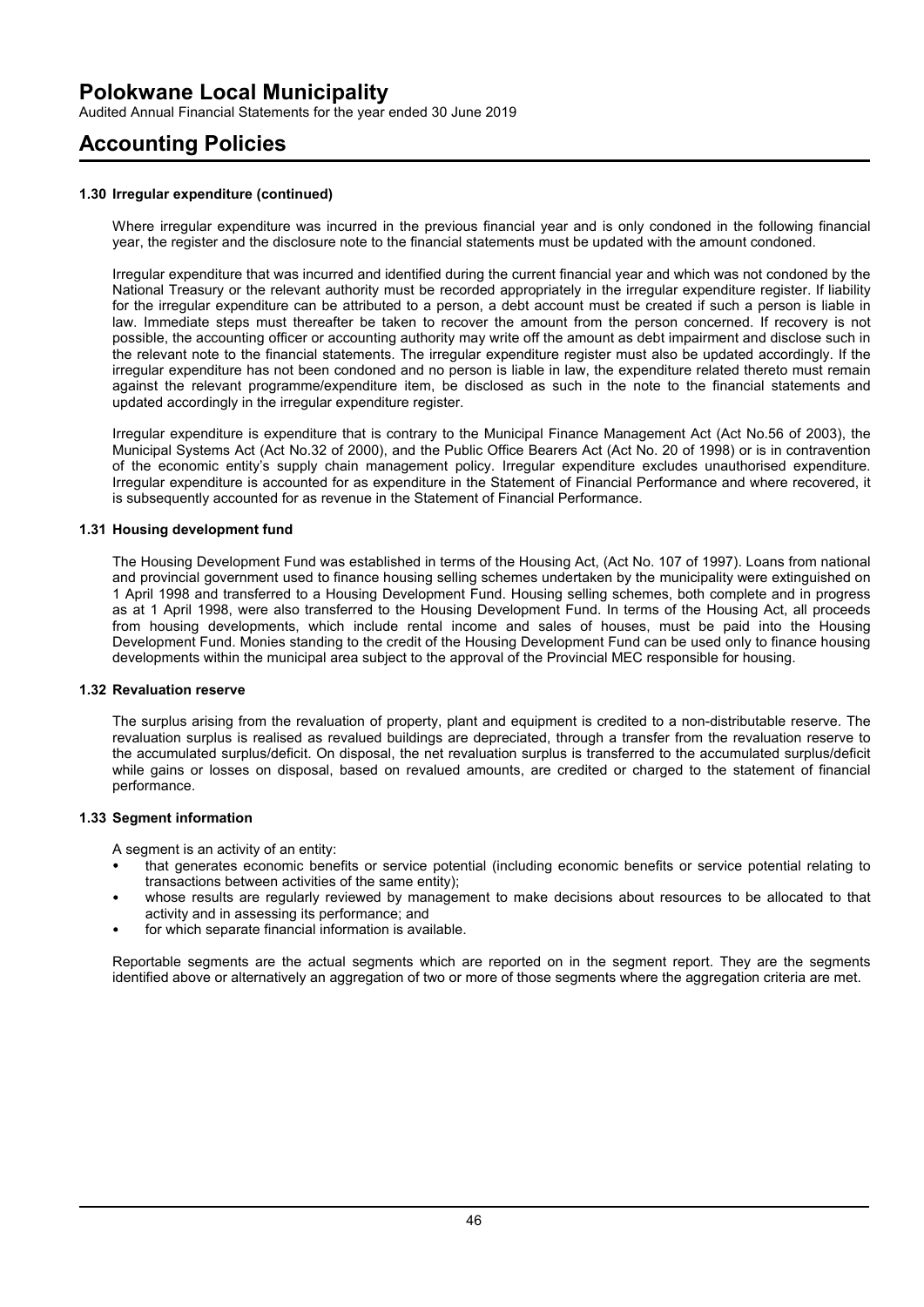## 1.30 Irregular expenditure (continued)

Where irregular expenditure was incurred in the previous financial year and is only condoned in the following financial year, the register and the disclosure note to the financial statements must be updated with the amount condoned.

Irregular expenditure that was incurred and identified during the current financial year and which was not condoned by the National Treasury or the relevant authority must be recorded appropriately in the irregular expenditure register. If liability for the irregular expenditure can be attributed to a person, a debt account must be created if such a person is liable in law. Immediate steps must thereafter be taken to recover the amount from the person concerned. If recovery is not possible, the accounting officer or accounting authority may write off the amount as debt impairment and disclose such in the relevant note to the financial statements. The irregular expenditure register must also be updated accordingly. If the irregular expenditure has not been condoned and no person is liable in law, the expenditure related thereto must remain against the relevant programme/expenditure item, be disclosed as such in the note to the financial statements and updated accordingly in the irregular expenditure register.

Irregular expenditure is expenditure that is contrary to the Municipal Finance Management Act (Act No.56 of 2003), the Municipal Systems Act (Act No.32 of 2000), and the Public Office Bearers Act (Act No. 20 of 1998) or is in contravention of the economic entity's supply chain management policy. Irregular expenditure excludes unauthorised expenditure. Irregular expenditure is accounted for as expenditure in the Statement of Financial Performance and where recovered, it is subsequently accounted for as revenue in the Statement of Financial Performance.

## 1.31 Housing development fund

The Housing Development Fund was established in terms of the Housing Act, (Act No. 107 of 1997). Loans from national and provincial government used to finance housing selling schemes undertaken by the municipality were extinguished on 1 April 1998 and transferred to a Housing Development Fund. Housing selling schemes, both complete and in progress as at 1 April 1998, were also transferred to the Housing Development Fund. In terms of the Housing Act, all proceeds from housing developments, which include rental income and sales of houses, must be paid into the Housing Development Fund. Monies standing to the credit of the Housing Development Fund can be used only to finance housing developments within the municipal area subject to the approval of the Provincial MEC responsible for housing.

## 1.32 Revaluation reserve

The surplus arising from the revaluation of property, plant and equipment is credited to a non-distributable reserve. The revaluation surplus is realised as revalued buildings are depreciated, through a transfer from the revaluation reserve to the accumulated surplus/deficit. On disposal, the net revaluation surplus is transferred to the accumulated surplus/deficit while gains or losses on disposal, based on revalued amounts, are credited or charged to the statement of financial performance.

## 1.33 Segment information

A segment is an activity of an entity:

- that generates economic benefits or service potential (including economic benefits or service potential relating to transactions between activities of the same entity);
- whose results are regularly reviewed by management to make decisions about resources to be allocated to that activity and in assessing its performance; and
- for which separate financial information is available.

Reportable segments are the actual segments which are reported on in the segment report. They are the segments identified above or alternatively an aggregation of two or more of those segments where the aggregation criteria are met.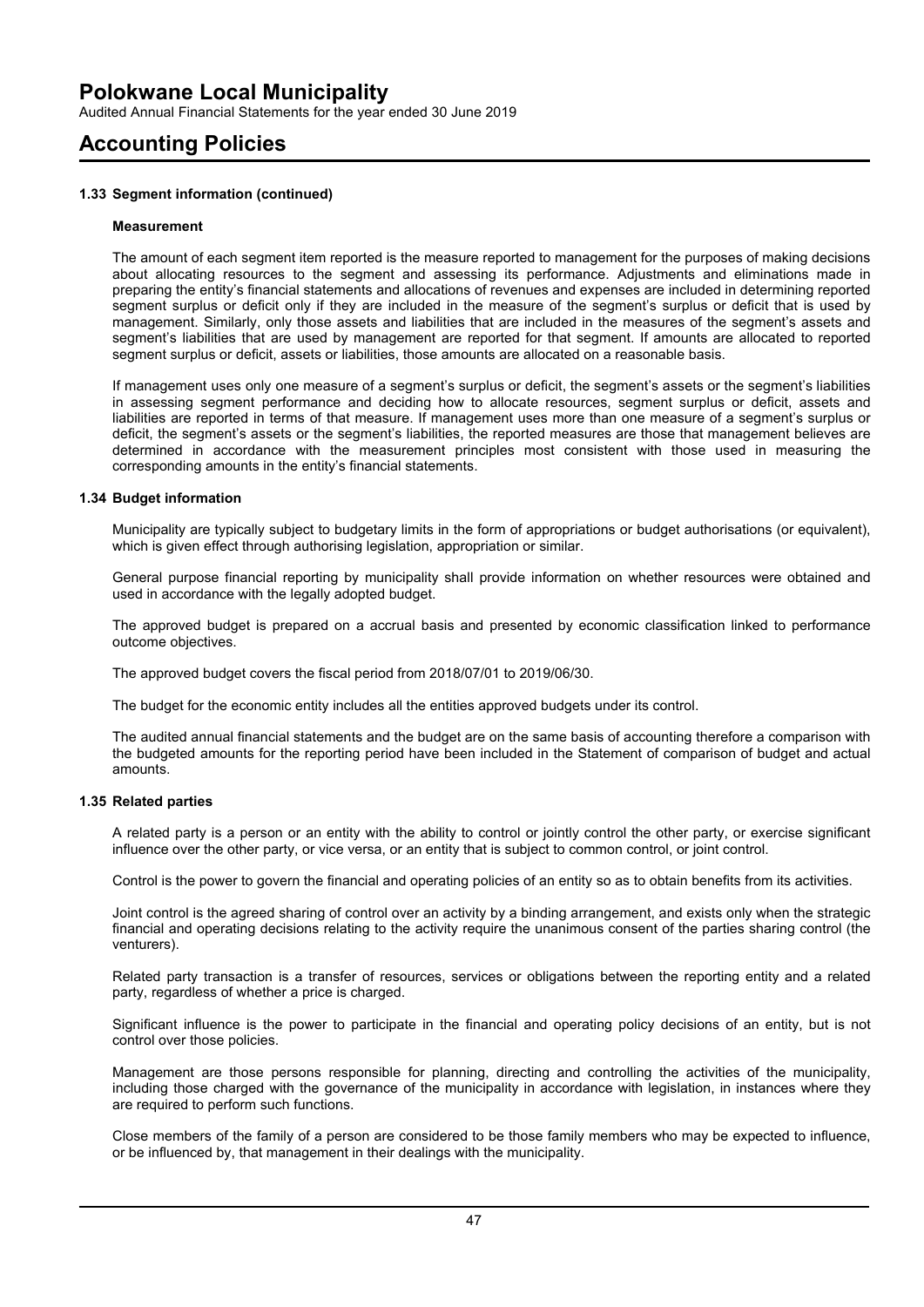# Accounting Policies

### 1.33 Segment information (continued)

#### Measurement

The amount of each segment item reported is the measure reported to management for the purposes of making decisions about allocating resources to the segment and assessing its performance. Adjustments and eliminations made in preparing the entity's financial statements and allocations of revenues and expenses are included in determining reported segment surplus or deficit only if they are included in the measure of the segment's surplus or deficit that is used by management. Similarly, only those assets and liabilities that are included in the measures of the segment's assets and segment's liabilities that are used by management are reported for that segment. If amounts are allocated to reported segment surplus or deficit, assets or liabilities, those amounts are allocated on a reasonable basis.

If management uses only one measure of a segment's surplus or deficit, the segment's assets or the segment's liabilities in assessing segment performance and deciding how to allocate resources, segment surplus or deficit, assets and liabilities are reported in terms of that measure. If management uses more than one measure of a segment's surplus or deficit, the segment's assets or the segment's liabilities, the reported measures are those that management believes are determined in accordance with the measurement principles most consistent with those used in measuring the corresponding amounts in the entity's financial statements.

### 1.34 Budget information

Municipality are typically subject to budgetary limits in the form of appropriations or budget authorisations (or equivalent), which is given effect through authorising legislation, appropriation or similar.

General purpose financial reporting by municipality shall provide information on whether resources were obtained and used in accordance with the legally adopted budget.

The approved budget is prepared on a accrual basis and presented by economic classification linked to performance outcome objectives.

The approved budget covers the fiscal period from 2018/07/01 to 2019/06/30.

The budget for the economic entity includes all the entities approved budgets under its control.

The audited annual financial statements and the budget are on the same basis of accounting therefore a comparison with the budgeted amounts for the reporting period have been included in the Statement of comparison of budget and actual amounts.

### 1.35 Related parties

A related party is a person or an entity with the ability to control or jointly control the other party, or exercise significant influence over the other party, or vice versa, or an entity that is subject to common control, or joint control.

Control is the power to govern the financial and operating policies of an entity so as to obtain benefits from its activities.

Joint control is the agreed sharing of control over an activity by a binding arrangement, and exists only when the strategic financial and operating decisions relating to the activity require the unanimous consent of the parties sharing control (the venturers).

Related party transaction is a transfer of resources, services or obligations between the reporting entity and a related party, regardless of whether a price is charged.

Significant influence is the power to participate in the financial and operating policy decisions of an entity, but is not control over those policies.

Management are those persons responsible for planning, directing and controlling the activities of the municipality, including those charged with the governance of the municipality in accordance with legislation, in instances where they are required to perform such functions.

Close members of the family of a person are considered to be those family members who may be expected to influence, or be influenced by, that management in their dealings with the municipality.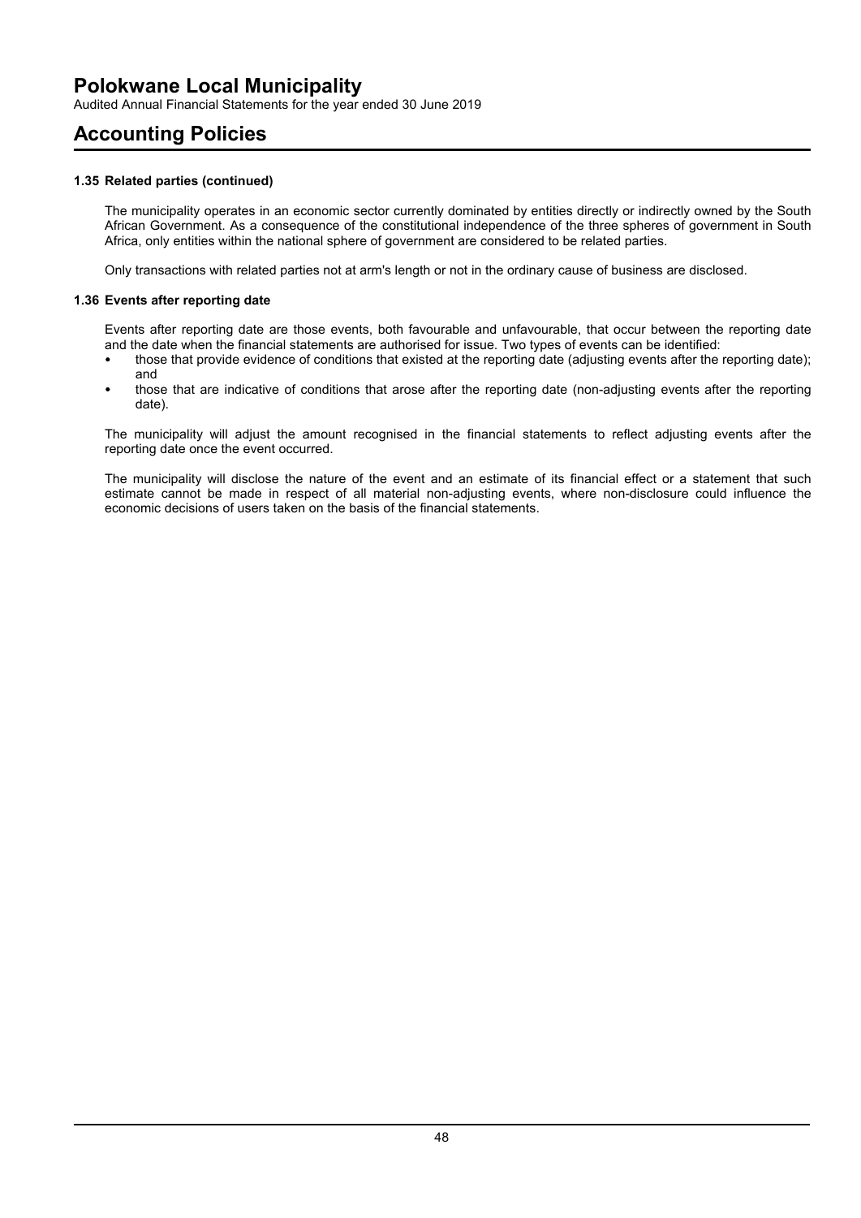# Accounting Policies

### 1.35 Related parties (continued)

The municipality operates in an economic sector currently dominated by entities directly or indirectly owned by the South African Government. As a consequence of the constitutional independence of the three spheres of government in South Africa, only entities within the national sphere of government are considered to be related parties.

Only transactions with related parties not at arm's length or not in the ordinary cause of business are disclosed.

### 1.36 Events after reporting date

Events after reporting date are those events, both favourable and unfavourable, that occur between the reporting date and the date when the financial statements are authorised for issue. Two types of events can be identified:

- those that provide evidence of conditions that existed at the reporting date (adjusting events after the reporting date); and
- those that are indicative of conditions that arose after the reporting date (non-adjusting events after the reporting date).

The municipality will adjust the amount recognised in the financial statements to reflect adjusting events after the reporting date once the event occurred.

The municipality will disclose the nature of the event and an estimate of its financial effect or a statement that such estimate cannot be made in respect of all material non-adjusting events, where non-disclosure could influence the economic decisions of users taken on the basis of the financial statements.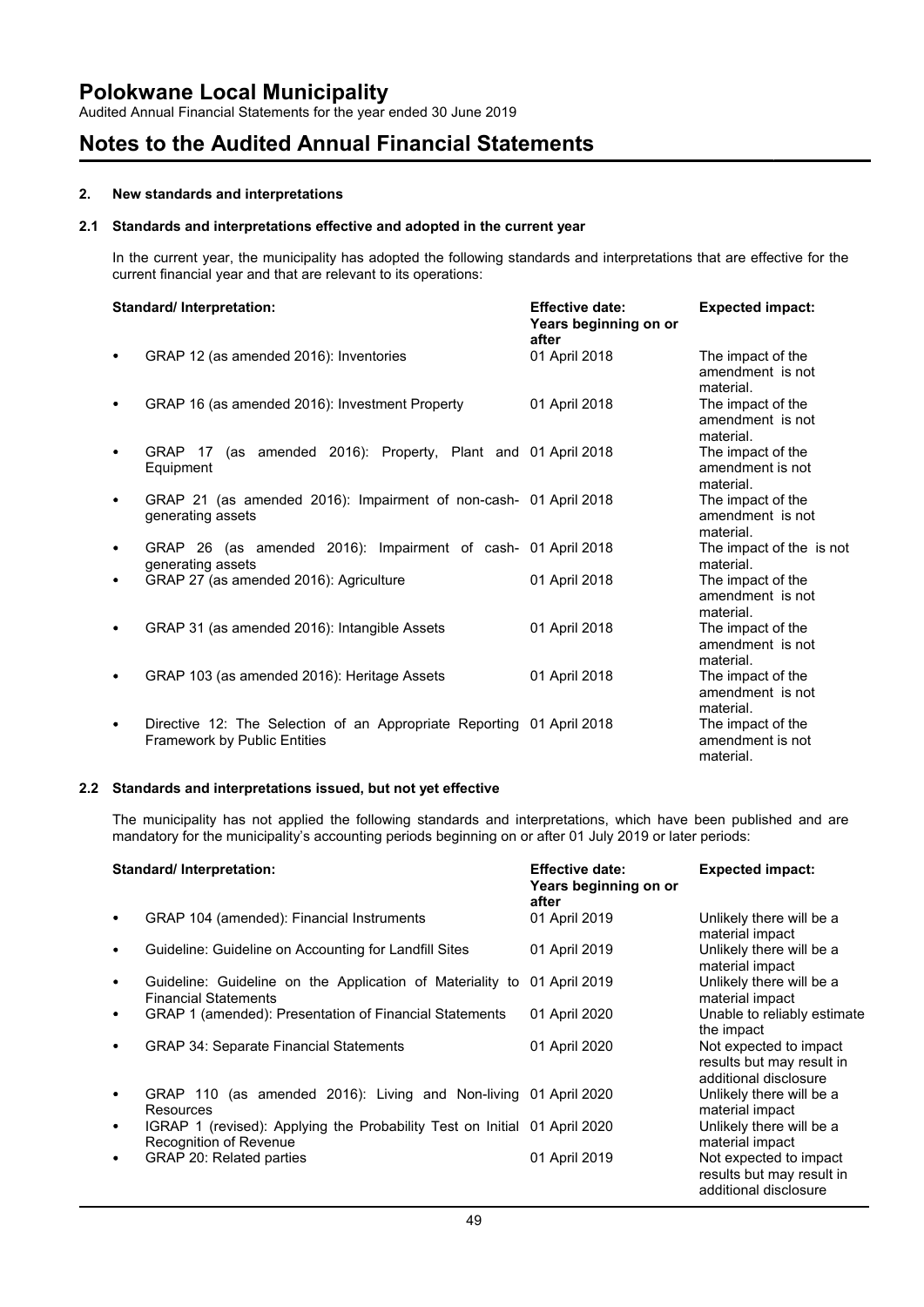## 2. New standards and interpretations

### 2.1 Standards and interpretations effective and adopted in the current year

In the current year, the municipality has adopted the following standards and interpretations that are effective for the current financial year and that are relevant to its operations:

| Standard/ Interpretation: | Effective date: Years beginning on or after | Expected impact: |
|---|---|---|
| • GRAP 12 (as amended 2016): Inventories | 01 April 2018 | The impact of the amendment is not material. |
| • GRAP 16 (as amended 2016): Investment Property | 01 April 2018 | The impact of the amendment is not material. |
| • GRAP 17 (as amended 2016): Property, Plant and Equipment | 01 April 2018 | The impact of the amendment is not material. |
| • GRAP 21 (as amended 2016): Impairment of non-cash-generating assets | 01 April 2018 | The impact of the amendment is not material. |
| • GRAP 26 (as amended 2016): Impairment of cash-generating assets | 01 April 2018 | The impact of the is not material. |
| • GRAP 27 (as amended 2016): Agriculture | 01 April 2018 | The impact of the amendment is not material. |
| • GRAP 31 (as amended 2016): Intangible Assets | 01 April 2018 | The impact of the amendment is not material. |
| • GRAP 103 (as amended 2016): Heritage Assets | 01 April 2018 | The impact of the amendment is not material. |
| • Directive 12: The Selection of an Appropriate Reporting Framework by Public Entities | 01 April 2018 | The impact of the amendment is not material. |

### 2.2 Standards and interpretations issued, but not yet effective

The municipality has not applied the following standards and interpretations, which have been published and are mandatory for the municipality's accounting periods beginning on or after 01 July 2019 or later periods:

| Standard/ Interpretation: | Effective date: Years beginning on or after | Expected impact: |
|---|---|---|
| • GRAP 104 (amended): Financial Instruments | 01 April 2019 | Unlikely there will be a material impact |
| • Guideline: Guideline on Accounting for Landfill Sites | 01 April 2019 | Unlikely there will be a material impact |
| • Guideline: Guideline on the Application of Materiality to Financial Statements | 01 April 2019 | Unlikely there will be a material impact |
| • GRAP 1 (amended): Presentation of Financial Statements | 01 April 2020 | Unable to reliably estimate the impact |
| • GRAP 34: Separate Financial Statements | 01 April 2020 | Not expected to impact results but may result in additional disclosure |
| • GRAP 110 (as amended 2016): Living and Non-living Resources | 01 April 2020 | Unlikely there will be a material impact |
| • IGRAP 1 (revised): Applying the Probability Test on Initial Recognition of Revenue | 01 April 2020 | Unlikely there will be a material impact |
| • GRAP 20: Related parties | 01 April 2019 | Not expected to impact results but may result in additional disclosure |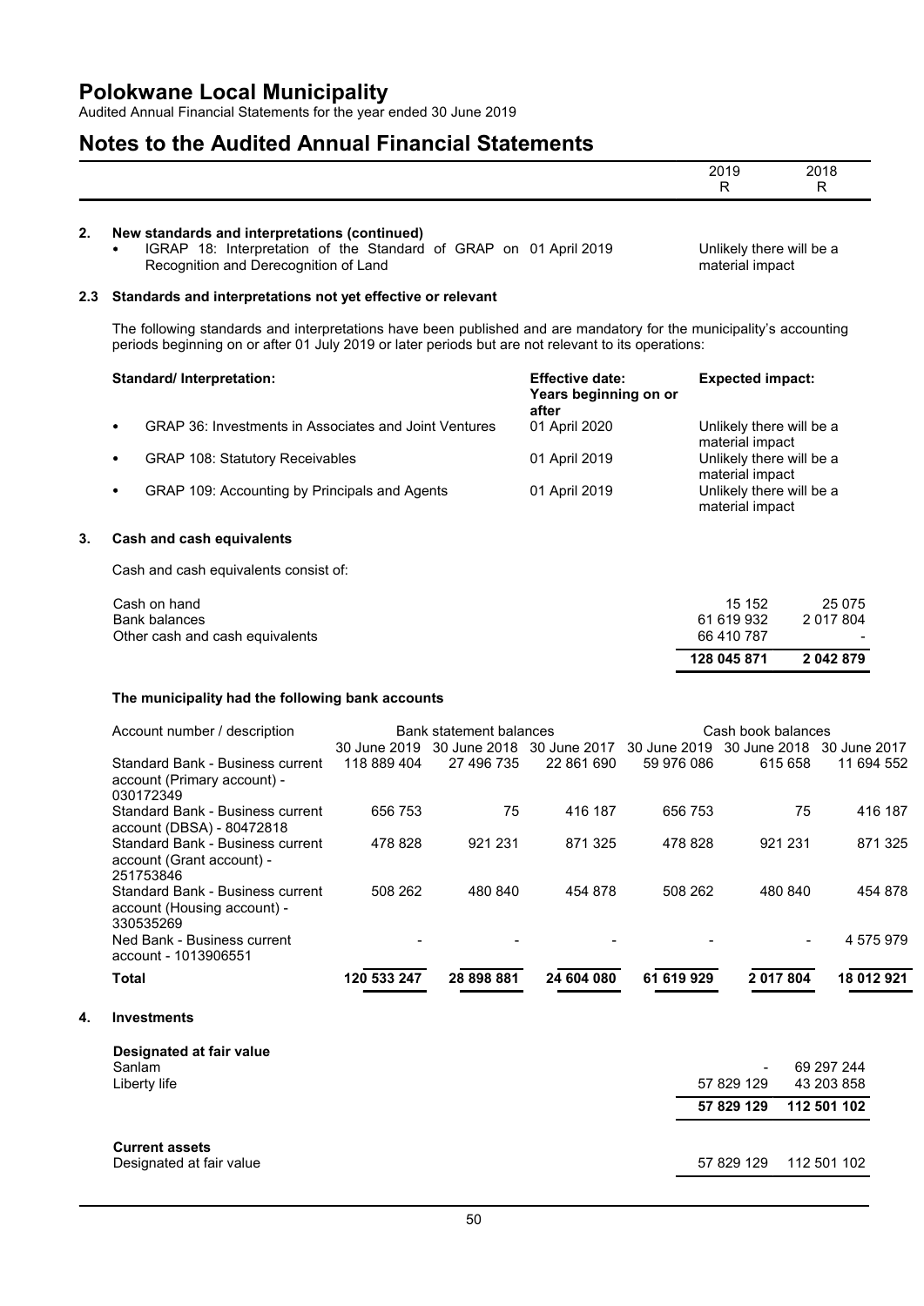# Notes to the Audited Annual Financial Statements

| | 2019 R | 2018 R |
|---|---|---|

## 2. New standards and interpretations (continued)

| | | |
|---|---|---|
| • IGRAP 18: Interpretation of the Standard of GRAP on Recognition and Derecognition of Land | 01 April 2019 | Unlikely there will be a material impact |

### 2.3 Standards and interpretations not yet effective or relevant

The following standards and interpretations have been published and are mandatory for the municipality's accounting periods beginning on or after 01 July 2019 or later periods but are not relevant to its operations:

| Standard/ Interpretation: | Effective date: Years beginning on or after | Expected impact: |
|---|---|---|
| • GRAP 36: Investments in Associates and Joint Ventures | 01 April 2020 | Unlikely there will be a material impact |
| • GRAP 108: Statutory Receivables | 01 April 2019 | Unlikely there will be a material impact |
| • GRAP 109: Accounting by Principals and Agents | 01 April 2019 | Unlikely there will be a material impact |

## 3. Cash and cash equivalents

Cash and cash equivalents consist of:

| | 2019 | 2018 |
|---|---|---|
| Cash on hand | 15 152 | 25 075 |
| Bank balances | 61 619 932 | 2 017 804 |
| Other cash and cash equivalents | 66 410 787 | - |
| | **128 045 871** | **2 042 879** |

**The municipality had the following bank accounts**

| Account number / description | Bank statement balances | | | Cash book balances | | |
|---|---|---|---|---|---|---|
| | 30 June 2019 | 30 June 2018 | 30 June 2017 | 30 June 2019 | 30 June 2018 | 30 June 2017 |
| Standard Bank - Business current account (Primary account) - 030172349 | 118 889 404 | 27 496 735 | 22 861 690 | 59 976 086 | 615 658 | 11 694 552 |
| Standard Bank - Business current account (DBSA) - 80472818 | 656 753 | 75 | 416 187 | 656 753 | 75 | 416 187 |
| Standard Bank - Business current account (Grant account) - 251753846 | 478 828 | 921 231 | 871 325 | 478 828 | 921 231 | 871 325 |
| Standard Bank - Business current account (Housing account) - 330535269 | 508 262 | 480 840 | 454 878 | 508 262 | 480 840 | 454 878 |
| Ned Bank - Business current account - 1013906551 | - | - | - | - | - | 4 575 979 |
| **Total** | **120 533 247** | **28 898 881** | **24 604 080** | **61 619 929** | **2 017 804** | **18 012 921** |

## 4. Investments

| | 2019 | 2018 |
|---|---|---|
| **Designated at fair value** | | |
| Sanlam | - | 69 297 244 |
| Liberty life | 57 829 129 | 43 203 858 |
| | **57 829 129** | **112 501 102** |
| | | |
| **Current assets** | | |
| Designated at fair value | 57 829 129 | 112 501 102 |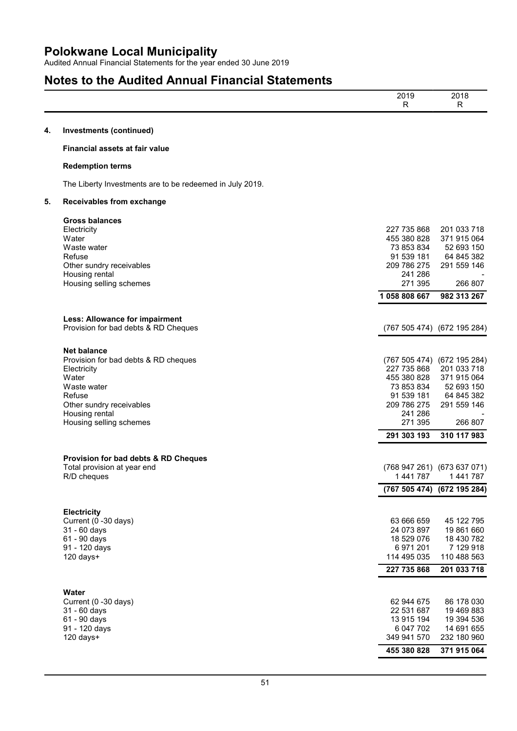# Polokwane Local Municipality

Audited Annual Financial Statements for the year ended 30 June 2019

## Notes to the Audited Annual Financial Statements

| | 2019 R | 2018 R |
|---|---|---|

### 4. Investments (continued)

**Financial assets at fair value**

**Redemption terms**

The Liberty Investments are to be redeemed in July 2019.

### 5. Receivables from exchange

| | 2019 R | 2018 R |
|---|---|---|
| **Gross balances** | | |
| Electricity | 227 735 868 | 201 033 718 |
| Water | 455 380 828 | 371 915 064 |
| Waste water | 73 853 834 | 52 693 150 |
| Refuse | 91 539 181 | 64 845 382 |
| Other sundry receivables | 209 786 275 | 291 559 146 |
| Housing rental | 241 286 | - |
| Housing selling schemes | 271 395 | 266 807 |
| | **1 058 808 667** | **982 313 267** |

| | 2019 R | 2018 R |
|---|---|---|
| **Less: Allowance for impairment** | | |
| Provision for bad debts & RD Cheques | (767 505 474) | (672 195 284) |

| | 2019 R | 2018 R |
|---|---|---|
| **Net balance** | | |
| Provision for bad debts & RD cheques | (767 505 474) | (672 195 284) |
| Electricity | 227 735 868 | 201 033 718 |
| Water | 455 380 828 | 371 915 064 |
| Waste water | 73 853 834 | 52 693 150 |
| Refuse | 91 539 181 | 64 845 382 |
| Other sundry receivables | 209 786 275 | 291 559 146 |
| Housing rental | 241 286 | - |
| Housing selling schemes | 271 395 | 266 807 |
| | **291 303 193** | **310 117 983** |

| | 2019 R | 2018 R |
|---|---|---|
| **Provision for bad debts & RD Cheques** | | |
| Total provision at year end | (768 947 261) | (673 637 071) |
| R/D cheques | 1 441 787 | 1 441 787 |
| | **(767 505 474)** | **(672 195 284)** |

| | 2019 R | 2018 R |
|---|---|---|
| **Electricity** | | |
| Current (0 -30 days) | 63 666 659 | 45 122 795 |
| 31 - 60 days | 24 073 897 | 19 861 660 |
| 61 - 90 days | 18 529 076 | 18 430 782 |
| 91 - 120 days | 6 971 201 | 7 129 918 |
| 120 days+ | 114 495 035 | 110 488 563 |
| | **227 735 868** | **201 033 718** |

| | 2019 R | 2018 R |
|---|---|---|
| **Water** | | |
| Current (0 -30 days) | 62 944 675 | 86 178 030 |
| 31 - 60 days | 22 531 687 | 19 469 883 |
| 61 - 90 days | 13 915 194 | 19 394 536 |
| 91 - 120 days | 6 047 702 | 14 691 655 |
| 120 days+ | 349 941 570 | 232 180 960 |
| | **455 380 828** | **371 915 064** |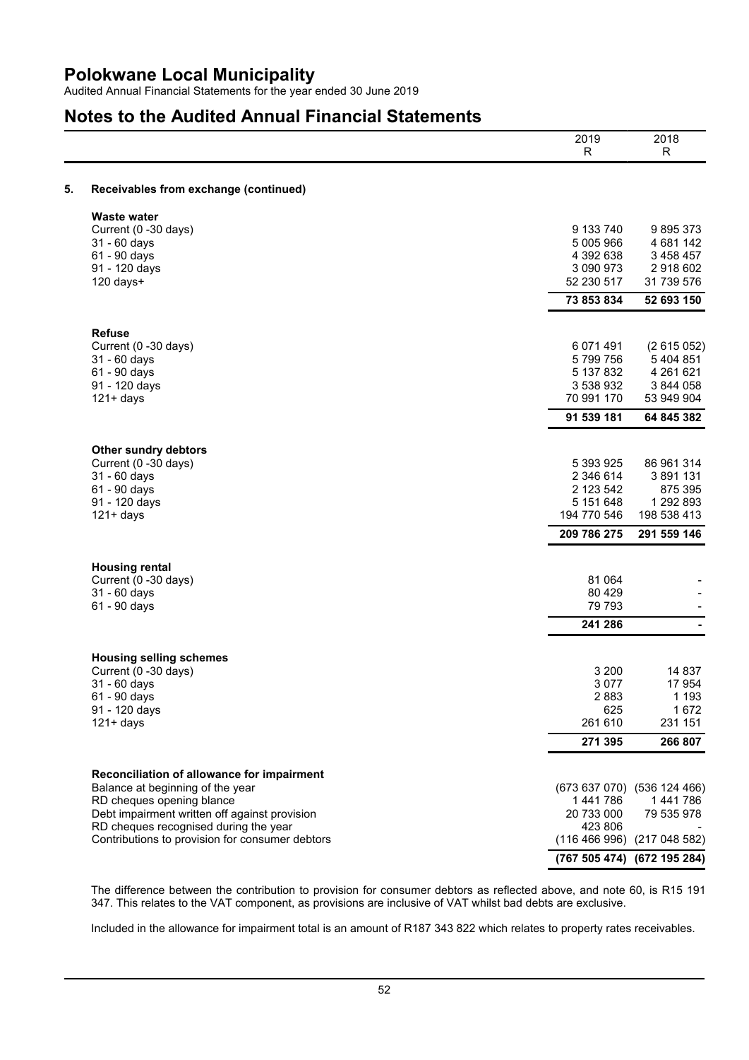# Polokwane Local Municipality

Audited Annual Financial Statements for the year ended 30 June 2019

## Notes to the Audited Annual Financial Statements

| | 2019<br>R | 2018<br>R |
|---|---|---|
| **5. Receivables from exchange (continued)** | | |
| **Waste water** | | |
| Current (0 -30 days) | 9 133 740 | 9 895 373 |
| 31 - 60 days | 5 005 966 | 4 681 142 |
| 61 - 90 days | 4 392 638 | 3 458 457 |
| 91 - 120 days | 3 090 973 | 2 918 602 |
| 120 days+ | 52 230 517 | 31 739 576 |
| | **73 853 834** | **52 693 150** |
| **Refuse** | | |
| Current (0 -30 days) | 6 071 491 | (2 615 052) |
| 31 - 60 days | 5 799 756 | 5 404 851 |
| 61 - 90 days | 5 137 832 | 4 261 621 |
| 91 - 120 days | 3 538 932 | 3 844 058 |
| 121+ days | 70 991 170 | 53 949 904 |
| | **91 539 181** | **64 845 382** |
| **Other sundry debtors** | | |
| Current (0 -30 days) | 5 393 925 | 86 961 314 |
| 31 - 60 days | 2 346 614 | 3 891 131 |
| 61 - 90 days | 2 123 542 | 875 395 |
| 91 - 120 days | 5 151 648 | 1 292 893 |
| 121+ days | 194 770 546 | 198 538 413 |
| | **209 786 275** | **291 559 146** |
| **Housing rental** | | |
| Current (0 -30 days) | 81 064 | - |
| 31 - 60 days | 80 429 | - |
| 61 - 90 days | 79 793 | - |
| | **241 286** | **-** |
| **Housing selling schemes** | | |
| Current (0 -30 days) | 3 200 | 14 837 |
| 31 - 60 days | 3 077 | 17 954 |
| 61 - 90 days | 2 883 | 1 193 |
| 91 - 120 days | 625 | 1 672 |
| 121+ days | 261 610 | 231 151 |
| | **271 395** | **266 807** |
| **Reconciliation of allowance for impairment** | | |
| Balance at beginning of the year | (673 637 070) | (536 124 466) |
| RD cheques opening blance | 1 441 786 | 1 441 786 |
| Debt impairment written off against provision | 20 733 000 | 79 535 978 |
| RD cheques recognised during the year | 423 806 | - |
| Contributions to provision for consumer debtors | (116 466 996) | (217 048 582) |
| | **(767 505 474)** | **(672 195 284)** |

The difference between the contribution to provision for consumer debtors as reflected above, and note 60, is R15 191 347. This relates to the VAT component, as provisions are inclusive of VAT whilst bad debts are exclusive.

Included in the allowance for impairment total is an amount of R187 343 822 which relates to property rates receivables.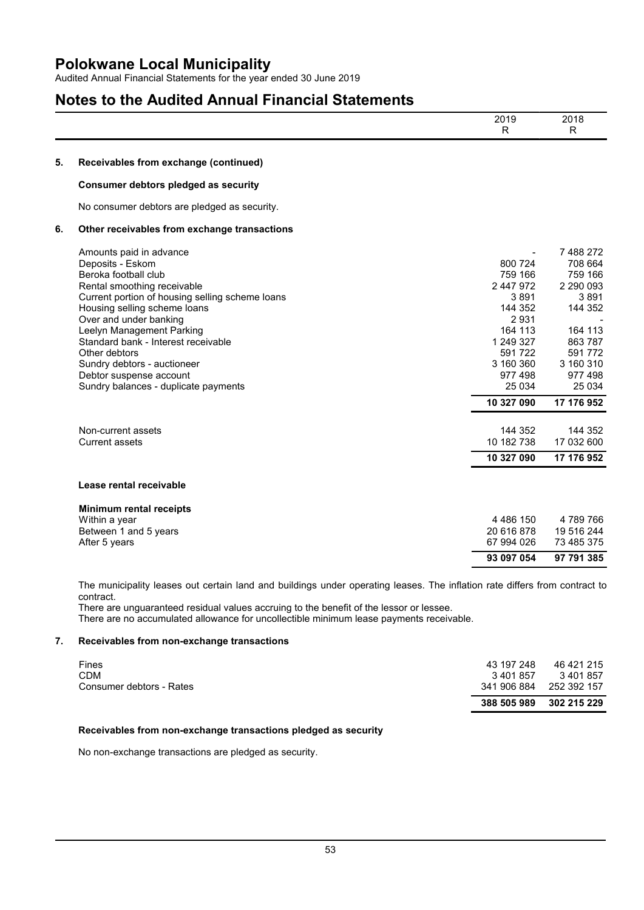# Polokwane Local Municipality

Audited Annual Financial Statements for the year ended 30 June 2019

## Notes to the Audited Annual Financial Statements

| | 2019 R | 2018 R |
|---|---|---|

### 5. Receivables from exchange (continued)

**Consumer debtors pledged as security**

No consumer debtors are pledged as security.

### 6. Other receivables from exchange transactions

| | 2019 R | 2018 R |
|---|---|---|
| Amounts paid in advance | - | 7 488 272 |
| Deposits - Eskom | 800 724 | 708 664 |
| Beroka football club | 759 166 | 759 166 |
| Rental smoothing receivable | 2 447 972 | 2 290 093 |
| Current portion of housing selling scheme loans | 3 891 | 3 891 |
| Housing selling scheme loans | 144 352 | 144 352 |
| Over and under banking | 2 931 | - |
| Leelyn Management Parking | 164 113 | 164 113 |
| Standard bank - Interest receivable | 1 249 327 | 863 787 |
| Other debtors | 591 722 | 591 772 |
| Sundry debtors - auctioneer | 3 160 360 | 3 160 310 |
| Debtor suspense account | 977 498 | 977 498 |
| Sundry balances - duplicate payments | 25 034 | 25 034 |
| | **10 327 090** | **17 176 952** |

| | 2019 R | 2018 R |
|---|---|---|
| Non-current assets | 144 352 | 144 352 |
| Current assets | 10 182 738 | 17 032 600 |
| | **10 327 090** | **17 176 952** |

**Lease rental receivable**

| **Minimum rental receipts** | 2019 R | 2018 R |
|---|---|---|
| Within a year | 4 486 150 | 4 789 766 |
| Between 1 and 5 years | 20 616 878 | 19 516 244 |
| After 5 years | 67 994 026 | 73 485 375 |
| | **93 097 054** | **97 791 385** |

The municipality leases out certain land and buildings under operating leases. The inflation rate differs from contract to contract.
There are unguaranteed residual values accruing to the benefit of the lessor or lessee.
There are no accumulated allowance for uncollectible minimum lease payments receivable.

### 7. Receivables from non-exchange transactions

| | 2019 R | 2018 R |
|---|---|---|
| Fines | 43 197 248 | 46 421 215 |
| CDM | 3 401 857 | 3 401 857 |
| Consumer debtors - Rates | 341 906 884 | 252 392 157 |
| | **388 505 989** | **302 215 229** |

**Receivables from non-exchange transactions pledged as security**

No non-exchange transactions are pledged as security.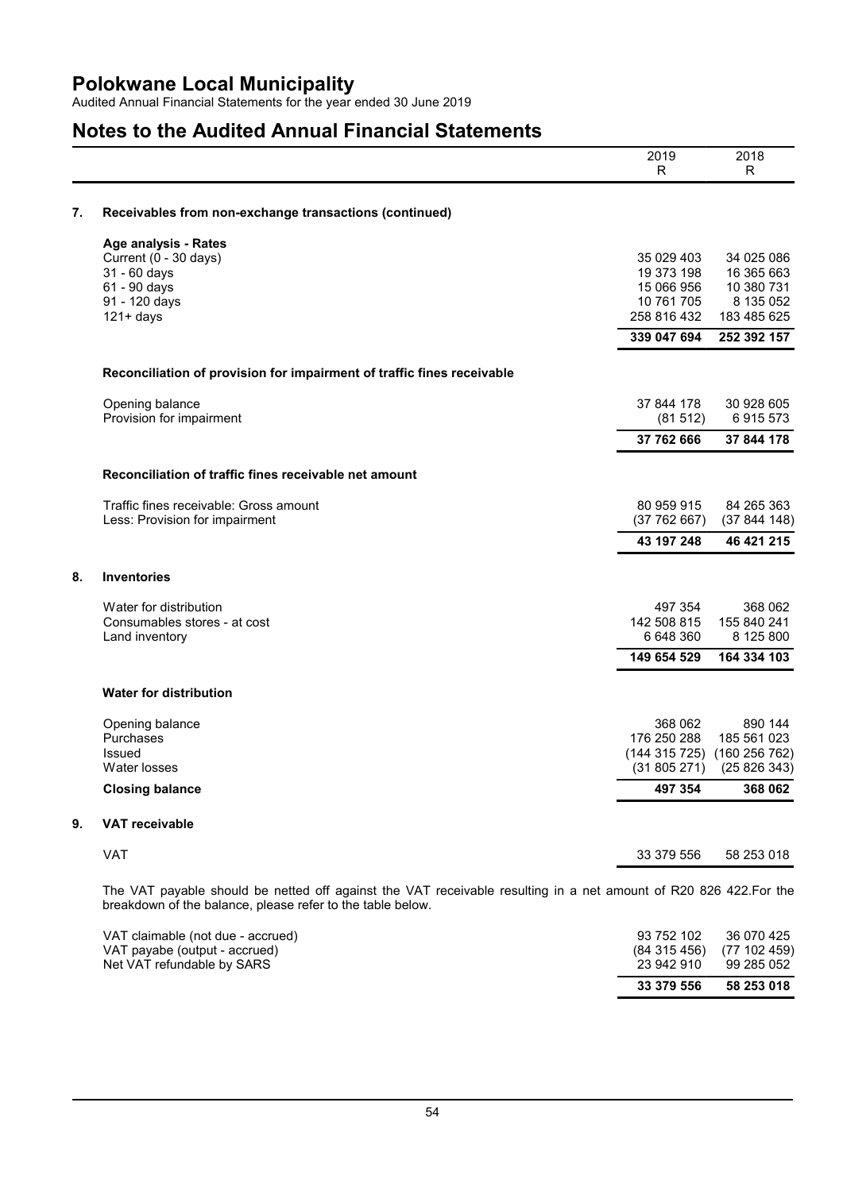# Polokwane Local Municipality

Audited Annual Financial Statements for the year ended 30 June 2019

## Notes to the Audited Annual Financial Statements

| | 2019<br>R | 2018<br>R |
|---|---|---|

### 7. Receivables from non-exchange transactions (continued)

**Age analysis - Rates**

| | 2019 | 2018 |
|---|---|---|
| Current (0 - 30 days) | 35 029 403 | 34 025 086 |
| 31 - 60 days | 19 373 198 | 16 365 663 |
| 61 - 90 days | 15 066 956 | 10 380 731 |
| 91 - 120 days | 10 761 705 | 8 135 052 |
| 121+ days | 258 816 432 | 183 485 625 |
| | **339 047 694** | **252 392 157** |

**Reconciliation of provision for impairment of traffic fines receivable**

| | 2019 | 2018 |
|---|---|---|
| Opening balance | 37 844 178 | 30 928 605 |
| Provision for impairment | (81 512) | 6 915 573 |
| | **37 762 666** | **37 844 178** |

**Reconciliation of traffic fines receivable net amount**

| | 2019 | 2018 |
|---|---|---|
| Traffic fines receivable: Gross amount | 80 959 915 | 84 265 363 |
| Less: Provision for impairment | (37 762 667) | (37 844 148) |
| | **43 197 248** | **46 421 215** |

### 8. Inventories

| | 2019 | 2018 |
|---|---|---|
| Water for distribution | 497 354 | 368 062 |
| Consumables stores - at cost | 142 508 815 | 155 840 241 |
| Land inventory | 6 648 360 | 8 125 800 |
| | **149 654 529** | **164 334 103** |

**Water for distribution**

| | 2019 | 2018 |
|---|---|---|
| Opening balance | 368 062 | 890 144 |
| Purchases | 176 250 288 | 185 561 023 |
| Issued | (144 315 725) | (160 256 762) |
| Water losses | (31 805 271) | (25 826 343) |
| **Closing balance** | **497 354** | **368 062** |

### 9. VAT receivable

| | 2019 | 2018 |
|---|---|---|
| VAT | 33 379 556 | 58 253 018 |

The VAT payable should be netted off against the VAT receivable resulting in a net amount of R20 826 422.For the breakdown of the balance, please refer to the table below.

| | 2019 | 2018 |
|---|---|---|
| VAT claimable (not due - accrued) | 93 752 102 | 36 070 425 |
| VAT payabe (output - accrued) | (84 315 456) | (77 102 459) |
| Net VAT refundable by SARS | 23 942 910 | 99 285 052 |
| | **33 379 556** | **58 253 018** |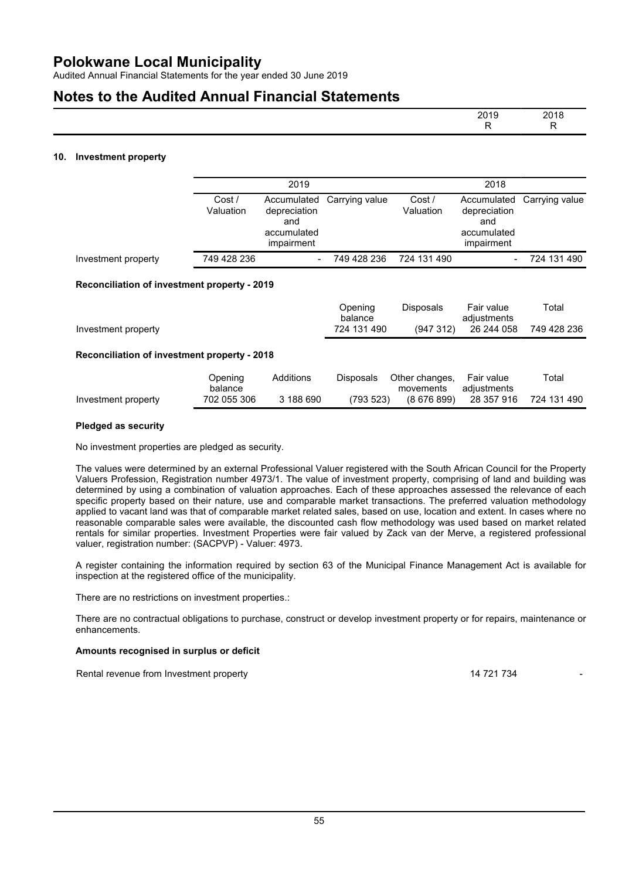# Polokwane Local Municipality

Audited Annual Financial Statements for the year ended 30 June 2019

## Notes to the Audited Annual Financial Statements

| | 2019 R | 2018 R |
|---|---|---|

### 10. Investment property

| | 2019 | | | 2018 | | |
|---|---|---|---|---|---|---|
| | Cost / Valuation | Accumulated depreciation and accumulated impairment | Carrying value | Cost / Valuation | Accumulated depreciation and accumulated impairment | Carrying value |
| Investment property | 749 428 236 | - | 749 428 236 | 724 131 490 | - | 724 131 490 |

**Reconciliation of investment property - 2019**

| | Opening balance | Disposals | Fair value adjustments | Total |
|---|---|---|---|---|
| Investment property | 724 131 490 | (947 312) | 26 244 058 | 749 428 236 |

**Reconciliation of investment property - 2018**

| | Opening balance | Additions | Disposals | Other changes, movements | Fair value adjustments | Total |
|---|---|---|---|---|---|---|
| Investment property | 702 055 306 | 3 188 690 | (793 523) | (8 676 899) | 28 357 916 | 724 131 490 |

**Pledged as security**

No investment properties are pledged as security.

The values were determined by an external Professional Valuer registered with the South African Council for the Property Valuers Profession, Registration number 4973/1. The value of investment property, comprising of land and building was determined by using a combination of valuation approaches. Each of these approaches assessed the relevance of each specific property based on their nature, use and comparable market transactions. The preferred valuation methodology applied to vacant land was that of comparable market related sales, based on use, location and extent. In cases where no reasonable comparable sales were available, the discounted cash flow methodology was used based on market related rentals for similar properties. Investment Properties were fair valued by Zack van der Merve, a registered professional valuer, registration number: (SACPVP) - Valuer: 4973.

A register containing the information required by section 63 of the Municipal Finance Management Act is available for inspection at the registered office of the municipality.

There are no restrictions on investment properties.:

There are no contractual obligations to purchase, construct or develop investment property or for repairs, maintenance or enhancements.

**Amounts recognised in surplus or deficit**

| | 2019 | 2018 |
|---|---|---|
| Rental revenue from Investment property | 14 721 734 | - |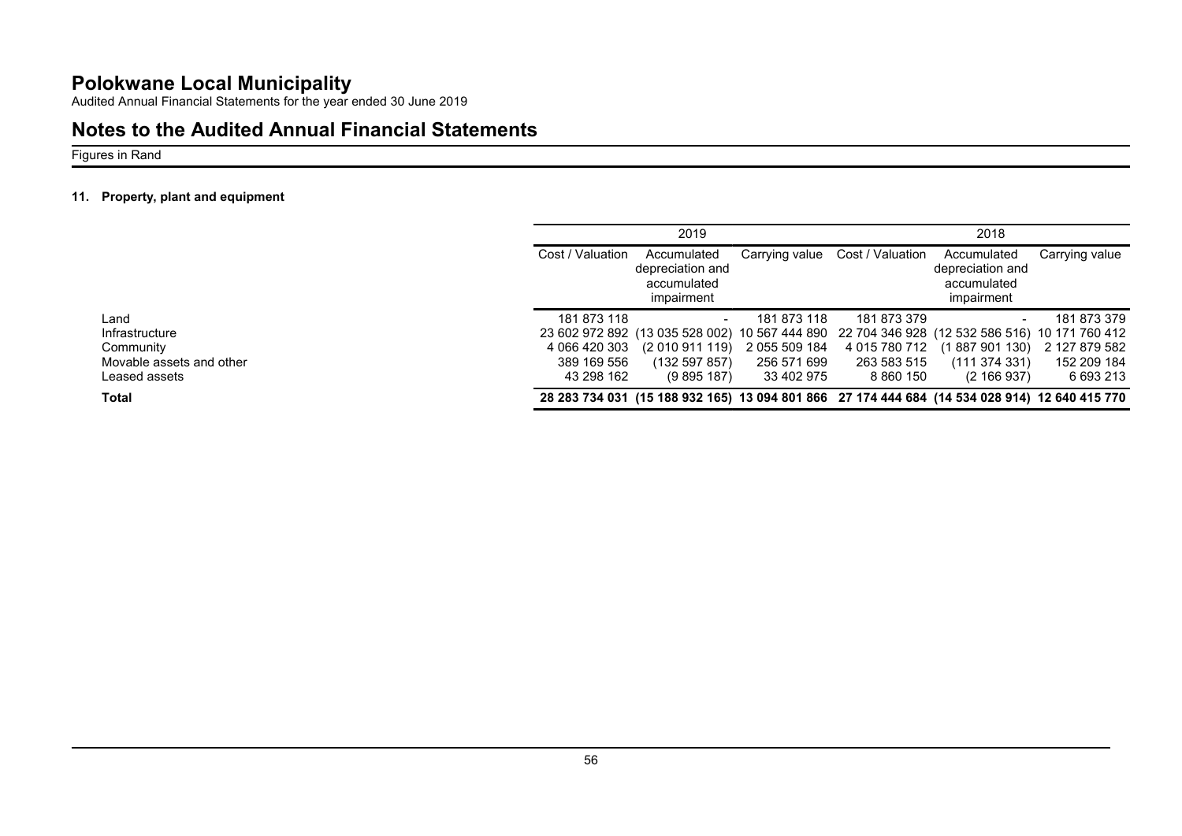# Polokwane Local Municipality

Audited Annual Financial Statements for the year ended 30 June 2019

## Notes to the Audited Annual Financial Statements

Figures in Rand

### 11. Property, plant and equipment

| | 2019 | | | 2018 | | |
|---|---|---|---|---|---|---|
| | Cost / Valuation | Accumulated depreciation and accumulated impairment | Carrying value | Cost / Valuation | Accumulated depreciation and accumulated impairment | Carrying value |
| Land | 181 873 118 | - | 181 873 118 | 181 873 379 | - | 181 873 379 |
| Infrastructure | 23 602 972 892 | (13 035 528 002) | 10 567 444 890 | 22 704 346 928 | (12 532 586 516) | 10 171 760 412 |
| Community | 4 066 420 303 | (2 010 911 119) | 2 055 509 184 | 4 015 780 712 | (1 887 901 130) | 2 127 879 582 |
| Movable assets and other | 389 169 556 | (132 597 857) | 256 571 699 | 263 583 515 | (111 374 331) | 152 209 184 |
| Leased assets | 43 298 162 | (9 895 187) | 33 402 975 | 8 860 150 | (2 166 937) | 6 693 213 |
| **Total** | **28 283 734 031** | **(15 188 932 165)** | **13 094 801 866** | **27 174 444 684** | **(14 534 028 914)** | **12 640 415 770** |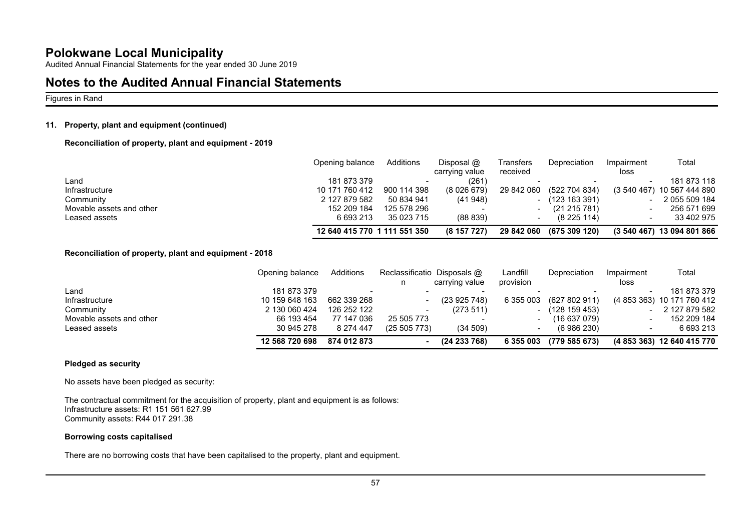# Polokwane Local Municipality

Audited Annual Financial Statements for the year ended 30 June 2019

# Notes to the Audited Annual Financial Statements

Figures in Rand

### 11. Property, plant and equipment (continued)

**Reconciliation of property, plant and equipment - 2019**

| | Opening balance | Additions | Disposal @ carrying value | Transfers received | Depreciation | Impairment loss | Total |
|---|---|---|---|---|---|---|---|
| Land | 181 873 379 | - | (261) | - | - | - | 181 873 118 |
| Infrastructure | 10 171 760 412 | 900 114 398 | (8 026 679) | 29 842 060 | (522 704 834) | (3 540 467) | 10 567 444 890 |
| Community | 2 127 879 582 | 50 834 941 | (41 948) | - | (123 163 391) | - | 2 055 509 184 |
| Movable assets and other | 152 209 184 | 125 578 296 | - | - | (21 215 781) | - | 256 571 699 |
| Leased assets | 6 693 213 | 35 023 715 | (88 839) | - | (8 225 114) | - | 33 402 975 |
| | **12 640 415 770** | **1 111 551 350** | **(8 157 727)** | **29 842 060** | **(675 309 120)** | **(3 540 467)** | **13 094 801 866** |

**Reconciliation of property, plant and equipment - 2018**

| | Opening balance | Additions | Reclassification | Disposals @ carrying value | Landfill provision | Depreciation | Impairment loss | Total |
|---|---|---|---|---|---|---|---|---|
| Land | 181 873 379 | - | - | - | - | - | - | 181 873 379 |
| Infrastructure | 10 159 648 163 | 662 339 268 | - | (23 925 748) | 6 355 003 | (627 802 911) | (4 853 363) | 10 171 760 412 |
| Community | 2 130 060 424 | 126 252 122 | - | (273 511) | - | (128 159 453) | - | 2 127 879 582 |
| Movable assets and other | 66 193 454 | 77 147 036 | 25 505 773 | - | - | (16 637 079) | - | 152 209 184 |
| Leased assets | 30 945 278 | 8 274 447 | (25 505 773) | (34 509) | - | (6 986 230) | - | 6 693 213 |
| | **12 568 720 698** | **874 012 873** | **-** | **(24 233 768)** | **6 355 003** | **(779 585 673)** | **(4 853 363)** | **12 640 415 770** |

**Pledged as security**

No assets have been pledged as security:

The contractual commitment for the acquisition of property, plant and equipment is as follows:
Infrastructure assets: R1 151 561 627.99
Community assets: R44 017 291.38

**Borrowing costs capitalised**

There are no borrowing costs that have been capitalised to the property, plant and equipment.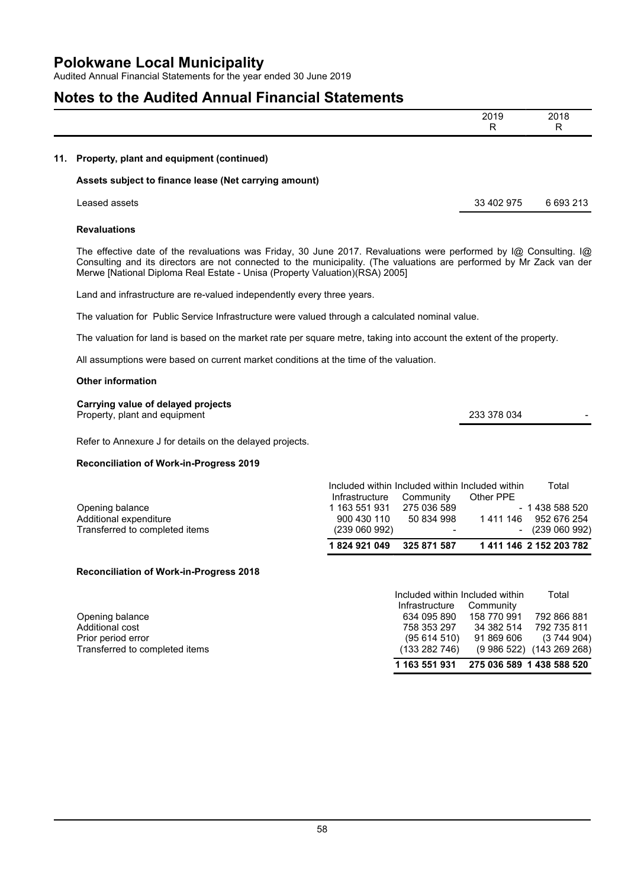# Polokwane Local Municipality

Audited Annual Financial Statements for the year ended 30 June 2019

## Notes to the Audited Annual Financial Statements

| | 2019 R | 2018 R |
|---|---|---|

### 11. Property, plant and equipment (continued)

**Assets subject to finance lease (Net carrying amount)**

| | 2019 R | 2018 R |
|---|---|---|
| Leased assets | 33 402 975 | 6 693 213 |

**Revaluations**

The effective date of the revaluations was Friday, 30 June 2017. Revaluations were performed by I@ Consulting. I@ Consulting and its directors are not connected to the municipality. (The valuations are performed by Mr Zack van der Merwe [National Diploma Real Estate - Unisa (Property Valuation)(RSA) 2005]

Land and infrastructure are re-valued independently every three years.

The valuation for Public Service Infrastructure were valued through a calculated nominal value.

The valuation for land is based on the market rate per square metre, taking into account the extent of the property.

All assumptions were based on current market conditions at the time of the valuation.

**Other information**

**Carrying value of delayed projects**

| | 2019 R | 2018 R |
|---|---|---|
| Property, plant and equipment | 233 378 034 | - |

Refer to Annexure J for details on the delayed projects.

**Reconciliation of Work-in-Progress 2019**

| | Included within Infrastructure | Included within Community | Included within Other PPE | Total |
|---|---|---|---|---|
| Opening balance | 1 163 551 931 | 275 036 589 | - | 1 438 588 520 |
| Additional expenditure | 900 430 110 | 50 834 998 | 1 411 146 | 952 676 254 |
| Transferred to completed items | (239 060 992) | - | - | (239 060 992) |
| | **1 824 921 049** | **325 871 587** | **1 411 146** | **2 152 203 782** |

**Reconciliation of Work-in-Progress 2018**

| | Included within Infrastructure | Included within Community | Total |
|---|---|---|---|
| Opening balance | 634 095 890 | 158 770 991 | 792 866 881 |
| Additional cost | 758 353 297 | 34 382 514 | 792 735 811 |
| Prior period error | (95 614 510) | 91 869 606 | (3 744 904) |
| Transferred to completed items | (133 282 746) | (9 986 522) | (143 269 268) |
| | **1 163 551 931** | **275 036 589** | **1 438 588 520** |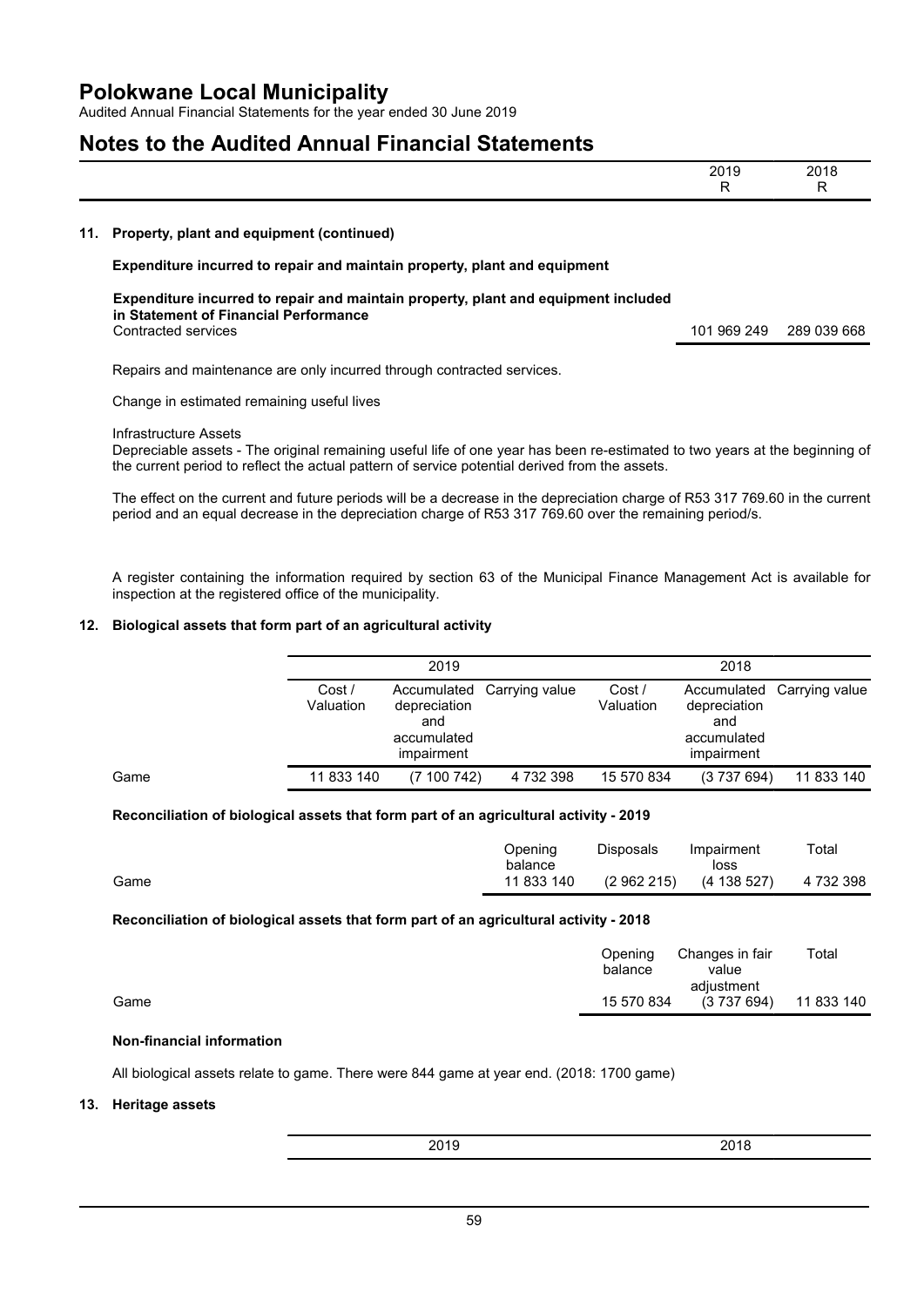# Polokwane Local Municipality

Audited Annual Financial Statements for the year ended 30 June 2019

# Notes to the Audited Annual Financial Statements

| | 2019 R | 2018 R |
|---|---|---|

## 11. Property, plant and equipment (continued)

**Expenditure incurred to repair and maintain property, plant and equipment**

| **Expenditure incurred to repair and maintain property, plant and equipment included in Statement of Financial Performance** | | |
|---|---|---|
| Contracted services | 101 969 249 | 289 039 668 |

Repairs and maintenance are only incurred through contracted services.

Change in estimated remaining useful lives

Infrastructure Assets
Depreciable assets - The original remaining useful life of one year has been re-estimated to two years at the beginning of the current period to reflect the actual pattern of service potential derived from the assets.

The effect on the current and future periods will be a decrease in the depreciation charge of R53 317 769.60 in the current period and an equal decrease in the depreciation charge of R53 317 769.60 over the remaining period/s.

A register containing the information required by section 63 of the Municipal Finance Management Act is available for inspection at the registered office of the municipality.

## 12. Biological assets that form part of an agricultural activity

| | 2019 | | | 2018 | | |
|---|---|---|---|---|---|---|
| | Cost / Valuation | Accumulated depreciation and accumulated impairment | Carrying value | Cost / Valuation | Accumulated depreciation and accumulated impairment | Carrying value |
| Game | 11 833 140 | (7 100 742) | 4 732 398 | 15 570 834 | (3 737 694) | 11 833 140 |

**Reconciliation of biological assets that form part of an agricultural activity - 2019**

| | Opening balance | Disposals | Impairment loss | Total |
|---|---|---|---|---|
| Game | 11 833 140 | (2 962 215) | (4 138 527) | 4 732 398 |

**Reconciliation of biological assets that form part of an agricultural activity - 2018**

| | Opening balance | Changes in fair value adjustment | Total |
|---|---|---|---|
| Game | 15 570 834 | (3 737 694) | 11 833 140 |

**Non-financial information**

All biological assets relate to game. There were 844 game at year end. (2018: 1700 game)

## 13. Heritage assets

| 2019 | 2018 |
|---|---|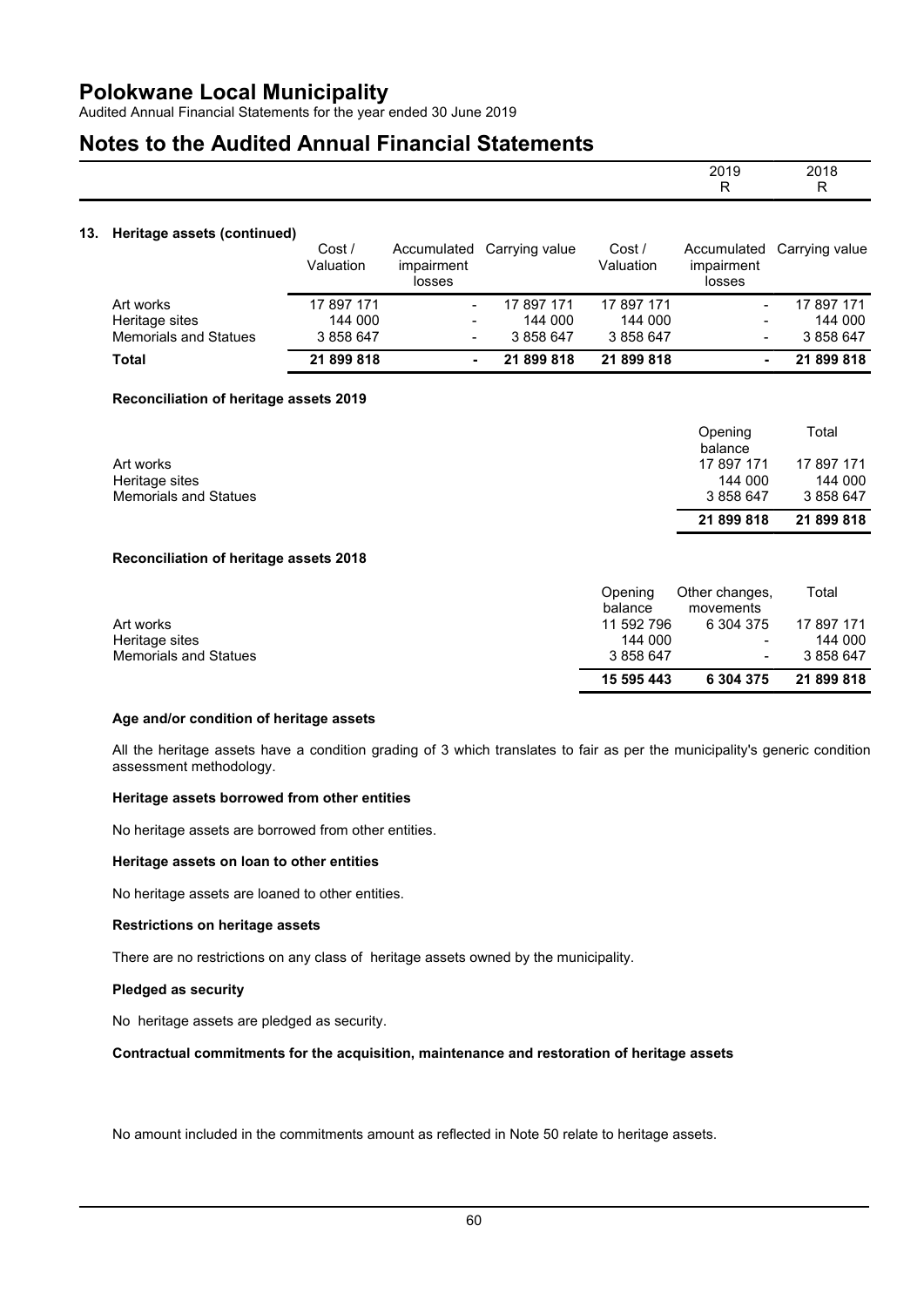## 13. Heritage assets (continued)

| | 2019 | | | 2018 | | |
|---|---|---|---|---|---|---|
| | Cost / Valuation | Accumulated impairment losses | Carrying value | Cost / Valuation | Accumulated impairment losses | Carrying value |
| Art works | 17 897 171 | - | 17 897 171 | 17 897 171 | - | 17 897 171 |
| Heritage sites | 144 000 | - | 144 000 | 144 000 | - | 144 000 |
| Memorials and Statues | 3 858 647 | - | 3 858 647 | 3 858 647 | - | 3 858 647 |
| **Total** | **21 899 818** | **-** | **21 899 818** | **21 899 818** | **-** | **21 899 818** |

**Reconciliation of heritage assets 2019**

| | Opening balance | Total |
|---|---|---|
| Art works | 17 897 171 | 17 897 171 |
| Heritage sites | 144 000 | 144 000 |
| Memorials and Statues | 3 858 647 | 3 858 647 |
| | **21 899 818** | **21 899 818** |

**Reconciliation of heritage assets 2018**

| | Opening balance | Other changes, movements | Total |
|---|---|---|---|
| Art works | 11 592 796 | 6 304 375 | 17 897 171 |
| Heritage sites | 144 000 | - | 144 000 |
| Memorials and Statues | 3 858 647 | - | 3 858 647 |
| | **15 595 443** | **6 304 375** | **21 899 818** |

**Age and/or condition of heritage assets**

All the heritage assets have a condition grading of 3 which translates to fair as per the municipality's generic condition assessment methodology.

**Heritage assets borrowed from other entities**

No heritage assets are borrowed from other entities.

**Heritage assets on loan to other entities**

No heritage assets are loaned to other entities.

**Restrictions on heritage assets**

There are no restrictions on any class of heritage assets owned by the municipality.

**Pledged as security**

No heritage assets are pledged as security.

**Contractual commitments for the acquisition, maintenance and restoration of heritage assets**

No amount included in the commitments amount as reflected in Note 50 relate to heritage assets.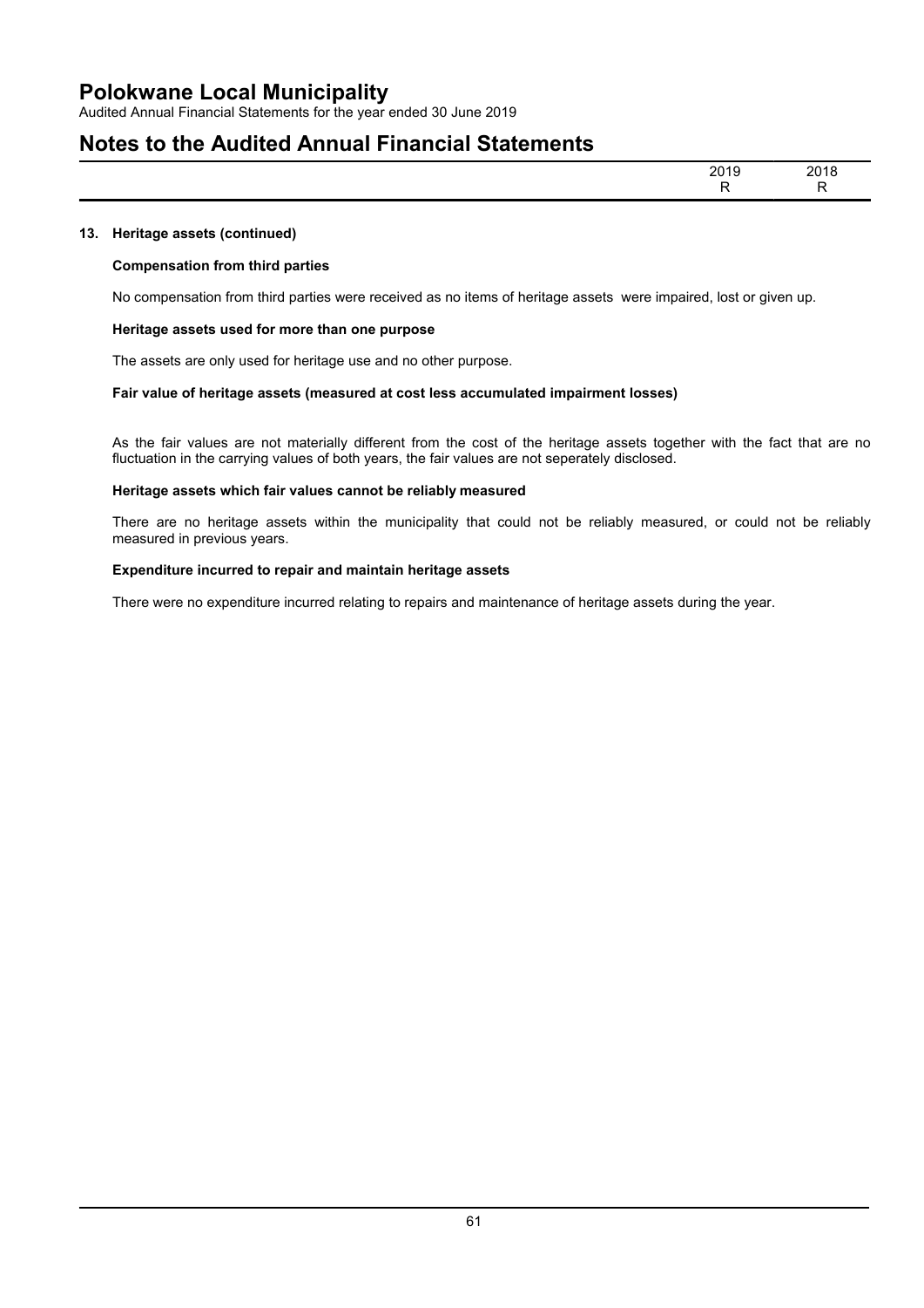## 13. Heritage assets (continued)

**Compensation from third parties**

No compensation from third parties were received as no items of heritage assets  were impaired, lost or given up.

**Heritage assets used for more than one purpose**

The assets are only used for heritage use and no other purpose.

**Fair value of heritage assets (measured at cost less accumulated impairment losses)**

As the fair values are not materially different from the cost of the heritage assets together with the fact that are no fluctuation in the carrying values of both years, the fair values are not seperately disclosed.

**Heritage assets which fair values cannot be reliably measured**

There are no heritage assets within the municipality that could not be reliably measured, or could not be reliably measured in previous years.

**Expenditure incurred to repair and maintain heritage assets**

There were no expenditure incurred relating to repairs and maintenance of heritage assets during the year.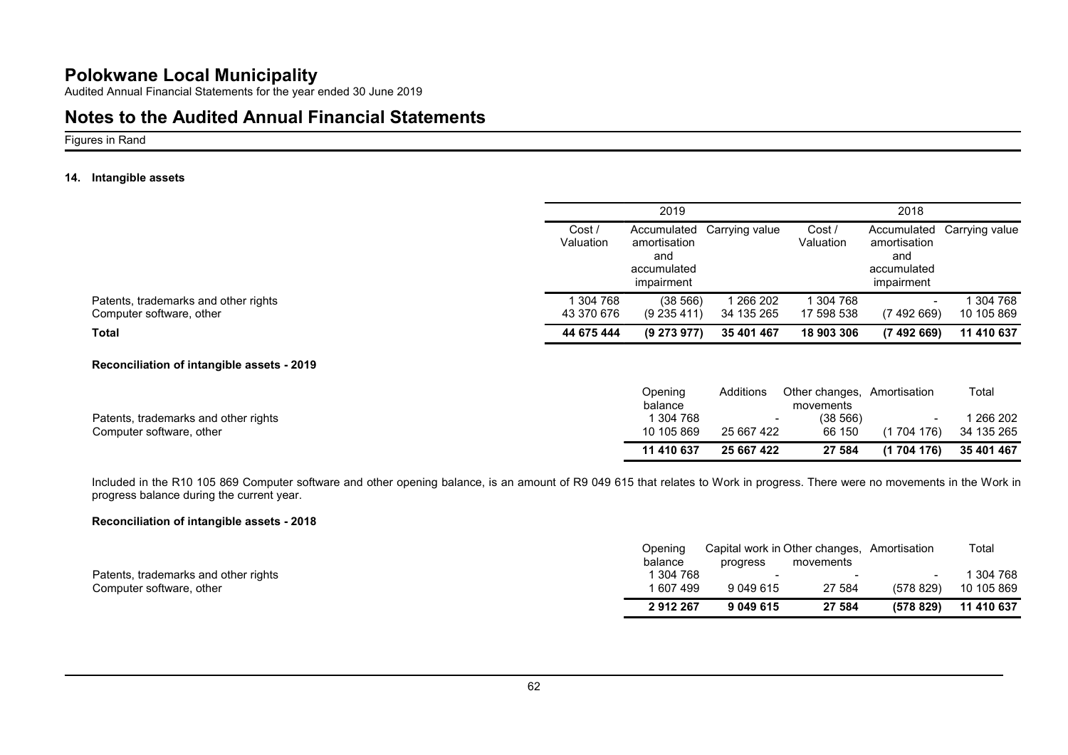# Polokwane Local Municipality

Audited Annual Financial Statements for the year ended 30 June 2019

# Notes to the Audited Annual Financial Statements

Figures in Rand

### 14. Intangible assets

| | 2019 | | | 2018 | | |
|---|---|---|---|---|---|---|
| | Cost / Valuation | Accumulated amortisation and accumulated impairment | Carrying value | Cost / Valuation | Accumulated amortisation and accumulated impairment | Carrying value |
| Patents, trademarks and other rights | 1 304 768 | (38 566) | 1 266 202 | 1 304 768 | - | 1 304 768 |
| Computer software, other | 43 370 676 | (9 235 411) | 34 135 265 | 17 598 538 | (7 492 669) | 10 105 869 |
| **Total** | **44 675 444** | **(9 273 977)** | **35 401 467** | **18 903 306** | **(7 492 669)** | **11 410 637** |

**Reconciliation of intangible assets - 2019**

| | Opening balance | Additions | Other changes, movements | Amortisation | Total |
|---|---|---|---|---|---|
| Patents, trademarks and other rights | 1 304 768 | - | (38 566) | - | 1 266 202 |
| Computer software, other | 10 105 869 | 25 667 422 | 66 150 | (1 704 176) | 34 135 265 |
| | **11 410 637** | **25 667 422** | **27 584** | **(1 704 176)** | **35 401 467** |

Included in the R10 105 869 Computer software and other opening balance, is an amount of R9 049 615 that relates to Work in progress. There were no movements in the Work in progress balance during the current year.

**Reconciliation of intangible assets - 2018**

| | Opening balance | Capital work in progress | Other changes, movements | Amortisation | Total |
|---|---|---|---|---|---|
| Patents, trademarks and other rights | 1 304 768 | - | - | - | 1 304 768 |
| Computer software, other | 1 607 499 | 9 049 615 | 27 584 | (578 829) | 10 105 869 |
| | **2 912 267** | **9 049 615** | **27 584** | **(578 829)** | **11 410 637** |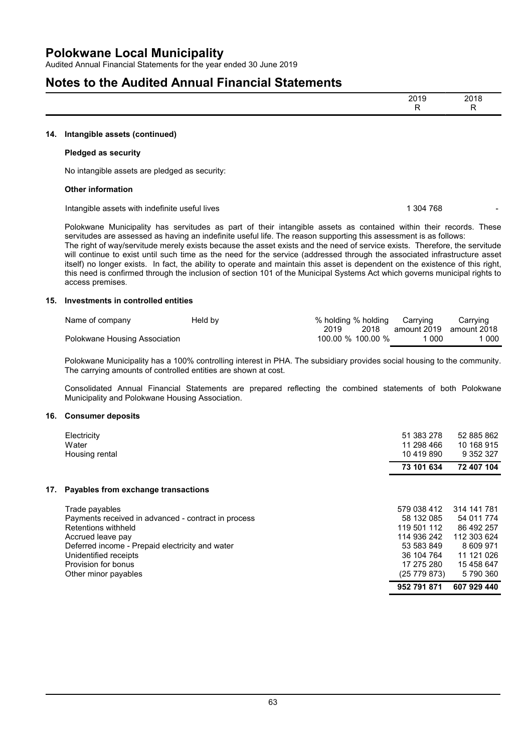# Polokwane Local Municipality

Audited Annual Financial Statements for the year ended 30 June 2019

## Notes to the Audited Annual Financial Statements

| | 2019 R | 2018 R |
|---|---|---|

### 14. Intangible assets (continued)

**Pledged as security**

No intangible assets are pledged as security:

**Other information**

| | 2019 R | 2018 R |
|---|---|---|
| Intangible assets with indefinite useful lives | 1 304 768 | - |

Polokwane Municipality has servitudes as part of their intangible assets as contained within their records. These servitudes are assessed as having an indefinite useful life. The reason supporting this assessment is as follows:
The right of way/servitude merely exists because the asset exists and the need of service exists. Therefore, the servitude will continue to exist until such time as the need for the service (addressed through the associated infrastructure asset itself) no longer exists. In fact, the ability to operate and maintain this asset is dependent on the existence of this right, this need is confirmed through the inclusion of section 101 of the Municipal Systems Act which governs municipal rights to access premises.

### 15. Investments in controlled entities

| Name of company | Held by | % holding 2019 | % holding 2018 | Carrying amount 2019 | Carrying amount 2018 |
|---|---|---|---|---|---|
| Polokwane Housing Association | | 100.00 % | 100.00 % | 1 000 | 1 000 |

Polokwane Municipality has a 100% controlling interest in PHA. The subsidiary provides social housing to the community. The carrying amounts of controlled entities are shown at cost.

Consolidated Annual Financial Statements are prepared reflecting the combined statements of both Polokwane Municipality and Polokwane Housing Association.

### 16. Consumer deposits

| | 2019 R | 2018 R |
|---|---|---|
| Electricity | 51 383 278 | 52 885 862 |
| Water | 11 298 466 | 10 168 915 |
| Housing rental | 10 419 890 | 9 352 327 |
| | **73 101 634** | **72 407 104** |

### 17. Payables from exchange transactions

| | 2019 R | 2018 R |
|---|---|---|
| Trade payables | 579 038 412 | 314 141 781 |
| Payments received in advanced - contract in process | 58 132 085 | 54 011 774 |
| Retentions withheld | 119 501 112 | 86 492 257 |
| Accrued leave pay | 114 936 242 | 112 303 624 |
| Deferred income - Prepaid electricity and water | 53 583 849 | 8 609 971 |
| Unidentified receipts | 36 104 764 | 11 121 026 |
| Provision for bonus | 17 275 280 | 15 458 647 |
| Other minor payables | (25 779 873) | 5 790 360 |
| | **952 791 871** | **607 929 440** |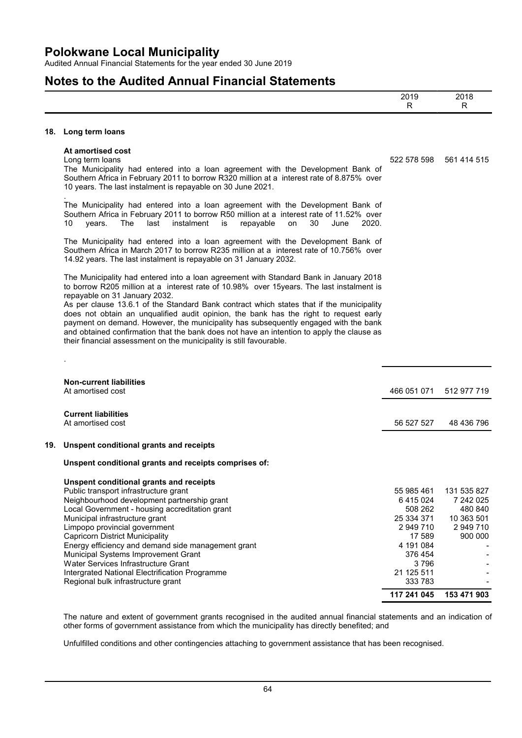# Polokwane Local Municipality

Audited Annual Financial Statements for the year ended 30 June 2019

## Notes to the Audited Annual Financial Statements

| | 2019<br>R | 2018<br>R |
|---|---|---|

### 18. Long term loans

| | 2019<br>R | 2018<br>R |
|---|---|---|
| **At amortised cost** | | |
| Long term loans | 522 578 598 | 561 414 515 |

The Municipality had entered into a loan agreement with the Development Bank of Southern Africa in February 2011 to borrow R320 million at a interest rate of 8.875% over 10 years. The last instalment is repayable on 30 June 2021.

.

The Municipality had entered into a loan agreement with the Development Bank of Southern Africa in February 2011 to borrow R50 million at a interest rate of 11.52% over 10 years. The last instalment is repayable on 30 June 2020.

The Municipality had entered into a loan agreement with the Development Bank of Southern Africa in March 2017 to borrow R235 million at a interest rate of 10.756% over 14.92 years. The last instalment is repayable on 31 January 2032.

The Municipality had entered into a loan agreement with Standard Bank in January 2018 to borrow R205 million at a interest rate of 10.98% over 15years. The last instalment is repayable on 31 January 2032.

As per clause 13.6.1 of the Standard Bank contract which states that if the municipality does not obtain an unqualified audit opinion, the bank has the right to request early payment on demand. However, the municipality has subsequently engaged with the bank and obtained confirmation that the bank does not have an intention to apply the clause as their financial assessment on the municipality is still favourable.

.

| | 2019<br>R | 2018<br>R |
|---|---|---|
| **Non-current liabilities** | | |
| At amortised cost | 466 051 071 | 512 977 719 |
| **Current liabilities** | | |
| At amortised cost | 56 527 527 | 48 436 796 |

### 19. Unspent conditional grants and receipts

**Unspent conditional grants and receipts comprises of:**

| | 2019<br>R | 2018<br>R |
|---|---|---|
| **Unspent conditional grants and receipts** | | |
| Public transport infrastructure grant | 55 985 461 | 131 535 827 |
| Neighbourhood development partnership grant | 6 415 024 | 7 242 025 |
| Local Government - housing accreditation grant | 508 262 | 480 840 |
| Municipal infrastructure grant | 25 334 371 | 10 363 501 |
| Limpopo provincial government | 2 949 710 | 2 949 710 |
| Capricorn District Municipality | 17 589 | 900 000 |
| Energy efficiency and demand side management grant | 4 191 084 | - |
| Municipal Systems Improvement Grant | 376 454 | - |
| Water Services Infrastructure Grant | 3 796 | - |
| Intergrated National Electrification Programme | 21 125 511 | - |
| Regional bulk infrastructure grant | 333 783 | - |
| | **117 241 045** | **153 471 903** |

The nature and extent of government grants recognised in the audited annual financial statements and an indication of other forms of government assistance from which the municipality has directly benefited; and

Unfulfilled conditions and other contingencies attaching to government assistance that has been recognised.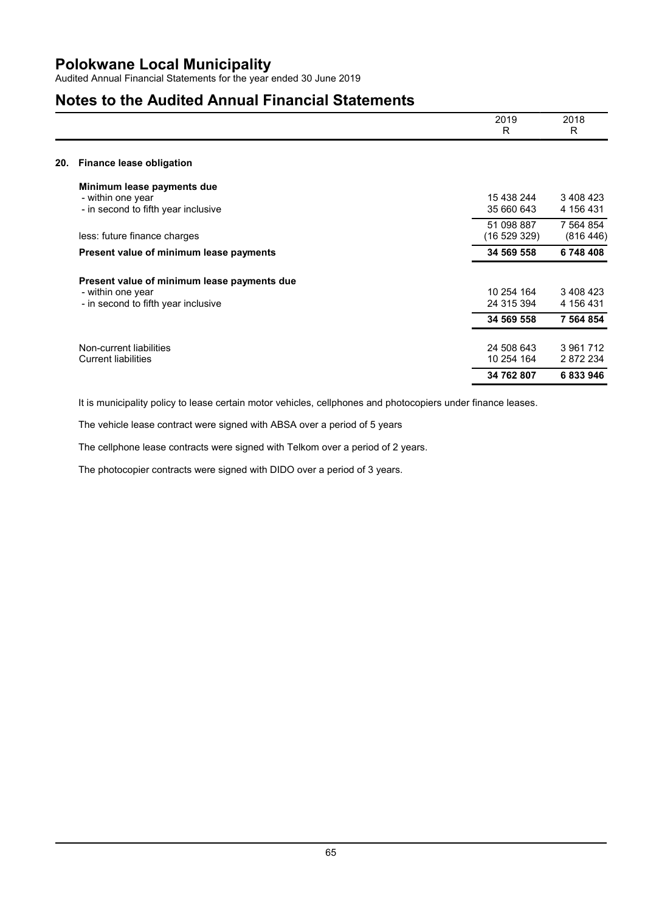# Polokwane Local Municipality

Audited Annual Financial Statements for the year ended 30 June 2019

## Notes to the Audited Annual Financial Statements

| | 2019<br>R | 2018<br>R |
|---|---|---|
| **20. Finance lease obligation** | | |
| **Minimum lease payments due** | | |
| - within one year | 15 438 244 | 3 408 423 |
| - in second to fifth year inclusive | 35 660 643 | 4 156 431 |
| | 51 098 887 | 7 564 854 |
| less: future finance charges | (16 529 329) | (816 446) |
| **Present value of minimum lease payments** | **34 569 558** | **6 748 408** |
| **Present value of minimum lease payments due** | | |
| - within one year | 10 254 164 | 3 408 423 |
| - in second to fifth year inclusive | 24 315 394 | 4 156 431 |
| | **34 569 558** | **7 564 854** |
| Non-current liabilities | 24 508 643 | 3 961 712 |
| Current liabilities | 10 254 164 | 2 872 234 |
| | **34 762 807** | **6 833 946** |

It is municipality policy to lease certain motor vehicles, cellphones and photocopiers under finance leases.

The vehicle lease contract were signed with ABSA over a period of 5 years

The cellphone lease contracts were signed with Telkom over a period of 2 years.

The photocopier contracts were signed with DIDO over a period of 3 years.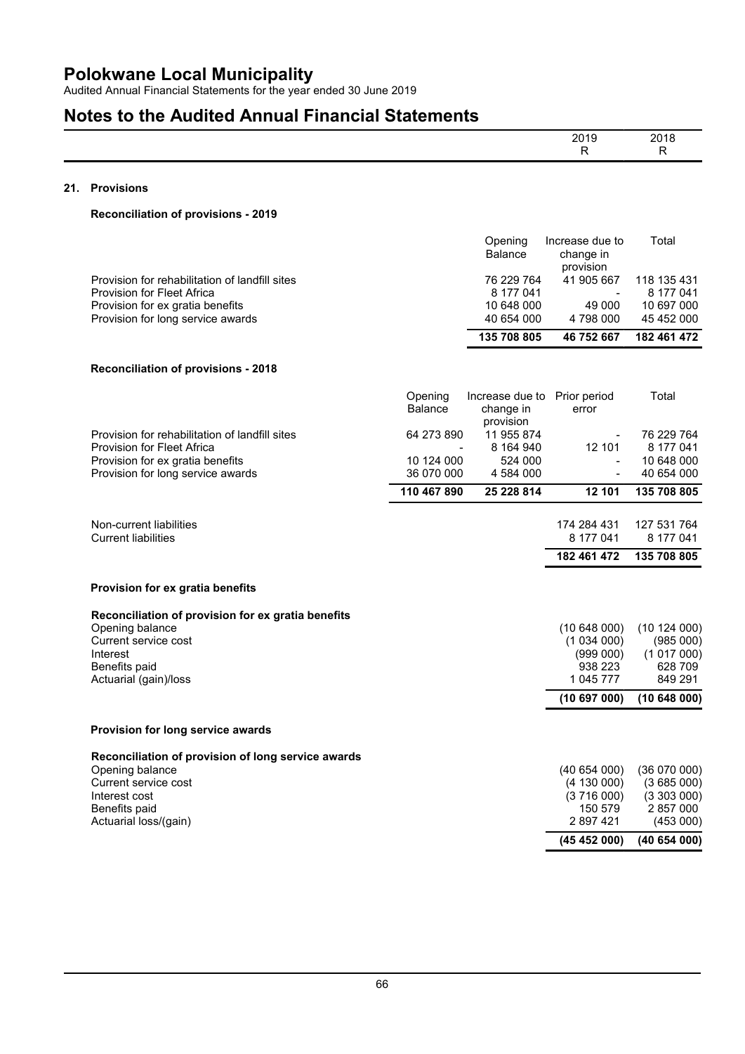# Polokwane Local Municipality

Audited Annual Financial Statements for the year ended 30 June 2019

# Notes to the Audited Annual Financial Statements

| | 2019 R | 2018 R |
|---|---|---|

## 21. Provisions

**Reconciliation of provisions - 2019**

| | Opening Balance | Increase due to change in provision | Total |
|---|---|---|---|
| Provision for rehabilitation of landfill sites | 76 229 764 | 41 905 667 | 118 135 431 |
| Provision for Fleet Africa | 8 177 041 | - | 8 177 041 |
| Provision for ex gratia benefits | 10 648 000 | 49 000 | 10 697 000 |
| Provision for long service awards | 40 654 000 | 4 798 000 | 45 452 000 |
| | **135 708 805** | **46 752 667** | **182 461 472** |

**Reconciliation of provisions - 2018**

| | Opening Balance | Increase due to change in provision | Prior period error | Total |
|---|---|---|---|---|
| Provision for rehabilitation of landfill sites | 64 273 890 | 11 955 874 | - | 76 229 764 |
| Provision for Fleet Africa | - | 8 164 940 | 12 101 | 8 177 041 |
| Provision for ex gratia benefits | 10 124 000 | 524 000 | - | 10 648 000 |
| Provision for long service awards | 36 070 000 | 4 584 000 | - | 40 654 000 |
| | **110 467 890** | **25 228 814** | **12 101** | **135 708 805** |

| | 2019 | 2018 |
|---|---|---|
| Non-current liabilities | 174 284 431 | 127 531 764 |
| Current liabilities | 8 177 041 | 8 177 041 |
| | **182 461 472** | **135 708 805** |

**Provision for ex gratia benefits**

**Reconciliation of provision for ex gratia benefits**

| | 2019 | 2018 |
|---|---|---|
| Opening balance | (10 648 000) | (10 124 000) |
| Current service cost | (1 034 000) | (985 000) |
| Interest | (999 000) | (1 017 000) |
| Benefits paid | 938 223 | 628 709 |
| Actuarial (gain)/loss | 1 045 777 | 849 291 |
| | **(10 697 000)** | **(10 648 000)** |

**Provision for long service awards**

**Reconciliation of provision of long service awards**

| | 2019 | 2018 |
|---|---|---|
| Opening balance | (40 654 000) | (36 070 000) |
| Current service cost | (4 130 000) | (3 685 000) |
| Interest cost | (3 716 000) | (3 303 000) |
| Benefits paid | 150 579 | 2 857 000 |
| Actuarial loss/(gain) | 2 897 421 | (453 000) |
| | **(45 452 000)** | **(40 654 000)** |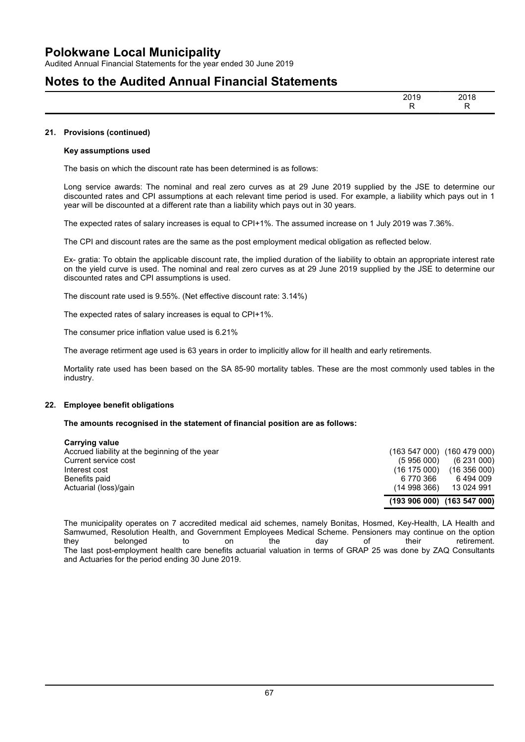# Polokwane Local Municipality

Audited Annual Financial Statements for the year ended 30 June 2019

# Notes to the Audited Annual Financial Statements

| | 2019 R | 2018 R |
|---|---|---|

### 21. Provisions (continued)

**Key assumptions used**

The basis on which the discount rate has been determined is as follows:

Long service awards: The nominal and real zero curves as at 29 June 2019 supplied by the JSE to determine our discounted rates and CPI assumptions at each relevant time period is used. For example, a liability which pays out in 1 year will be discounted at a different rate than a liability which pays out in 30 years.

The expected rates of salary increases is equal to CPI+1%. The assumed increase on 1 July 2019 was 7.36%.

The CPI and discount rates are the same as the post employment medical obligation as reflected below.

Ex- gratia: To obtain the applicable discount rate, the implied duration of the liability to obtain an appropriate interest rate on the yield curve is used. The nominal and real zero curves as at 29 June 2019 supplied by the JSE to determine our discounted rates and CPI assumptions is used.

The discount rate used is 9.55%. (Net effective discount rate: 3.14%)

The expected rates of salary increases is equal to CPI+1%.

The consumer price inflation value used is 6.21%

The average retirment age used is 63 years in order to implicitly allow for ill health and early retirements.

Mortality rate used has been based on the SA 85-90 mortality tables. These are the most commonly used tables in the industry.

### 22. Employee benefit obligations

**The amounts recognised in the statement of financial position are as follows:**

| **Carrying value** | | |
|---|---|---|
| Accrued liability at the beginning of the year | (163 547 000) | (160 479 000) |
| Current service cost | (5 956 000) | (6 231 000) |
| Interest cost | (16 175 000) | (16 356 000) |
| Benefits paid | 6 770 366 | 6 494 009 |
| Actuarial (loss)/gain | (14 998 366) | 13 024 991 |
| | **(193 906 000)** | **(163 547 000)** |

The municipality operates on 7 accredited medical aid schemes, namely Bonitas, Hosmed, Key-Health, LA Health and Samwumed, Resolution Health, and Government Employees Medical Scheme. Pensioners may continue on the option they belonged to on the day of their retirement.
The last post-employment health care benefits actuarial valuation in terms of GRAP 25 was done by ZAQ Consultants and Actuaries for the period ending 30 June 2019.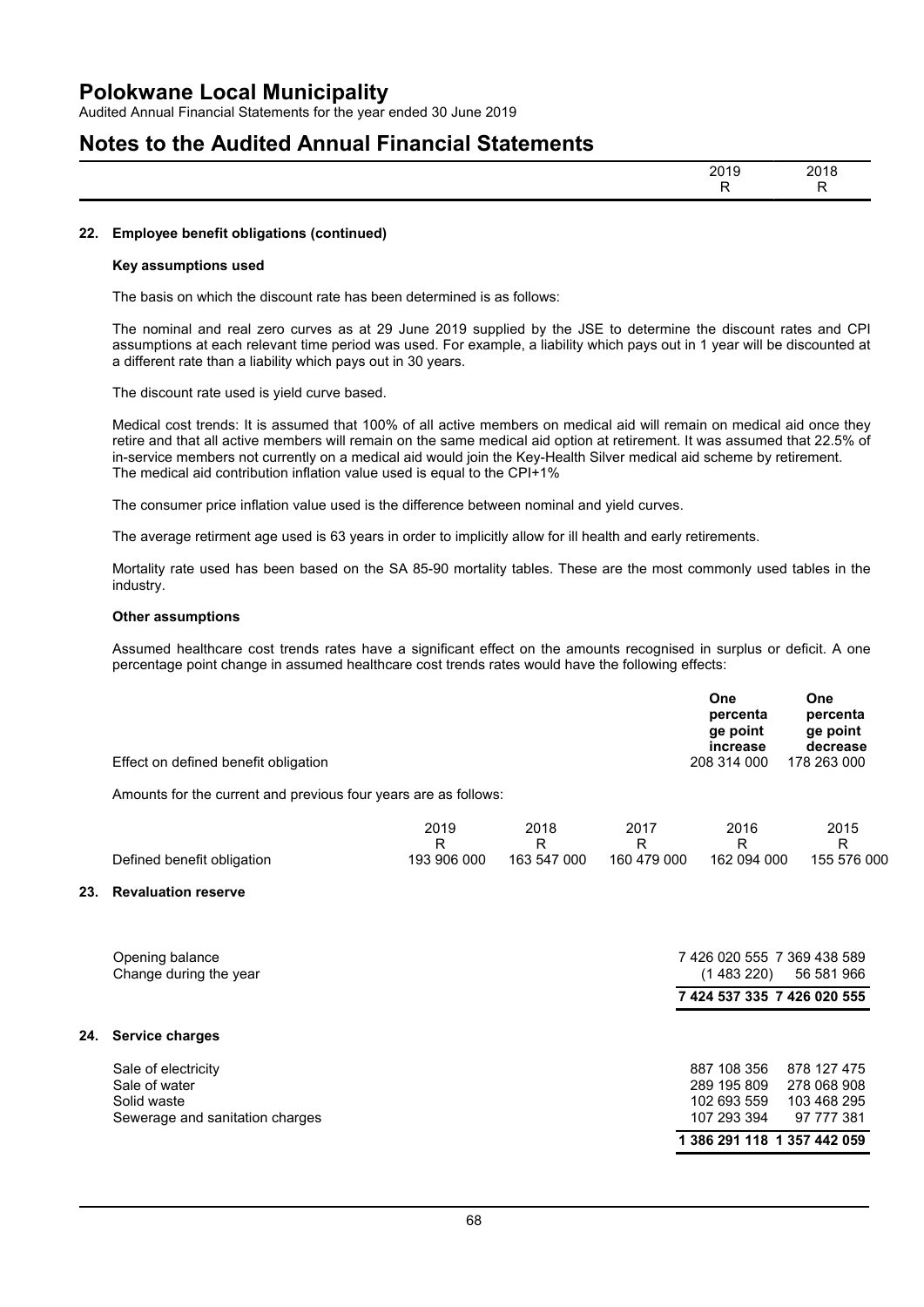## 22. Employee benefit obligations (continued)

**Key assumptions used**

The basis on which the discount rate has been determined is as follows:

The nominal and real zero curves as at 29 June 2019 supplied by the JSE to determine the discount rates and CPI assumptions at each relevant time period was used. For example, a liability which pays out in 1 year will be discounted at a different rate than a liability which pays out in 30 years.

The discount rate used is yield curve based.

Medical cost trends: It is assumed that 100% of all active members on medical aid will remain on medical aid once they retire and that all active members will remain on the same medical aid option at retirement. It was assumed that 22.5% of in-service members not currently on a medical aid would join the Key-Health Silver medical aid scheme by retirement. The medical aid contribution inflation value used is equal to the CPI+1%

The consumer price inflation value used is the difference between nominal and yield curves.

The average retirement age used is 63 years in order to implicitly allow for ill health and early retirements.

Mortality rate used has been based on the SA 85-90 mortality tables. These are the most commonly used tables in the industry.

**Other assumptions**

Assumed healthcare cost trends rates have a significant effect on the amounts recognised in surplus or deficit. A one percentage point change in assumed healthcare cost trends rates would have the following effects:

| | One percentage point increase | One percentage point decrease |
|---|---|---|
| Effect on defined benefit obligation | 208 314 000 | 178 263 000 |

Amounts for the current and previous four years are as follows:

| | 2019<br>R | 2018<br>R | 2017<br>R | 2016<br>R | 2015<br>R |
|---|---|---|---|---|---|
| Defined benefit obligation | 193 906 000 | 163 547 000 | 160 479 000 | 162 094 000 | 155 576 000 |

## 23. Revaluation reserve

| | 2019<br>R | 2018<br>R |
|---|---|---|
| Opening balance | 7 426 020 555 | 7 369 438 589 |
| Change during the year | (1 483 220) | 56 581 966 |
| | **7 424 537 335** | **7 426 020 555** |

## 24. Service charges

| | 2019<br>R | 2018<br>R |
|---|---|---|
| Sale of electricity | 887 108 356 | 878 127 475 |
| Sale of water | 289 195 809 | 278 068 908 |
| Solid waste | 102 693 559 | 103 468 295 |
| Sewerage and sanitation charges | 107 293 394 | 97 777 381 |
| | **1 386 291 118** | **1 357 442 059** |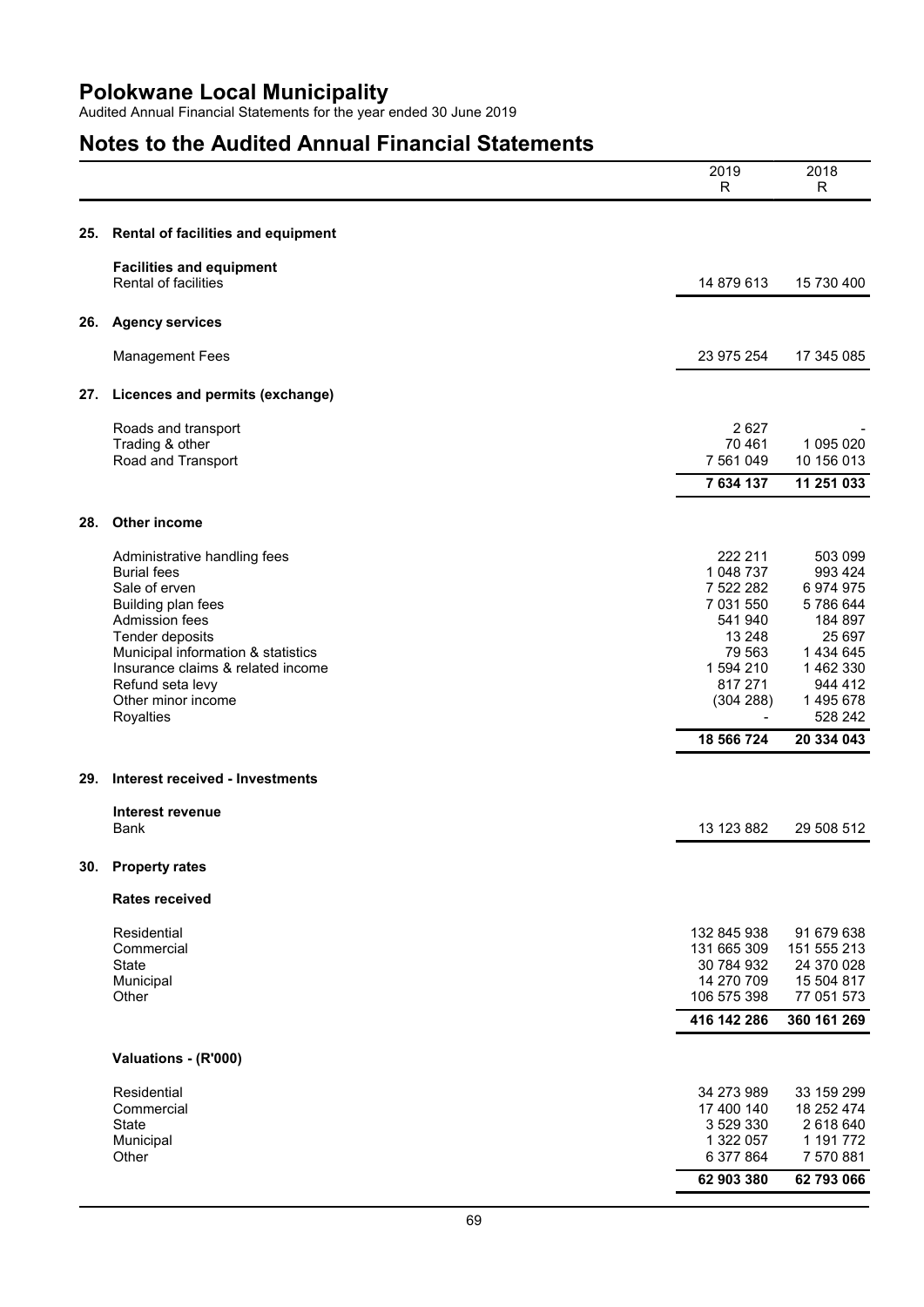# Polokwane Local Municipality

Audited Annual Financial Statements for the year ended 30 June 2019

## Notes to the Audited Annual Financial Statements

| | 2019 R | 2018 R |
|---|---|---|

### 25. Rental of facilities and equipment

| | 2019 R | 2018 R |
|---|---|---|
| **Facilities and equipment** | | |
| Rental of facilities | 14 879 613 | 15 730 400 |

### 26. Agency services

| | 2019 R | 2018 R |
|---|---|---|
| Management Fees | 23 975 254 | 17 345 085 |

### 27. Licences and permits (exchange)

| | 2019 R | 2018 R |
|---|---|---|
| Roads and transport | 2 627 | - |
| Trading & other | 70 461 | 1 095 020 |
| Road and Transport | 7 561 049 | 10 156 013 |
| | **7 634 137** | **11 251 033** |

### 28. Other income

| | 2019 R | 2018 R |
|---|---|---|
| Administrative handling fees | 222 211 | 503 099 |
| Burial fees | 1 048 737 | 993 424 |
| Sale of erven | 7 522 282 | 6 974 975 |
| Building plan fees | 7 031 550 | 5 786 644 |
| Admission fees | 541 940 | 184 897 |
| Tender deposits | 13 248 | 25 697 |
| Municipal information & statistics | 79 563 | 1 434 645 |
| Insurance claims & related income | 1 594 210 | 1 462 330 |
| Refund seta levy | 817 271 | 944 412 |
| Other minor income | (304 288) | 1 495 678 |
| Royalties | - | 528 242 |
| | **18 566 724** | **20 334 043** |

### 29. Interest received - Investments

| | 2019 R | 2018 R |
|---|---|---|
| **Interest revenue** | | |
| Bank | 13 123 882 | 29 508 512 |

### 30. Property rates

**Rates received**

| | 2019 R | 2018 R |
|---|---|---|
| Residential | 132 845 938 | 91 679 638 |
| Commercial | 131 665 309 | 151 555 213 |
| State | 30 784 932 | 24 370 028 |
| Municipal | 14 270 709 | 15 504 817 |
| Other | 106 575 398 | 77 051 573 |
| | **416 142 286** | **360 161 269** |

**Valuations - (R'000)**

| | 2019 R | 2018 R |
|---|---|---|
| Residential | 34 273 989 | 33 159 299 |
| Commercial | 17 400 140 | 18 252 474 |
| State | 3 529 330 | 2 618 640 |
| Municipal | 1 322 057 | 1 191 772 |
| Other | 6 377 864 | 7 570 881 |
| | **62 903 380** | **62 793 066** |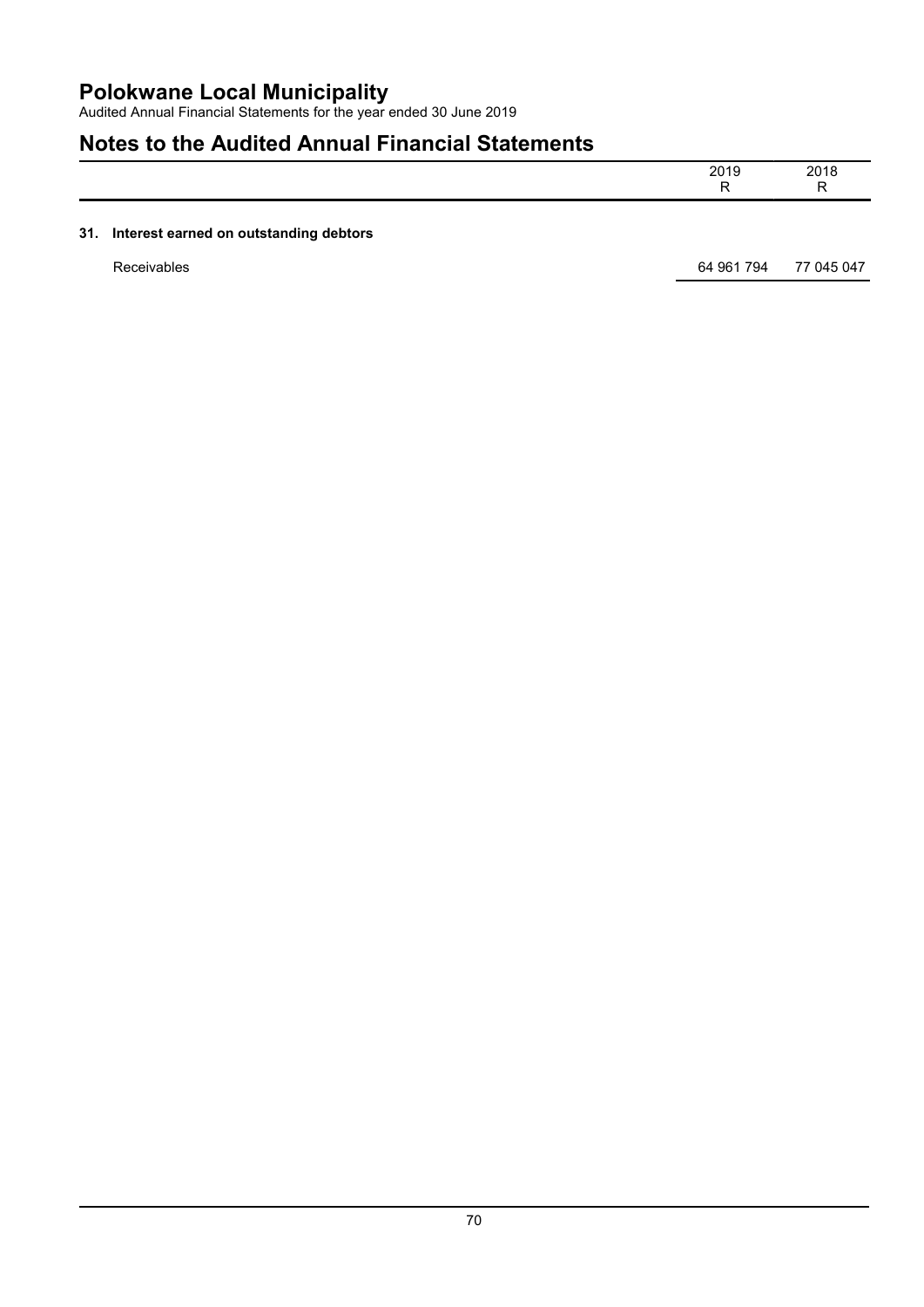# Polokwane Local Municipality

Audited Annual Financial Statements for the year ended 30 June 2019

## Notes to the Audited Annual Financial Statements

| | 2019<br>R | 2018<br>R |
|---|---|---|

### 31. Interest earned on outstanding debtors

| | 2019 | 2018 |
|---|---|---|
| Receivables | 64 961 794 | 77 045 047 |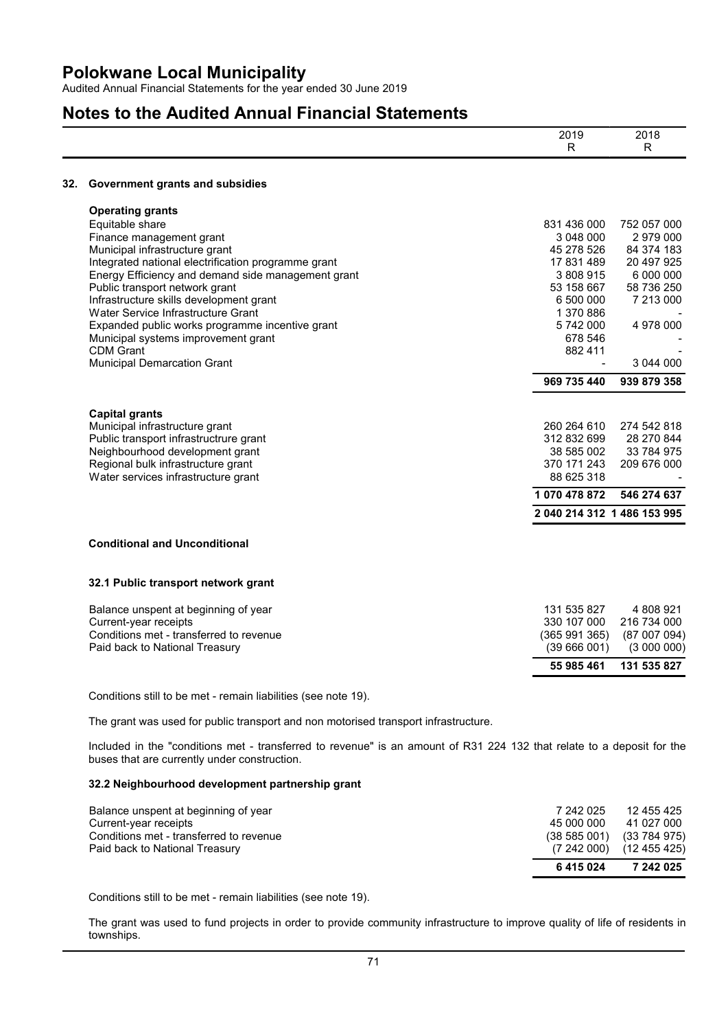# Notes to the Audited Annual Financial Statements

| | 2019<br>R | 2018<br>R |
|---|---|---|

## 32. Government grants and subsidies

| | 2019 | 2018 |
|---|---|---|
| **Operating grants** | | |
| Equitable share | 831 436 000 | 752 057 000 |
| Finance management grant | 3 048 000 | 2 979 000 |
| Municipal infrastructure grant | 45 278 526 | 84 374 183 |
| Integrated national electrification programme grant | 17 831 489 | 20 497 925 |
| Energy Efficiency and demand side management grant | 3 808 915 | 6 000 000 |
| Public transport network grant | 53 158 667 | 58 736 250 |
| Infrastructure skills development grant | 6 500 000 | 7 213 000 |
| Water Service Infrastructure Grant | 1 370 886 | - |
| Expanded public works programme incentive grant | 5 742 000 | 4 978 000 |
| Municipal systems improvement grant | 678 546 | - |
| CDM Grant | 882 411 | - |
| Municipal Demarcation Grant | - | 3 044 000 |
| | **969 735 440** | **939 879 358** |
| **Capital grants** | | |
| Municipal infrastructure grant | 260 264 610 | 274 542 818 |
| Public transport infrastructrure grant | 312 832 699 | 28 270 844 |
| Neighbourhood development grant | 38 585 002 | 33 784 975 |
| Regional bulk infrastructure grant | 370 171 243 | 209 676 000 |
| Water services infrastructure grant | 88 625 318 | - |
| | **1 070 478 872** | **546 274 637** |
| | **2 040 214 312** | **1 486 153 995** |

### Conditional and Unconditional

### 32.1 Public transport network grant

| | 2019 | 2018 |
|---|---|---|
| Balance unspent at beginning of year | 131 535 827 | 4 808 921 |
| Current-year receipts | 330 107 000 | 216 734 000 |
| Conditions met - transferred to revenue | (365 991 365) | (87 007 094) |
| Paid back to National Treasury | (39 666 001) | (3 000 000) |
| | **55 985 461** | **131 535 827** |

Conditions still to be met - remain liabilities (see note 19).

The grant was used for public transport and non motorised transport infrastructure.

Included in the "conditions met - transferred to revenue" is an amount of R31 224 132 that relate to a deposit for the buses that are currently under construction.

### 32.2 Neighbourhood development partnership grant

| | 2019 | 2018 |
|---|---|---|
| Balance unspent at beginning of year | 7 242 025 | 12 455 425 |
| Current-year receipts | 45 000 000 | 41 027 000 |
| Conditions met - transferred to revenue | (38 585 001) | (33 784 975) |
| Paid back to National Treasury | (7 242 000) | (12 455 425) |
| | **6 415 024** | **7 242 025** |

Conditions still to be met - remain liabilities (see note 19).

The grant was used to fund projects in order to provide community infrastructure to improve quality of life of residents in townships.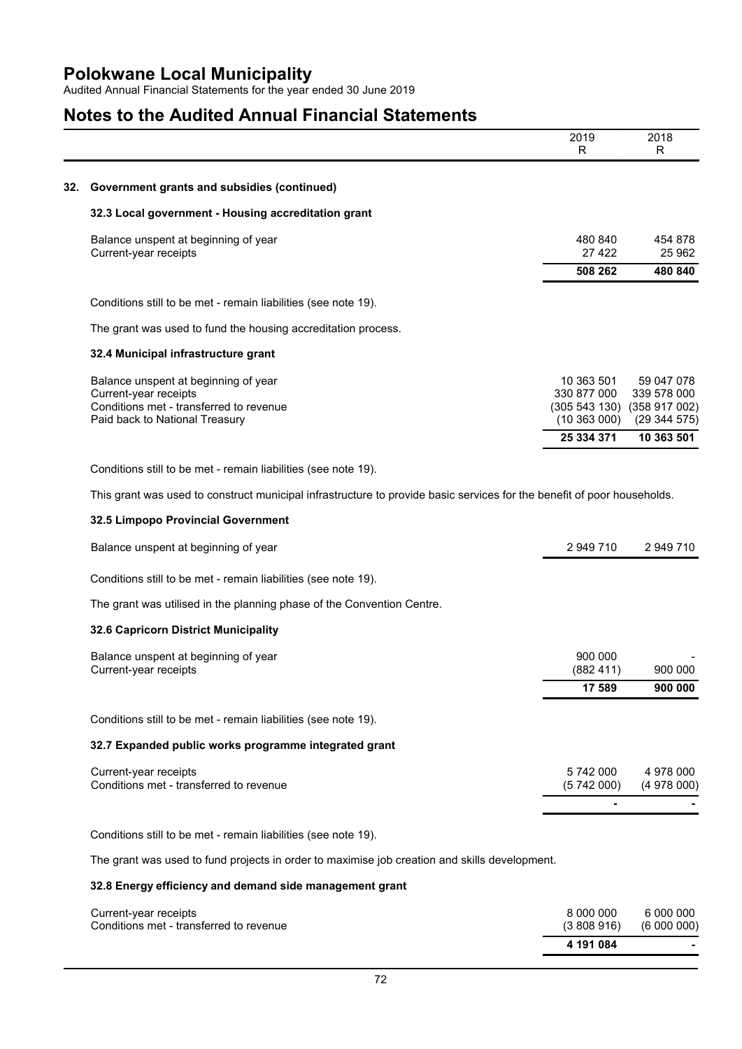# Polokwane Local Municipality

Audited Annual Financial Statements for the year ended 30 June 2019

# Notes to the Audited Annual Financial Statements

| | 2019<br>R | 2018<br>R |
|---|---|---|

## 32. Government grants and subsidies (continued)

### 32.3 Local government - Housing accreditation grant

| | 2019 R | 2018 R |
|---|---|---|
| Balance unspent at beginning of year | 480 840 | 454 878 |
| Current-year receipts | 27 422 | 25 962 |
| | **508 262** | **480 840** |

Conditions still to be met - remain liabilities (see note 19).

The grant was used to fund the housing accreditation process.

### 32.4 Municipal infrastructure grant

| | 2019 R | 2018 R |
|---|---|---|
| Balance unspent at beginning of year | 10 363 501 | 59 047 078 |
| Current-year receipts | 330 877 000 | 339 578 000 |
| Conditions met - transferred to revenue | (305 543 130) | (358 917 002) |
| Paid back to National Treasury | (10 363 000) | (29 344 575) |
| | **25 334 371** | **10 363 501** |

Conditions still to be met - remain liabilities (see note 19).

This grant was used to construct municipal infrastructure to provide basic services for the benefit of poor households.

### 32.5 Limpopo Provincial Government

| | 2019 R | 2018 R |
|---|---|---|
| Balance unspent at beginning of year | 2 949 710 | 2 949 710 |

Conditions still to be met - remain liabilities (see note 19).

The grant was utilised in the planning phase of the Convention Centre.

### 32.6 Capricorn District Municipality

| | 2019 R | 2018 R |
|---|---|---|
| Balance unspent at beginning of year | 900 000 | - |
| Current-year receipts | (882 411) | 900 000 |
| | **17 589** | **900 000** |

Conditions still to be met - remain liabilities (see note 19).

### 32.7 Expanded public works programme integrated grant

| | 2019 R | 2018 R |
|---|---|---|
| Current-year receipts | 5 742 000 | 4 978 000 |
| Conditions met - transferred to revenue | (5 742 000) | (4 978 000) |
| | **-** | **-** |

Conditions still to be met - remain liabilities (see note 19).

The grant was used to fund projects in order to maximise job creation and skills development.

### 32.8 Energy efficiency and demand side management grant

| | 2019 R | 2018 R |
|---|---|---|
| Current-year receipts | 8 000 000 | 6 000 000 |
| Conditions met - transferred to revenue | (3 808 916) | (6 000 000) |
| | **4 191 084** | **-** |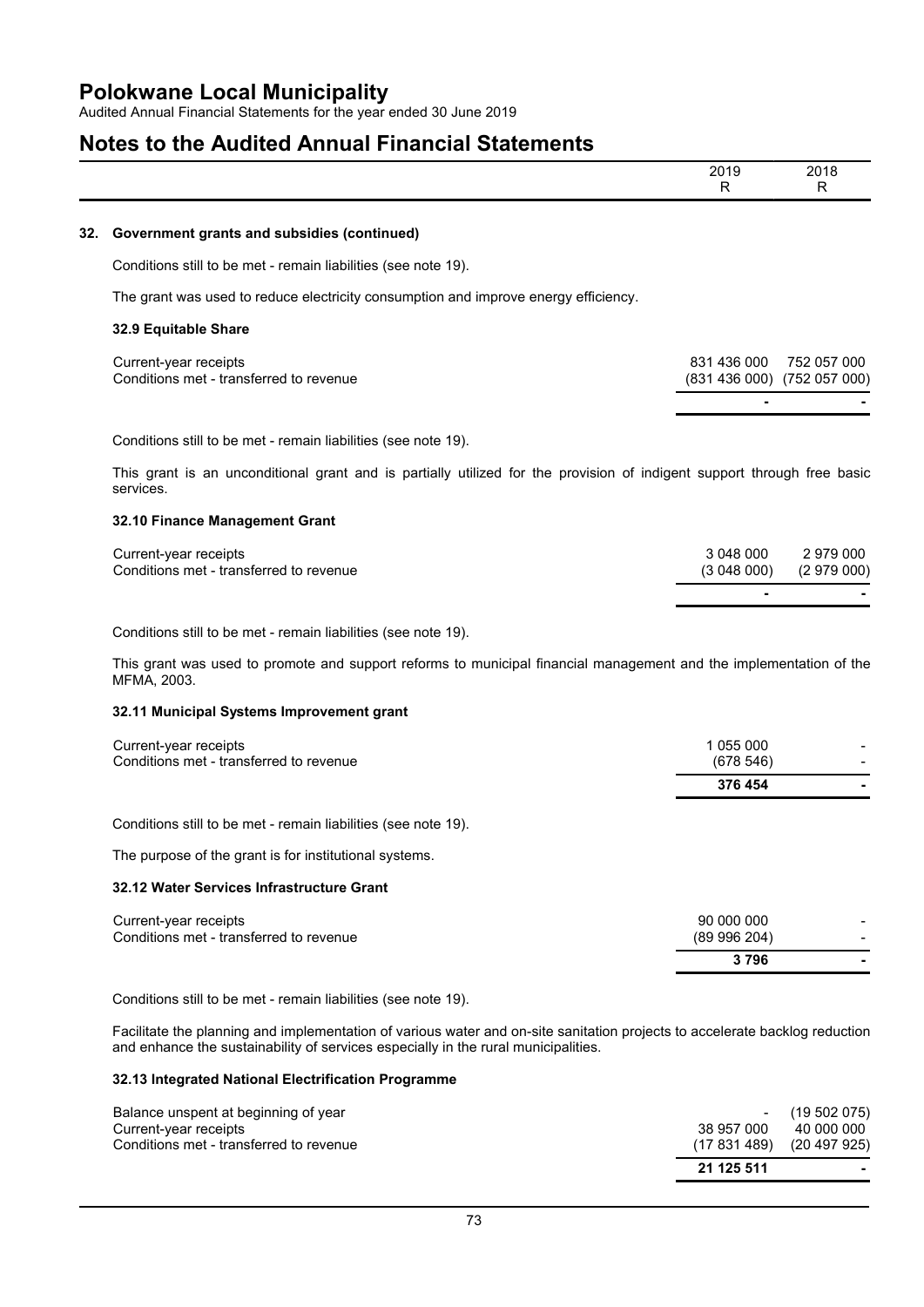# Notes to the Audited Annual Financial Statements

| | 2019 R | 2018 R |
|---|---|---|

## 32. Government grants and subsidies (continued)

Conditions still to be met - remain liabilities (see note 19).

The grant was used to reduce electricity consumption and improve energy efficiency.

### 32.9 Equitable Share

| | 2019 R | 2018 R |
|---|---|---|
| Current-year receipts | 831 436 000 | 752 057 000 |
| Conditions met - transferred to revenue | (831 436 000) | (752 057 000) |
| | - | - |

Conditions still to be met - remain liabilities (see note 19).

This grant is an unconditional grant and is partially utilized for the provision of indigent support through free basic services.

### 32.10 Finance Management Grant

| | 2019 R | 2018 R |
|---|---|---|
| Current-year receipts | 3 048 000 | 2 979 000 |
| Conditions met - transferred to revenue | (3 048 000) | (2 979 000) |
| | - | - |

Conditions still to be met - remain liabilities (see note 19).

This grant was used to promote and support reforms to municipal financial management and the implementation of the MFMA, 2003.

### 32.11 Municipal Systems Improvement grant

| | 2019 R | 2018 R |
|---|---|---|
| Current-year receipts | 1 055 000 | - |
| Conditions met - transferred to revenue | (678 546) | - |
| | **376 454** | **-** |

Conditions still to be met - remain liabilities (see note 19).

The purpose of the grant is for institutional systems.

### 32.12 Water Services Infrastructure Grant

| | 2019 R | 2018 R |
|---|---|---|
| Current-year receipts | 90 000 000 | - |
| Conditions met - transferred to revenue | (89 996 204) | - |
| | **3 796** | **-** |

Conditions still to be met - remain liabilities (see note 19).

Facilitate the planning and implementation of various water and on-site sanitation projects to accelerate backlog reduction and enhance the sustainability of services especially in the rural municipalities.

### 32.13 Integrated National Electrification Programme

| | 2019 R | 2018 R |
|---|---|---|
| Balance unspent at beginning of year | - | (19 502 075) |
| Current-year receipts | 38 957 000 | 40 000 000 |
| Conditions met - transferred to revenue | (17 831 489) | (20 497 925) |
| | **21 125 511** | **-** |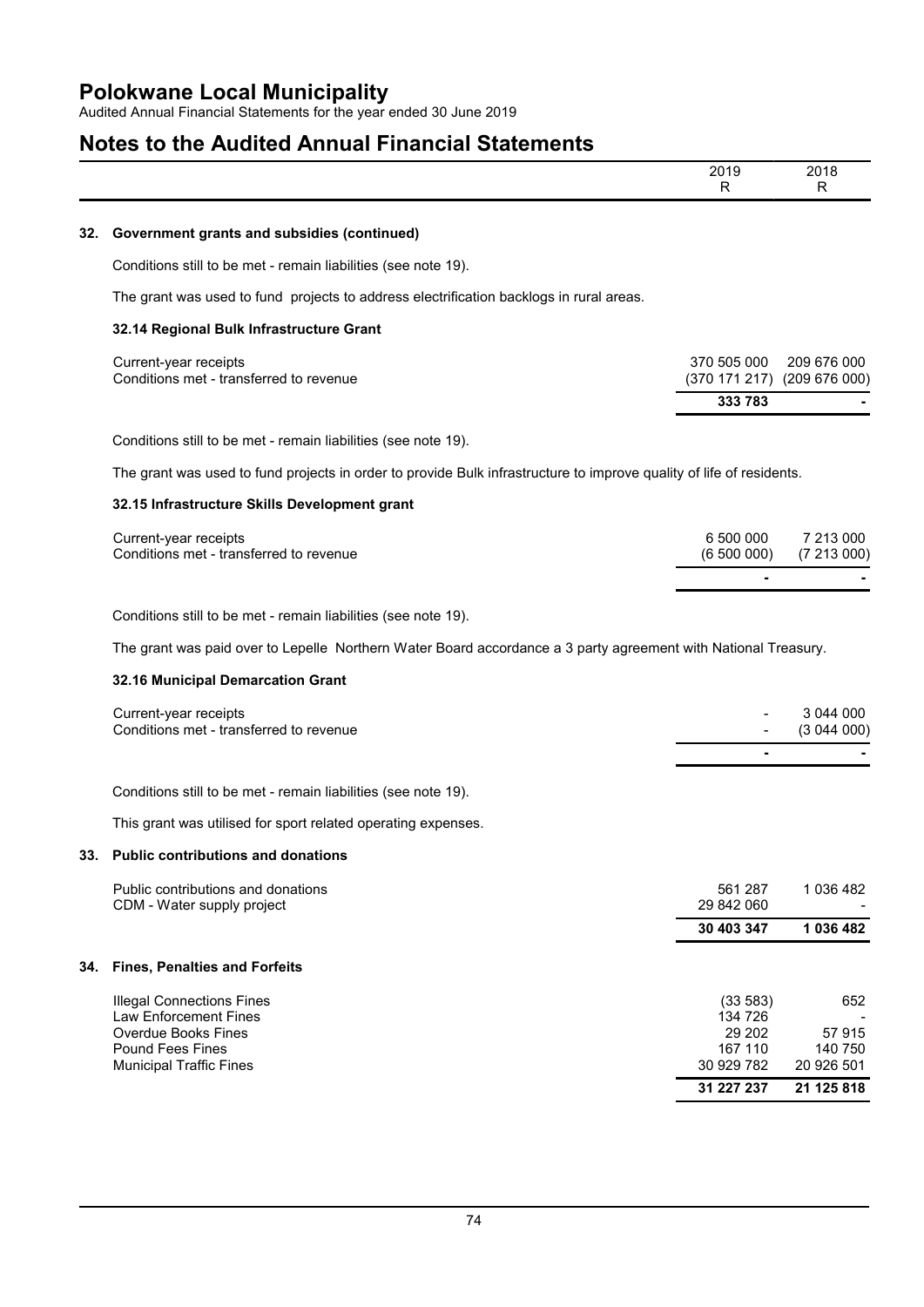# Polokwane Local Municipality

Audited Annual Financial Statements for the year ended 30 June 2019

# Notes to the Audited Annual Financial Statements

| | 2019 R | 2018 R |
|---|---|---|

## 32. Government grants and subsidies (continued)

Conditions still to be met - remain liabilities (see note 19).

The grant was used to fund projects to address electrification backlogs in rural areas.

### 32.14 Regional Bulk Infrastructure Grant

| | 2019 R | 2018 R |
|---|---|---|
| Current-year receipts | 370 505 000 | 209 676 000 |
| Conditions met - transferred to revenue | (370 171 217) | (209 676 000) |
| | **333 783** | **-** |

Conditions still to be met - remain liabilities (see note 19).

The grant was used to fund projects in order to provide Bulk infrastructure to improve quality of life of residents.

### 32.15 Infrastructure Skills Development grant

| | 2019 R | 2018 R |
|---|---|---|
| Current-year receipts | 6 500 000 | 7 213 000 |
| Conditions met - transferred to revenue | (6 500 000) | (7 213 000) |
| | **-** | **-** |

Conditions still to be met - remain liabilities (see note 19).

The grant was paid over to Lepelle Northern Water Board accordance a 3 party agreement with National Treasury.

### 32.16 Municipal Demarcation Grant

| | 2019 R | 2018 R |
|---|---|---|
| Current-year receipts | - | 3 044 000 |
| Conditions met - transferred to revenue | - | (3 044 000) |
| | **-** | **-** |

Conditions still to be met - remain liabilities (see note 19).

This grant was utilised for sport related operating expenses.

## 33. Public contributions and donations

| | 2019 R | 2018 R |
|---|---|---|
| Public contributions and donations | 561 287 | 1 036 482 |
| CDM - Water supply project | 29 842 060 | - |
| | **30 403 347** | **1 036 482** |

## 34. Fines, Penalties and Forfeits

| | 2019 R | 2018 R |
|---|---|---|
| Illegal Connections Fines | (33 583) | 652 |
| Law Enforcement Fines | 134 726 | - |
| Overdue Books Fines | 29 202 | 57 915 |
| Pound Fees Fines | 167 110 | 140 750 |
| Municipal Traffic Fines | 30 929 782 | 20 926 501 |
| | **31 227 237** | **21 125 818** |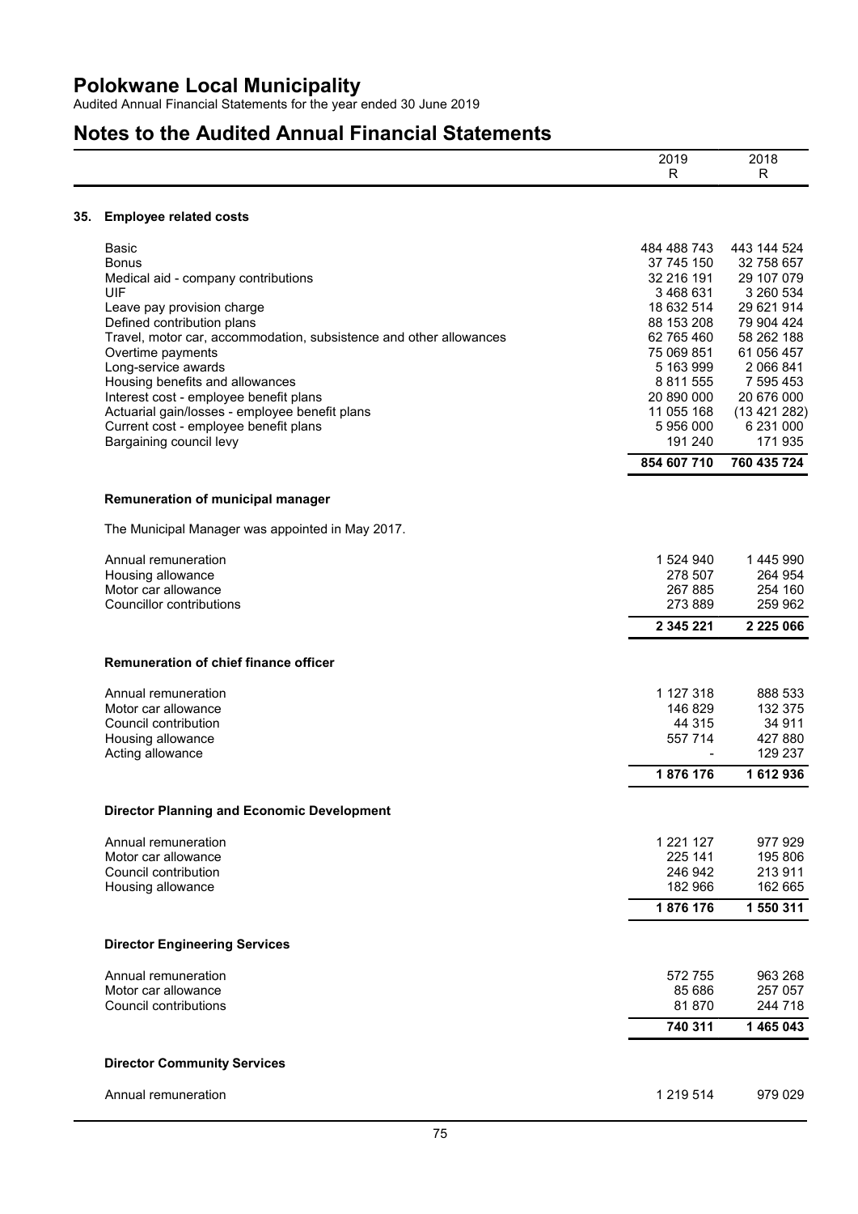# Polokwane Local Municipality

Audited Annual Financial Statements for the year ended 30 June 2019

## Notes to the Audited Annual Financial Statements

| | 2019<br>R | 2018<br>R |
|---|---|---|

### 35. Employee related costs

| | 2019 | 2018 |
|---|---|---|
| Basic | 484 488 743 | 443 144 524 |
| Bonus | 37 745 150 | 32 758 657 |
| Medical aid - company contributions | 32 216 191 | 29 107 079 |
| UIF | 3 468 631 | 3 260 534 |
| Leave pay provision charge | 18 632 514 | 29 621 914 |
| Defined contribution plans | 88 153 208 | 79 904 424 |
| Travel, motor car, accommodation, subsistence and other allowances | 62 765 460 | 58 262 188 |
| Overtime payments | 75 069 851 | 61 056 457 |
| Long-service awards | 5 163 999 | 2 066 841 |
| Housing benefits and allowances | 8 811 555 | 7 595 453 |
| Interest cost - employee benefit plans | 20 890 000 | 20 676 000 |
| Actuarial gain/losses - employee benefit plans | 11 055 168 | (13 421 282) |
| Current cost - employee benefit plans | 5 956 000 | 6 231 000 |
| Bargaining council levy | 191 240 | 171 935 |
| | **854 607 710** | **760 435 724** |

**Remuneration of municipal manager**

The Municipal Manager was appointed in May 2017.

| | 2019 | 2018 |
|---|---|---|
| Annual remuneration | 1 524 940 | 1 445 990 |
| Housing allowance | 278 507 | 264 954 |
| Motor car allowance | 267 885 | 254 160 |
| Councillor contributions | 273 889 | 259 962 |
| | **2 345 221** | **2 225 066** |

**Remuneration of chief finance officer**

| | 2019 | 2018 |
|---|---|---|
| Annual remuneration | 1 127 318 | 888 533 |
| Motor car allowance | 146 829 | 132 375 |
| Council contribution | 44 315 | 34 911 |
| Housing allowance | 557 714 | 427 880 |
| Acting allowance | - | 129 237 |
| | **1 876 176** | **1 612 936** |

**Director Planning and Economic Development**

| | 2019 | 2018 |
|---|---|---|
| Annual remuneration | 1 221 127 | 977 929 |
| Motor car allowance | 225 141 | 195 806 |
| Council contribution | 246 942 | 213 911 |
| Housing allowance | 182 966 | 162 665 |
| | **1 876 176** | **1 550 311** |

**Director Engineering Services**

| | 2019 | 2018 |
|---|---|---|
| Annual remuneration | 572 755 | 963 268 |
| Motor car allowance | 85 686 | 257 057 |
| Council contributions | 81 870 | 244 718 |
| | **740 311** | **1 465 043** |

**Director Community Services**

| | 2019 | 2018 |
|---|---|---|
| Annual remuneration | 1 219 514 | 979 029 |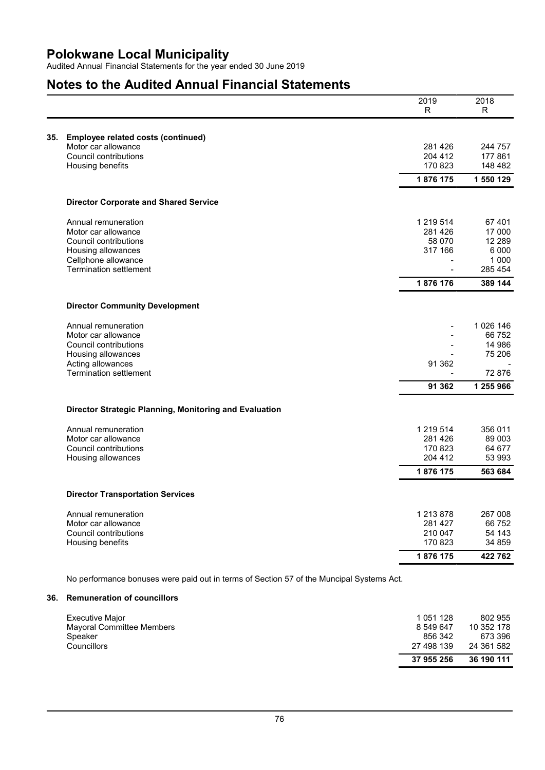# Polokwane Local Municipality

Audited Annual Financial Statements for the year ended 30 June 2019

## Notes to the Audited Annual Financial Statements

| | 2019<br>R | 2018<br>R |
|---|---|---|
| **35. Employee related costs (continued)** | | |
| Motor car allowance | 281 426 | 244 757 |
| Council contributions | 204 412 | 177 861 |
| Housing benefits | 170 823 | 148 482 |
| | **1 876 175** | **1 550 129** |

**Director Corporate and Shared Service**

| | 2019<br>R | 2018<br>R |
|---|---|---|
| Annual remuneration | 1 219 514 | 67 401 |
| Motor car allowance | 281 426 | 17 000 |
| Council contributions | 58 070 | 12 289 |
| Housing allowances | 317 166 | 6 000 |
| Cellphone allowance | - | 1 000 |
| Termination settlement | - | 285 454 |
| | **1 876 176** | **389 144** |

**Director Community Development**

| | 2019<br>R | 2018<br>R |
|---|---|---|
| Annual remuneration | - | 1 026 146 |
| Motor car allowance | - | 66 752 |
| Council contributions | - | 14 986 |
| Housing allowances | - | 75 206 |
| Acting allowances | 91 362 | - |
| Termination settlement | - | 72 876 |
| | **91 362** | **1 255 966** |

**Director Strategic Planning, Monitoring and Evaluation**

| | 2019<br>R | 2018<br>R |
|---|---|---|
| Annual remuneration | 1 219 514 | 356 011 |
| Motor car allowance | 281 426 | 89 003 |
| Council contributions | 170 823 | 64 677 |
| Housing allowances | 204 412 | 53 993 |
| | **1 876 175** | **563 684** |

**Director Transportation Services**

| | 2019<br>R | 2018<br>R |
|---|---|---|
| Annual remuneration | 1 213 878 | 267 008 |
| Motor car allowance | 281 427 | 66 752 |
| Council contributions | 210 047 | 54 143 |
| Housing benefits | 170 823 | 34 859 |
| | **1 876 175** | **422 762** |

No performance bonuses were paid out in terms of Section 57 of the Muncipal Systems Act.

**36. Remuneration of councillors**

| | 2019<br>R | 2018<br>R |
|---|---|---|
| Executive Major | 1 051 128 | 802 955 |
| Mayoral Committee Members | 8 549 647 | 10 352 178 |
| Speaker | 856 342 | 673 396 |
| Councillors | 27 498 139 | 24 361 582 |
| | **37 955 256** | **36 190 111** |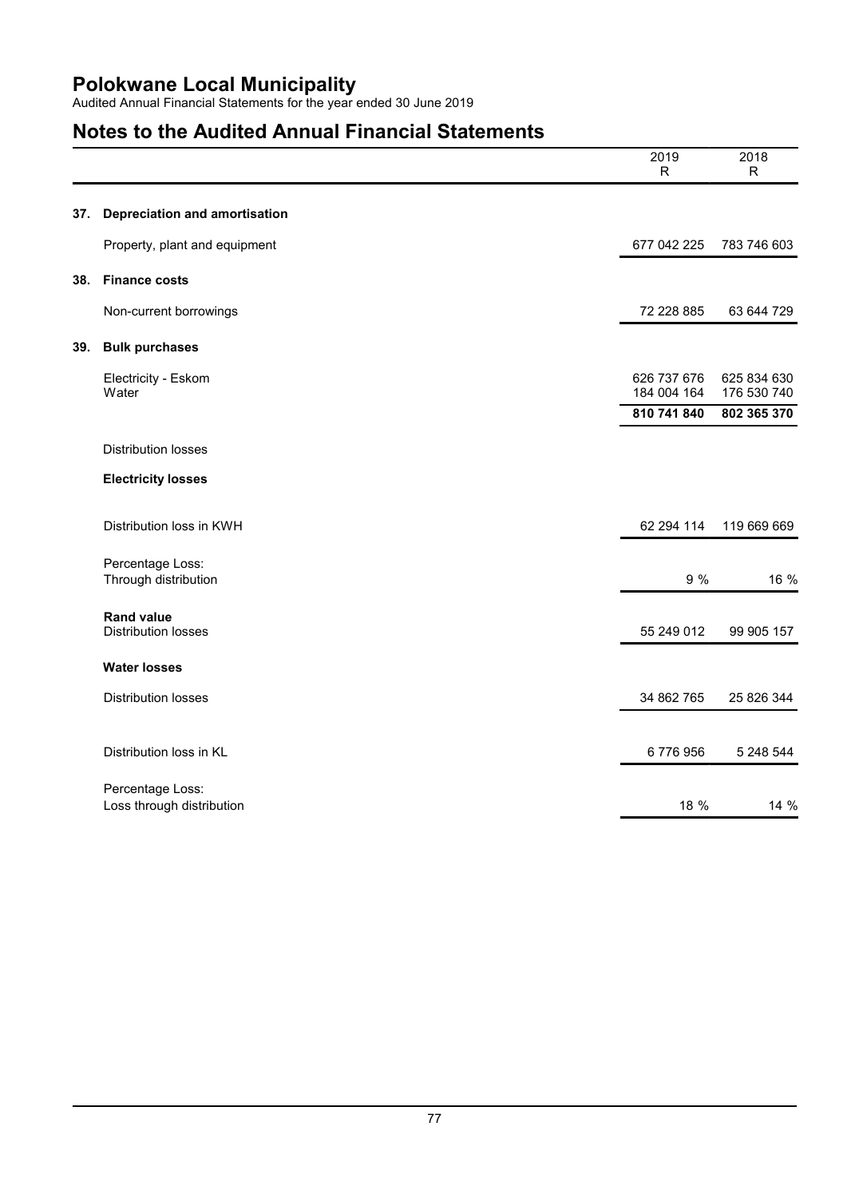# Polokwane Local Municipality

Audited Annual Financial Statements for the year ended 30 June 2019

## Notes to the Audited Annual Financial Statements

| | 2019 R | 2018 R |
|---|---|---|
| **37. Depreciation and amortisation** | | |
| Property, plant and equipment | 677 042 225 | 783 746 603 |
| **38. Finance costs** | | |
| Non-current borrowings | 72 228 885 | 63 644 729 |
| **39. Bulk purchases** | | |
| Electricity - Eskom | 626 737 676 | 625 834 630 |
| Water | 184 004 164 | 176 530 740 |
| | **810 741 840** | **802 365 370** |
| Distribution losses | | |
| **Electricity losses** | | |
| Distribution loss in KWH | 62 294 114 | 119 669 669 |
| Percentage Loss: Through distribution | 9 % | 16 % |
| **Rand value** Distribution losses | 55 249 012 | 99 905 157 |
| **Water losses** | | |
| Distribution losses | 34 862 765 | 25 826 344 |
| Distribution loss in KL | 6 776 956 | 5 248 544 |
| Percentage Loss: Loss through distribution | 18 % | 14 % |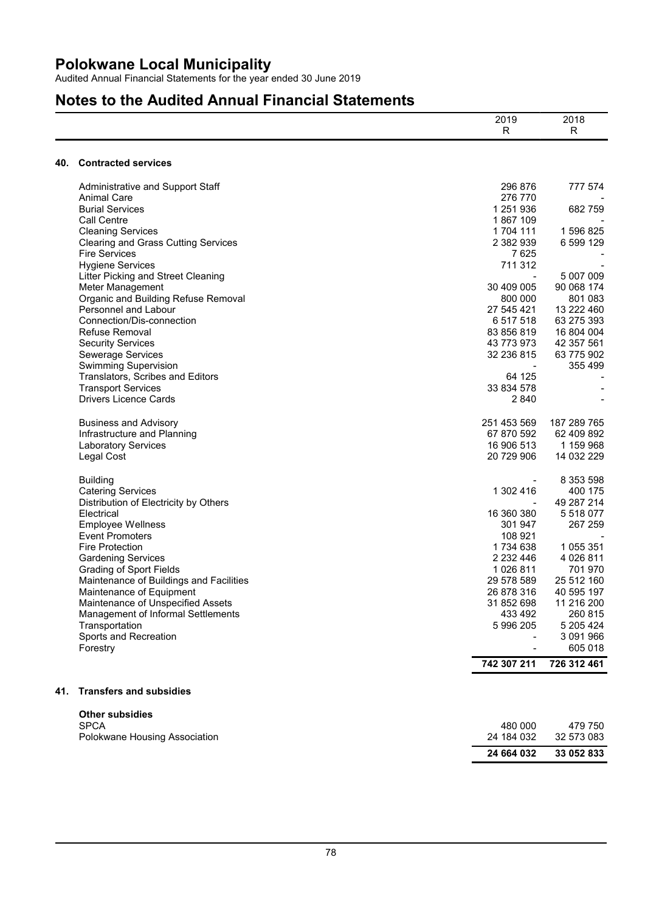# Polokwane Local Municipality

Audited Annual Financial Statements for the year ended 30 June 2019

# Notes to the Audited Annual Financial Statements

| | 2019<br>R | 2018<br>R |
|---|---|---|

## 40. Contracted services

| | 2019<br>R | 2018<br>R |
|---|---|---|
| Administrative and Support Staff | 296 876 | 777 574 |
| Animal Care | 276 770 | - |
| Burial Services | 1 251 936 | 682 759 |
| Call Centre | 1 867 109 | - |
| Cleaning Services | 1 704 111 | 1 596 825 |
| Clearing and Grass Cutting Services | 2 382 939 | 6 599 129 |
| Fire Services | 7 625 | - |
| Hygiene Services | 711 312 | - |
| Litter Picking and Street Cleaning | - | 5 007 009 |
| Meter Management | 30 409 005 | 90 068 174 |
| Organic and Building Refuse Removal | 800 000 | 801 083 |
| Personnel and Labour | 27 545 421 | 13 222 460 |
| Connection/Dis-connection | 6 517 518 | 63 275 393 |
| Refuse Removal | 83 856 819 | 16 804 004 |
| Security Services | 43 773 973 | 42 357 561 |
| Sewerage Services | 32 236 815 | 63 775 902 |
| Swimming Supervision | - | 355 499 |
| Translators, Scribes and Editors | 64 125 | - |
| Transport Services | 33 834 578 | - |
| Drivers Licence Cards | 2 840 | - |
| | | |
| Business and Advisory | 251 453 569 | 187 289 765 |
| Infrastructure and Planning | 67 870 592 | 62 409 892 |
| Laboratory Services | 16 906 513 | 1 159 968 |
| Legal Cost | 20 729 906 | 14 032 229 |
| | | |
| Building | - | 8 353 598 |
| Catering Services | 1 302 416 | 400 175 |
| Distribution of Electricity by Others | - | 49 287 214 |
| Electrical | 16 360 380 | 5 518 077 |
| Employee Wellness | 301 947 | 267 259 |
| Event Promoters | 108 921 | - |
| Fire Protection | 1 734 638 | 1 055 351 |
| Gardening Services | 2 232 446 | 4 026 811 |
| Grading of Sport Fields | 1 026 811 | 701 970 |
| Maintenance of Buildings and Facilities | 29 578 589 | 25 512 160 |
| Maintenance of Equipment | 26 878 316 | 40 595 197 |
| Maintenance of Unspecified Assets | 31 852 698 | 11 216 200 |
| Management of Informal Settlements | 433 492 | 260 815 |
| Transportation | 5 996 205 | 5 205 424 |
| Sports and Recreation | - | 3 091 966 |
| Forestry | - | 605 018 |
| | **742 307 211** | **726 312 461** |

## 41. Transfers and subsidies

| | 2019<br>R | 2018<br>R |
|---|---|---|
| **Other subsidies** | | |
| SPCA | 480 000 | 479 750 |
| Polokwane Housing Association | 24 184 032 | 32 573 083 |
| | **24 664 032** | **33 052 833** |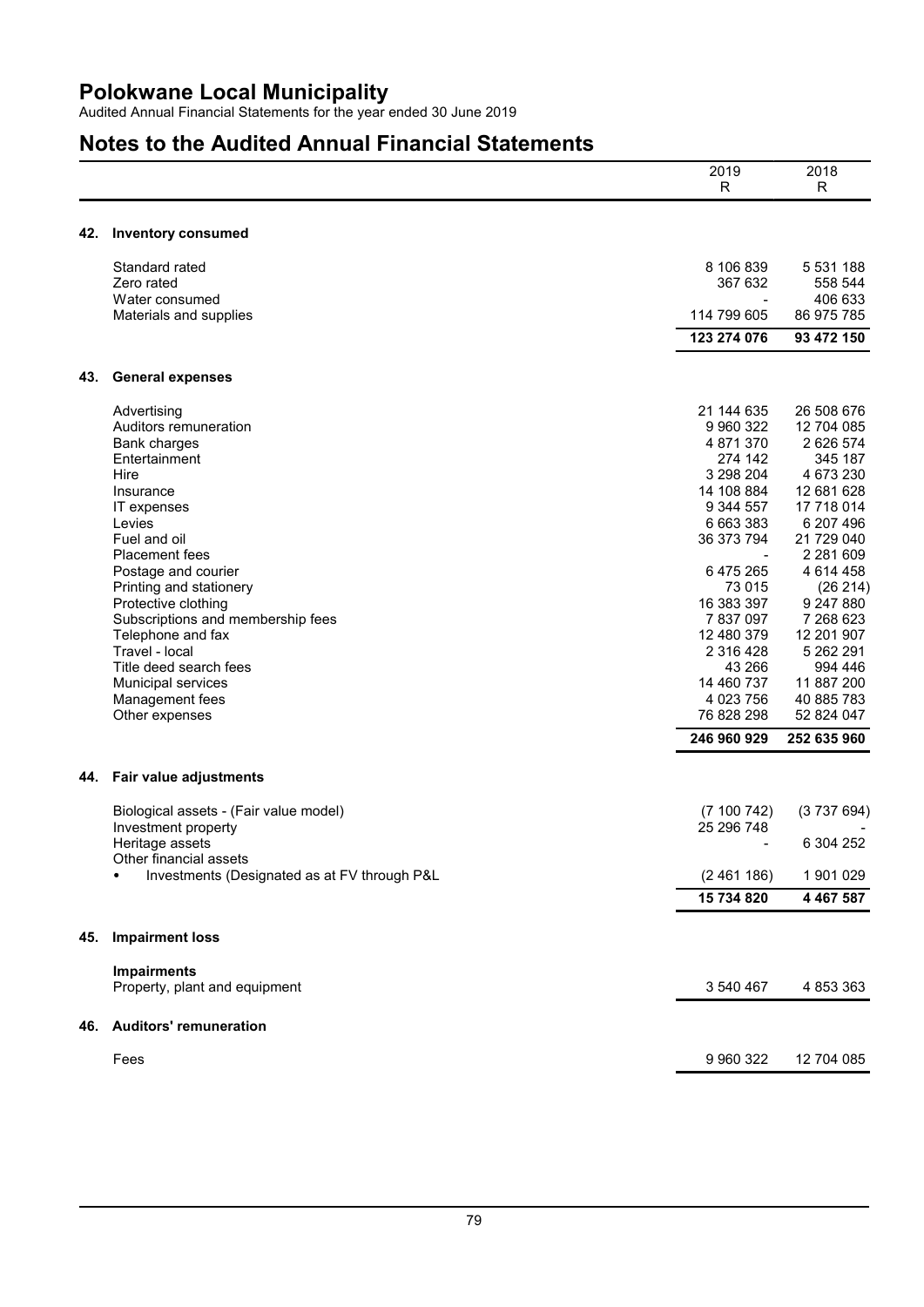# Polokwane Local Municipality

Audited Annual Financial Statements for the year ended 30 June 2019

## Notes to the Audited Annual Financial Statements

| | 2019 R | 2018 R |
|---|---|---|

### 42. Inventory consumed

| | 2019 R | 2018 R |
|---|---|---|
| Standard rated | 8 106 839 | 5 531 188 |
| Zero rated | 367 632 | 558 544 |
| Water consumed | - | 406 633 |
| Materials and supplies | 114 799 605 | 86 975 785 |
| | **123 274 076** | **93 472 150** |

### 43. General expenses

| | 2019 R | 2018 R |
|---|---|---|
| Advertising | 21 144 635 | 26 508 676 |
| Auditors remuneration | 9 960 322 | 12 704 085 |
| Bank charges | 4 871 370 | 2 626 574 |
| Entertainment | 274 142 | 345 187 |
| Hire | 3 298 204 | 4 673 230 |
| Insurance | 14 108 884 | 12 681 628 |
| IT expenses | 9 344 557 | 17 718 014 |
| Levies | 6 663 383 | 6 207 496 |
| Fuel and oil | 36 373 794 | 21 729 040 |
| Placement fees | - | 2 281 609 |
| Postage and courier | 6 475 265 | 4 614 458 |
| Printing and stationery | 73 015 | (26 214) |
| Protective clothing | 16 383 397 | 9 247 880 |
| Subscriptions and membership fees | 7 837 097 | 7 268 623 |
| Telephone and fax | 12 480 379 | 12 201 907 |
| Travel - local | 2 316 428 | 5 262 291 |
| Title deed search fees | 43 266 | 994 446 |
| Municipal services | 14 460 737 | 11 887 200 |
| Management fees | 4 023 756 | 40 885 783 |
| Other expenses | 76 828 298 | 52 824 047 |
| | **246 960 929** | **252 635 960** |

### 44. Fair value adjustments

| | 2019 R | 2018 R |
|---|---|---|
| Biological assets - (Fair value model) | (7 100 742) | (3 737 694) |
| Investment property | 25 296 748 | - |
| Heritage assets | - | 6 304 252 |
| Other financial assets | | |
| • Investments (Designated as at FV through P&L | (2 461 186) | 1 901 029 |
| | **15 734 820** | **4 467 587** |

### 45. Impairment loss

| | 2019 R | 2018 R |
|---|---|---|
| **Impairments** | | |
| Property, plant and equipment | 3 540 467 | 4 853 363 |

### 46. Auditors' remuneration

| | 2019 R | 2018 R |
|---|---|---|
| Fees | 9 960 322 | 12 704 085 |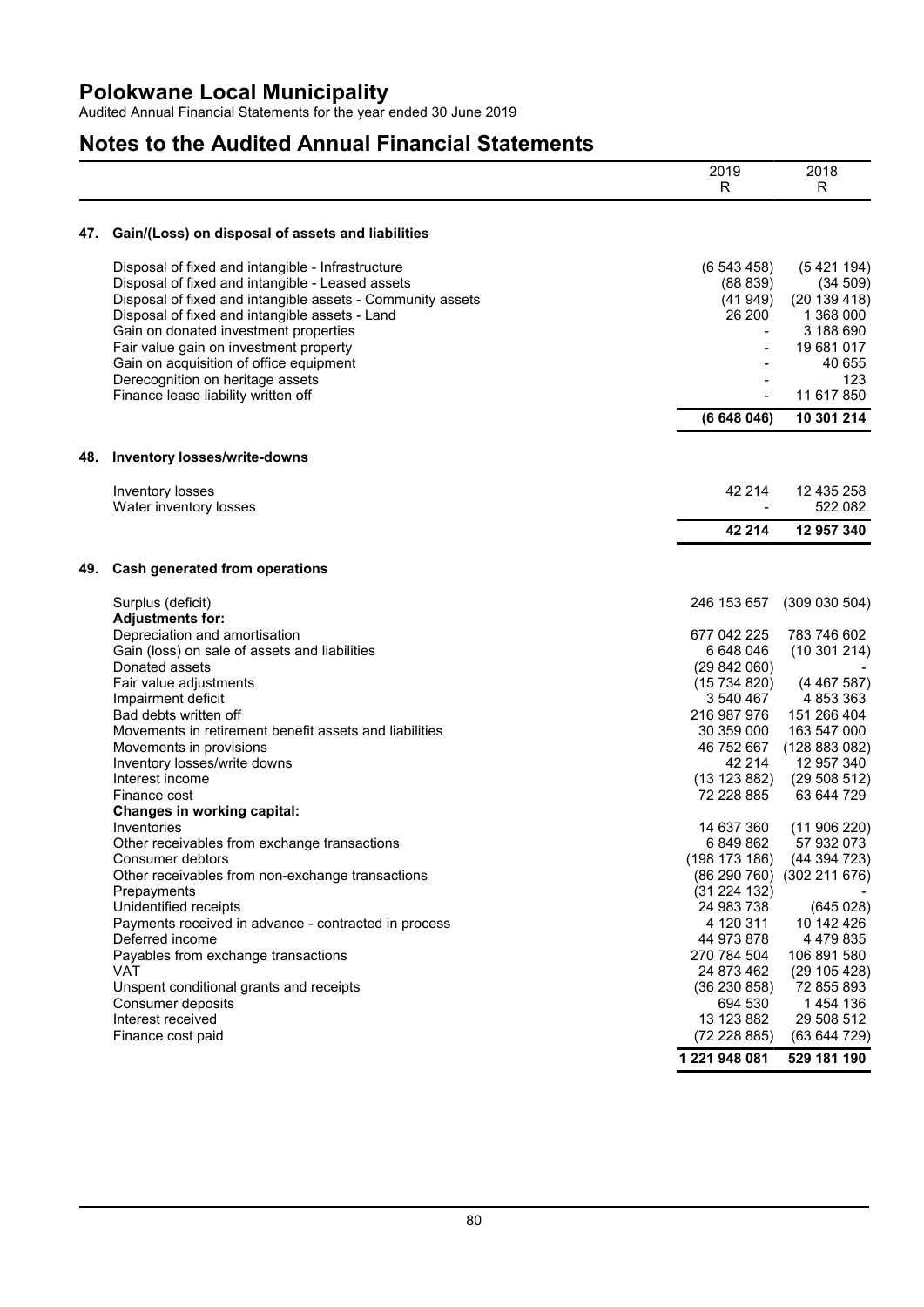# Polokwane Local Municipality

Audited Annual Financial Statements for the year ended 30 June 2019

## Notes to the Audited Annual Financial Statements

| | 2019<br>R | 2018<br>R |
|---|---|---|

### 47. Gain/(Loss) on disposal of assets and liabilities

| | 2019 R | 2018 R |
|---|---|---|
| Disposal of fixed and intangible - Infrastructure | (6 543 458) | (5 421 194) |
| Disposal of fixed and intangible - Leased assets | (88 839) | (34 509) |
| Disposal of fixed and intangible assets - Community assets | (41 949) | (20 139 418) |
| Disposal of fixed and intangible assets - Land | 26 200 | 1 368 000 |
| Gain on donated investment properties | - | 3 188 690 |
| Fair value gain on investment property | - | 19 681 017 |
| Gain on acquisition of office equipment | - | 40 655 |
| Derecognition on heritage assets | - | 123 |
| Finance lease liability written off | - | 11 617 850 |
| | **(6 648 046)** | **10 301 214** |

### 48. Inventory losses/write-downs

| | 2019 R | 2018 R |
|---|---|---|
| Inventory losses | 42 214 | 12 435 258 |
| Water inventory losses | - | 522 082 |
| | **42 214** | **12 957 340** |

### 49. Cash generated from operations

| | 2019 R | 2018 R |
|---|---|---|
| Surplus (deficit) | 246 153 657 | (309 030 504) |
| **Adjustments for:** | | |
| Depreciation and amortisation | 677 042 225 | 783 746 602 |
| Gain (loss) on sale of assets and liabilities | 6 648 046 | (10 301 214) |
| Donated assets | (29 842 060) | - |
| Fair value adjustments | (15 734 820) | (4 467 587) |
| Impairment deficit | 3 540 467 | 4 853 363 |
| Bad debts written off | 216 987 976 | 151 266 404 |
| Movements in retirement benefit assets and liabilities | 30 359 000 | 163 547 000 |
| Movements in provisions | 46 752 667 | (128 883 082) |
| Inventory losses/write downs | 42 214 | 12 957 340 |
| Interest income | (13 123 882) | (29 508 512) |
| Finance cost | 72 228 885 | 63 644 729 |
| **Changes in working capital:** | | |
| Inventories | 14 637 360 | (11 906 220) |
| Other receivables from exchange transactions | 6 849 862 | 57 932 073 |
| Consumer debtors | (198 173 186) | (44 394 723) |
| Other receivables from non-exchange transactions | (86 290 760) | (302 211 676) |
| Prepayments | (31 224 132) | - |
| Unidentified receipts | 24 983 738 | (645 028) |
| Payments received in advance - contracted in process | 4 120 311 | 10 142 426 |
| Deferred income | 44 973 878 | 4 479 835 |
| Payables from exchange transactions | 270 784 504 | 106 891 580 |
| VAT | 24 873 462 | (29 105 428) |
| Unspent conditional grants and receipts | (36 230 858) | 72 855 893 |
| Consumer deposits | 694 530 | 1 454 136 |
| Interest received | 13 123 882 | 29 508 512 |
| Finance cost paid | (72 228 885) | (63 644 729) |
| | **1 221 948 081** | **529 181 190** |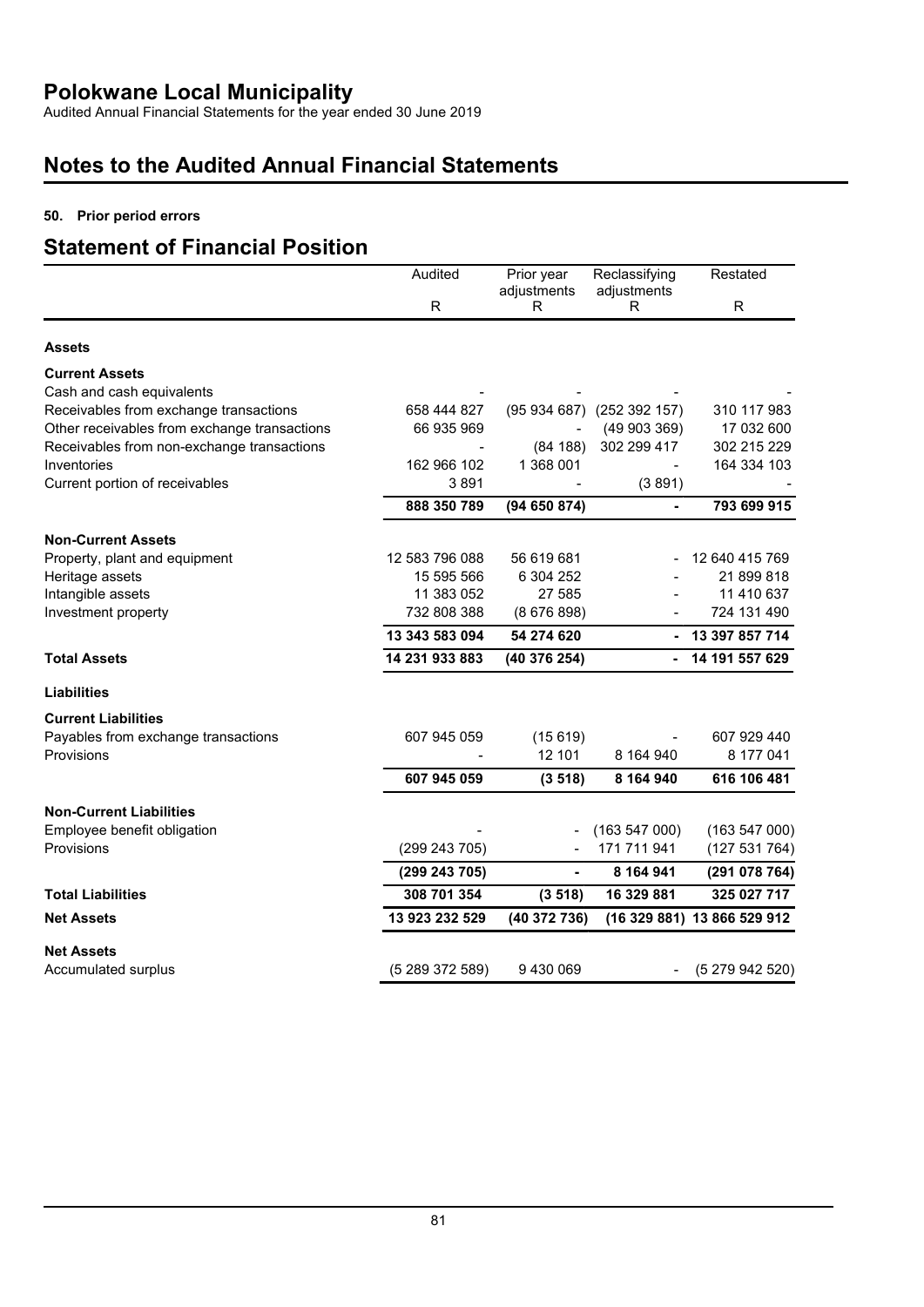# Polokwane Local Municipality

Audited Annual Financial Statements for the year ended 30 June 2019

# Notes to the Audited Annual Financial Statements

**50. Prior period errors**

## Statement of Financial Position

| | Audited | Prior year adjustments | Reclassifying adjustments | Restated |
|---|---|---|---|---|
| | R | R | R | R |
| **Assets** | | | | |
| **Current Assets** | | | | |
| Cash and cash equivalents | - | - | - | - |
| Receivables from exchange transactions | 658 444 827 | (95 934 687) | (252 392 157) | 310 117 983 |
| Other receivables from exchange transactions | 66 935 969 | - | (49 903 369) | 17 032 600 |
| Receivables from non-exchange transactions | - | (84 188) | 302 299 417 | 302 215 229 |
| Inventories | 162 966 102 | 1 368 001 | - | 164 334 103 |
| Current portion of receivables | 3 891 | - | (3 891) | - |
| | **888 350 789** | **(94 650 874)** | **-** | **793 699 915** |
| **Non-Current Assets** | | | | |
| Property, plant and equipment | 12 583 796 088 | 56 619 681 | - | 12 640 415 769 |
| Heritage assets | 15 595 566 | 6 304 252 | - | 21 899 818 |
| Intangible assets | 11 383 052 | 27 585 | - | 11 410 637 |
| Investment property | 732 808 388 | (8 676 898) | - | 724 131 490 |
| | **13 343 583 094** | **54 274 620** | **-** | **13 397 857 714** |
| **Total Assets** | **14 231 933 883** | **(40 376 254)** | **-** | **14 191 557 629** |
| **Liabilities** | | | | |
| **Current Liabilities** | | | | |
| Payables from exchange transactions | 607 945 059 | (15 619) | - | 607 929 440 |
| Provisions | - | 12 101 | 8 164 940 | 8 177 041 |
| | **607 945 059** | **(3 518)** | **8 164 940** | **616 106 481** |
| **Non-Current Liabilities** | | | | |
| Employee benefit obligation | - | - | (163 547 000) | (163 547 000) |
| Provisions | (299 243 705) | - | 171 711 941 | (127 531 764) |
| | **(299 243 705)** | **-** | **8 164 941** | **(291 078 764)** |
| **Total Liabilities** | **308 701 354** | **(3 518)** | **16 329 881** | **325 027 717** |
| **Net Assets** | **13 923 232 529** | **(40 372 736)** | **(16 329 881)** | **13 866 529 912** |
| **Net Assets** | | | | |
| Accumulated surplus | (5 289 372 589) | 9 430 069 | - | (5 279 942 520) |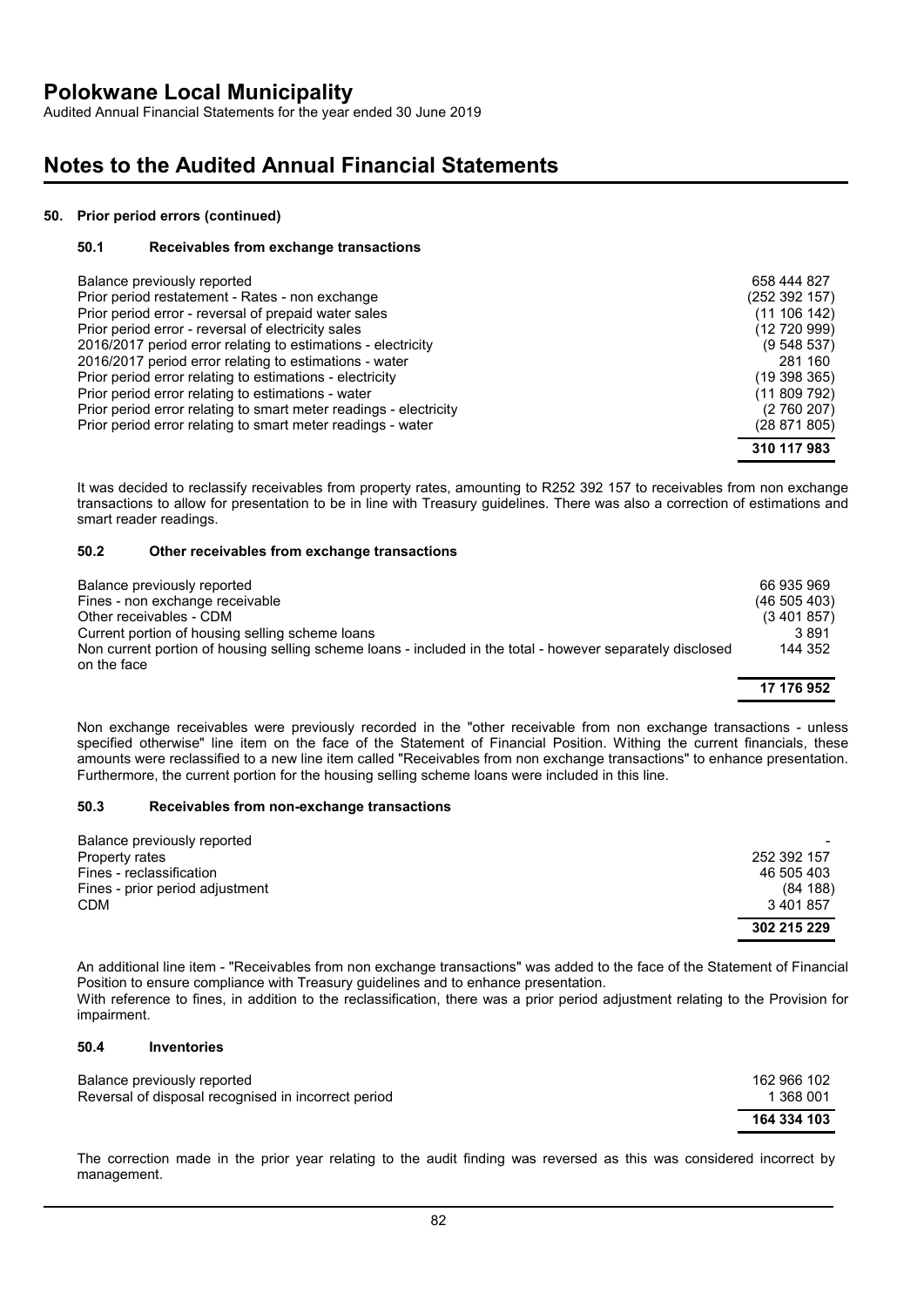# Notes to the Audited Annual Financial Statements

## 50. Prior period errors (continued)

### 50.1 Receivables from exchange transactions

| | |
|---|---|
| Balance previously reported | 658 444 827 |
| Prior period restatement - Rates - non exchange | (252 392 157) |
| Prior period error - reversal of prepaid water sales | (11 106 142) |
| Prior period error - reversal of electricity sales | (12 720 999) |
| 2016/2017 period error relating to estimations - electricity | (9 548 537) |
| 2016/2017 period error relating to estimations - water | 281 160 |
| Prior period error relating to estimations - electricity | (19 398 365) |
| Prior period error relating to estimations - water | (11 809 792) |
| Prior period error relating to smart meter readings - electricity | (2 760 207) |
| Prior period error relating to smart meter readings - water | (28 871 805) |
| | **310 117 983** |

It was decided to reclassify receivables from property rates, amounting to R252 392 157 to receivables from non exchange transactions to allow for presentation to be in line with Treasury guidelines. There was also a correction of estimations and smart reader readings.

### 50.2 Other receivables from exchange transactions

| | |
|---|---|
| Balance previously reported | 66 935 969 |
| Fines - non exchange receivable | (46 505 403) |
| Other receivables - CDM | (3 401 857) |
| Current portion of housing selling scheme loans | 3 891 |
| Non current portion of housing selling scheme loans - included in the total - however separately disclosed on the face | 144 352 |
| | **17 176 952** |

Non exchange receivables were previously recorded in the "other receivable from non exchange transactions - unless specified otherwise" line item on the face of the Statement of Financial Position. Withing the current financials, these amounts were reclassified to a new line item called "Receivables from non exchange transactions" to enhance presentation. Furthermore, the current portion for the housing selling scheme loans were included in this line.

### 50.3 Receivables from non-exchange transactions

| | |
|---|---|
| Balance previously reported | - |
| Property rates | 252 392 157 |
| Fines - reclassification | 46 505 403 |
| Fines - prior period adjustment | (84 188) |
| CDM | 3 401 857 |
| | **302 215 229** |

An additional line item - "Receivables from non exchange transactions" was added to the face of the Statement of Financial Position to ensure compliance with Treasury guidelines and to enhance presentation.
With reference to fines, in addition to the reclassification, there was a prior period adjustment relating to the Provision for impairment.

### 50.4 Inventories

| | |
|---|---|
| Balance previously reported | 162 966 102 |
| Reversal of disposal recognised in incorrect period | 1 368 001 |
| | **164 334 103** |

The correction made in the prior year relating to the audit finding was reversed as this was considered incorrect by management.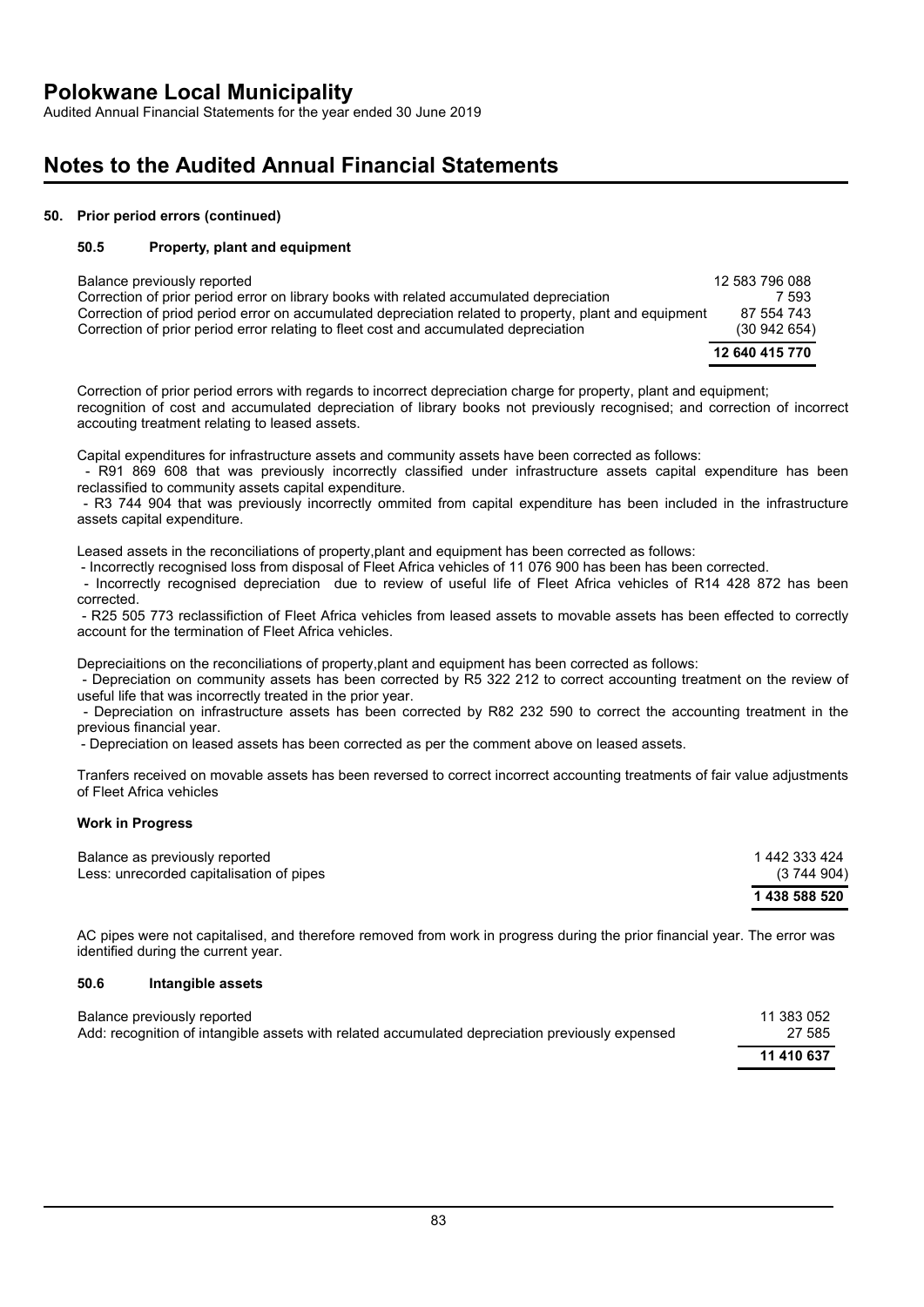## 50. Prior period errors (continued)

### 50.5 Property, plant and equipment

| | |
|---|---|
| Balance previously reported | 12 583 796 088 |
| Correction of prior period error on library books with related accumulated depreciation | 7 593 |
| Correction of priod period error on accumulated depreciation related to property, plant and equipment | 87 554 743 |
| Correction of prior period error relating to fleet cost and accumulated depreciation | (30 942 654) |
| | **12 640 415 770** |

Correction of prior period errors with regards to incorrect depreciation charge for property, plant and equipment; recognition of cost and accumulated depreciation of library books not previously recognised; and correction of incorrect accouting treatment relating to leased assets.

Capital expenditures for infrastructure assets and community assets have been corrected as follows:
- R91 869 608 that was previously incorrectly classified under infrastructure assets capital expenditure has been reclassified to community assets capital expenditure.
- R3 744 904 that was previously incorrectly ommited from capital expenditure has been included in the infrastructure assets capital expenditure.

Leased assets in the reconciliations of property,plant and equipment has been corrected as follows:
- Incorrectly recognised loss from disposal of Fleet Africa vehicles of 11 076 900 has been has been corrected.
- Incorrectly recognised depreciation due to review of useful life of Fleet Africa vehicles of R14 428 872 has been corrected.
- R25 505 773 reclassifiction of Fleet Africa vehicles from leased assets to movable assets has been effected to correctly account for the termination of Fleet Africa vehicles.

Depreciaitions on the reconciliations of property,plant and equipment has been corrected as follows:
- Depreciation on community assets has been corrected by R5 322 212 to correct accounting treatment on the review of useful life that was incorrectly treated in the prior year.
- Depreciation on infrastructure assets has been corrected by R82 232 590 to correct the accounting treatment in the previous financial year.
- Depreciation on leased assets has been corrected as per the comment above on leased assets.

Tranfers received on movable assets has been reversed to correct incorrect accounting treatments of fair value adjustments of Fleet Africa vehicles

**Work in Progress**

| | |
|---|---|
| Balance as previously reported | 1 442 333 424 |
| Less: unrecorded capitalisation of pipes | (3 744 904) |
| | **1 438 588 520** |

AC pipes were not capitalised, and therefore removed from work in progress during the prior financial year. The error was identified during the current year.

### 50.6 Intangible assets

| | |
|---|---|
| Balance previously reported | 11 383 052 |
| Add: recognition of intangible assets with related accumulated depreciation previously expensed | 27 585 |
| | **11 410 637** |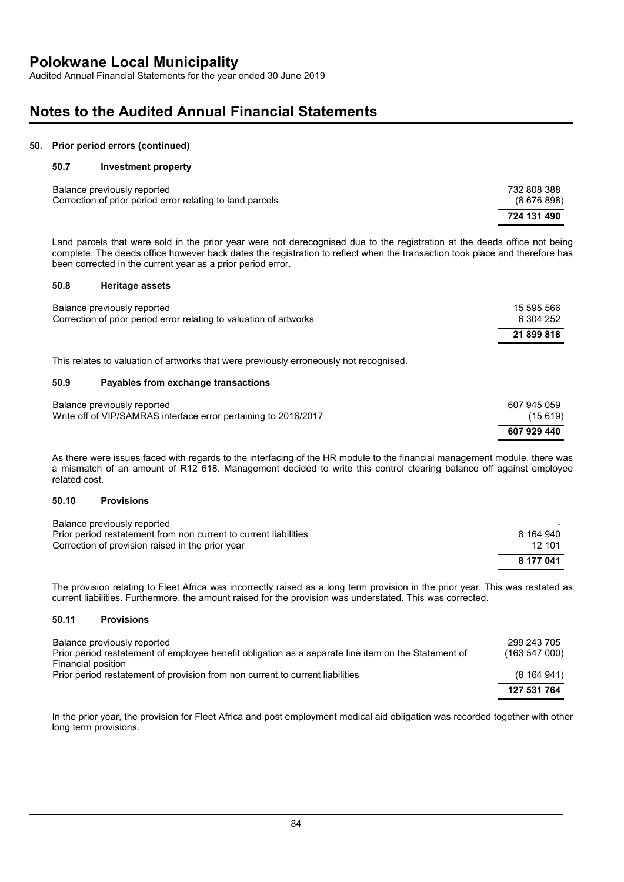## 50. Prior period errors (continued)

### 50.7 Investment property

| | |
|---|---|
| Balance previously reported | 732 808 388 |
| Correction of prior period error relating to land parcels | (8 676 898) |
| | **724 131 490** |

Land parcels that were sold in the prior year were not derecognised due to the registration at the deeds office not being complete. The deeds office however back dates the registration to reflect when the transaction took place and therefore has been corrected in the current year as a prior period error.

### 50.8 Heritage assets

| | |
|---|---|
| Balance previously reported | 15 595 566 |
| Correction of prior period error relating to valuation of artworks | 6 304 252 |
| | **21 899 818** |

This relates to valuation of artworks that were previously erroneously not recognised.

### 50.9 Payables from exchange transactions

| | |
|---|---|
| Balance previously reported | 607 945 059 |
| Write off of VIP/SAMRAS interface error pertaining to 2016/2017 | (15 619) |
| | **607 929 440** |

As there were issues faced with regards to the interfacing of the HR module to the financial management module, there was a mismatch of an amount of R12 618. Management decided to write this control clearing balance off against employee related cost.

### 50.10 Provisions

| | |
|---|---|
| Balance previously reported | - |
| Prior period restatement from non current to current liabilities | 8 164 940 |
| Correction of provision raised in the prior year | 12 101 |
| | **8 177 041** |

The provision relating to Fleet Africa was incorrectly raised as a long term provision in the prior year. This was restated as current liabilities. Furthermore, the amount raised for the provision was understated. This was corrected.

### 50.11 Provisions

| | |
|---|---|
| Balance previously reported | 299 243 705 |
| Prior period restatement of employee benefit obligation as a separate line item on the Statement of Financial position | (163 547 000) |
| Prior period restatement of provision from non current to current liabilities | (8 164 941) |
| | **127 531 764** |

In the prior year, the provision for Fleet Africa and post employment medical aid obligation was recorded together with other long term provisions.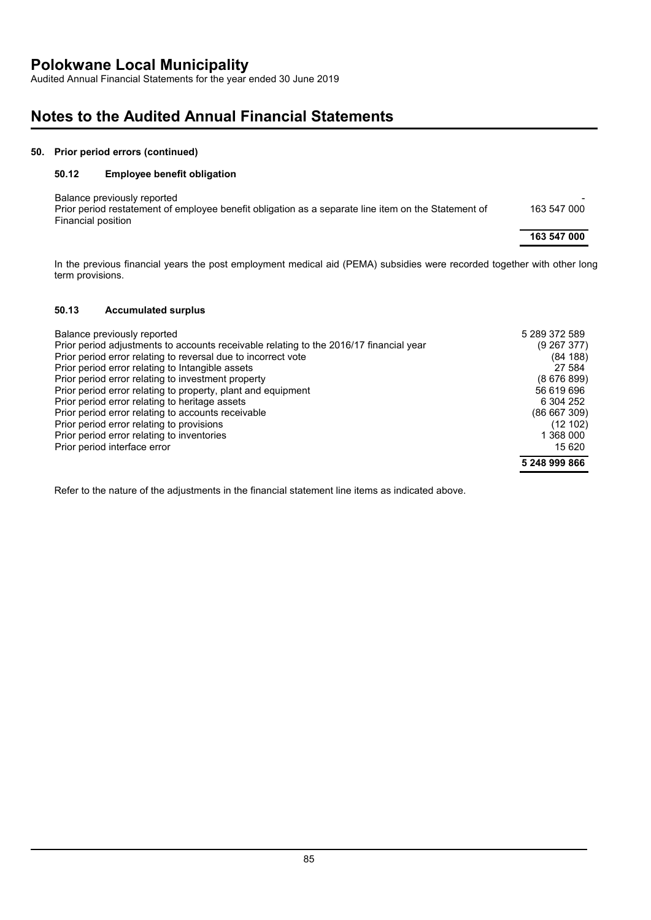# Polokwane Local Municipality

Audited Annual Financial Statements for the year ended 30 June 2019

## Notes to the Audited Annual Financial Statements

### 50. Prior period errors (continued)

#### 50.12 Employee benefit obligation

| | |
|---|---|
| Balance previously reported | - |
| Prior period restatement of employee benefit obligation as a separate line item on the Statement of Financial position | 163 547 000 |
| | **163 547 000** |

In the previous financial years the post employment medical aid (PEMA) subsidies were recorded together with other long term provisions.

#### 50.13 Accumulated surplus

| | |
|---|---|
| Balance previously reported | 5 289 372 589 |
| Prior period adjustments to accounts receivable relating to the 2016/17 financial year | (9 267 377) |
| Prior period error relating to reversal due to incorrect vote | (84 188) |
| Prior period error relating to Intangible assets | 27 584 |
| Prior period error relating to investment property | (8 676 899) |
| Prior period error relating to property, plant and equipment | 56 619 696 |
| Prior period error relating to heritage assets | 6 304 252 |
| Prior period error relating to accounts receivable | (86 667 309) |
| Prior period error relating to provisions | (12 102) |
| Prior period error relating to inventories | 1 368 000 |
| Prior period interface error | 15 620 |
| | **5 248 999 866** |

Refer to the nature of the adjustments in the financial statement line items as indicated above.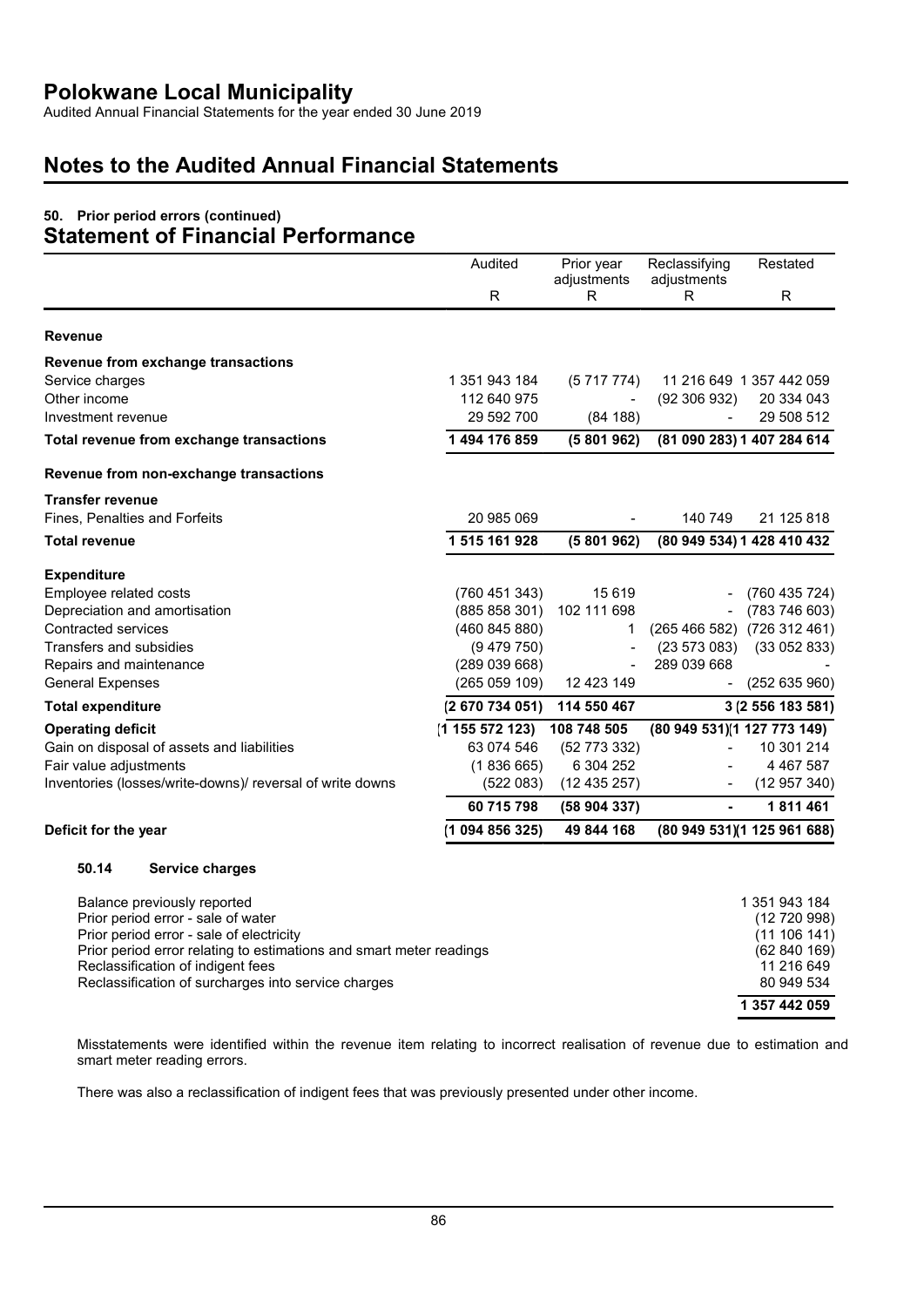# Polokwane Local Municipality

Audited Annual Financial Statements for the year ended 30 June 2019

# Notes to the Audited Annual Financial Statements

### 50. Prior period errors (continued)

## Statement of Financial Performance

| | Audited | Prior year adjustments | Reclassifying adjustments | Restated |
|---|---|---|---|---|
| | R | R | R | R |
| **Revenue** | | | | |
| **Revenue from exchange transactions** | | | | |
| Service charges | 1 351 943 184 | (5 717 774) | 11 216 649 | 1 357 442 059 |
| Other income | 112 640 975 | - | (92 306 932) | 20 334 043 |
| Investment revenue | 29 592 700 | (84 188) | - | 29 508 512 |
| **Total revenue from exchange transactions** | **1 494 176 859** | **(5 801 962)** | **(81 090 283)** | **1 407 284 614** |
| **Revenue from non-exchange transactions** | | | | |
| **Transfer revenue** | | | | |
| Fines, Penalties and Forfeits | 20 985 069 | - | 140 749 | 21 125 818 |
| **Total revenue** | **1 515 161 928** | **(5 801 962)** | **(80 949 534)** | **1 428 410 432** |
| **Expenditure** | | | | |
| Employee related costs | (760 451 343) | 15 619 | - | (760 435 724) |
| Depreciation and amortisation | (885 858 301) | 102 111 698 | - | (783 746 603) |
| Contracted services | (460 845 880) | 1 | (265 466 582) | (726 312 461) |
| Transfers and subsidies | (9 479 750) | - | (23 573 083) | (33 052 833) |
| Repairs and maintenance | (289 039 668) | - | 289 039 668 | - |
| General Expenses | (265 059 109) | 12 423 149 | - | (252 635 960) |
| **Total expenditure** | **(2 670 734 051)** | **114 550 467** | **3** | **(2 556 183 581)** |
| **Operating deficit** | **(1 155 572 123)** | **108 748 505** | **(80 949 531)** | **(1 127 773 149)** |
| Gain on disposal of assets and liabilities | 63 074 546 | (52 773 332) | - | 10 301 214 |
| Fair value adjustments | (1 836 665) | 6 304 252 | - | 4 467 587 |
| Inventories (losses/write-downs)/ reversal of write downs | (522 083) | (12 435 257) | - | (12 957 340) |
| | **60 715 798** | **(58 904 337)** | **-** | **1 811 461** |
| **Deficit for the year** | **(1 094 856 325)** | **49 844 168** | **(80 949 531)** | **(1 125 961 688)** |

### 50.14 Service charges

| | |
|---|---|
| Balance previously reported | 1 351 943 184 |
| Prior period error - sale of water | (12 720 998) |
| Prior period error - sale of electricity | (11 106 141) |
| Prior period error relating to estimations and smart meter readings | (62 840 169) |
| Reclassification of indigent fees | 11 216 649 |
| Reclassification of surcharges into service charges | 80 949 534 |
| | **1 357 442 059** |

Misstatements were identified within the revenue item relating to incorrect realisation of revenue due to estimation and smart meter reading errors.

There was also a reclassification of indigent fees that was previously presented under other income.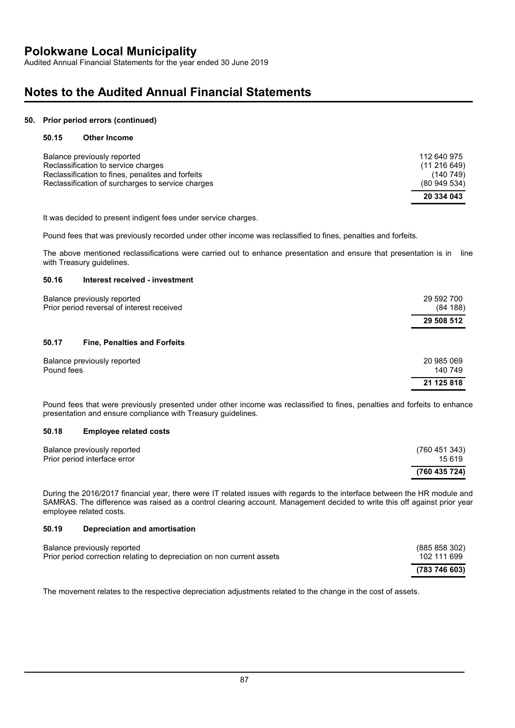# Polokwane Local Municipality

Audited Annual Financial Statements for the year ended 30 June 2019

# Notes to the Audited Annual Financial Statements

### 50. Prior period errors (continued)

#### 50.15 Other Income

| | |
|---|---:|
| Balance previously reported | 112 640 975 |
| Reclassification to service charges | (11 216 649) |
| Reclassification to fines, penalites and forfeits | (140 749) |
| Reclassification of surcharges to service charges | (80 949 534) |
| | **20 334 043** |

It was decided to present indigent fees under service charges.

Pound fees that was previously recorded under other income was reclassified to fines, penalties and forfeits.

The above mentioned reclassifications were carried out to enhance presentation and ensure that presentation is in line with Treasury guidelines.

#### 50.16 Interest received - investment

| | |
|---|---:|
| Balance previously reported | 29 592 700 |
| Prior period reversal of interest received | (84 188) |
| | **29 508 512** |

#### 50.17 Fine, Penalties and Forfeits

| | |
|---|---:|
| Balance previously reported | 20 985 069 |
| Pound fees | 140 749 |
| | **21 125 818** |

Pound fees that were previously presented under other income was reclassified to fines, penalties and forfeits to enhance presentation and ensure compliance with Treasury guidelines.

#### 50.18 Employee related costs

| | |
|---|---:|
| Balance previously reported | (760 451 343) |
| Prior period interface error | 15 619 |
| | **(760 435 724)** |

During the 2016/2017 financial year, there were IT related issues with regards to the interface between the HR module and SAMRAS. The difference was raised as a control clearing account. Management decided to write this off against prior year employee related costs.

#### 50.19 Depreciation and amortisation

| | |
|---|---:|
| Balance previously reported | (885 858 302) |
| Prior period correction relating to depreciation on non current assets | 102 111 699 |
| | **(783 746 603)** |

The movement relates to the respective depreciation adjustments related to the change in the cost of assets.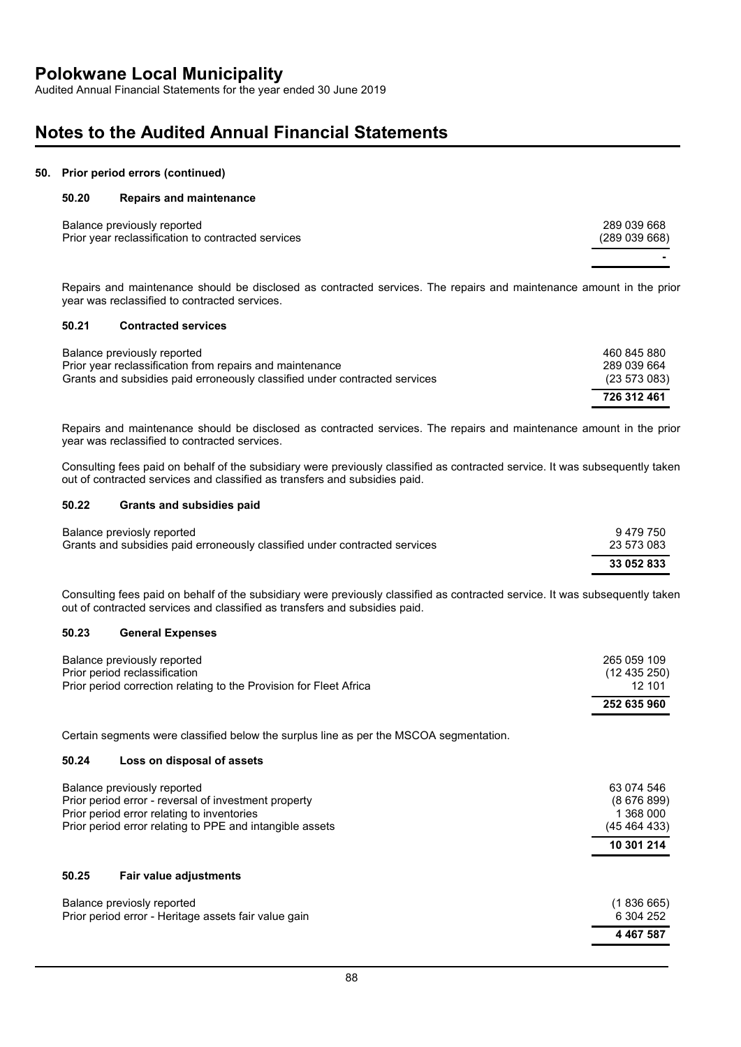## 50. Prior period errors (continued)

### 50.20 Repairs and maintenance

| | |
|---|---|
| Balance previously reported | 289 039 668 |
| Prior year reclassification to contracted services | (289 039 668) |
| | - |

Repairs and maintenance should be disclosed as contracted services. The repairs and maintenance amount in the prior year was reclassified to contracted services.

### 50.21 Contracted services

| | |
|---|---|
| Balance previously reported | 460 845 880 |
| Prior year reclassification from repairs and maintenance | 289 039 664 |
| Grants and subsidies paid erroneously classified under contracted services | (23 573 083) |
| | **726 312 461** |

Repairs and maintenance should be disclosed as contracted services. The repairs and maintenance amount in the prior year was reclassified to contracted services.

Consulting fees paid on behalf of the subsidiary were previously classified as contracted service. It was subsequently taken out of contracted services and classified as transfers and subsidies paid.

### 50.22 Grants and subsidies paid

| | |
|---|---|
| Balance previosly reported | 9 479 750 |
| Grants and subsidies paid erroneously classified under contracted services | 23 573 083 |
| | **33 052 833** |

Consulting fees paid on behalf of the subsidiary were previously classified as contracted service. It was subsequently taken out of contracted services and classified as transfers and subsidies paid.

### 50.23 General Expenses

| | |
|---|---|
| Balance previously reported | 265 059 109 |
| Prior period reclassification | (12 435 250) |
| Prior period correction relating to the Provision for Fleet Africa | 12 101 |
| | **252 635 960** |

Certain segments were classified below the surplus line as per the MSCOA segmentation.

### 50.24 Loss on disposal of assets

| | |
|---|---|
| Balance previously reported | 63 074 546 |
| Prior period error - reversal of investment property | (8 676 899) |
| Prior period error relating to inventories | 1 368 000 |
| Prior period error relating to PPE and intangible assets | (45 464 433) |
| | **10 301 214** |

### 50.25 Fair value adjustments

| | |
|---|---|
| Balance previosly reported | (1 836 665) |
| Prior period error - Heritage assets fair value gain | 6 304 252 |
| | **4 467 587** |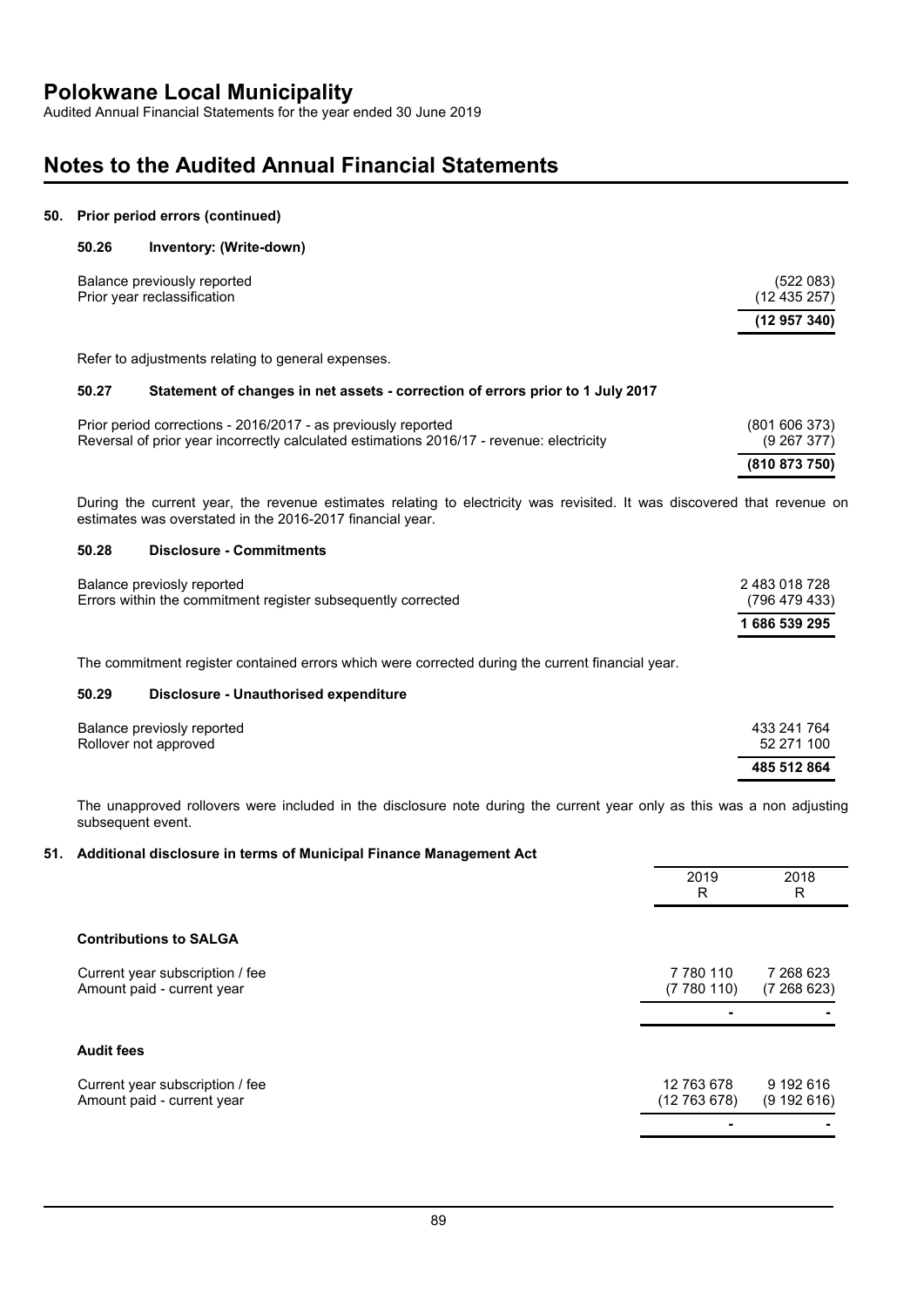## 50. Prior period errors (continued)

### 50.26 Inventory: (Write-down)

| | |
|---|---:|
| Balance previosly reported | (522 083) |
| Prior year reclassification | (12 435 257) |
| | **(12 957 340)** |

Refer to adjustments relating to general expenses.

### 50.27 Statement of changes in net assets - correction of errors prior to 1 July 2017

| | |
|---|---:|
| Prior period corrections - 2016/2017 - as previously reported | (801 606 373) |
| Reversal of prior year incorrectly calculated estimations 2016/17 - revenue: electricity | (9 267 377) |
| | **(810 873 750)** |

During the current year, the revenue estimates relating to electricity was revisited. It was discovered that revenue on estimates was overstated in the 2016-2017 financial year.

### 50.28 Disclosure - Commitments

| | |
|---|---:|
| Balance previosly reported | 2 483 018 728 |
| Errors within the commitment register subsequently corrected | (796 479 433) |
| | **1 686 539 295** |

The commitment register contained errors which were corrected during the current financial year.

### 50.29 Disclosure - Unauthorised expenditure

| | |
|---|---:|
| Balance previosly reported | 433 241 764 |
| Rollover not approved | 52 271 100 |
| | **485 512 864** |

The unapproved rollovers were included in the disclosure note during the current year only as this was a non adjusting subsequent event.

## 51. Additional disclosure in terms of Municipal Finance Management Act

| | 2019<br>R | 2018<br>R |
|---|---:|---:|
| **Contributions to SALGA** | | |
| Current year subscription / fee | 7 780 110 | 7 268 623 |
| Amount paid - current year | (7 780 110) | (7 268 623) |
| | - | - |
| **Audit fees** | | |
| Current year subscription / fee | 12 763 678 | 9 192 616 |
| Amount paid - current year | (12 763 678) | (9 192 616) |
| | - | - |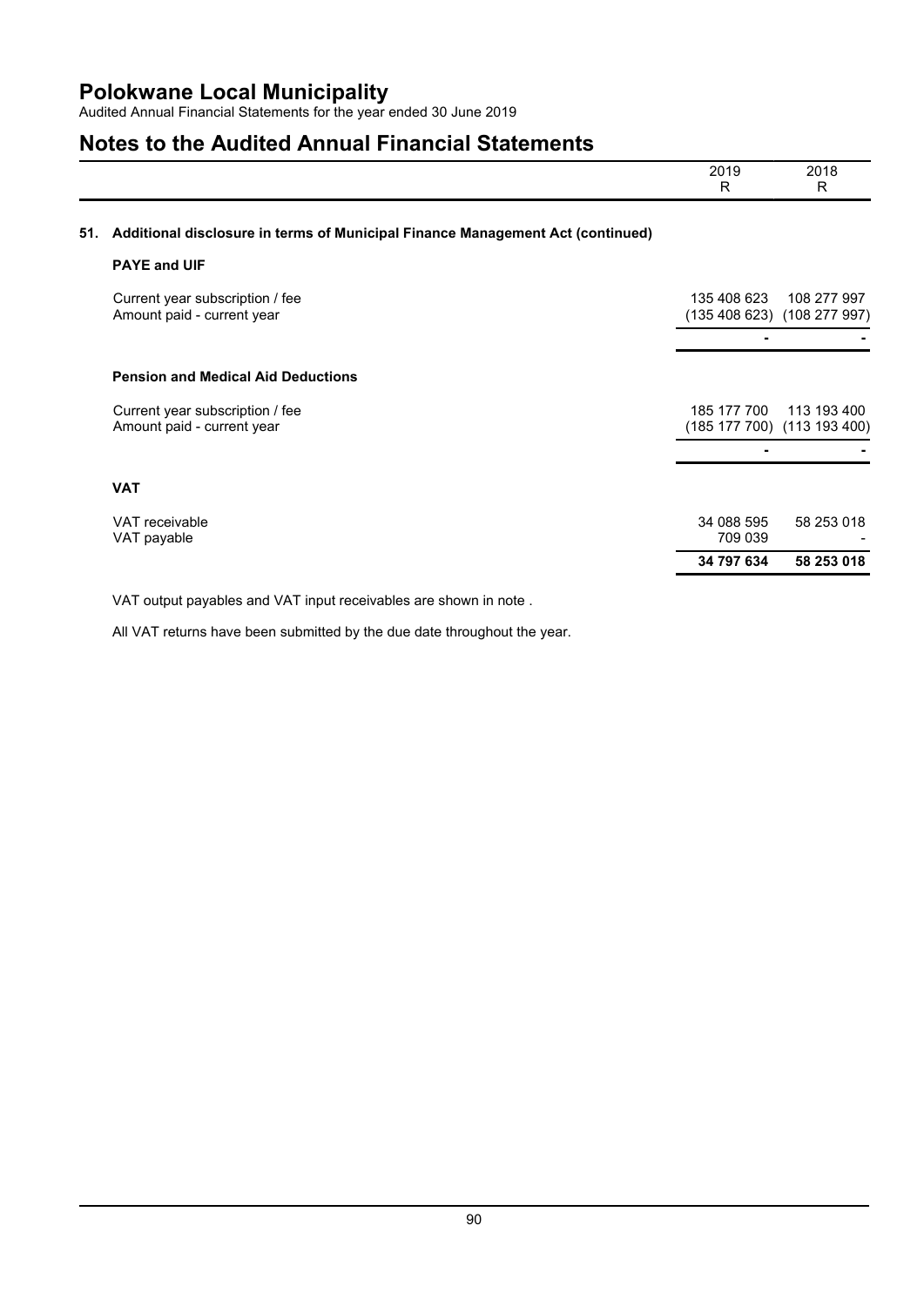# Polokwane Local Municipality

Audited Annual Financial Statements for the year ended 30 June 2019

## Notes to the Audited Annual Financial Statements

| | 2019<br>R | 2018<br>R |
|---|---|---|

### 51. Additional disclosure in terms of Municipal Finance Management Act (continued)

**PAYE and UIF**

| | 2019<br>R | 2018<br>R |
|---|---|---|
| Current year subscription / fee | 135 408 623 | 108 277 997 |
| Amount paid - current year | (135 408 623) | (108 277 997) |
| | - | - |

**Pension and Medical Aid Deductions**

| | 2019<br>R | 2018<br>R |
|---|---|---|
| Current year subscription / fee | 185 177 700 | 113 193 400 |
| Amount paid - current year | (185 177 700) | (113 193 400) |
| | - | - |

**VAT**

| | 2019<br>R | 2018<br>R |
|---|---|---|
| VAT receivable | 34 088 595 | 58 253 018 |
| VAT payable | 709 039 | - |
| | **34 797 634** | **58 253 018** |

VAT output payables and VAT input receivables are shown in note .

All VAT returns have been submitted by the due date throughout the year.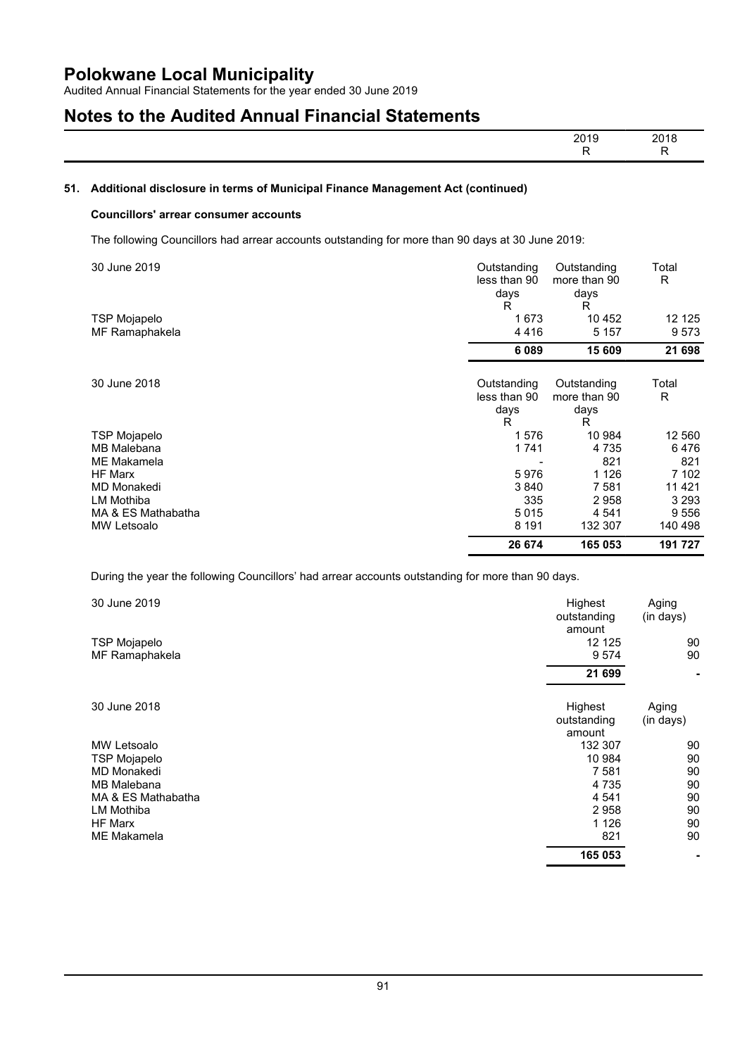# Polokwane Local Municipality

Audited Annual Financial Statements for the year ended 30 June 2019

# Notes to the Audited Annual Financial Statements

| | 2019 | 2018 |
|---|---|---|
| | R | R |

## 51. Additional disclosure in terms of Municipal Finance Management Act (continued)

### Councillors' arrear consumer accounts

The following Councillors had arrear accounts outstanding for more than 90 days at 30 June 2019:

| 30 June 2019 | Outstanding less than 90 days R | Outstanding more than 90 days R | Total R |
|---|---|---|---|
| TSP Mojapelo | 1 673 | 10 452 | 12 125 |
| MF Ramaphakela | 4 416 | 5 157 | 9 573 |
| | **6 089** | **15 609** | **21 698** |

| 30 June 2018 | Outstanding less than 90 days R | Outstanding more than 90 days R | Total R |
|---|---|---|---|
| TSP Mojapelo | 1 576 | 10 984 | 12 560 |
| MB Malebana | 1 741 | 4 735 | 6 476 |
| ME Makamela | - | 821 | 821 |
| HF Marx | 5 976 | 1 126 | 7 102 |
| MD Monakedi | 3 840 | 7 581 | 11 421 |
| LM Mothiba | 335 | 2 958 | 3 293 |
| MA & ES Mathabatha | 5 015 | 4 541 | 9 556 |
| MW Letsoalo | 8 191 | 132 307 | 140 498 |
| | **26 674** | **165 053** | **191 727** |

During the year the following Councillors' had arrear accounts outstanding for more than 90 days.

| 30 June 2019 | Highest outstanding amount | Aging (in days) |
|---|---|---|
| TSP Mojapelo | 12 125 | 90 |
| MF Ramaphakela | 9 574 | 90 |
| | **21 699** | **-** |

| 30 June 2018 | Highest outstanding amount | Aging (in days) |
|---|---|---|
| MW Letsoalo | 132 307 | 90 |
| TSP Mojapelo | 10 984 | 90 |
| MD Monakedi | 7 581 | 90 |
| MB Malebana | 4 735 | 90 |
| MA & ES Mathabatha | 4 541 | 90 |
| LM Mothiba | 2 958 | 90 |
| HF Marx | 1 126 | 90 |
| ME Makamela | 821 | 90 |
| | **165 053** | **-** |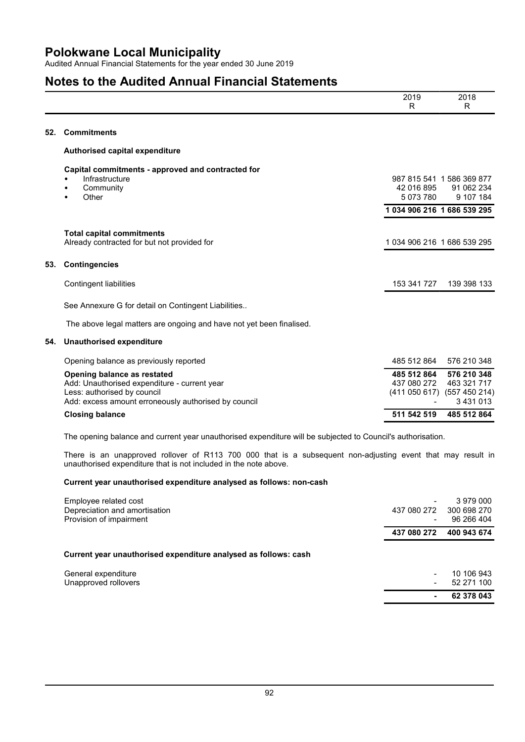# Polokwane Local Municipality

Audited Annual Financial Statements for the year ended 30 June 2019

## Notes to the Audited Annual Financial Statements

| | 2019 R | 2018 R |
|---|---|---|

### 52. Commitments

**Authorised capital expenditure**

| | 2019 R | 2018 R |
|---|---|---|
| **Capital commitments - approved and contracted for** | | |
| • Infrastructure | 987 815 541 | 1 586 369 877 |
| • Community | 42 016 895 | 91 062 234 |
| • Other | 5 073 780 | 9 107 184 |
| | **1 034 906 216** | **1 686 539 295** |
| **Total capital commitments** | | |
| Already contracted for but not provided for | 1 034 906 216 | 1 686 539 295 |

### 53. Contingencies

| | 2019 R | 2018 R |
|---|---|---|
| Contingent liabilities | 153 341 727 | 139 398 133 |

See Annexure G for detail on Contingent Liabilities..

The above legal matters are ongoing and have not yet been finalised.

### 54. Unauthorised expenditure

| | 2019 R | 2018 R |
|---|---|---|
| Opening balance as previously reported | 485 512 864 | 576 210 348 |
| **Opening balance as restated** | **485 512 864** | **576 210 348** |
| Add: Unauthorised expenditure - current year | 437 080 272 | 463 321 717 |
| Less: authorised by council | (411 050 617) | (557 450 214) |
| Add: excess amount erroneously authorised by council | - | 3 431 013 |
| **Closing balance** | **511 542 519** | **485 512 864** |

The opening balance and current year unauthorised expenditure will be subjected to Council's authorisation.

There is an unapproved rollover of R113 700 000 that is a subsequent non-adjusting event that may result in unauthorised expenditure that is not included in the note above.

**Current year unauthorised expenditure analysed as follows: non-cash**

| | 2019 R | 2018 R |
|---|---|---|
| Employee related cost | - | 3 979 000 |
| Depreciation and amortisation | 437 080 272 | 300 698 270 |
| Provision of impairment | - | 96 266 404 |
| | **437 080 272** | **400 943 674** |

**Current year unauthorised expenditure analysed as follows: cash**

| | 2019 R | 2018 R |
|---|---|---|
| General expenditure | - | 10 106 943 |
| Unapproved rollovers | - | 52 271 100 |
| | **-** | **62 378 043** |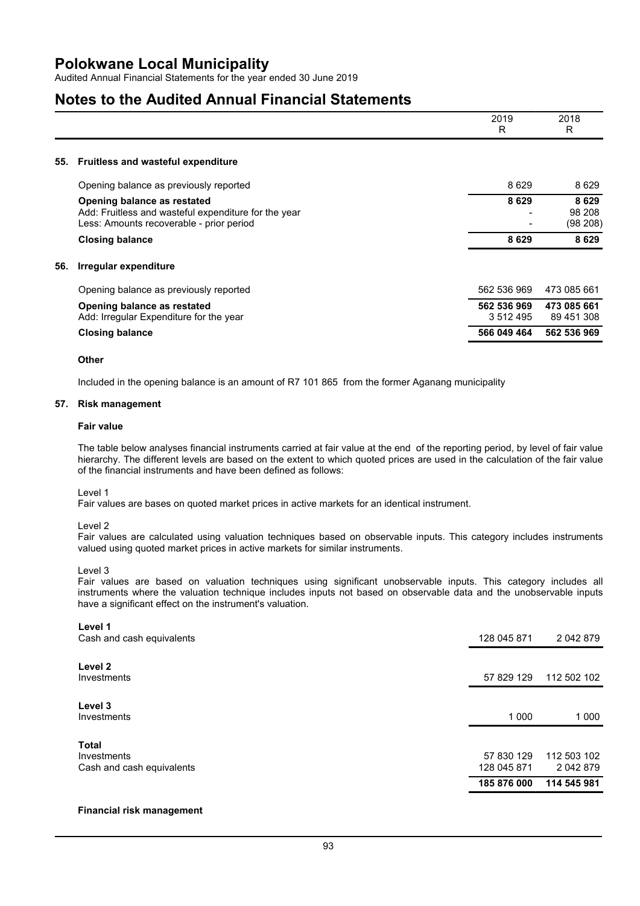# Polokwane Local Municipality

Audited Annual Financial Statements for the year ended 30 June 2019

# Notes to the Audited Annual Financial Statements

| | 2019 R | 2018 R |
|---|---|---|

## 55. Fruitless and wasteful expenditure

| | 2019 R | 2018 R |
|---|---|---|
| Opening balance as previously reported | 8 629 | 8 629 |
| **Opening balance as restated** | **8 629** | **8 629** |
| Add: Fruitless and wasteful expenditure for the year | - | 98 208 |
| Less: Amounts recoverable - prior period | - | (98 208) |
| **Closing balance** | **8 629** | **8 629** |

## 56. Irregular expenditure

| | 2019 R | 2018 R |
|---|---|---|
| Opening balance as previously reported | 562 536 969 | 473 085 661 |
| **Opening balance as restated** | **562 536 969** | **473 085 661** |
| Add: Irregular Expenditure for the year | 3 512 495 | 89 451 308 |
| **Closing balance** | **566 049 464** | **562 536 969** |

**Other**

Included in the opening balance is an amount of R7 101 865 from the former Aganang municipality

## 57. Risk management

**Fair value**

The table below analyses financial instruments carried at fair value at the end of the reporting period, by level of fair value hierarchy. The different levels are based on the extent to which quoted prices are used in the calculation of the fair value of the financial instruments and have been defined as follows:

Level 1
Fair values are bases on quoted market prices in active markets for an identical instrument.

Level 2
Fair values are calculated using valuation techniques based on observable inputs. This category includes instruments valued using quoted market prices in active markets for similar instruments.

Level 3
Fair values are based on valuation techniques using significant unobservable inputs. This category includes all instruments where the valuation technique includes inputs not based on observable data and the unobservable inputs have a significant effect on the instrument's valuation.

| | 2019 R | 2018 R |
|---|---|---|
| **Level 1** | | |
| Cash and cash equivalents | 128 045 871 | 2 042 879 |
| **Level 2** | | |
| Investments | 57 829 129 | 112 502 102 |
| **Level 3** | | |
| Investments | 1 000 | 1 000 |
| **Total** | | |
| Investments | 57 830 129 | 112 503 102 |
| Cash and cash equivalents | 128 045 871 | 2 042 879 |
| | **185 876 000** | **114 545 981** |

**Financial risk management**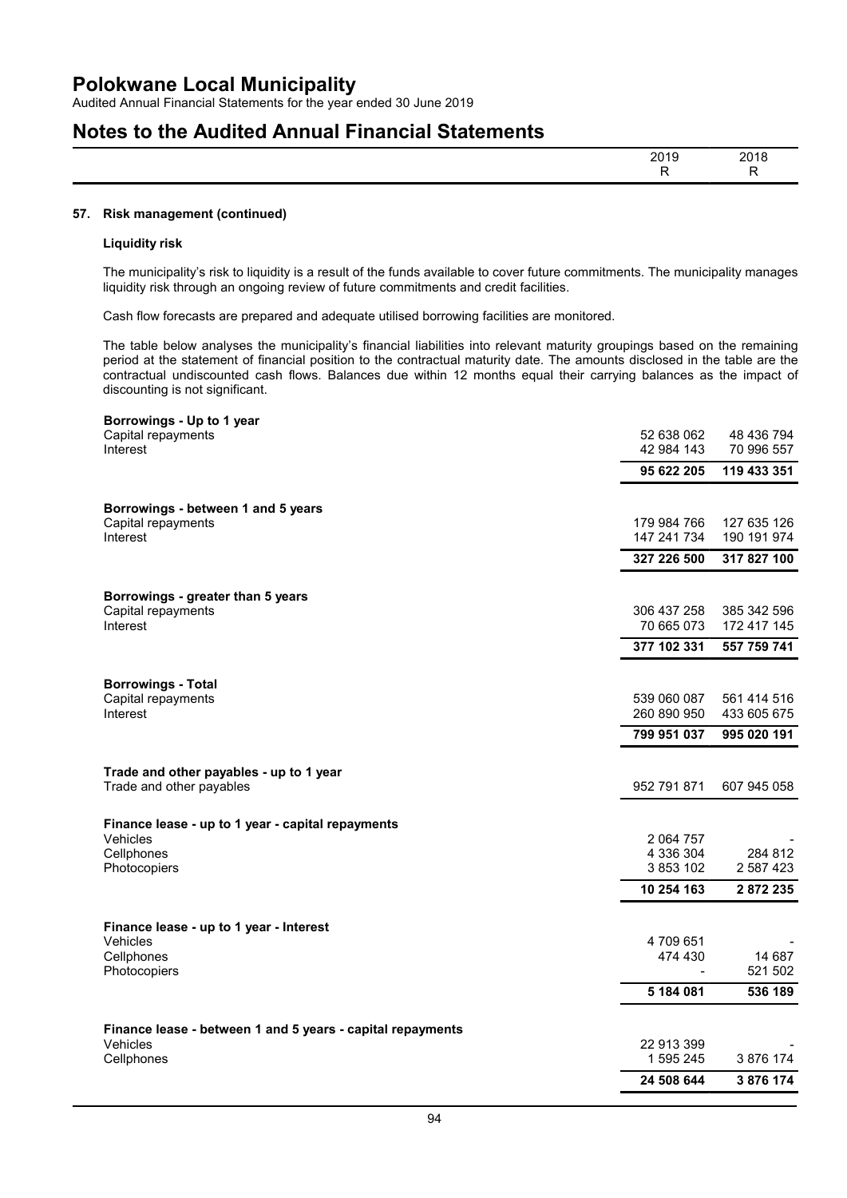# Polokwane Local Municipality

Audited Annual Financial Statements for the year ended 30 June 2019

## Notes to the Audited Annual Financial Statements

| | 2019 R | 2018 R |
|---|---|---|

### 57. Risk management (continued)

**Liquidity risk**

The municipality's risk to liquidity is a result of the funds available to cover future commitments. The municipality manages liquidity risk through an ongoing review of future commitments and credit facilities.

Cash flow forecasts are prepared and adequate utilised borrowing facilities are monitored.

The table below analyses the municipality's financial liabilities into relevant maturity groupings based on the remaining period at the statement of financial position to the contractual maturity date. The amounts disclosed in the table are the contractual undiscounted cash flows. Balances due within 12 months equal their carrying balances as the impact of discounting is not significant.

| | 2019 R | 2018 R |
|---|---|---|
| **Borrowings - Up to 1 year** | | |
| Capital repayments | 52 638 062 | 48 436 794 |
| Interest | 42 984 143 | 70 996 557 |
| | **95 622 205** | **119 433 351** |
| **Borrowings - between 1 and 5 years** | | |
| Capital repayments | 179 984 766 | 127 635 126 |
| Interest | 147 241 734 | 190 191 974 |
| | **327 226 500** | **317 827 100** |
| **Borrowings - greater than 5 years** | | |
| Capital repayments | 306 437 258 | 385 342 596 |
| Interest | 70 665 073 | 172 417 145 |
| | **377 102 331** | **557 759 741** |
| **Borrowings - Total** | | |
| Capital repayments | 539 060 087 | 561 414 516 |
| Interest | 260 890 950 | 433 605 675 |
| | **799 951 037** | **995 020 191** |
| **Trade and other payables - up to 1 year** | | |
| Trade and other payables | 952 791 871 | 607 945 058 |
| **Finance lease - up to 1 year - capital repayments** | | |
| Vehicles | 2 064 757 | - |
| Cellphones | 4 336 304 | 284 812 |
| Photocopiers | 3 853 102 | 2 587 423 |
| | **10 254 163** | **2 872 235** |
| **Finance lease - up to 1 year - Interest** | | |
| Vehicles | 4 709 651 | - |
| Cellphones | 474 430 | 14 687 |
| Photocopiers | - | 521 502 |
| | **5 184 081** | **536 189** |
| **Finance lease - between 1 and 5 years - capital repayments** | | |
| Vehicles | 22 913 399 | - |
| Cellphones | 1 595 245 | 3 876 174 |
| | **24 508 644** | **3 876 174** |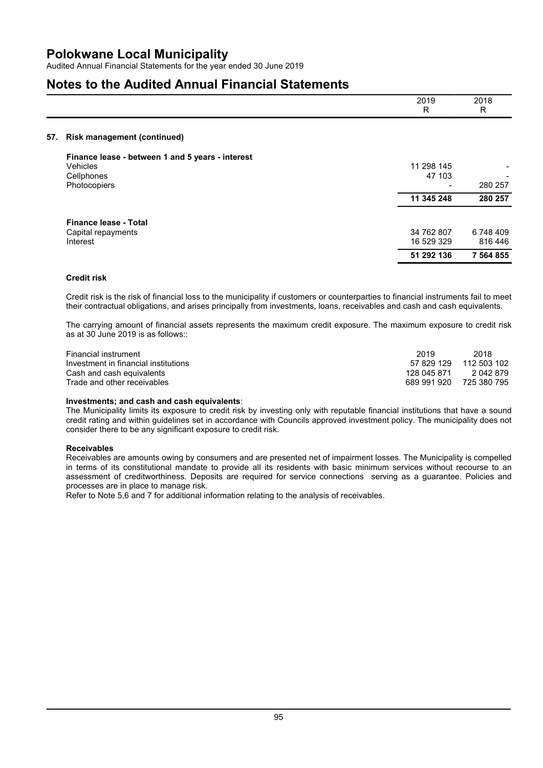# Polokwane Local Municipality

Audited Annual Financial Statements for the year ended 30 June 2019

# Notes to the Audited Annual Financial Statements

| | 2019<br>R | 2018<br>R |
|---|---|---|

## 57. Risk management (continued)

| | 2019 | 2018 |
|---|---|---|
| **Finance lease - between 1 and 5 years - interest** | | |
| Vehicles | 11 298 145 | - |
| Cellphones | 47 103 | - |
| Photocopiers | - | 280 257 |
| | **11 345 248** | **280 257** |

| | 2019 | 2018 |
|---|---|---|
| **Finance lease - Total** | | |
| Capital repayments | 34 762 807 | 6 748 409 |
| Interest | 16 529 329 | 816 446 |
| | **51 292 136** | **7 564 855** |

### Credit risk

Credit risk is the risk of financial loss to the municipality if customers or counterparties to financial instruments fail to meet their contractual obligations, and arises principally from investments, loans, receivables and cash and cash equivalents.

The carrying amount of financial assets represents the maximum credit exposure. The maximum exposure to credit risk as at 30 June 2019 is as follows::

| Financial instrument | 2019 | 2018 |
|---|---|---|
| Investment in financial institutions | 57 829 129 | 112 503 102 |
| Cash and cash equivalents | 128 045 871 | 2 042 879 |
| Trade and other receivables | 689 991 920 | 725 380 795 |

**Investments; and cash and cash equivalents**:
The Municipality limits its exposure to credit risk by investing only with reputable financial institutions that have a sound credit rating and within guidelines set in accordance with Councils approved investment policy. The municipality does not consider there to be any significant exposure to credit risk.

**Receivables**
Receivables are amounts owing by consumers and are presented net of impairment losses. The Municipality is compelled in terms of its constitutional mandate to provide all its residents with basic minimum services without recourse to an assessment of creditworthiness. Deposits are required for service connections serving as a guarantee. Policies and processes are in place to manage risk.
Refer to Note 5,6 and 7 for additional information relating to the analysis of receivables.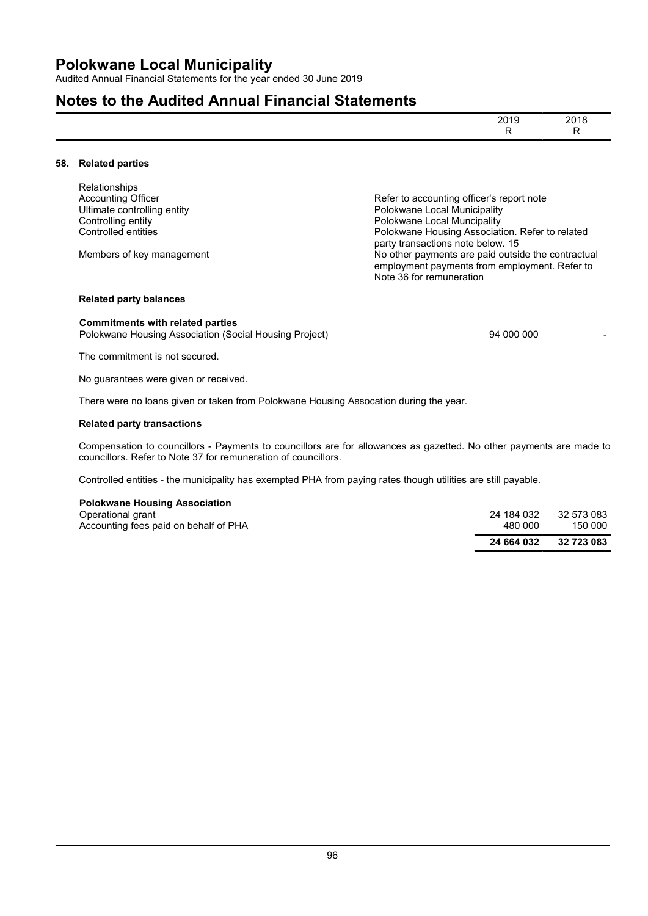| | 2019 R | 2018 R |
|---|---|---|

## 58. Related parties

| Relationships | |
|---|---|
| Accounting Officer | Refer to accounting officer's report note |
| Ultimate controlling entity | Polokwane Local Municipality |
| Controlling entity | Polokwane Local Muncipality |
| Controlled entities | Polokwane Housing Association. Refer to related party transactions note below. 15 |
| Members of key management | No other payments are paid outside the contractual employment payments from employment. Refer to Note 36 for remuneration |

**Related party balances**

| **Commitments with related parties** | 2019 R | 2018 R |
|---|---|---|
| Polokwane Housing Association (Social Housing Project) | 94 000 000 | - |

The commitment is not secured.

No guarantees were given or received.

There were no loans given or taken from Polokwane Housing Assocation during the year.

**Related party transactions**

Compensation to councillors - Payments to councillors are for allowances as gazetted. No other payments are made to councillors. Refer to Note 37 for remuneration of councillors.

Controlled entities - the municipality has exempted PHA from paying rates though utilities are still payable.

| **Polokwane Housing Association** | 2019 R | 2018 R |
|---|---|---|
| Operational grant | 24 184 032 | 32 573 083 |
| Accounting fees paid on behalf of PHA | 480 000 | 150 000 |
| | **24 664 032** | **32 723 083** |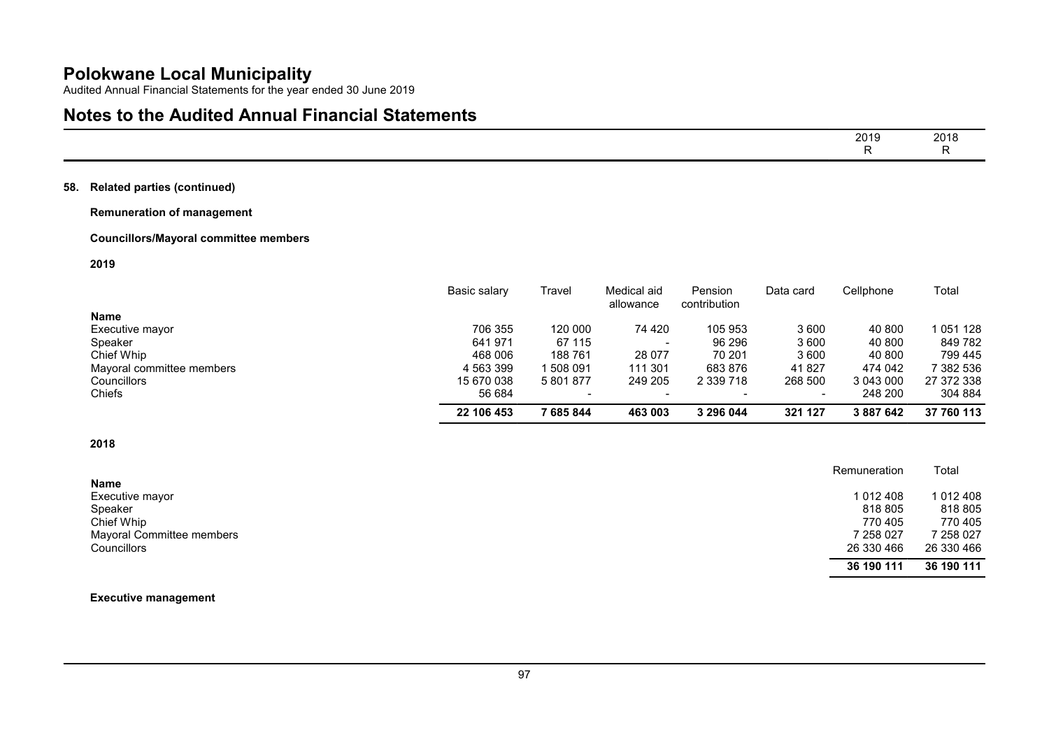# Polokwane Local Municipality

Audited Annual Financial Statements for the year ended 30 June 2019

## Notes to the Audited Annual Financial Statements

| | 2019 R | 2018 R |
|---|---|---|

### 58. Related parties (continued)

**Remuneration of management**

**Councillors/Mayoral committee members**

**2019**

| Name | Basic salary | Travel | Medical aid allowance | Pension contribution | Data card | Cellphone | Total |
|---|---|---|---|---|---|---|---|
| Executive mayor | 706 355 | 120 000 | 74 420 | 105 953 | 3 600 | 40 800 | 1 051 128 |
| Speaker | 641 971 | 67 115 | - | 96 296 | 3 600 | 40 800 | 849 782 |
| Chief Whip | 468 006 | 188 761 | 28 077 | 70 201 | 3 600 | 40 800 | 799 445 |
| Mayoral committee members | 4 563 399 | 1 508 091 | 111 301 | 683 876 | 41 827 | 474 042 | 7 382 536 |
| Councillors | 15 670 038 | 5 801 877 | 249 205 | 2 339 718 | 268 500 | 3 043 000 | 27 372 338 |
| Chiefs | 56 684 | - | - | - | - | 248 200 | 304 884 |
| | **22 106 453** | **7 685 844** | **463 003** | **3 296 044** | **321 127** | **3 887 642** | **37 760 113** |

**2018**

| Name | Remuneration | Total |
|---|---|---|
| Executive mayor | 1 012 408 | 1 012 408 |
| Speaker | 818 805 | 818 805 |
| Chief Whip | 770 405 | 770 405 |
| Mayoral Committee members | 7 258 027 | 7 258 027 |
| Councillors | 26 330 466 | 26 330 466 |
| | **36 190 111** | **36 190 111** |

**Executive management**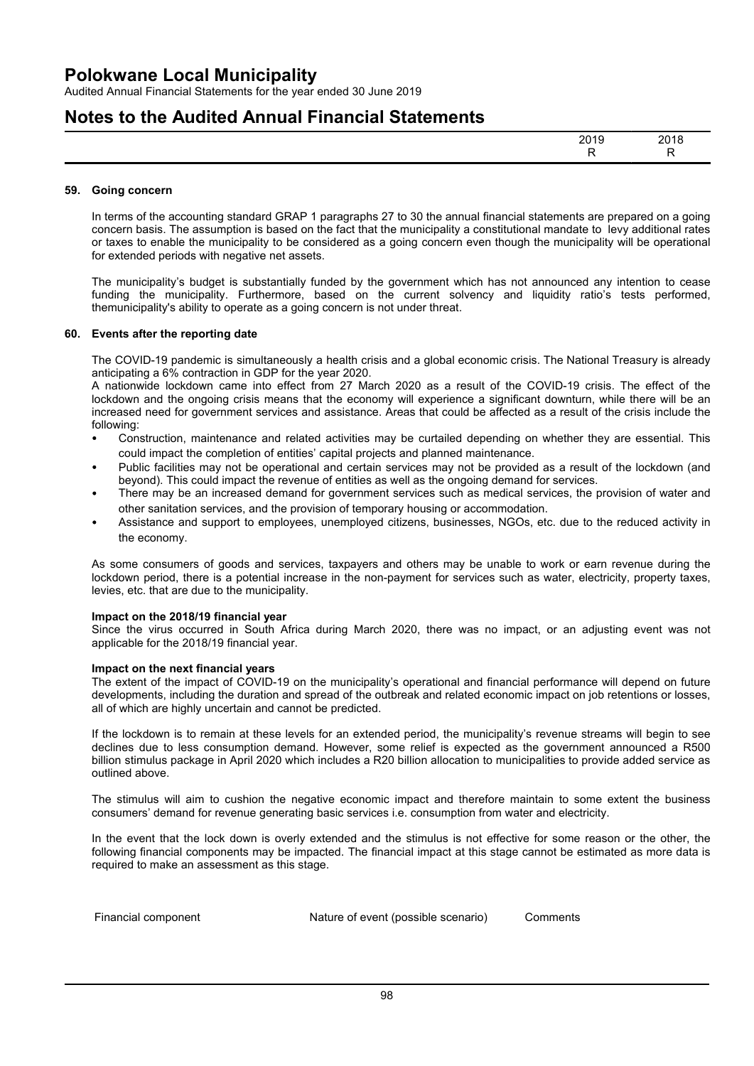## 59. Going concern

In terms of the accounting standard GRAP 1 paragraphs 27 to 30 the annual financial statements are prepared on a going concern basis. The assumption is based on the fact that the municipality a constitutional mandate to levy additional rates or taxes to enable the municipality to be considered as a going concern even though the municipality will be operational for extended periods with negative net assets.

The municipality's budget is substantially funded by the government which has not announced any intention to cease funding the municipality. Furthermore, based on the current solvency and liquidity ratio's tests performed, themunicipality's ability to operate as a going concern is not under threat.

## 60. Events after the reporting date

The COVID-19 pandemic is simultaneously a health crisis and a global economic crisis. The National Treasury is already anticipating a 6% contraction in GDP for the year 2020.
A nationwide lockdown came into effect from 27 March 2020 as a result of the COVID-19 crisis. The effect of the lockdown and the ongoing crisis means that the economy will experience a significant downturn, while there will be an increased need for government services and assistance. Areas that could be affected as a result of the crisis include the following:

- Construction, maintenance and related activities may be curtailed depending on whether they are essential. This could impact the completion of entities' capital projects and planned maintenance.
- Public facilities may not be operational and certain services may not be provided as a result of the lockdown (and beyond). This could impact the revenue of entities as well as the ongoing demand for services.
- There may be an increased demand for government services such as medical services, the provision of water and other sanitation services, and the provision of temporary housing or accommodation.
- Assistance and support to employees, unemployed citizens, businesses, NGOs, etc. due to the reduced activity in the economy.

As some consumers of goods and services, taxpayers and others may be unable to work or earn revenue during the lockdown period, there is a potential increase in the non-payment for services such as water, electricity, property taxes, levies, etc. that are due to the municipality.

**Impact on the 2018/19 financial year**
Since the virus occurred in South Africa during March 2020, there was no impact, or an adjusting event was not applicable for the 2018/19 financial year.

**Impact on the next financial years**
The extent of the impact of COVID-19 on the municipality's operational and financial performance will depend on future developments, including the duration and spread of the outbreak and related economic impact on job retentions or losses, all of which are highly uncertain and cannot be predicted.

If the lockdown is to remain at these levels for an extended period, the municipality's revenue streams will begin to see declines due to less consumption demand. However, some relief is expected as the government announced a R500 billion stimulus package in April 2020 which includes a R20 billion allocation to municipalities to provide added service as outlined above.

The stimulus will aim to cushion the negative economic impact and therefore maintain to some extent the business consumers' demand for revenue generating basic services i.e. consumption from water and electricity.

In the event that the lock down is overly extended and the stimulus is not effective for some reason or the other, the following financial components may be impacted. The financial impact at this stage cannot be estimated as more data is required to make an assessment as this stage.

| Financial component | Nature of event (possible scenario) | Comments |
|---|---|---|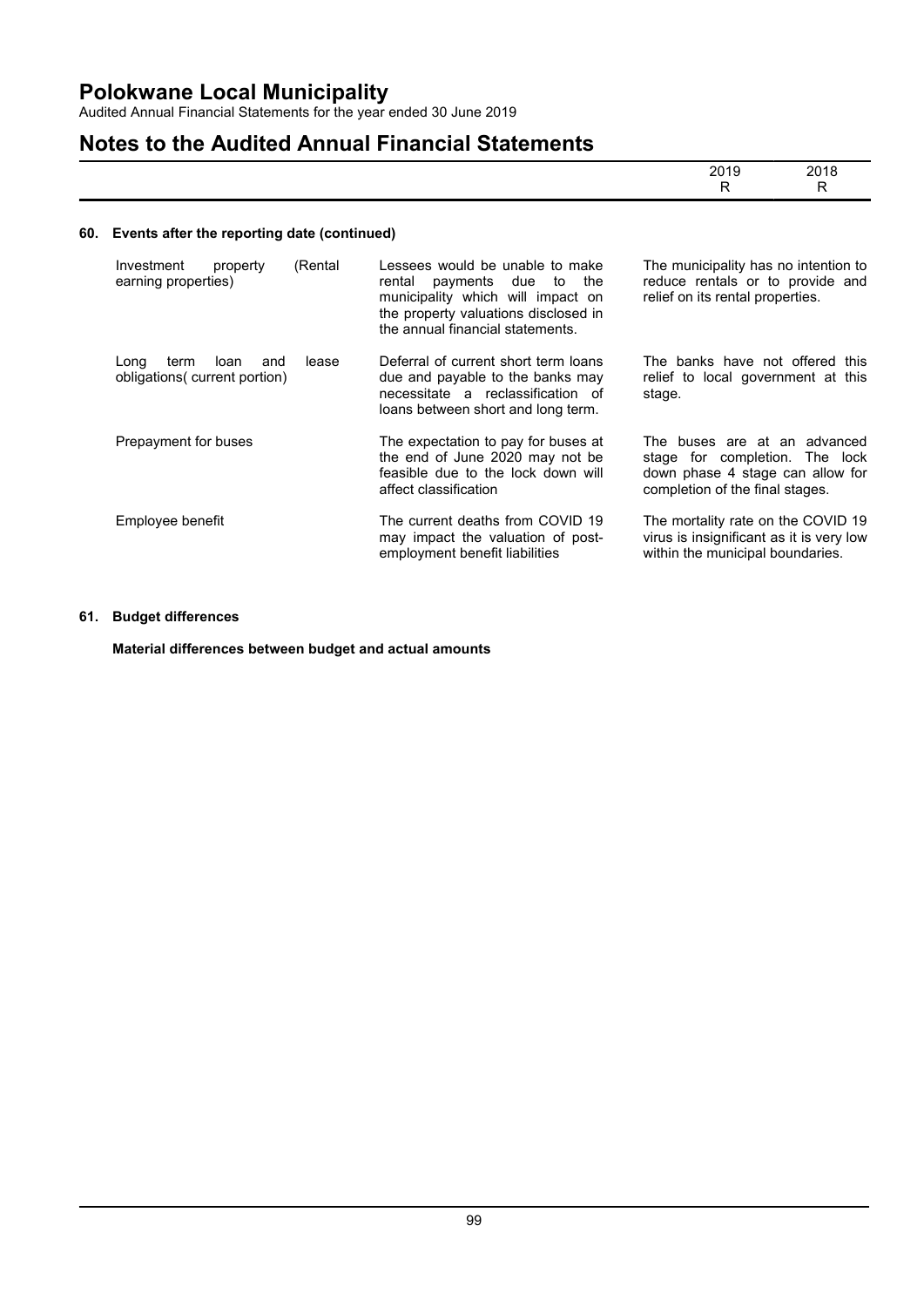# Polokwane Local Municipality

Audited Annual Financial Statements for the year ended 30 June 2019

# Notes to the Audited Annual Financial Statements

| | 2019 | 2018 |
|---|---|---|
| | R | R |

## 60. Events after the reporting date (continued)

| | | |
|---|---|---|
| Investment property (Rental earning properties) | Lessees would be unable to make rental payments due to the municipality which will impact on the property valuations disclosed in the annual financial statements. | The municipality has no intention to reduce rentals or to provide and relief on its rental properties. |
| Long term loan and lease obligations( current portion) | Deferral of current short term loans due and payable to the banks may necessitate a reclassification of loans between short and long term. | The banks have not offered this relief to local government at this stage. |
| Prepayment for buses | The expectation to pay for buses at the end of June 2020 may not be feasible due to the lock down will affect classification | The buses are at an advanced stage for completion. The lock down phase 4 stage can allow for completion of the final stages. |
| Employee benefit | The current deaths from COVID 19 may impact the valuation of post-employment benefit liabilities | The mortality rate on the COVID 19 virus is insignificant as it is very low within the municipal boundaries. |

## 61. Budget differences

**Material differences between budget and actual amounts**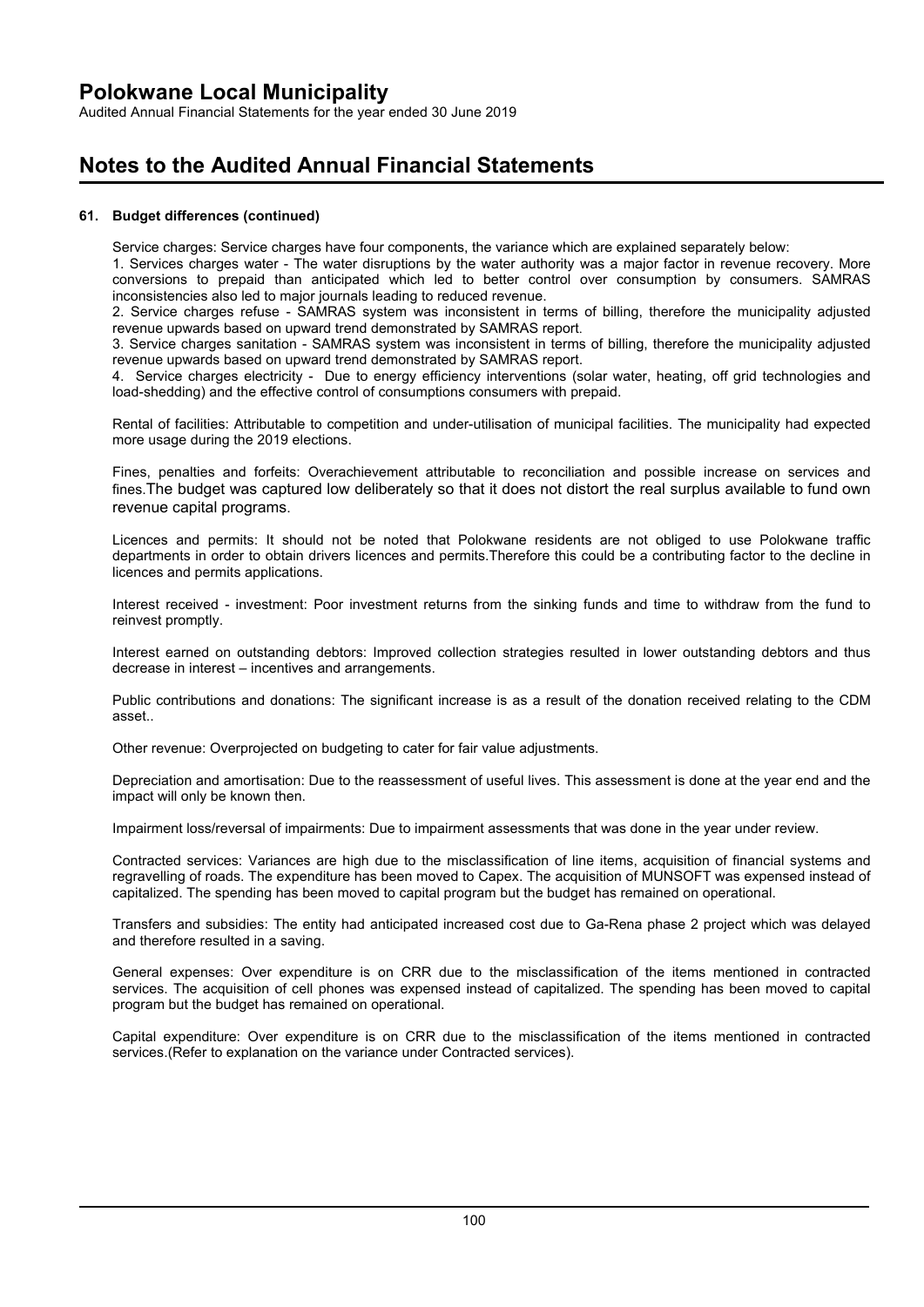# Polokwane Local Municipality

Audited Annual Financial Statements for the year ended 30 June 2019

## Notes to the Audited Annual Financial Statements

### 61. Budget differences (continued)

Service charges: Service charges have four components, the variance which are explained separately below:

1. Services charges water - The water disruptions by the water authority was a major factor in revenue recovery. More conversions to prepaid than anticipated which led to better control over consumption by consumers. SAMRAS inconsistencies also led to major journals leading to reduced revenue.
2. Service charges refuse - SAMRAS system was inconsistent in terms of billing, therefore the municipality adjusted revenue upwards based on upward trend demonstrated by SAMRAS report.
3. Service charges sanitation - SAMRAS system was inconsistent in terms of billing, therefore the municipality adjusted revenue upwards based on upward trend demonstrated by SAMRAS report.
4. Service charges electricity - Due to energy efficiency interventions (solar water, heating, off grid technologies and load-shedding) and the effective control of consumptions consumers with prepaid.

Rental of facilities: Attributable to competition and under-utilisation of municipal facilities. The municipality had expected more usage during the 2019 elections.

Fines, penalties and forfeits: Overachievement attributable to reconciliation and possible increase on services and fines.The budget was captured low deliberately so that it does not distort the real surplus available to fund own revenue capital programs.

Licences and permits: It should not be noted that Polokwane residents are not obliged to use Polokwane traffic departments in order to obtain drivers licences and permits.Therefore this could be a contributing factor to the decline in licences and permits applications.

Interest received - investment: Poor investment returns from the sinking funds and time to withdraw from the fund to reinvest promptly.

Interest earned on outstanding debtors: Improved collection strategies resulted in lower outstanding debtors and thus decrease in interest – incentives and arrangements.

Public contributions and donations: The significant increase is as a result of the donation received relating to the CDM asset..

Other revenue: Overprojected on budgeting to cater for fair value adjustments.

Depreciation and amortisation: Due to the reassessment of useful lives. This assessment is done at the year end and the impact will only be known then.

Impairment loss/reversal of impairments: Due to impairment assessments that was done in the year under review.

Contracted services: Variances are high due to the misclassification of line items, acquisition of financial systems and regravelling of roads. The expenditure has been moved to Capex. The acquisition of MUNSOFT was expensed instead of capitalized. The spending has been moved to capital program but the budget has remained on operational.

Transfers and subsidies: The entity had anticipated increased cost due to Ga-Rena phase 2 project which was delayed and therefore resulted in a saving.

General expenses: Over expenditure is on CRR due to the misclassification of the items mentioned in contracted services. The acquisition of cell phones was expensed instead of capitalized. The spending has been moved to capital program but the budget has remained on operational.

Capital expenditure: Over expenditure is on CRR due to the misclassification of the items mentioned in contracted services.(Refer to explanation on the variance under Contracted services).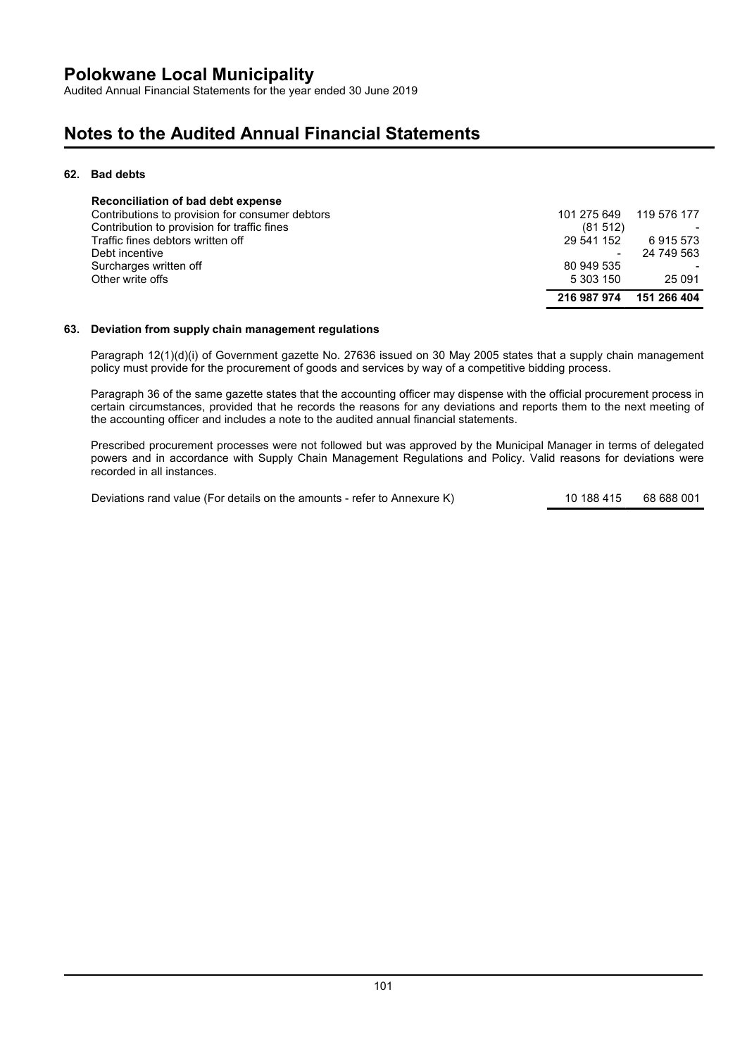# Polokwane Local Municipality

Audited Annual Financial Statements for the year ended 30 June 2019

# Notes to the Audited Annual Financial Statements

### 62. Bad debts

| Reconciliation of bad debt expense | | |
|---|---|---|
| Contributions to provision for consumer debtors | 101 275 649 | 119 576 177 |
| Contribution to provision for traffic fines | (81 512) | - |
| Traffic fines debtors written off | 29 541 152 | 6 915 573 |
| Debt incentive | - | 24 749 563 |
| Surcharges written off | 80 949 535 | - |
| Other write offs | 5 303 150 | 25 091 |
| | **216 987 974** | **151 266 404** |

### 63. Deviation from supply chain management regulations

Paragraph 12(1)(d)(i) of Government gazette No. 27636 issued on 30 May 2005 states that a supply chain management policy must provide for the procurement of goods and services by way of a competitive bidding process.

Paragraph 36 of the same gazette states that the accounting officer may dispense with the official procurement process in certain circumstances, provided that he records the reasons for any deviations and reports them to the next meeting of the accounting officer and includes a note to the audited annual financial statements.

Prescribed procurement processes were not followed but was approved by the Municipal Manager in terms of delegated powers and in accordance with Supply Chain Management Regulations and Policy. Valid reasons for deviations were recorded in all instances.

| | | |
|---|---|---|
| Deviations rand value (For details on the amounts - refer to Annexure K) | 10 188 415 | 68 688 001 |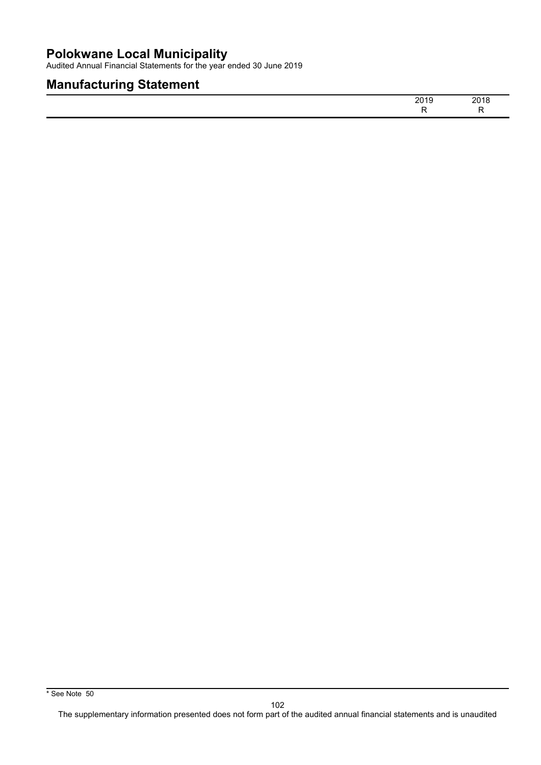# Manufacturing Statement

| | 2019 | 2018 |
|---|---|---|
| | R | R |

* See Note 50

The supplementary information presented does not form part of the audited annual financial statements and is unaudited